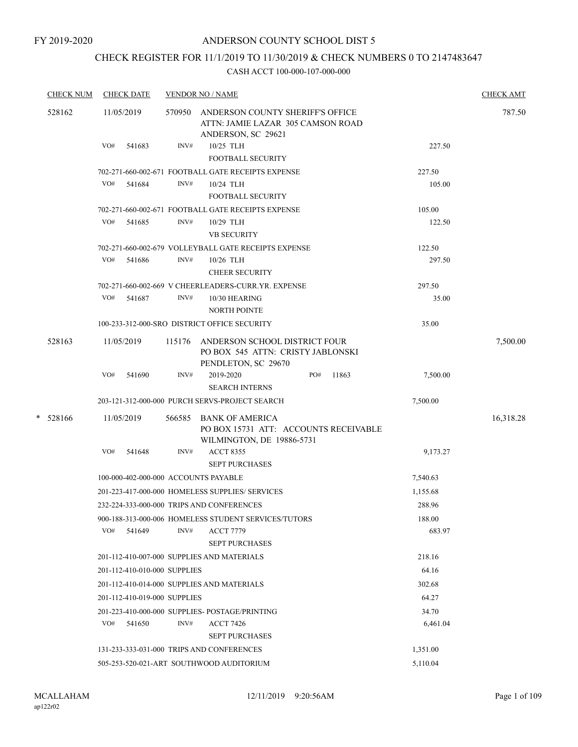FY 2019-2020

# ANDERSON COUNTY SCHOOL DIST 5

## CHECK REGISTER FOR 11/1/2019 TO 11/30/2019 & CHECK NUMBERS 0 TO 2147483647

### CASH ACCT 100-000-107-000-000

| CHECK NUM | CHECK DATE | VENDOR NO / NAME | | CHECK AMT |
|---|---|---|---|---|
| 528162 | 11/05/2019 | 570950 ANDERSON COUNTY SHERIFF'S OFFICE<br>ATTN: JAMIE LAZAR 305 CAMSON ROAD<br>ANDERSON, SC 29621 | | 787.50 |
| | VO# 541683 | INV# 10/25 TLH<br>FOOTBALL SECURITY | 227.50 | |
| | 702-271-660-002-671 FOOTBALL GATE RECEIPTS EXPENSE | | 227.50 | |
| | VO# 541684 | INV# 10/24 TLH<br>FOOTBALL SECURITY | 105.00 | |
| | 702-271-660-002-671 FOOTBALL GATE RECEIPTS EXPENSE | | 105.00 | |
| | VO# 541685 | INV# 10/29 TLH<br>VB SECURITY | 122.50 | |
| | 702-271-660-002-679 VOLLEYBALL GATE RECEIPTS EXPENSE | | 122.50 | |
| | VO# 541686 | INV# 10/26 TLH<br>CHEER SECURITY | 297.50 | |
| | 702-271-660-002-669 V CHEERLEADERS-CURR.YR. EXPENSE | | 297.50 | |
| | VO# 541687 | INV# 10/30 HEARING<br>NORTH POINTE | 35.00 | |
| | 100-233-312-000-SRO DISTRICT OFFICE SECURITY | | 35.00 | |
| 528163 | 11/05/2019 | 115176 ANDERSON SCHOOL DISTRICT FOUR<br>PO BOX 545 ATTN: CRISTY JABLONSKI<br>PENDLETON, SC 29670 | | 7,500.00 |
| | VO# 541690 | INV# 2019-2020 PO# 11863<br>SEARCH INTERNS | 7,500.00 | |
| | 203-121-312-000-000 PURCH SERVS-PROJECT SEARCH | | 7,500.00 | |
| * 528166 | 11/05/2019 | 566585 BANK OF AMERICA<br>PO BOX 15731 ATT: ACCOUNTS RECEIVABLE<br>WILMINGTON, DE 19886-5731 | | 16,318.28 |
| | VO# 541648 | INV# ACCT 8355<br>SEPT PURCHASES | 9,173.27 | |
| | 100-000-402-000-000 ACCOUNTS PAYABLE | | 7,540.63 | |
| | 201-223-417-000-000 HOMELESS SUPPLIES/ SERVICES | | 1,155.68 | |
| | 232-224-333-000-000 TRIPS AND CONFERENCES | | 288.96 | |
| | 900-188-313-000-006 HOMELESS STUDENT SERVICES/TUTORS | | 188.00 | |
| | VO# 541649 | INV# ACCT 7779<br>SEPT PURCHASES | 683.97 | |
| | 201-112-410-007-000 SUPPLIES AND MATERIALS | | 218.16 | |
| | 201-112-410-010-000 SUPPLIES | | 64.16 | |
| | 201-112-410-014-000 SUPPLIES AND MATERIALS | | 302.68 | |
| | 201-112-410-019-000 SUPPLIES | | 64.27 | |
| | 201-223-410-000-000 SUPPLIES- POSTAGE/PRINTING | | 34.70 | |
| | VO# 541650 | INV# ACCT 7426<br>SEPT PURCHASES | 6,461.04 | |
| | 131-233-333-031-000 TRIPS AND CONFERENCES | | 1,351.00 | |
| | 505-253-520-021-ART SOUTHWOOD AUDITORIUM | | 5,110.04 | |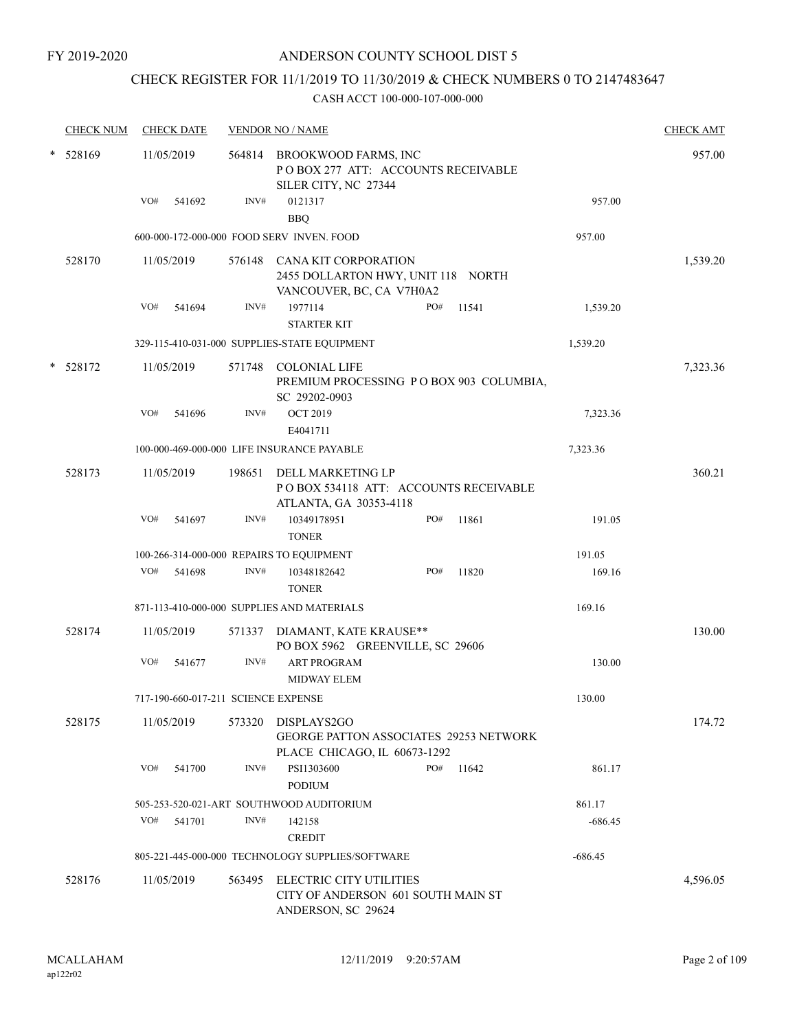FY 2019-2020

# ANDERSON COUNTY SCHOOL DIST 5

## CHECK REGISTER FOR 11/1/2019 TO 11/30/2019 & CHECK NUMBERS 0 TO 2147483647

### CASH ACCT 100-000-107-000-000

| CHECK NUM | CHECK DATE | VENDOR NO / NAME | | | CHECK AMT |
|---|---|---|---|---|---|
| * 528169 | 11/05/2019 | 564814 | BROOKWOOD FARMS, INC<br>P O BOX 277 ATT: ACCOUNTS RECEIVABLE<br>SILER CITY, NC 27344 | | 957.00 |
| | VO# 541692 | INV# | 0121317<br>BBQ | 957.00 | |
| | 600-000-172-000-000 FOOD SERV INVEN. FOOD | | | 957.00 | |
| 528170 | 11/05/2019 | 576148 | CANA KIT CORPORATION<br>2455 DOLLARTON HWY, UNIT 118 NORTH<br>VANCOUVER, BC, CA V7H0A2 | | 1,539.20 |
| | VO# 541694 | INV# | 1977114 PO# 11541<br>STARTER KIT | 1,539.20 | |
| | 329-115-410-031-000 SUPPLIES-STATE EQUIPMENT | | | 1,539.20 | |
| * 528172 | 11/05/2019 | 571748 | COLONIAL LIFE<br>PREMIUM PROCESSING P O BOX 903 COLUMBIA,<br>SC 29202-0903 | | 7,323.36 |
| | VO# 541696 | INV# | OCT 2019<br>E4041711 | 7,323.36 | |
| | 100-000-469-000-000 LIFE INSURANCE PAYABLE | | | 7,323.36 | |
| 528173 | 11/05/2019 | 198651 | DELL MARKETING LP<br>P O BOX 534118 ATT: ACCOUNTS RECEIVABLE<br>ATLANTA, GA 30353-4118 | | 360.21 |
| | VO# 541697 | INV# | 10349178951 PO# 11861<br>TONER | 191.05 | |
| | 100-266-314-000-000 REPAIRS TO EQUIPMENT | | | 191.05 | |
| | VO# 541698 | INV# | 10348182642 PO# 11820<br>TONER | 169.16 | |
| | 871-113-410-000-000 SUPPLIES AND MATERIALS | | | 169.16 | |
| 528174 | 11/05/2019 | 571337 | DIAMANT, KATE KRAUSE**<br>PO BOX 5962 GREENVILLE, SC 29606 | | 130.00 |
| | VO# 541677 | INV# | ART PROGRAM<br>MIDWAY ELEM | 130.00 | |
| | 717-190-660-017-211 SCIENCE EXPENSE | | | 130.00 | |
| 528175 | 11/05/2019 | 573320 | DISPLAYS2GO<br>GEORGE PATTON ASSOCIATES 29253 NETWORK<br>PLACE CHICAGO, IL 60673-1292 | | 174.72 |
| | VO# 541700 | INV# | PSI1303600 PO# 11642<br>PODIUM | 861.17 | |
| | 505-253-520-021-ART SOUTHWOOD AUDITORIUM | | | 861.17 | |
| | VO# 541701 | INV# | 142158<br>CREDIT | -686.45 | |
| | 805-221-445-000-000 TECHNOLOGY SUPPLIES/SOFTWARE | | | -686.45 | |
| 528176 | 11/05/2019 | 563495 | ELECTRIC CITY UTILITIES<br>CITY OF ANDERSON 601 SOUTH MAIN ST<br>ANDERSON, SC 29624 | | 4,596.05 |

MCALLAHAM
ap122r02
12/11/2019 9:20:57AM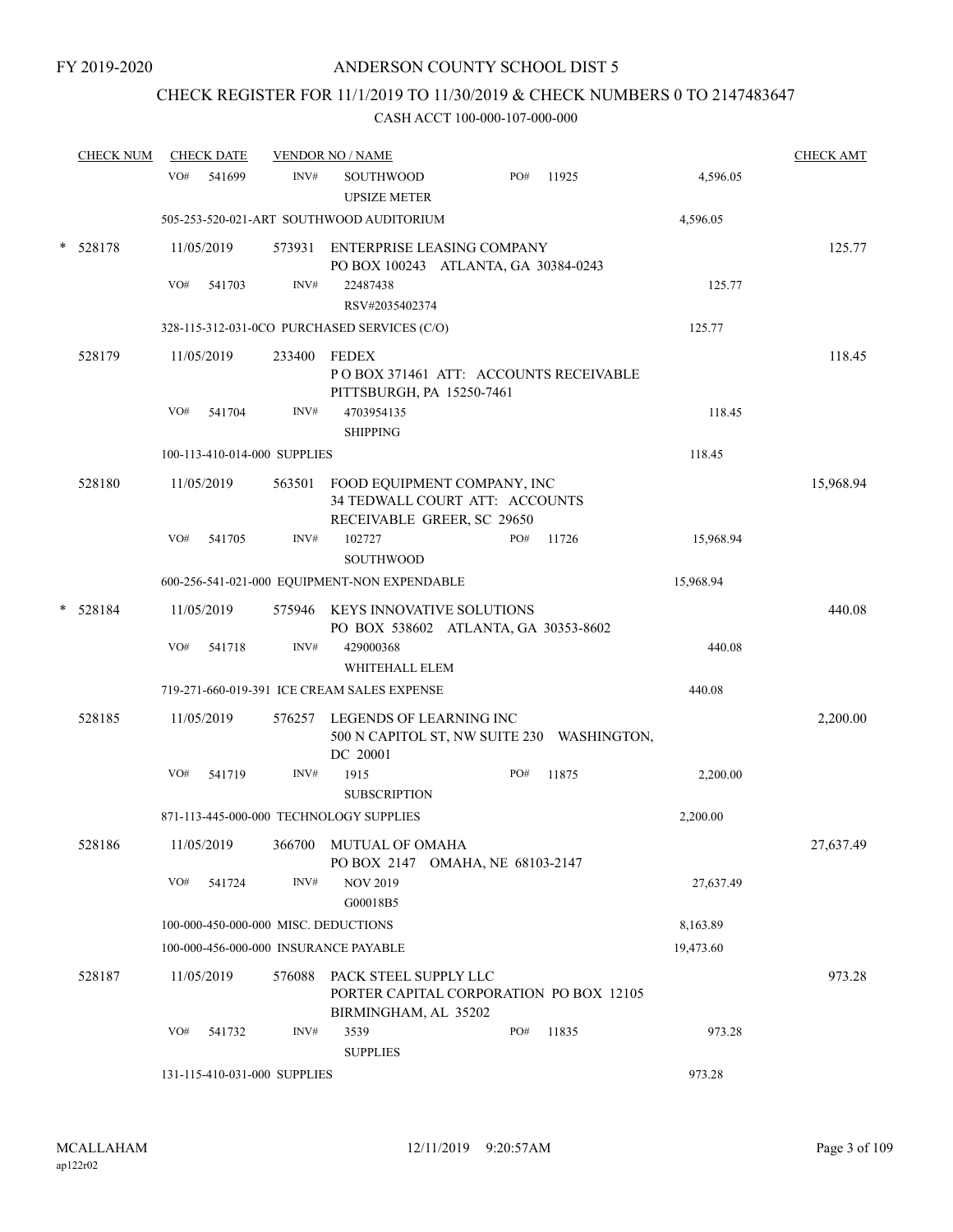FY 2019-2020

# ANDERSON COUNTY SCHOOL DIST 5

## CHECK REGISTER FOR 11/1/2019 TO 11/30/2019 & CHECK NUMBERS 0 TO 2147483647

### CASH ACCT 100-000-107-000-000

| CHECK NUM | CHECK DATE | VENDOR NO / NAME | | | CHECK AMT |
|---|---|---|---|---|---|
| | VO# 541699 | INV# SOUTHWOOD<br>UPSIZE METER | PO# 11925 | 4,596.05 | |
| | 505-253-520-021-ART SOUTHWOOD AUDITORIUM | | | 4,596.05 | |
| * 528178 | 11/05/2019 | 573931 ENTERPRISE LEASING COMPANY<br>PO BOX 100243 ATLANTA, GA 30384-0243 | | | 125.77 |
| | VO# 541703 | INV# 22487438<br>RSV#2035402374 | | 125.77 | |
| | 328-115-312-031-0CO PURCHASED SERVICES (C/O) | | | 125.77 | |
| 528179 | 11/05/2019 | 233400 FEDEX<br>P O BOX 371461 ATT: ACCOUNTS RECEIVABLE<br>PITTSBURGH, PA 15250-7461 | | | 118.45 |
| | VO# 541704 | INV# 4703954135<br>SHIPPING | | 118.45 | |
| | 100-113-410-014-000 SUPPLIES | | | 118.45 | |
| 528180 | 11/05/2019 | 563501 FOOD EQUIPMENT COMPANY, INC<br>34 TEDWALL COURT ATT: ACCOUNTS<br>RECEIVABLE GREER, SC 29650 | | | 15,968.94 |
| | VO# 541705 | INV# 102727<br>SOUTHWOOD | PO# 11726 | 15,968.94 | |
| | 600-256-541-021-000 EQUIPMENT-NON EXPENDABLE | | | 15,968.94 | |
| * 528184 | 11/05/2019 | 575946 KEYS INNOVATIVE SOLUTIONS<br>PO BOX 538602 ATLANTA, GA 30353-8602 | | | 440.08 |
| | VO# 541718 | INV# 429000368<br>WHITEHALL ELEM | | 440.08 | |
| | 719-271-660-019-391 ICE CREAM SALES EXPENSE | | | 440.08 | |
| 528185 | 11/05/2019 | 576257 LEGENDS OF LEARNING INC<br>500 N CAPITOL ST, NW SUITE 230 WASHINGTON,<br>DC 20001 | | | 2,200.00 |
| | VO# 541719 | INV# 1915<br>SUBSCRIPTION | PO# 11875 | 2,200.00 | |
| | 871-113-445-000-000 TECHNOLOGY SUPPLIES | | | 2,200.00 | |
| 528186 | 11/05/2019 | 366700 MUTUAL OF OMAHA<br>PO BOX 2147 OMAHA, NE 68103-2147 | | | 27,637.49 |
| | VO# 541724 | INV# NOV 2019<br>G00018B5 | | 27,637.49 | |
| | 100-000-450-000-000 MISC. DEDUCTIONS | | | 8,163.89 | |
| | 100-000-456-000-000 INSURANCE PAYABLE | | | 19,473.60 | |
| 528187 | 11/05/2019 | 576088 PACK STEEL SUPPLY LLC<br>PORTER CAPITAL CORPORATION PO BOX 12105<br>BIRMINGHAM, AL 35202 | | | 973.28 |
| | VO# 541732 | INV# 3539<br>SUPPLIES | PO# 11835 | 973.28 | |
| | 131-115-410-031-000 SUPPLIES | | | 973.28 | |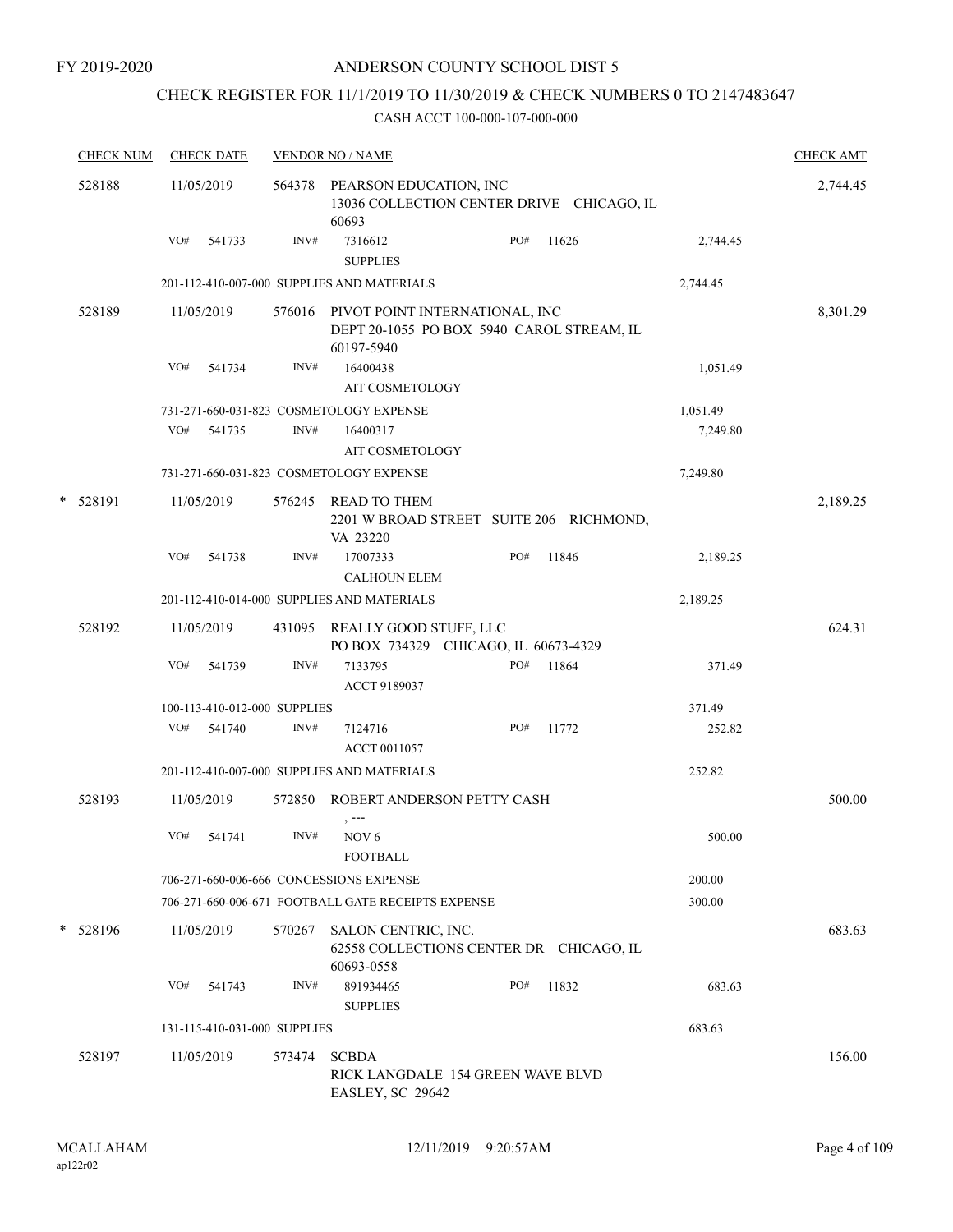FY 2019-2020

# ANDERSON COUNTY SCHOOL DIST 5

## CHECK REGISTER FOR 11/1/2019 TO 11/30/2019 & CHECK NUMBERS 0 TO 2147483647

### CASH ACCT 100-000-107-000-000

| CHECK NUM | CHECK DATE | VENDOR NO / NAME | | | CHECK AMT |
|---|---|---|---|---|---|
| 528188 | 11/05/2019 | 564378 PEARSON EDUCATION, INC<br>13036 COLLECTION CENTER DRIVE CHICAGO, IL 60693 | | | 2,744.45 |
| | VO# 541733 | INV# 7316612<br>SUPPLIES | PO# 11626 | 2,744.45 | |
| | 201-112-410-007-000 SUPPLIES AND MATERIALS | | | 2,744.45 | |
| 528189 | 11/05/2019 | 576016 PIVOT POINT INTERNATIONAL, INC<br>DEPT 20-1055 PO BOX 5940 CAROL STREAM, IL 60197-5940 | | | 8,301.29 |
| | VO# 541734 | INV# 16400438<br>AIT COSMETOLOGY | | 1,051.49 | |
| | 731-271-660-031-823 COSMETOLOGY EXPENSE | | | 1,051.49 | |
| | VO# 541735 | INV# 16400317<br>AIT COSMETOLOGY | | 7,249.80 | |
| | 731-271-660-031-823 COSMETOLOGY EXPENSE | | | 7,249.80 | |
| * 528191 | 11/05/2019 | 576245 READ TO THEM<br>2201 W BROAD STREET SUITE 206 RICHMOND, VA 23220 | | | 2,189.25 |
| | VO# 541738 | INV# 17007333<br>CALHOUN ELEM | PO# 11846 | 2,189.25 | |
| | 201-112-410-014-000 SUPPLIES AND MATERIALS | | | 2,189.25 | |
| 528192 | 11/05/2019 | 431095 REALLY GOOD STUFF, LLC<br>PO BOX 734329 CHICAGO, IL 60673-4329 | | | 624.31 |
| | VO# 541739 | INV# 7133795<br>ACCT 9189037 | PO# 11864 | 371.49 | |
| | 100-113-410-012-000 SUPPLIES | | | 371.49 | |
| | VO# 541740 | INV# 7124716<br>ACCT 0011057 | PO# 11772 | 252.82 | |
| | 201-112-410-007-000 SUPPLIES AND MATERIALS | | | 252.82 | |
| 528193 | 11/05/2019 | 572850 ROBERT ANDERSON PETTY CASH<br>, --- | | | 500.00 |
| | VO# 541741 | INV# NOV 6<br>FOOTBALL | | 500.00 | |
| | 706-271-660-006-666 CONCESSIONS EXPENSE | | | 200.00 | |
| | 706-271-660-006-671 FOOTBALL GATE RECEIPTS EXPENSE | | | 300.00 | |
| * 528196 | 11/05/2019 | 570267 SALON CENTRIC, INC.<br>62558 COLLECTIONS CENTER DR CHICAGO, IL 60693-0558 | | | 683.63 |
| | VO# 541743 | INV# 891934465<br>SUPPLIES | PO# 11832 | 683.63 | |
| | 131-115-410-031-000 SUPPLIES | | | 683.63 | |
| 528197 | 11/05/2019 | 573474 SCBDA<br>RICK LANGDALE 154 GREEN WAVE BLVD EASLEY, SC 29642 | | | 156.00 |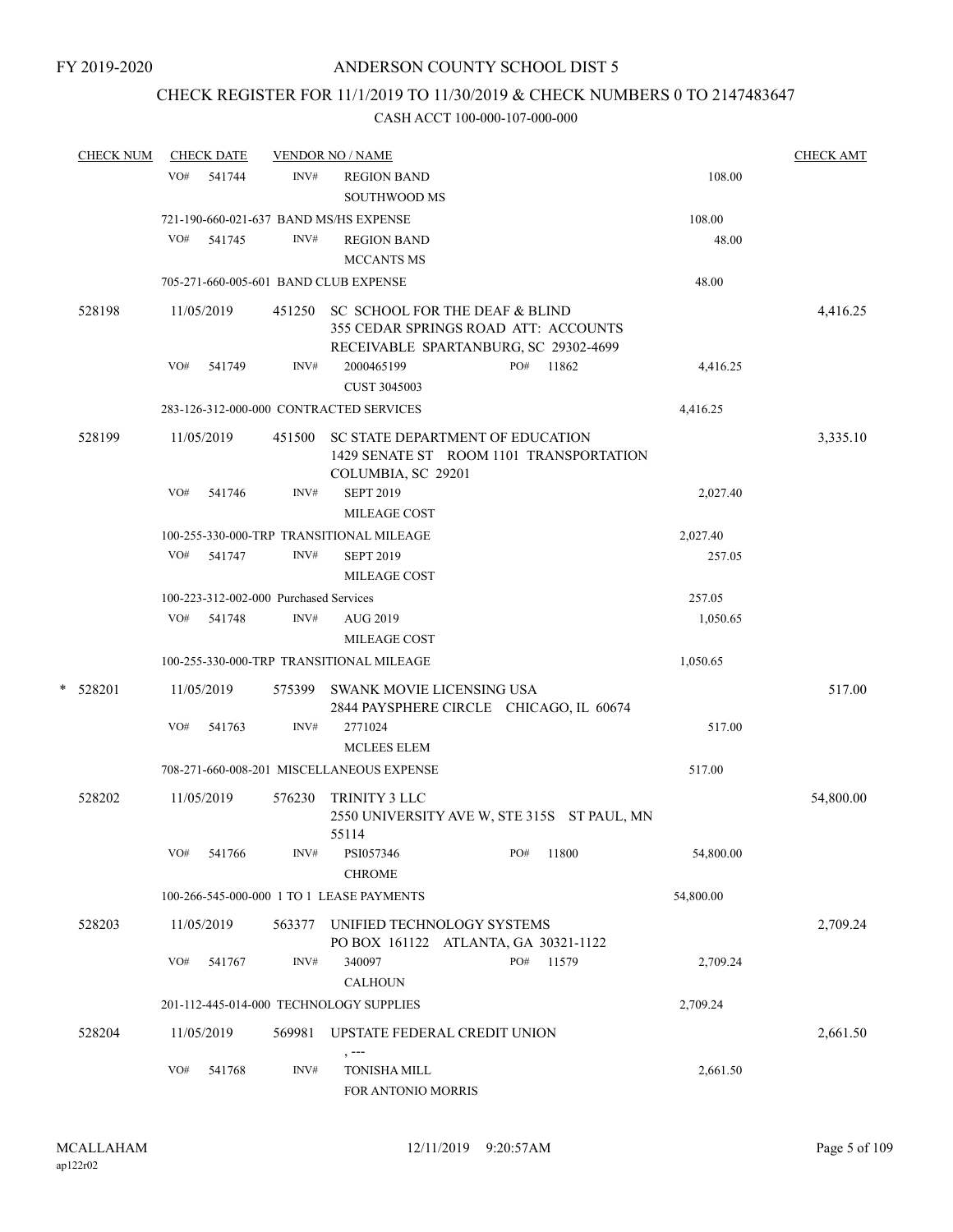FY 2019-2020

# ANDERSON COUNTY SCHOOL DIST 5

## CHECK REGISTER FOR 11/1/2019 TO 11/30/2019 & CHECK NUMBERS 0 TO 2147483647

CASH ACCT 100-000-107-000-000

| CHECK NUM | CHECK DATE | VENDOR NO / NAME | | CHECK AMT |
|---|---|---|---|---|
| | VO# 541744 | INV# REGION BAND SOUTHWOOD MS | 108.00 | |
| | 721-190-660-021-637 BAND MS/HS EXPENSE | | 108.00 | |
| | VO# 541745 | INV# REGION BAND MCCANTS MS | 48.00 | |
| | 705-271-660-005-601 BAND CLUB EXPENSE | | 48.00 | |
| 528198 | 11/05/2019 | 451250 SC SCHOOL FOR THE DEAF & BLIND 355 CEDAR SPRINGS ROAD ATT: ACCOUNTS RECEIVABLE SPARTANBURG, SC 29302-4699 | | 4,416.25 |
| | VO# 541749 | INV# 2000465199 PO# 11862 CUST 3045003 | 4,416.25 | |
| | 283-126-312-000-000 CONTRACTED SERVICES | | 4,416.25 | |
| 528199 | 11/05/2019 | 451500 SC STATE DEPARTMENT OF EDUCATION 1429 SENATE ST ROOM 1101 TRANSPORTATION COLUMBIA, SC 29201 | | 3,335.10 |
| | VO# 541746 | INV# SEPT 2019 MILEAGE COST | 2,027.40 | |
| | 100-255-330-000-TRP TRANSITIONAL MILEAGE | | 2,027.40 | |
| | VO# 541747 | INV# SEPT 2019 MILEAGE COST | 257.05 | |
| | 100-223-312-002-000 Purchased Services | | 257.05 | |
| | VO# 541748 | INV# AUG 2019 MILEAGE COST | 1,050.65 | |
| | 100-255-330-000-TRP TRANSITIONAL MILEAGE | | 1,050.65 | |
| * 528201 | 11/05/2019 | 575399 SWANK MOVIE LICENSING USA 2844 PAYSPHERE CIRCLE CHICAGO, IL 60674 | | 517.00 |
| | VO# 541763 | INV# 2771024 MCLEES ELEM | 517.00 | |
| | 708-271-660-008-201 MISCELLANEOUS EXPENSE | | 517.00 | |
| 528202 | 11/05/2019 | 576230 TRINITY 3 LLC 2550 UNIVERSITY AVE W, STE 315S ST PAUL, MN 55114 | | 54,800.00 |
| | VO# 541766 | INV# PSI057346 PO# 11800 CHROME | 54,800.00 | |
| | 100-266-545-000-000 1 TO 1 LEASE PAYMENTS | | 54,800.00 | |
| 528203 | 11/05/2019 | 563377 UNIFIED TECHNOLOGY SYSTEMS PO BOX 161122 ATLANTA, GA 30321-1122 | | 2,709.24 |
| | VO# 541767 | INV# 340097 PO# 11579 CALHOUN | 2,709.24 | |
| | 201-112-445-014-000 TECHNOLOGY SUPPLIES | | 2,709.24 | |
| 528204 | 11/05/2019 | 569981 UPSTATE FEDERAL CREDIT UNION , --- | | 2,661.50 |
| | VO# 541768 | INV# TONISHA MILL FOR ANTONIO MORRIS | 2,661.50 | |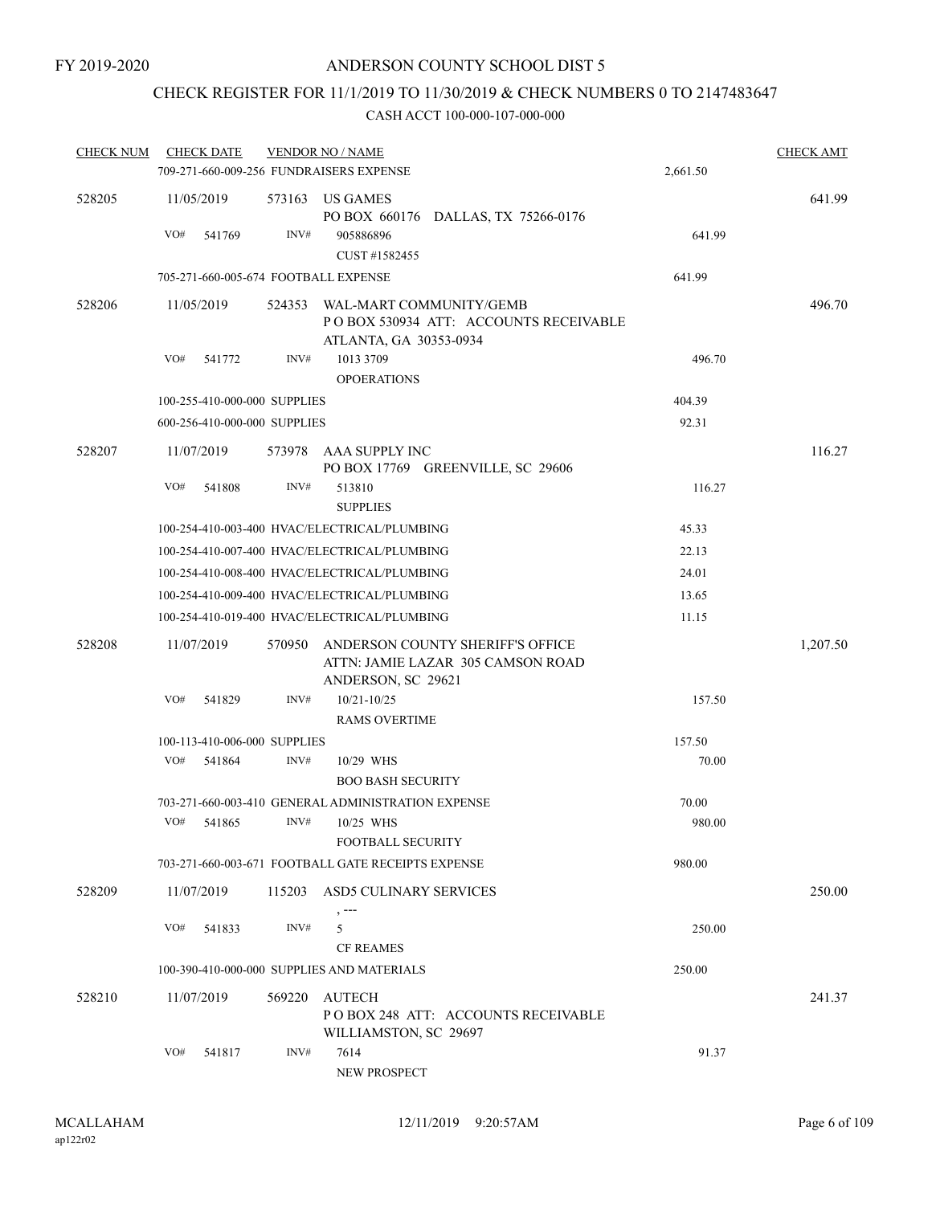FY 2019-2020

# ANDERSON COUNTY SCHOOL DIST 5

## CHECK REGISTER FOR 11/1/2019 TO 11/30/2019 & CHECK NUMBERS 0 TO 2147483647

### CASH ACCT 100-000-107-000-000

| CHECK NUM | CHECK DATE | VENDOR NO / NAME | | CHECK AMT |
|---|---|---|---|---|
| | 709-271-660-009-256 FUNDRAISERS EXPENSE | | 2,661.50 | |
| 528205 | 11/05/2019 | 573163 US GAMES<br>PO BOX 660176 DALLAS, TX 75266-0176 | | 641.99 |
| | VO# 541769 | INV# 905886896<br>CUST #1582455 | 641.99 | |
| | 705-271-660-005-674 FOOTBALL EXPENSE | | 641.99 | |
| 528206 | 11/05/2019 | 524353 WAL-MART COMMUNITY/GEMB<br>P O BOX 530934 ATT: ACCOUNTS RECEIVABLE<br>ATLANTA, GA 30353-0934 | | 496.70 |
| | VO# 541772 | INV# 1013 3709<br>OPOERATIONS | 496.70 | |
| | 100-255-410-000-000 SUPPLIES | | 404.39 | |
| | 600-256-410-000-000 SUPPLIES | | 92.31 | |
| 528207 | 11/07/2019 | 573978 AAA SUPPLY INC<br>PO BOX 17769 GREENVILLE, SC 29606 | | 116.27 |
| | VO# 541808 | INV# 513810<br>SUPPLIES | 116.27 | |
| | 100-254-410-003-400 HVAC/ELECTRICAL/PLUMBING | | 45.33 | |
| | 100-254-410-007-400 HVAC/ELECTRICAL/PLUMBING | | 22.13 | |
| | 100-254-410-008-400 HVAC/ELECTRICAL/PLUMBING | | 24.01 | |
| | 100-254-410-009-400 HVAC/ELECTRICAL/PLUMBING | | 13.65 | |
| | 100-254-410-019-400 HVAC/ELECTRICAL/PLUMBING | | 11.15 | |
| 528208 | 11/07/2019 | 570950 ANDERSON COUNTY SHERIFF'S OFFICE<br>ATTN: JAMIE LAZAR 305 CAMSON ROAD<br>ANDERSON, SC 29621 | | 1,207.50 |
| | VO# 541829 | INV# 10/21-10/25<br>RAMS OVERTIME | 157.50 | |
| | 100-113-410-006-000 SUPPLIES | | 157.50 | |
| | VO# 541864 | INV# 10/29 WHS<br>BOO BASH SECURITY | 70.00 | |
| | 703-271-660-003-410 GENERAL ADMINISTRATION EXPENSE | | 70.00 | |
| | VO# 541865 | INV# 10/25 WHS<br>FOOTBALL SECURITY | 980.00 | |
| | 703-271-660-003-671 FOOTBALL GATE RECEIPTS EXPENSE | | 980.00 | |
| 528209 | 11/07/2019 | 115203 ASD5 CULINARY SERVICES<br>, --- | | 250.00 |
| | VO# 541833 | INV# 5<br>CF REAMES | 250.00 | |
| | 100-390-410-000-000 SUPPLIES AND MATERIALS | | 250.00 | |
| 528210 | 11/07/2019 | 569220 AUTECH<br>P O BOX 248 ATT: ACCOUNTS RECEIVABLE<br>WILLIAMSTON, SC 29697 | | 241.37 |
| | VO# 541817 | INV# 7614<br>NEW PROSPECT | 91.37 | |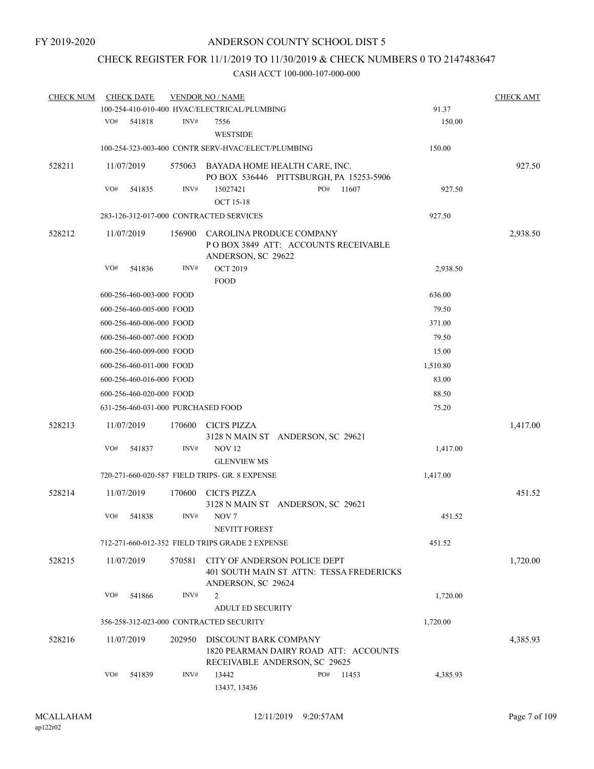FY 2019-2020

# ANDERSON COUNTY SCHOOL DIST 5

## CHECK REGISTER FOR 11/1/2019 TO 11/30/2019 & CHECK NUMBERS 0 TO 2147483647

### CASH ACCT 100-000-107-000-000

| CHECK NUM | CHECK DATE | VENDOR NO / NAME | | CHECK AMT |
|---|---|---|---|---|
| | 100-254-410-010-400 HVAC/ELECTRICAL/PLUMBING | | 91.37 | |
| | VO# 541818 | INV# 7556 WESTSIDE | 150.00 | |
| | 100-254-323-003-400 CONTR SERV-HVAC/ELECT/PLUMBING | | 150.00 | |
| 528211 | 11/07/2019 | 575063 BAYADA HOME HEALTH CARE, INC. PO BOX 536446 PITTSBURGH, PA 15253-5906 | | 927.50 |
| | VO# 541835 | INV# 15027421 PO# 11607 OCT 15-18 | 927.50 | |
| | 283-126-312-017-000 CONTRACTED SERVICES | | 927.50 | |
| 528212 | 11/07/2019 | 156900 CAROLINA PRODUCE COMPANY P O BOX 3849 ATT: ACCOUNTS RECEIVABLE ANDERSON, SC 29622 | | 2,938.50 |
| | VO# 541836 | INV# OCT 2019 FOOD | 2,938.50 | |
| | 600-256-460-003-000 FOOD | | 636.00 | |
| | 600-256-460-005-000 FOOD | | 79.50 | |
| | 600-256-460-006-000 FOOD | | 371.00 | |
| | 600-256-460-007-000 FOOD | | 79.50 | |
| | 600-256-460-009-000 FOOD | | 15.00 | |
| | 600-256-460-011-000 FOOD | | 1,510.80 | |
| | 600-256-460-016-000 FOOD | | 83.00 | |
| | 600-256-460-020-000 FOOD | | 88.50 | |
| | 631-256-460-031-000 PURCHASED FOOD | | 75.20 | |
| 528213 | 11/07/2019 | 170600 CICI'S PIZZA 3128 N MAIN ST ANDERSON, SC 29621 | | 1,417.00 |
| | VO# 541837 | INV# NOV 12 GLENVIEW MS | 1,417.00 | |
| | 720-271-660-020-587 FIELD TRIPS- GR. 8 EXPENSE | | 1,417.00 | |
| 528214 | 11/07/2019 | 170600 CICI'S PIZZA 3128 N MAIN ST ANDERSON, SC 29621 | | 451.52 |
| | VO# 541838 | INV# NOV 7 NEVITT FOREST | 451.52 | |
| | 712-271-660-012-352 FIELD TRIPS GRADE 2 EXPENSE | | 451.52 | |
| 528215 | 11/07/2019 | 570581 CITY OF ANDERSON POLICE DEPT 401 SOUTH MAIN ST ATTN: TESSA FREDERICKS ANDERSON, SC 29624 | | 1,720.00 |
| | VO# 541866 | INV# 2 ADULT ED SECURITY | 1,720.00 | |
| | 356-258-312-023-000 CONTRACTED SECURITY | | 1,720.00 | |
| 528216 | 11/07/2019 | 202950 DISCOUNT BARK COMPANY 1820 PEARMAN DAIRY ROAD ATT: ACCOUNTS RECEIVABLE ANDERSON, SC 29625 | | 4,385.93 |
| | VO# 541839 | INV# 13442 PO# 11453 13437, 13436 | 4,385.93 | |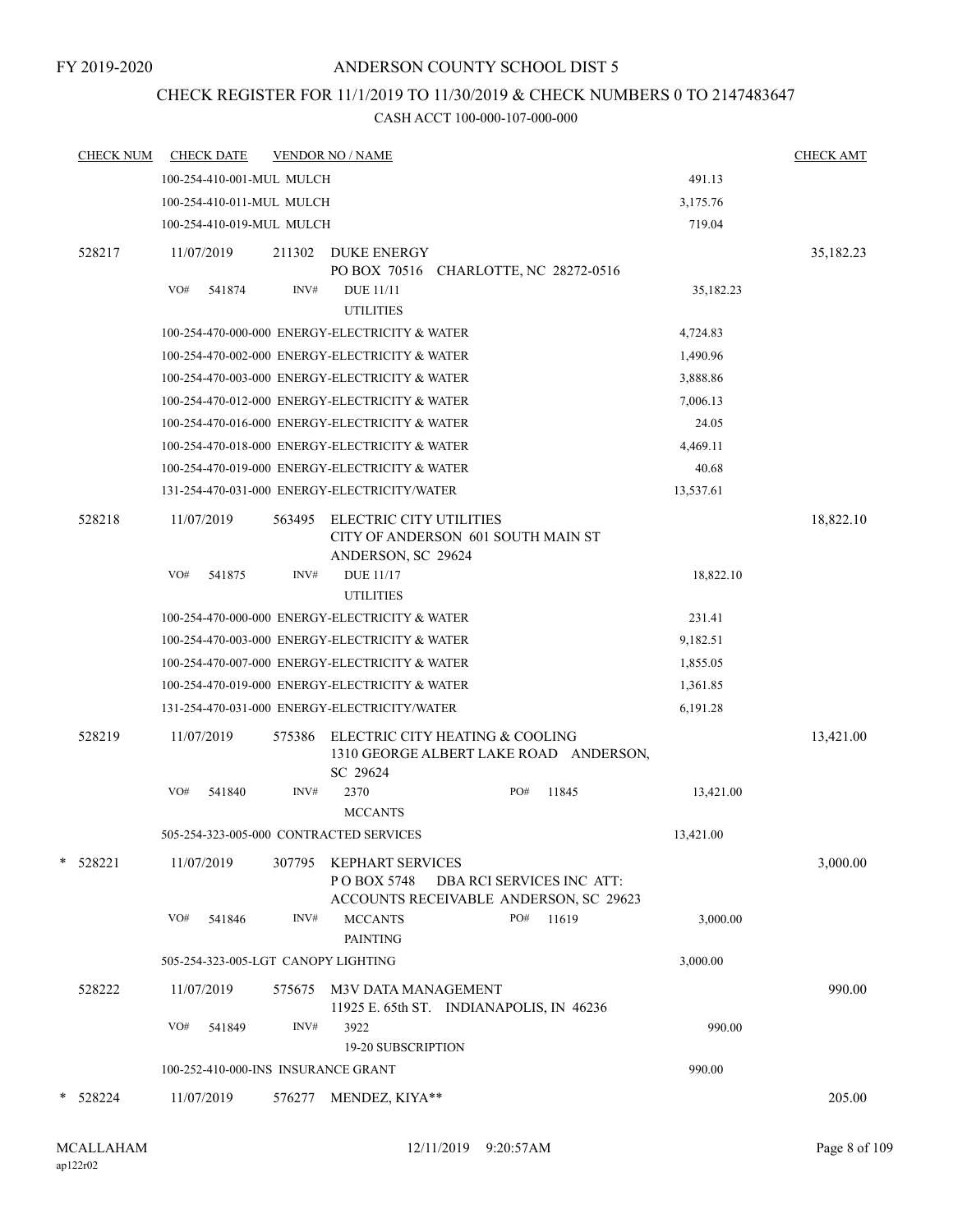FY 2019-2020

# ANDERSON COUNTY SCHOOL DIST 5

## CHECK REGISTER FOR 11/1/2019 TO 11/30/2019 & CHECK NUMBERS 0 TO 2147483647

### CASH ACCT 100-000-107-000-000

| CHECK NUM | CHECK DATE | VENDOR NO / NAME | | CHECK AMT |
|---|---|---|---|---|
| | 100-254-410-001-MUL MULCH | | 491.13 | |
| | 100-254-410-011-MUL MULCH | | 3,175.76 | |
| | 100-254-410-019-MUL MULCH | | 719.04 | |
| 528217 | 11/07/2019 | 211302 DUKE ENERGY<br>PO BOX 70516 CHARLOTTE, NC 28272-0516 | | 35,182.23 |
| | VO# 541874 | INV# DUE 11/11<br>UTILITIES | 35,182.23 | |
| | 100-254-470-000-000 ENERGY-ELECTRICITY & WATER | | 4,724.83 | |
| | 100-254-470-002-000 ENERGY-ELECTRICITY & WATER | | 1,490.96 | |
| | 100-254-470-003-000 ENERGY-ELECTRICITY & WATER | | 3,888.86 | |
| | 100-254-470-012-000 ENERGY-ELECTRICITY & WATER | | 7,006.13 | |
| | 100-254-470-016-000 ENERGY-ELECTRICITY & WATER | | 24.05 | |
| | 100-254-470-018-000 ENERGY-ELECTRICITY & WATER | | 4,469.11 | |
| | 100-254-470-019-000 ENERGY-ELECTRICITY & WATER | | 40.68 | |
| | 131-254-470-031-000 ENERGY-ELECTRICITY/WATER | | 13,537.61 | |
| 528218 | 11/07/2019 | 563495 ELECTRIC CITY UTILITIES<br>CITY OF ANDERSON 601 SOUTH MAIN ST<br>ANDERSON, SC 29624 | | 18,822.10 |
| | VO# 541875 | INV# DUE 11/17<br>UTILITIES | 18,822.10 | |
| | 100-254-470-000-000 ENERGY-ELECTRICITY & WATER | | 231.41 | |
| | 100-254-470-003-000 ENERGY-ELECTRICITY & WATER | | 9,182.51 | |
| | 100-254-470-007-000 ENERGY-ELECTRICITY & WATER | | 1,855.05 | |
| | 100-254-470-019-000 ENERGY-ELECTRICITY & WATER | | 1,361.85 | |
| | 131-254-470-031-000 ENERGY-ELECTRICITY/WATER | | 6,191.28 | |
| 528219 | 11/07/2019 | 575386 ELECTRIC CITY HEATING & COOLING<br>1310 GEORGE ALBERT LAKE ROAD ANDERSON, SC 29624 | | 13,421.00 |
| | VO# 541840 | INV# 2370 PO# 11845<br>MCCANTS | 13,421.00 | |
| | 505-254-323-005-000 CONTRACTED SERVICES | | 13,421.00 | |
| * 528221 | 11/07/2019 | 307795 KEPHART SERVICES<br>P O BOX 5748 DBA RCI SERVICES INC ATT: ACCOUNTS RECEIVABLE ANDERSON, SC 29623 | | 3,000.00 |
| | VO# 541846 | INV# MCCANTS PO# 11619<br>PAINTING | 3,000.00 | |
| | 505-254-323-005-LGT CANOPY LIGHTING | | 3,000.00 | |
| 528222 | 11/07/2019 | 575675 M3V DATA MANAGEMENT<br>11925 E. 65th ST. INDIANAPOLIS, IN 46236 | | 990.00 |
| | VO# 541849 | INV# 3922<br>19-20 SUBSCRIPTION | 990.00 | |
| | 100-252-410-000-INS INSURANCE GRANT | | 990.00 | |
| * 528224 | 11/07/2019 | 576277 MENDEZ, KIYA** | | 205.00 |

MCALLAHAM
ap122r02

12/11/2019 9:20:57AM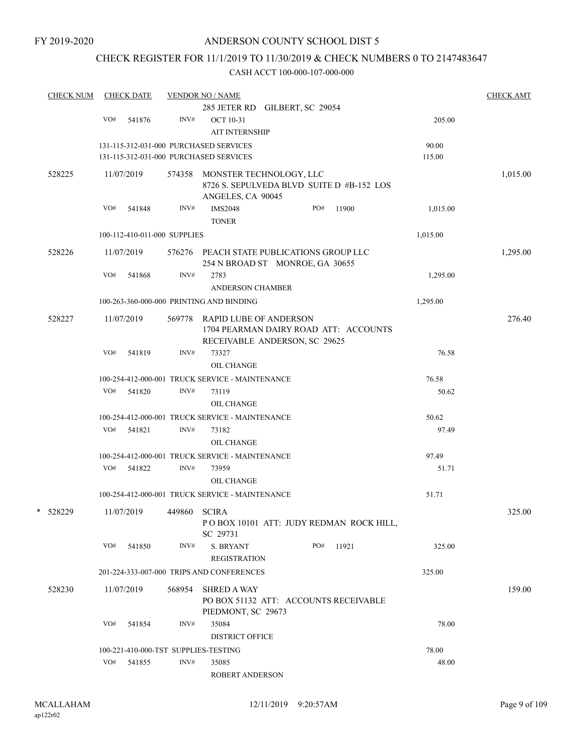FY 2019-2020

# ANDERSON COUNTY SCHOOL DIST 5

## CHECK REGISTER FOR 11/1/2019 TO 11/30/2019 & CHECK NUMBERS 0 TO 2147483647

### CASH ACCT 100-000-107-000-000

| CHECK NUM | CHECK DATE | VENDOR NO / NAME | | CHECK AMT |
|---|---|---|---|---|
| | | 285 JETER RD GILBERT, SC 29054 | | |
| | VO# 541876 | INV# OCT 10-31<br>AIT INTERNSHIP | 205.00 | |
| | | 131-115-312-031-000 PURCHASED SERVICES | 90.00 | |
| | | 131-115-312-031-000 PURCHASED SERVICES | 115.00 | |
| 528225 | 11/07/2019 | 574358 MONSTER TECHNOLOGY, LLC<br>8726 S. SEPULVEDA BLVD SUITE D #B-152 LOS ANGELES, CA 90045 | | 1,015.00 |
| | VO# 541848 | INV# IMS2048 PO# 11900<br>TONER | 1,015.00 | |
| | | 100-112-410-011-000 SUPPLIES | 1,015.00 | |
| 528226 | 11/07/2019 | 576276 PEACH STATE PUBLICATIONS GROUP LLC<br>254 N BROAD ST MONROE, GA 30655 | | 1,295.00 |
| | VO# 541868 | INV# 2783<br>ANDERSON CHAMBER | 1,295.00 | |
| | | 100-263-360-000-000 PRINTING AND BINDING | 1,295.00 | |
| 528227 | 11/07/2019 | 569778 RAPID LUBE OF ANDERSON<br>1704 PEARMAN DAIRY ROAD ATT: ACCOUNTS RECEIVABLE ANDERSON, SC 29625 | | 276.40 |
| | VO# 541819 | INV# 73327<br>OIL CHANGE | 76.58 | |
| | | 100-254-412-000-001 TRUCK SERVICE - MAINTENANCE | 76.58 | |
| | VO# 541820 | INV# 73119<br>OIL CHANGE | 50.62 | |
| | | 100-254-412-000-001 TRUCK SERVICE - MAINTENANCE | 50.62 | |
| | VO# 541821 | INV# 73182<br>OIL CHANGE | 97.49 | |
| | | 100-254-412-000-001 TRUCK SERVICE - MAINTENANCE | 97.49 | |
| | VO# 541822 | INV# 73959<br>OIL CHANGE | 51.71 | |
| | | 100-254-412-000-001 TRUCK SERVICE - MAINTENANCE | 51.71 | |
| * 528229 | 11/07/2019 | 449860 SCIRA<br>P O BOX 10101 ATT: JUDY REDMAN ROCK HILL, SC 29731 | | 325.00 |
| | VO# 541850 | INV# S. BRYANT PO# 11921<br>REGISTRATION | 325.00 | |
| | | 201-224-333-007-000 TRIPS AND CONFERENCES | 325.00 | |
| 528230 | 11/07/2019 | 568954 SHRED A WAY<br>PO BOX 51132 ATT: ACCOUNTS RECEIVABLE PIEDMONT, SC 29673 | | 159.00 |
| | VO# 541854 | INV# 35084<br>DISTRICT OFFICE | 78.00 | |
| | | 100-221-410-000-TST SUPPLIES-TESTING | 78.00 | |
| | VO# 541855 | INV# 35085<br>ROBERT ANDERSON | 48.00 | |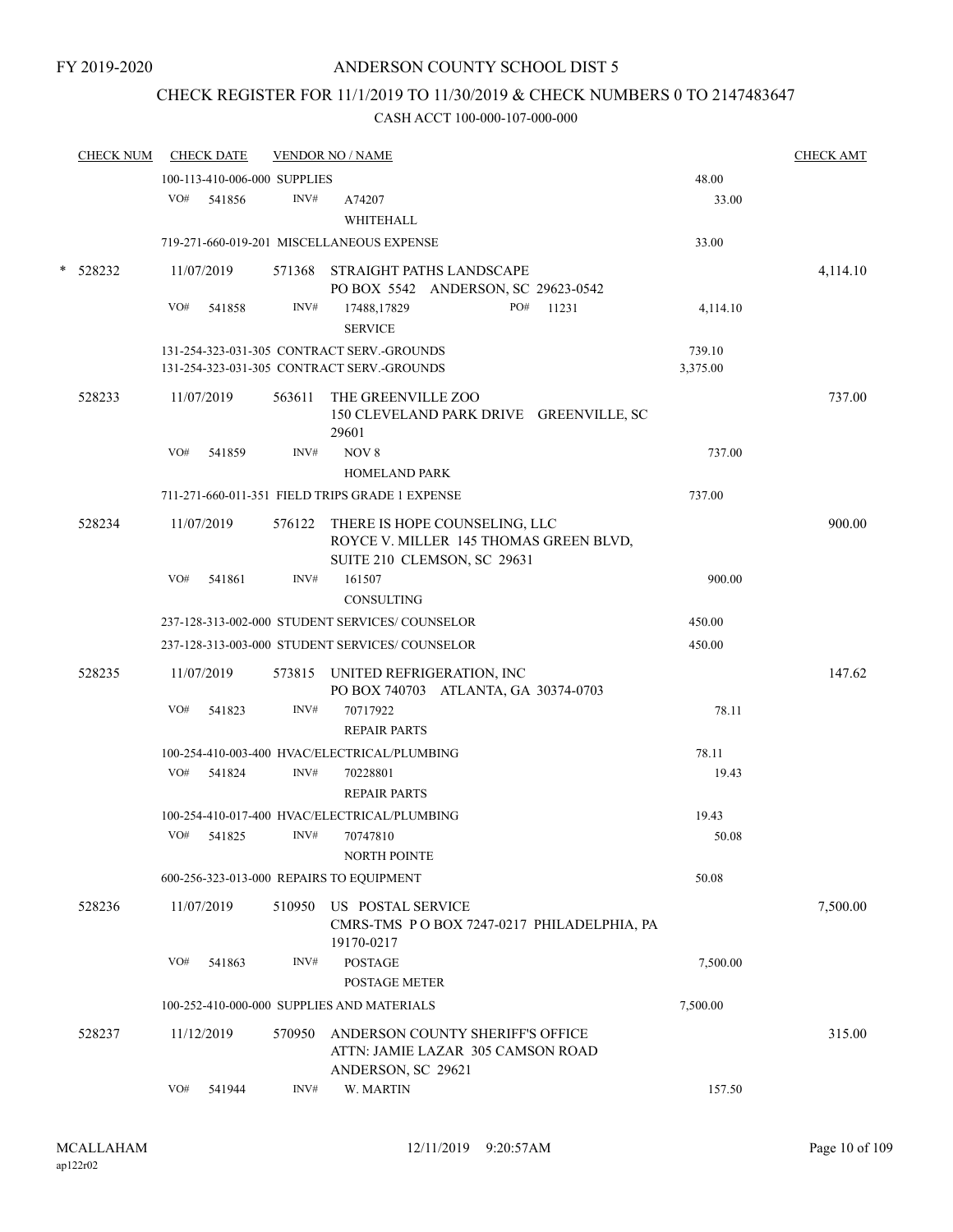FY 2019-2020

# ANDERSON COUNTY SCHOOL DIST 5

## CHECK REGISTER FOR 11/1/2019 TO 11/30/2019 & CHECK NUMBERS 0 TO 2147483647

### CASH ACCT 100-000-107-000-000

| CHECK NUM | CHECK DATE | VENDOR NO / NAME | | CHECK AMT |
|---|---|---|---|---|
| | 100-113-410-006-000 SUPPLIES | | 48.00 | |
| | VO# 541856 | INV# A74207 WHITEHALL | 33.00 | |
| | 719-271-660-019-201 MISCELLANEOUS EXPENSE | | 33.00 | |
| * 528232 | 11/07/2019 | 571368 STRAIGHT PATHS LANDSCAPE PO BOX 5542 ANDERSON, SC 29623-0542 | | 4,114.10 |
| | VO# 541858 | INV# 17488,17829 PO# 11231 SERVICE | 4,114.10 | |
| | 131-254-323-031-305 CONTRACT SERV.-GROUNDS | | 739.10 | |
| | 131-254-323-031-305 CONTRACT SERV.-GROUNDS | | 3,375.00 | |
| 528233 | 11/07/2019 | 563611 THE GREENVILLE ZOO 150 CLEVELAND PARK DRIVE GREENVILLE, SC 29601 | | 737.00 |
| | VO# 541859 | INV# NOV 8 HOMELAND PARK | 737.00 | |
| | 711-271-660-011-351 FIELD TRIPS GRADE 1 EXPENSE | | 737.00 | |
| 528234 | 11/07/2019 | 576122 THERE IS HOPE COUNSELING, LLC ROYCE V. MILLER 145 THOMAS GREEN BLVD, SUITE 210 CLEMSON, SC 29631 | | 900.00 |
| | VO# 541861 | INV# 161507 CONSULTING | 900.00 | |
| | 237-128-313-002-000 STUDENT SERVICES/ COUNSELOR | | 450.00 | |
| | 237-128-313-003-000 STUDENT SERVICES/ COUNSELOR | | 450.00 | |
| 528235 | 11/07/2019 | 573815 UNITED REFRIGERATION, INC PO BOX 740703 ATLANTA, GA 30374-0703 | | 147.62 |
| | VO# 541823 | INV# 70717922 REPAIR PARTS | 78.11 | |
| | 100-254-410-003-400 HVAC/ELECTRICAL/PLUMBING | | 78.11 | |
| | VO# 541824 | INV# 70228801 REPAIR PARTS | 19.43 | |
| | 100-254-410-017-400 HVAC/ELECTRICAL/PLUMBING | | 19.43 | |
| | VO# 541825 | INV# 70747810 NORTH POINTE | 50.08 | |
| | 600-256-323-013-000 REPAIRS TO EQUIPMENT | | 50.08 | |
| 528236 | 11/07/2019 | 510950 US POSTAL SERVICE CMRS-TMS P O BOX 7247-0217 PHILADELPHIA, PA 19170-0217 | | 7,500.00 |
| | VO# 541863 | INV# POSTAGE POSTAGE METER | 7,500.00 | |
| | 100-252-410-000-000 SUPPLIES AND MATERIALS | | 7,500.00 | |
| 528237 | 11/12/2019 | 570950 ANDERSON COUNTY SHERIFF'S OFFICE ATTN: JAMIE LAZAR 305 CAMSON ROAD ANDERSON, SC 29621 | | 315.00 |
| | VO# 541944 | INV# W. MARTIN | 157.50 | |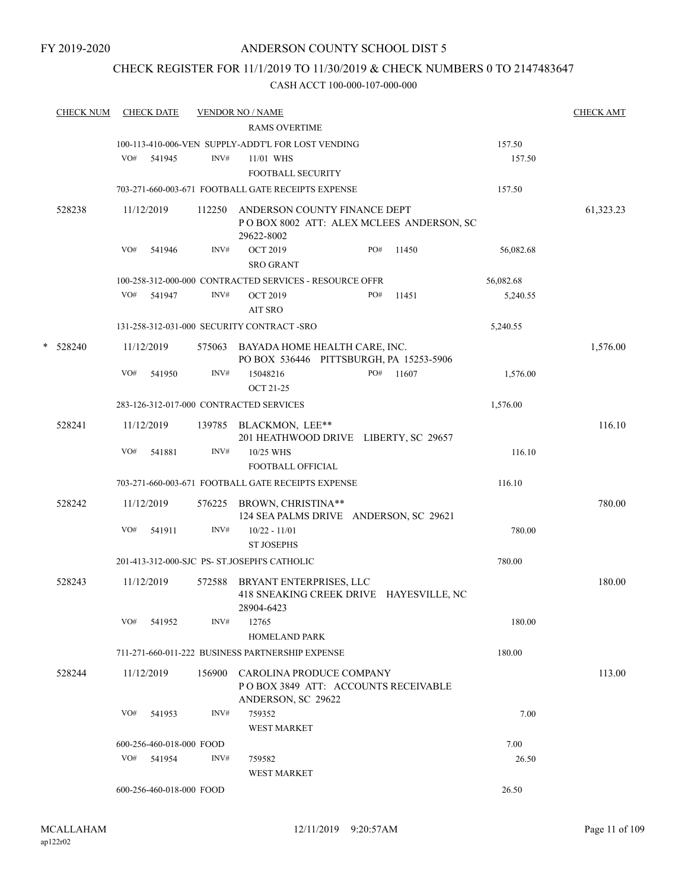FY 2019-2020

# ANDERSON COUNTY SCHOOL DIST 5

## CHECK REGISTER FOR 11/1/2019 TO 11/30/2019 & CHECK NUMBERS 0 TO 2147483647

CASH ACCT 100-000-107-000-000

| CHECK NUM | CHECK DATE | VENDOR NO / NAME | | | CHECK AMT |
|---|---|---|---|---|---|
| | | RAMS OVERTIME | | | |
| | | 100-113-410-006-VEN SUPPLY-ADDT'L FOR LOST VENDING | | 157.50 | |
| | VO# 541945 | INV# 11/01 WHS | | 157.50 | |
| | | FOOTBALL SECURITY | | | |
| | | 703-271-660-003-671 FOOTBALL GATE RECEIPTS EXPENSE | | 157.50 | |
| 528238 | 11/12/2019 | 112250 ANDERSON COUNTY FINANCE DEPT<br>P O BOX 8002 ATT: ALEX MCLEES ANDERSON, SC 29622-8002 | | | 61,323.23 |
| | VO# 541946 | INV# OCT 2019 | PO# 11450 | 56,082.68 | |
| | | SRO GRANT | | | |
| | | 100-258-312-000-000 CONTRACTED SERVICES - RESOURCE OFFR | | 56,082.68 | |
| | VO# 541947 | INV# OCT 2019 | PO# 11451 | 5,240.55 | |
| | | AIT SRO | | | |
| | | 131-258-312-031-000 SECURITY CONTRACT -SRO | | 5,240.55 | |
| * 528240 | 11/12/2019 | 575063 BAYADA HOME HEALTH CARE, INC.<br>PO BOX 536446 PITTSBURGH, PA 15253-5906 | | | 1,576.00 |
| | VO# 541950 | INV# 15048216 | PO# 11607 | 1,576.00 | |
| | | OCT 21-25 | | | |
| | | 283-126-312-017-000 CONTRACTED SERVICES | | 1,576.00 | |
| 528241 | 11/12/2019 | 139785 BLACKMON, LEE**<br>201 HEATHWOOD DRIVE LIBERTY, SC 29657 | | | 116.10 |
| | VO# 541881 | INV# 10/25 WHS | | 116.10 | |
| | | FOOTBALL OFFICIAL | | | |
| | | 703-271-660-003-671 FOOTBALL GATE RECEIPTS EXPENSE | | 116.10 | |
| 528242 | 11/12/2019 | 576225 BROWN, CHRISTINA**<br>124 SEA PALMS DRIVE ANDERSON, SC 29621 | | | 780.00 |
| | VO# 541911 | INV# 10/22 - 11/01 | | 780.00 | |
| | | ST JOSEPHS | | | |
| | | 201-413-312-000-SJC PS- ST.JOSEPH'S CATHOLIC | | 780.00 | |
| 528243 | 11/12/2019 | 572588 BRYANT ENTERPRISES, LLC<br>418 SNEAKING CREEK DRIVE HAYESVILLE, NC 28904-6423 | | | 180.00 |
| | VO# 541952 | INV# 12765 | | 180.00 | |
| | | HOMELAND PARK | | | |
| | | 711-271-660-011-222 BUSINESS PARTNERSHIP EXPENSE | | 180.00 | |
| 528244 | 11/12/2019 | 156900 CAROLINA PRODUCE COMPANY<br>P O BOX 3849 ATT: ACCOUNTS RECEIVABLE ANDERSON, SC 29622 | | | 113.00 |
| | VO# 541953 | INV# 759352 | | 7.00 | |
| | | WEST MARKET | | | |
| | | 600-256-460-018-000 FOOD | | 7.00 | |
| | VO# 541954 | INV# 759582 | | 26.50 | |
| | | WEST MARKET | | | |
| | | 600-256-460-018-000 FOOD | | 26.50 | |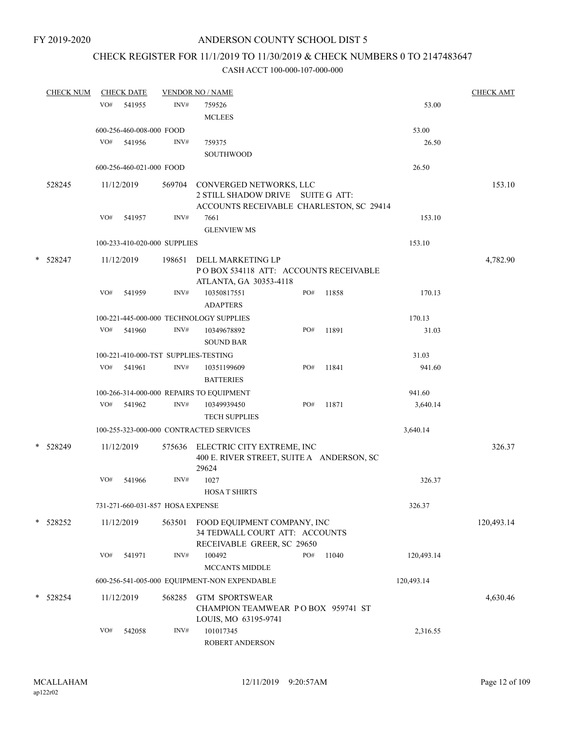FY 2019-2020

# ANDERSON COUNTY SCHOOL DIST 5

## CHECK REGISTER FOR 11/1/2019 TO 11/30/2019 & CHECK NUMBERS 0 TO 2147483647

### CASH ACCT 100-000-107-000-000

| CHECK NUM | CHECK DATE | VENDOR NO / NAME | | | CHECK AMT |
|---|---|---|---|---|---|
| | VO# 541955 | INV# 759526 MCLEES | | 53.00 | |
| | 600-256-460-008-000 FOOD | | | 53.00 | |
| | VO# 541956 | INV# 759375 SOUTHWOOD | | 26.50 | |
| | 600-256-460-021-000 FOOD | | | 26.50 | |
| 528245 | 11/12/2019 | 569704 CONVERGED NETWORKS, LLC 2 STILL SHADOW DRIVE SUITE G ATT: ACCOUNTS RECEIVABLE CHARLESTON, SC 29414 | | | 153.10 |
| | VO# 541957 | INV# 7661 GLENVIEW MS | | 153.10 | |
| | 100-233-410-020-000 SUPPLIES | | | 153.10 | |
| * 528247 | 11/12/2019 | 198651 DELL MARKETING LP P O BOX 534118 ATT: ACCOUNTS RECEIVABLE ATLANTA, GA 30353-4118 | | | 4,782.90 |
| | VO# 541959 | INV# 10350817551 ADAPTERS | PO# 11858 | 170.13 | |
| | 100-221-445-000-000 TECHNOLOGY SUPPLIES | | | 170.13 | |
| | VO# 541960 | INV# 10349678892 SOUND BAR | PO# 11891 | 31.03 | |
| | 100-221-410-000-TST SUPPLIES-TESTING | | | 31.03 | |
| | VO# 541961 | INV# 10351199609 BATTERIES | PO# 11841 | 941.60 | |
| | 100-266-314-000-000 REPAIRS TO EQUIPMENT | | | 941.60 | |
| | VO# 541962 | INV# 10349939450 TECH SUPPLIES | PO# 11871 | 3,640.14 | |
| | 100-255-323-000-000 CONTRACTED SERVICES | | | 3,640.14 | |
| * 528249 | 11/12/2019 | 575636 ELECTRIC CITY EXTREME, INC 400 E. RIVER STREET, SUITE A ANDERSON, SC 29624 | | | 326.37 |
| | VO# 541966 | INV# 1027 HOSA T SHIRTS | | 326.37 | |
| | 731-271-660-031-857 HOSA EXPENSE | | | 326.37 | |
| * 528252 | 11/12/2019 | 563501 FOOD EQUIPMENT COMPANY, INC 34 TEDWALL COURT ATT: ACCOUNTS RECEIVABLE GREER, SC 29650 | | | 120,493.14 |
| | VO# 541971 | INV# 100492 MCCANTS MIDDLE | PO# 11040 | 120,493.14 | |
| | 600-256-541-005-000 EQUIPMENT-NON EXPENDABLE | | | 120,493.14 | |
| * 528254 | 11/12/2019 | 568285 GTM SPORTSWEAR CHAMPION TEAMWEAR P O BOX 959741 ST LOUIS, MO 63195-9741 | | | 4,630.46 |
| | VO# 542058 | INV# 101017345 ROBERT ANDERSON | | 2,316.55 | |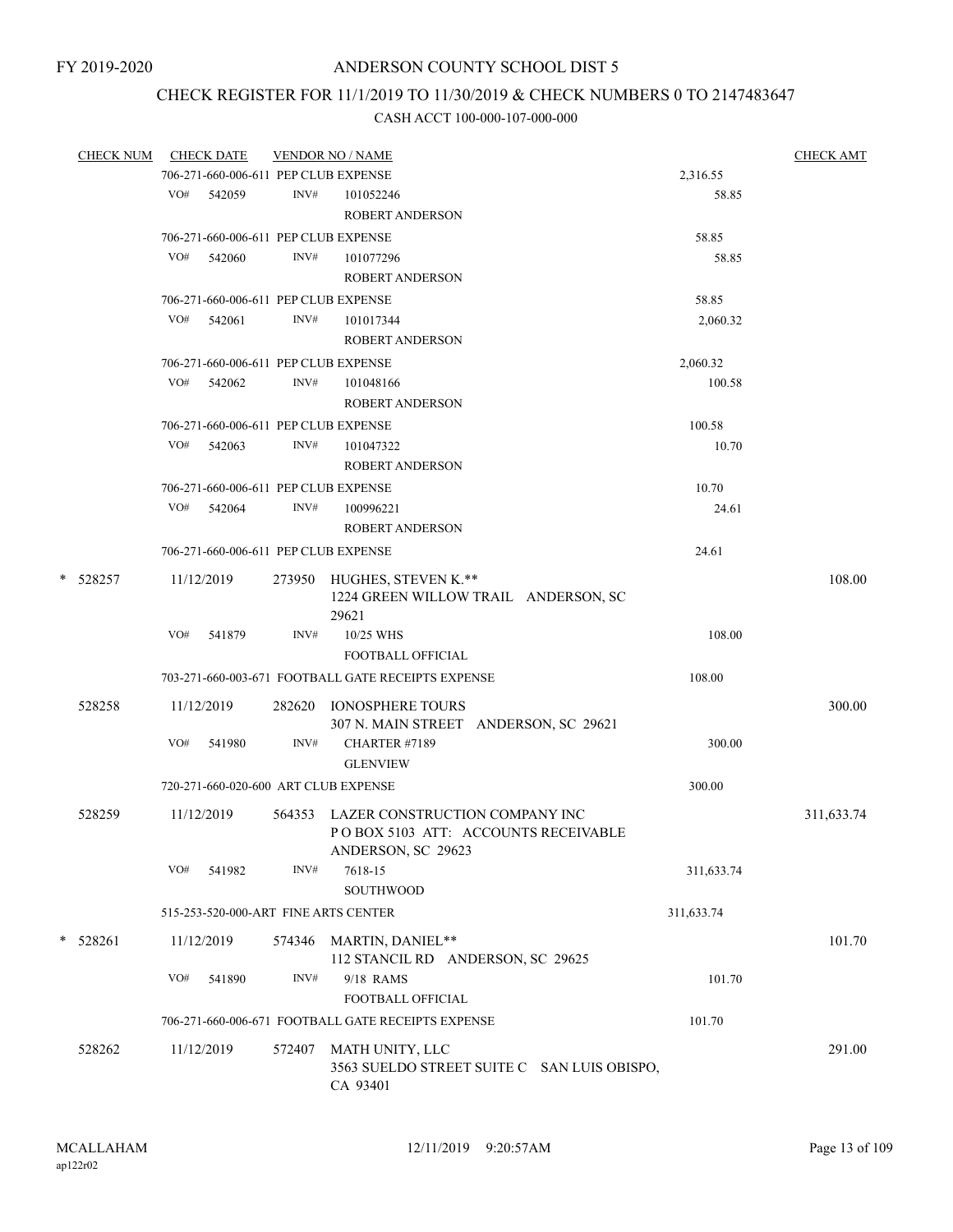FY 2019-2020

# ANDERSON COUNTY SCHOOL DIST 5

## CHECK REGISTER FOR 11/1/2019 TO 11/30/2019 & CHECK NUMBERS 0 TO 2147483647

### CASH ACCT 100-000-107-000-000

| CHECK NUM | CHECK DATE | VENDOR NO / NAME | | CHECK AMT |
|---|---|---|---|---|
| | 706-271-660-006-611 PEP CLUB EXPENSE | | 2,316.55 | |
| | VO# 542059 | INV# 101052246<br>ROBERT ANDERSON | 58.85 | |
| | 706-271-660-006-611 PEP CLUB EXPENSE | | 58.85 | |
| | VO# 542060 | INV# 101077296<br>ROBERT ANDERSON | 58.85 | |
| | 706-271-660-006-611 PEP CLUB EXPENSE | | 58.85 | |
| | VO# 542061 | INV# 101017344<br>ROBERT ANDERSON | 2,060.32 | |
| | 706-271-660-006-611 PEP CLUB EXPENSE | | 2,060.32 | |
| | VO# 542062 | INV# 101048166<br>ROBERT ANDERSON | 100.58 | |
| | 706-271-660-006-611 PEP CLUB EXPENSE | | 100.58 | |
| | VO# 542063 | INV# 101047322<br>ROBERT ANDERSON | 10.70 | |
| | 706-271-660-006-611 PEP CLUB EXPENSE | | 10.70 | |
| | VO# 542064 | INV# 100996221<br>ROBERT ANDERSON | 24.61 | |
| | 706-271-660-006-611 PEP CLUB EXPENSE | | 24.61 | |
| * 528257 | 11/12/2019 | 273950 HUGHES, STEVEN K.**<br>1224 GREEN WILLOW TRAIL ANDERSON, SC 29621 | | 108.00 |
| | VO# 541879 | INV# 10/25 WHS<br>FOOTBALL OFFICIAL | 108.00 | |
| | 703-271-660-003-671 FOOTBALL GATE RECEIPTS EXPENSE | | 108.00 | |
| 528258 | 11/12/2019 | 282620 IONOSPHERE TOURS<br>307 N. MAIN STREET ANDERSON, SC 29621 | | 300.00 |
| | VO# 541980 | INV# CHARTER #7189<br>GLENVIEW | 300.00 | |
| | 720-271-660-020-600 ART CLUB EXPENSE | | 300.00 | |
| 528259 | 11/12/2019 | 564353 LAZER CONSTRUCTION COMPANY INC<br>P O BOX 5103 ATT: ACCOUNTS RECEIVABLE<br>ANDERSON, SC 29623 | | 311,633.74 |
| | VO# 541982 | INV# 7618-15<br>SOUTHWOOD | 311,633.74 | |
| | 515-253-520-000-ART FINE ARTS CENTER | | 311,633.74 | |
| * 528261 | 11/12/2019 | 574346 MARTIN, DANIEL**<br>112 STANCIL RD ANDERSON, SC 29625 | | 101.70 |
| | VO# 541890 | INV# 9/18 RAMS<br>FOOTBALL OFFICIAL | 101.70 | |
| | 706-271-660-006-671 FOOTBALL GATE RECEIPTS EXPENSE | | 101.70 | |
| 528262 | 11/12/2019 | 572407 MATH UNITY, LLC<br>3563 SUELDO STREET SUITE C SAN LUIS OBISPO, CA 93401 | | 291.00 |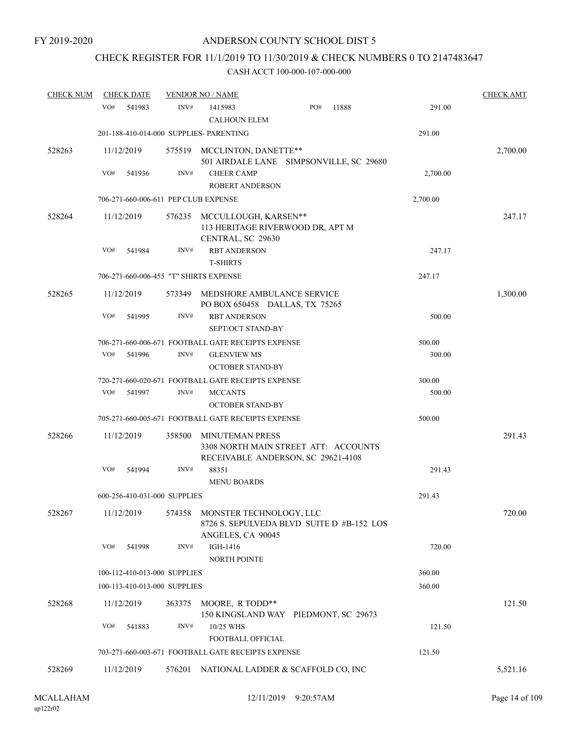FY 2019-2020

# ANDERSON COUNTY SCHOOL DIST 5

## CHECK REGISTER FOR 11/1/2019 TO 11/30/2019 & CHECK NUMBERS 0 TO 2147483647

CASH ACCT 100-000-107-000-000

| CHECK NUM | CHECK DATE | VENDOR NO / NAME | | CHECK AMT |
|---|---|---|---|---|
| | VO# 541983 | INV# 1415983 PO# 11888 CALHOUN ELEM | 291.00 | |
| | 201-188-410-014-000 SUPPLIES- PARENTING | | 291.00 | |
| 528263 | 11/12/2019 | 575519 MCCLINTON, DANETTE** 501 AIRDALE LANE SIMPSONVILLE, SC 29680 | | 2,700.00 |
| | VO# 541936 | INV# CHEER CAMP ROBERT ANDERSON | 2,700.00 | |
| | 706-271-660-006-611 PEP CLUB EXPENSE | | 2,700.00 | |
| 528264 | 11/12/2019 | 576235 MCCULLOUGH, KARSEN** 113 HERITAGE RIVERWOOD DR, APT M CENTRAL, SC 29630 | | 247.17 |
| | VO# 541984 | INV# RBT ANDERSON T-SHIRTS | 247.17 | |
| | 706-271-660-006-455 "T" SHIRTS EXPENSE | | 247.17 | |
| 528265 | 11/12/2019 | 573349 MEDSHORE AMBULANCE SERVICE PO BOX 650458 DALLAS, TX 75265 | | 1,300.00 |
| | VO# 541995 | INV# RBT ANDERSON SEPT/OCT STAND-BY | 500.00 | |
| | 706-271-660-006-671 FOOTBALL GATE RECEIPTS EXPENSE | | 500.00 | |
| | VO# 541996 | INV# GLENVIEW MS OCTOBER STAND-BY | 300.00 | |
| | 720-271-660-020-671 FOOTBALL GATE RECEIPTS EXPENSE | | 300.00 | |
| | VO# 541997 | INV# MCCANTS OCTOBER STAND-BY | 500.00 | |
| | 705-271-660-005-671 FOOTBALL GATE RECEIPTS EXPENSE | | 500.00 | |
| 528266 | 11/12/2019 | 358500 MINUTEMAN PRESS 3308 NORTH MAIN STREET ATT: ACCOUNTS RECEIVABLE ANDERSON, SC 29621-4108 | | 291.43 |
| | VO# 541994 | INV# 88351 MENU BOARDS | 291.43 | |
| | 600-256-410-031-000 SUPPLIES | | 291.43 | |
| 528267 | 11/12/2019 | 574358 MONSTER TECHNOLOGY, LLC 8726 S. SEPULVEDA BLVD SUITE D #B-152 LOS ANGELES, CA 90045 | | 720.00 |
| | VO# 541998 | INV# IGH-1416 NORTH POINTE | 720.00 | |
| | 100-112-410-013-000 SUPPLIES | | 360.00 | |
| | 100-113-410-013-000 SUPPLIES | | 360.00 | |
| 528268 | 11/12/2019 | 363375 MOORE, R TODD** 150 KINGSLAND WAY PIEDMONT, SC 29673 | | 121.50 |
| | VO# 541883 | INV# 10/25 WHS FOOTBALL OFFICIAL | 121.50 | |
| | 703-271-660-003-671 FOOTBALL GATE RECEIPTS EXPENSE | | 121.50 | |
| 528269 | 11/12/2019 | 576201 NATIONAL LADDER & SCAFFOLD CO, INC | | 5,521.16 |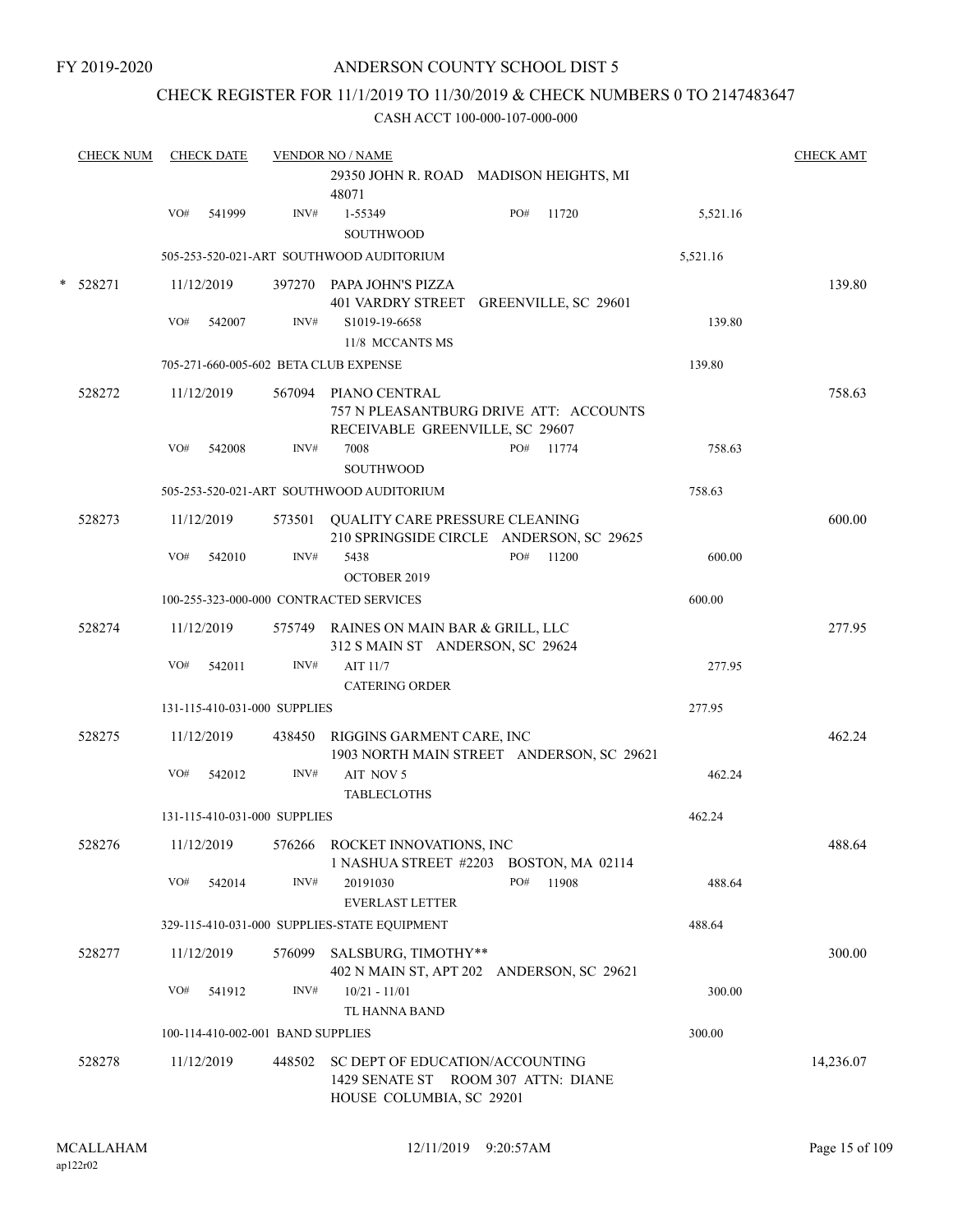FY 2019-2020

# ANDERSON COUNTY SCHOOL DIST 5

## CHECK REGISTER FOR 11/1/2019 TO 11/30/2019 & CHECK NUMBERS 0 TO 2147483647

### CASH ACCT 100-000-107-000-000

| CHECK NUM | CHECK DATE | VENDOR NO / NAME | | | CHECK AMT |
|---|---|---|---|---|---|
| | | 29350 JOHN R. ROAD MADISON HEIGHTS, MI 48071 | | | |
| | VO# 541999 | INV# 1-55349 SOUTHWOOD | PO# 11720 | 5,521.16 | |
| | 505-253-520-021-ART SOUTHWOOD AUDITORIUM | | | 5,521.16 | |
| * 528271 | 11/12/2019 | 397270 PAPA JOHN'S PIZZA 401 VARDRY STREET GREENVILLE, SC 29601 | | | 139.80 |
| | VO# 542007 | INV# S1019-19-6658 11/8 MCCANTS MS | | 139.80 | |
| | 705-271-660-005-602 BETA CLUB EXPENSE | | | 139.80 | |
| 528272 | 11/12/2019 | 567094 PIANO CENTRAL 757 N PLEASANTBURG DRIVE ATT: ACCOUNTS RECEIVABLE GREENVILLE, SC 29607 | | | 758.63 |
| | VO# 542008 | INV# 7008 SOUTHWOOD | PO# 11774 | 758.63 | |
| | 505-253-520-021-ART SOUTHWOOD AUDITORIUM | | | 758.63 | |
| 528273 | 11/12/2019 | 573501 QUALITY CARE PRESSURE CLEANING 210 SPRINGSIDE CIRCLE ANDERSON, SC 29625 | | | 600.00 |
| | VO# 542010 | INV# 5438 OCTOBER 2019 | PO# 11200 | 600.00 | |
| | 100-255-323-000-000 CONTRACTED SERVICES | | | 600.00 | |
| 528274 | 11/12/2019 | 575749 RAINES ON MAIN BAR & GRILL, LLC 312 S MAIN ST ANDERSON, SC 29624 | | | 277.95 |
| | VO# 542011 | INV# AIT 11/7 CATERING ORDER | | 277.95 | |
| | 131-115-410-031-000 SUPPLIES | | | 277.95 | |
| 528275 | 11/12/2019 | 438450 RIGGINS GARMENT CARE, INC 1903 NORTH MAIN STREET ANDERSON, SC 29621 | | | 462.24 |
| | VO# 542012 | INV# AIT NOV 5 TABLECLOTHS | | 462.24 | |
| | 131-115-410-031-000 SUPPLIES | | | 462.24 | |
| 528276 | 11/12/2019 | 576266 ROCKET INNOVATIONS, INC 1 NASHUA STREET #2203 BOSTON, MA 02114 | | | 488.64 |
| | VO# 542014 | INV# 20191030 EVERLAST LETTER | PO# 11908 | 488.64 | |
| | 329-115-410-031-000 SUPPLIES-STATE EQUIPMENT | | | 488.64 | |
| 528277 | 11/12/2019 | 576099 SALSBURG, TIMOTHY** 402 N MAIN ST, APT 202 ANDERSON, SC 29621 | | | 300.00 |
| | VO# 541912 | INV# 10/21 - 11/01 TL HANNA BAND | | 300.00 | |
| | 100-114-410-002-001 BAND SUPPLIES | | | 300.00 | |
| 528278 | 11/12/2019 | 448502 SC DEPT OF EDUCATION/ACCOUNTING 1429 SENATE ST ROOM 307 ATTN: DIANE HOUSE COLUMBIA, SC 29201 | | | 14,236.07 |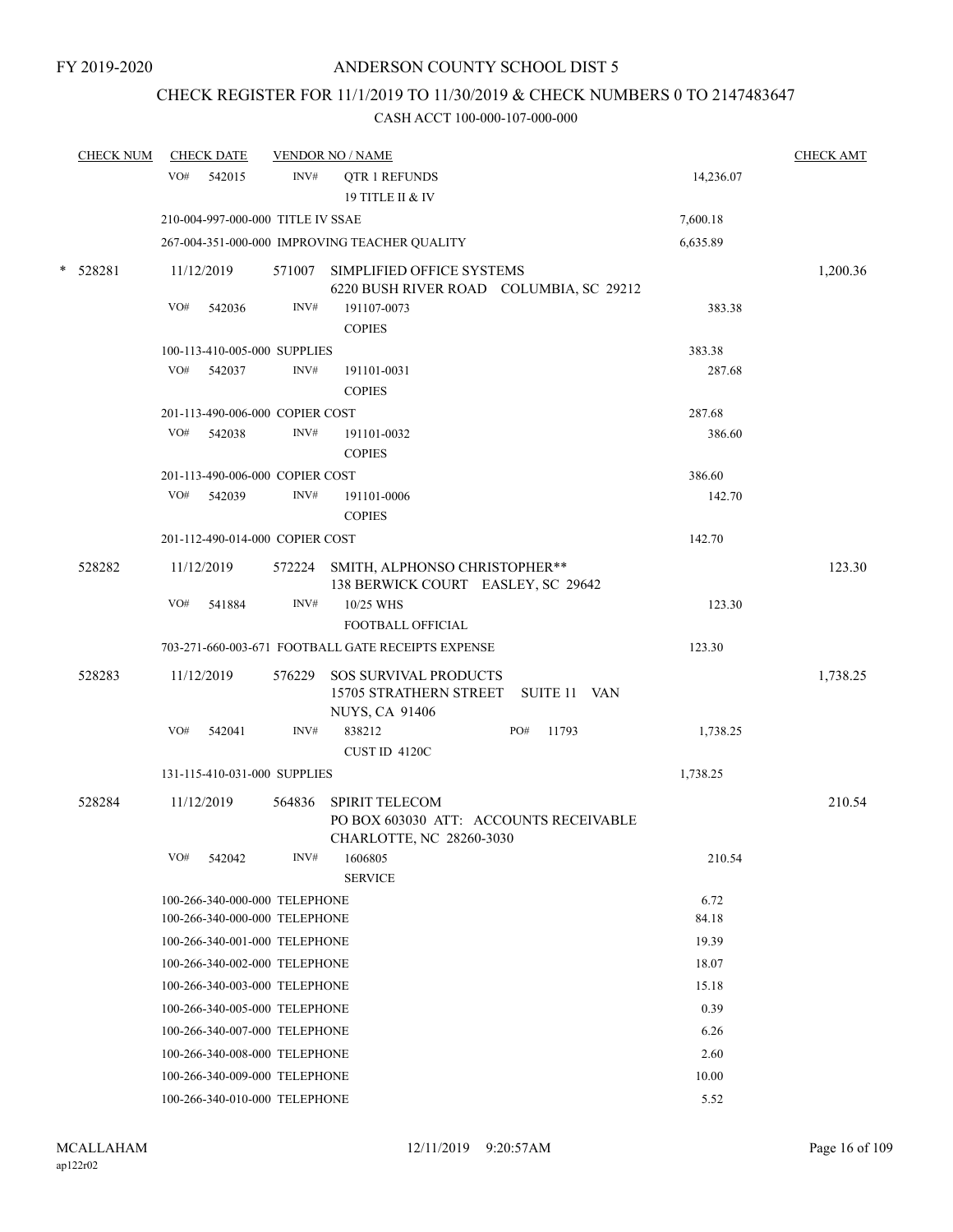FY 2019-2020

# ANDERSON COUNTY SCHOOL DIST 5

## CHECK REGISTER FOR 11/1/2019 TO 11/30/2019 & CHECK NUMBERS 0 TO 2147483647

### CASH ACCT 100-000-107-000-000

| CHECK NUM | CHECK DATE | VENDOR NO / NAME | | CHECK AMT |
|---|---|---|---|---|
| | VO# 542015 | INV# QTR 1 REFUNDS<br>19 TITLE II & IV | 14,236.07 | |
| | 210-004-997-000-000 TITLE IV SSAE | | 7,600.18 | |
| | 267-004-351-000-000 IMPROVING TEACHER QUALITY | | 6,635.89 | |
| * 528281 | 11/12/2019 | 571007 SIMPLIFIED OFFICE SYSTEMS<br>6220 BUSH RIVER ROAD COLUMBIA, SC 29212 | | 1,200.36 |
| | VO# 542036 | INV# 191107-0073<br>COPIES | 383.38 | |
| | 100-113-410-005-000 SUPPLIES | | 383.38 | |
| | VO# 542037 | INV# 191101-0031<br>COPIES | 287.68 | |
| | 201-113-490-006-000 COPIER COST | | 287.68 | |
| | VO# 542038 | INV# 191101-0032<br>COPIES | 386.60 | |
| | 201-113-490-006-000 COPIER COST | | 386.60 | |
| | VO# 542039 | INV# 191101-0006<br>COPIES | 142.70 | |
| | 201-112-490-014-000 COPIER COST | | 142.70 | |
| 528282 | 11/12/2019 | 572224 SMITH, ALPHONSO CHRISTOPHER**<br>138 BERWICK COURT EASLEY, SC 29642 | | 123.30 |
| | VO# 541884 | INV# 10/25 WHS<br>FOOTBALL OFFICIAL | 123.30 | |
| | 703-271-660-003-671 FOOTBALL GATE RECEIPTS EXPENSE | | 123.30 | |
| 528283 | 11/12/2019 | 576229 SOS SURVIVAL PRODUCTS<br>15705 STRATHERN STREET SUITE 11 VAN NUYS, CA 91406 | | 1,738.25 |
| | VO# 542041 | INV# 838212 PO# 11793<br>CUST ID 4120C | 1,738.25 | |
| | 131-115-410-031-000 SUPPLIES | | 1,738.25 | |
| 528284 | 11/12/2019 | 564836 SPIRIT TELECOM<br>PO BOX 603030 ATT: ACCOUNTS RECEIVABLE<br>CHARLOTTE, NC 28260-3030 | | 210.54 |
| | VO# 542042 | INV# 1606805<br>SERVICE | 210.54 | |
| | 100-266-340-000-000 TELEPHONE | | 6.72 | |
| | 100-266-340-000-000 TELEPHONE | | 84.18 | |
| | 100-266-340-001-000 TELEPHONE | | 19.39 | |
| | 100-266-340-002-000 TELEPHONE | | 18.07 | |
| | 100-266-340-003-000 TELEPHONE | | 15.18 | |
| | 100-266-340-005-000 TELEPHONE | | 0.39 | |
| | 100-266-340-007-000 TELEPHONE | | 6.26 | |
| | 100-266-340-008-000 TELEPHONE | | 2.60 | |
| | 100-266-340-009-000 TELEPHONE | | 10.00 | |
| | 100-266-340-010-000 TELEPHONE | | 5.52 | |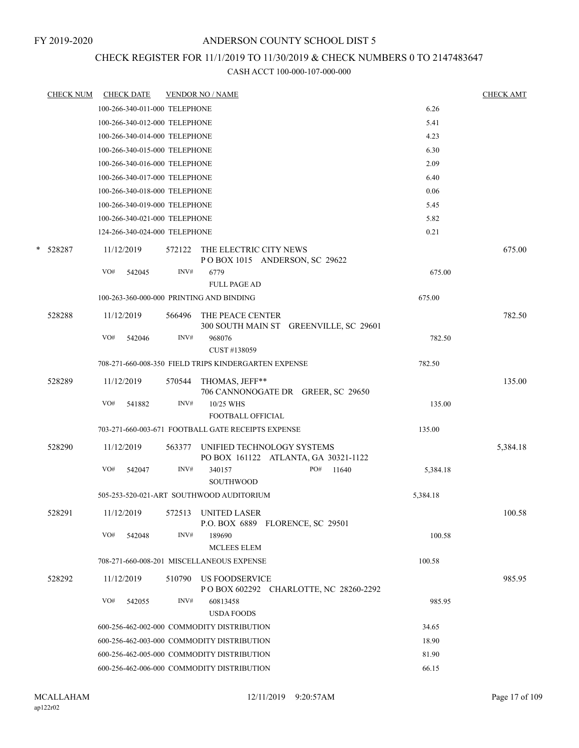FY 2019-2020

# ANDERSON COUNTY SCHOOL DIST 5

## CHECK REGISTER FOR 11/1/2019 TO 11/30/2019 & CHECK NUMBERS 0 TO 2147483647

CASH ACCT 100-000-107-000-000

| CHECK NUM | CHECK DATE | VENDOR NO / NAME | | CHECK AMT |
|---|---|---|---|---|
| | 100-266-340-011-000 TELEPHONE | | 6.26 | |
| | 100-266-340-012-000 TELEPHONE | | 5.41 | |
| | 100-266-340-014-000 TELEPHONE | | 4.23 | |
| | 100-266-340-015-000 TELEPHONE | | 6.30 | |
| | 100-266-340-016-000 TELEPHONE | | 2.09 | |
| | 100-266-340-017-000 TELEPHONE | | 6.40 | |
| | 100-266-340-018-000 TELEPHONE | | 0.06 | |
| | 100-266-340-019-000 TELEPHONE | | 5.45 | |
| | 100-266-340-021-000 TELEPHONE | | 5.82 | |
| | 124-266-340-024-000 TELEPHONE | | 0.21 | |
| * 528287 | 11/12/2019 | 572122 THE ELECTRIC CITY NEWS<br>P O BOX 1015 ANDERSON, SC 29622 | | 675.00 |
| | VO# 542045 | INV# 6779<br>FULL PAGE AD | 675.00 | |
| | 100-263-360-000-000 PRINTING AND BINDING | | 675.00 | |
| 528288 | 11/12/2019 | 566496 THE PEACE CENTER<br>300 SOUTH MAIN ST GREENVILLE, SC 29601 | | 782.50 |
| | VO# 542046 | INV# 968076<br>CUST #138059 | 782.50 | |
| | 708-271-660-008-350 FIELD TRIPS KINDERGARTEN EXPENSE | | 782.50 | |
| 528289 | 11/12/2019 | 570544 THOMAS, JEFF**<br>706 CANNONOGATE DR GREER, SC 29650 | | 135.00 |
| | VO# 541882 | INV# 10/25 WHS<br>FOOTBALL OFFICIAL | 135.00 | |
| | 703-271-660-003-671 FOOTBALL GATE RECEIPTS EXPENSE | | 135.00 | |
| 528290 | 11/12/2019 | 563377 UNIFIED TECHNOLOGY SYSTEMS<br>PO BOX 161122 ATLANTA, GA 30321-1122 | | 5,384.18 |
| | VO# 542047 | INV# 340157 PO# 11640<br>SOUTHWOOD | 5,384.18 | |
| | 505-253-520-021-ART SOUTHWOOD AUDITORIUM | | 5,384.18 | |
| 528291 | 11/12/2019 | 572513 UNITED LASER<br>P.O. BOX 6889 FLORENCE, SC 29501 | | 100.58 |
| | VO# 542048 | INV# 189690<br>MCLEES ELEM | 100.58 | |
| | 708-271-660-008-201 MISCELLANEOUS EXPENSE | | 100.58 | |
| 528292 | 11/12/2019 | 510790 US FOODSERVICE<br>P O BOX 602292 CHARLOTTE, NC 28260-2292 | | 985.95 |
| | VO# 542055 | INV# 60813458<br>USDA FOODS | 985.95 | |
| | 600-256-462-002-000 COMMODITY DISTRIBUTION | | 34.65 | |
| | 600-256-462-003-000 COMMODITY DISTRIBUTION | | 18.90 | |
| | 600-256-462-005-000 COMMODITY DISTRIBUTION | | 81.90 | |
| | 600-256-462-006-000 COMMODITY DISTRIBUTION | | 66.15 | |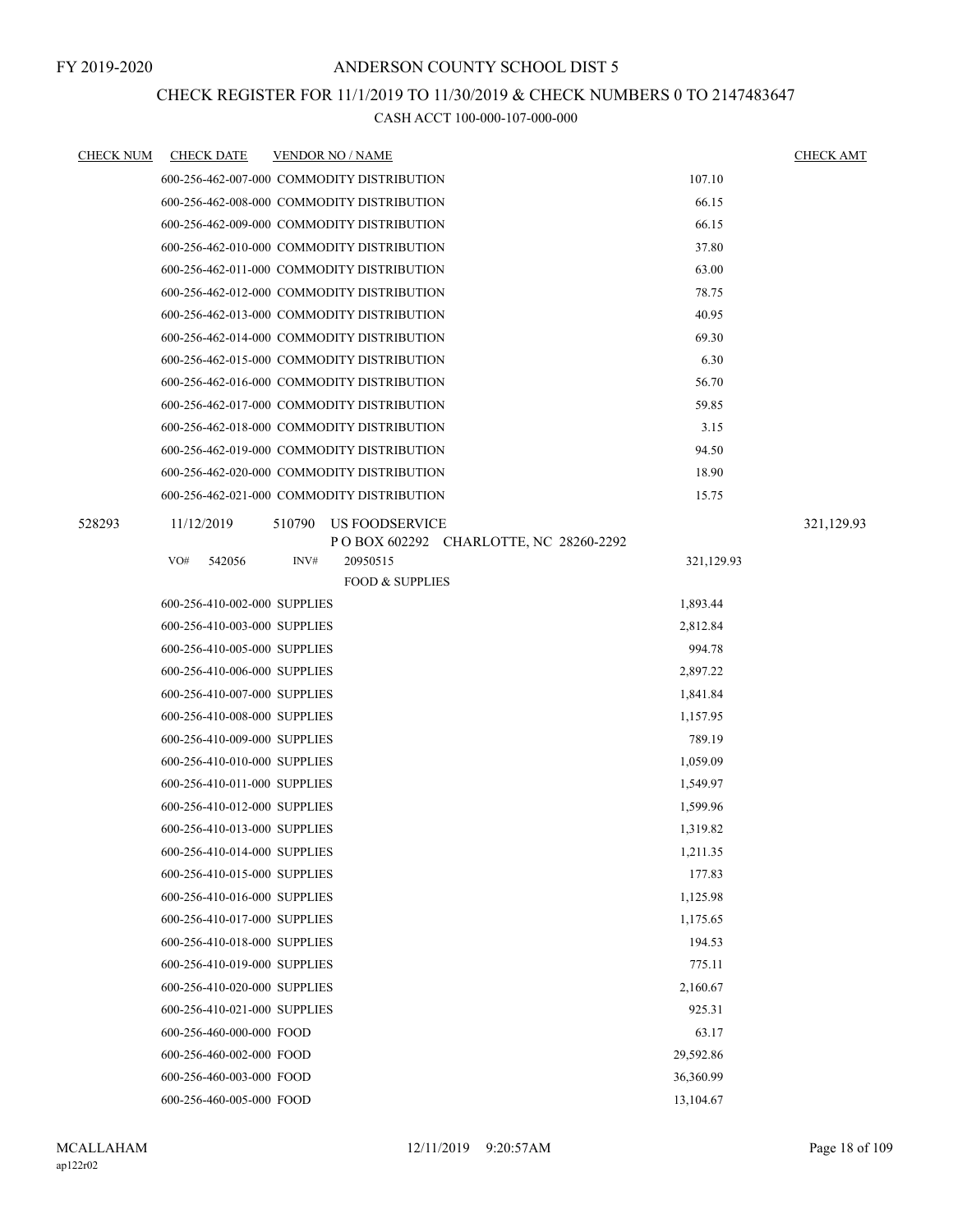FY 2019-2020

ANDERSON COUNTY SCHOOL DIST 5

CHECK REGISTER FOR 11/1/2019 TO 11/30/2019 & CHECK NUMBERS 0 TO 2147483647

CASH ACCT 100-000-107-000-000

| CHECK NUM | CHECK DATE | VENDOR NO / NAME | | CHECK AMT |
|---|---|---|---|---|
| | 600-256-462-007-000 COMMODITY DISTRIBUTION | | 107.10 | |
| | 600-256-462-008-000 COMMODITY DISTRIBUTION | | 66.15 | |
| | 600-256-462-009-000 COMMODITY DISTRIBUTION | | 66.15 | |
| | 600-256-462-010-000 COMMODITY DISTRIBUTION | | 37.80 | |
| | 600-256-462-011-000 COMMODITY DISTRIBUTION | | 63.00 | |
| | 600-256-462-012-000 COMMODITY DISTRIBUTION | | 78.75 | |
| | 600-256-462-013-000 COMMODITY DISTRIBUTION | | 40.95 | |
| | 600-256-462-014-000 COMMODITY DISTRIBUTION | | 69.30 | |
| | 600-256-462-015-000 COMMODITY DISTRIBUTION | | 6.30 | |
| | 600-256-462-016-000 COMMODITY DISTRIBUTION | | 56.70 | |
| | 600-256-462-017-000 COMMODITY DISTRIBUTION | | 59.85 | |
| | 600-256-462-018-000 COMMODITY DISTRIBUTION | | 3.15 | |
| | 600-256-462-019-000 COMMODITY DISTRIBUTION | | 94.50 | |
| | 600-256-462-020-000 COMMODITY DISTRIBUTION | | 18.90 | |
| | 600-256-462-021-000 COMMODITY DISTRIBUTION | | 15.75 | |
| 528293 | 11/12/2019 | 510790 US FOODSERVICE<br>P O BOX 602292 CHARLOTTE, NC 28260-2292 | | 321,129.93 |
| | VO# 542056 | INV# 20950515<br>FOOD & SUPPLIES | 321,129.93 | |
| | 600-256-410-002-000 SUPPLIES | | 1,893.44 | |
| | 600-256-410-003-000 SUPPLIES | | 2,812.84 | |
| | 600-256-410-005-000 SUPPLIES | | 994.78 | |
| | 600-256-410-006-000 SUPPLIES | | 2,897.22 | |
| | 600-256-410-007-000 SUPPLIES | | 1,841.84 | |
| | 600-256-410-008-000 SUPPLIES | | 1,157.95 | |
| | 600-256-410-009-000 SUPPLIES | | 789.19 | |
| | 600-256-410-010-000 SUPPLIES | | 1,059.09 | |
| | 600-256-410-011-000 SUPPLIES | | 1,549.97 | |
| | 600-256-410-012-000 SUPPLIES | | 1,599.96 | |
| | 600-256-410-013-000 SUPPLIES | | 1,319.82 | |
| | 600-256-410-014-000 SUPPLIES | | 1,211.35 | |
| | 600-256-410-015-000 SUPPLIES | | 177.83 | |
| | 600-256-410-016-000 SUPPLIES | | 1,125.98 | |
| | 600-256-410-017-000 SUPPLIES | | 1,175.65 | |
| | 600-256-410-018-000 SUPPLIES | | 194.53 | |
| | 600-256-410-019-000 SUPPLIES | | 775.11 | |
| | 600-256-410-020-000 SUPPLIES | | 2,160.67 | |
| | 600-256-410-021-000 SUPPLIES | | 925.31 | |
| | 600-256-460-000-000 FOOD | | 63.17 | |
| | 600-256-460-002-000 FOOD | | 29,592.86 | |
| | 600-256-460-003-000 FOOD | | 36,360.99 | |
| | 600-256-460-005-000 FOOD | | 13,104.67 | |

MCALLAHAM
ap122r02

12/11/2019 9:20:57AM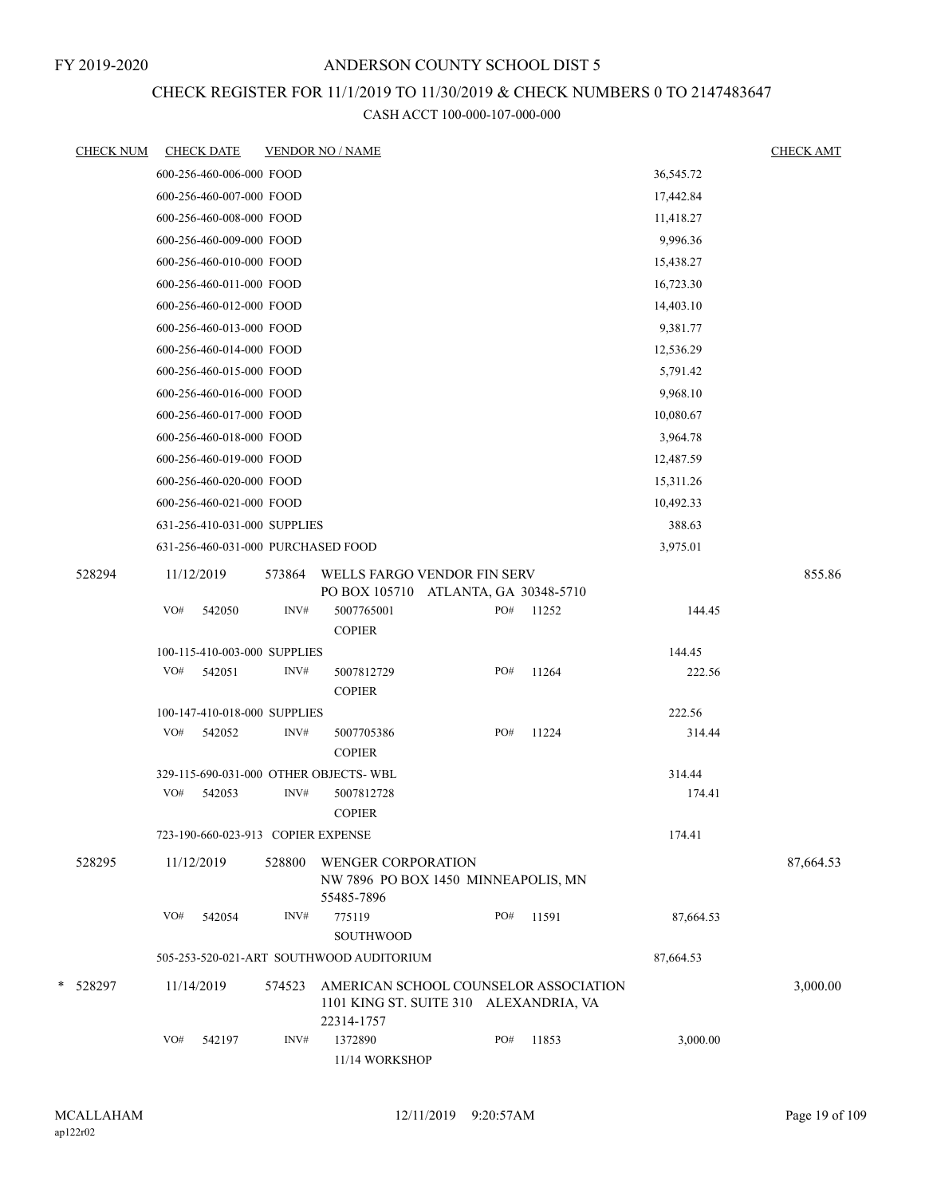FY 2019-2020

# ANDERSON COUNTY SCHOOL DIST 5

## CHECK REGISTER FOR 11/1/2019 TO 11/30/2019 & CHECK NUMBERS 0 TO 2147483647

CASH ACCT 100-000-107-000-000

| CHECK NUM | CHECK DATE | VENDOR NO / NAME | | | CHECK AMT |
|---|---|---|---|---|---|
| | 600-256-460-006-000 FOOD | | | 36,545.72 | |
| | 600-256-460-007-000 FOOD | | | 17,442.84 | |
| | 600-256-460-008-000 FOOD | | | 11,418.27 | |
| | 600-256-460-009-000 FOOD | | | 9,996.36 | |
| | 600-256-460-010-000 FOOD | | | 15,438.27 | |
| | 600-256-460-011-000 FOOD | | | 16,723.30 | |
| | 600-256-460-012-000 FOOD | | | 14,403.10 | |
| | 600-256-460-013-000 FOOD | | | 9,381.77 | |
| | 600-256-460-014-000 FOOD | | | 12,536.29 | |
| | 600-256-460-015-000 FOOD | | | 5,791.42 | |
| | 600-256-460-016-000 FOOD | | | 9,968.10 | |
| | 600-256-460-017-000 FOOD | | | 10,080.67 | |
| | 600-256-460-018-000 FOOD | | | 3,964.78 | |
| | 600-256-460-019-000 FOOD | | | 12,487.59 | |
| | 600-256-460-020-000 FOOD | | | 15,311.26 | |
| | 600-256-460-021-000 FOOD | | | 10,492.33 | |
| | 631-256-410-031-000 SUPPLIES | | | 388.63 | |
| | 631-256-460-031-000 PURCHASED FOOD | | | 3,975.01 | |
| 528294 | 11/12/2019 | 573864 WELLS FARGO VENDOR FIN SERV<br>PO BOX 105710 ATLANTA, GA 30348-5710 | | | 855.86 |
| | VO# 542050 | INV# 5007765001<br>COPIER | PO# 11252 | 144.45 | |
| | 100-115-410-003-000 SUPPLIES | | | 144.45 | |
| | VO# 542051 | INV# 5007812729<br>COPIER | PO# 11264 | 222.56 | |
| | 100-147-410-018-000 SUPPLIES | | | 222.56 | |
| | VO# 542052 | INV# 5007705386<br>COPIER | PO# 11224 | 314.44 | |
| | 329-115-690-031-000 OTHER OBJECTS- WBL | | | 314.44 | |
| | VO# 542053 | INV# 5007812728<br>COPIER | | 174.41 | |
| | 723-190-660-023-913 COPIER EXPENSE | | | 174.41 | |
| 528295 | 11/12/2019 | 528800 WENGER CORPORATION<br>NW 7896 PO BOX 1450 MINNEAPOLIS, MN 55485-7896 | | | 87,664.53 |
| | VO# 542054 | INV# 775119<br>SOUTHWOOD | PO# 11591 | 87,664.53 | |
| | 505-253-520-021-ART SOUTHWOOD AUDITORIUM | | | 87,664.53 | |
| * 528297 | 11/14/2019 | 574523 AMERICAN SCHOOL COUNSELOR ASSOCIATION<br>1101 KING ST. SUITE 310 ALEXANDRIA, VA 22314-1757 | | | 3,000.00 |
| | VO# 542197 | INV# 1372890<br>11/14 WORKSHOP | PO# 11853 | 3,000.00 | |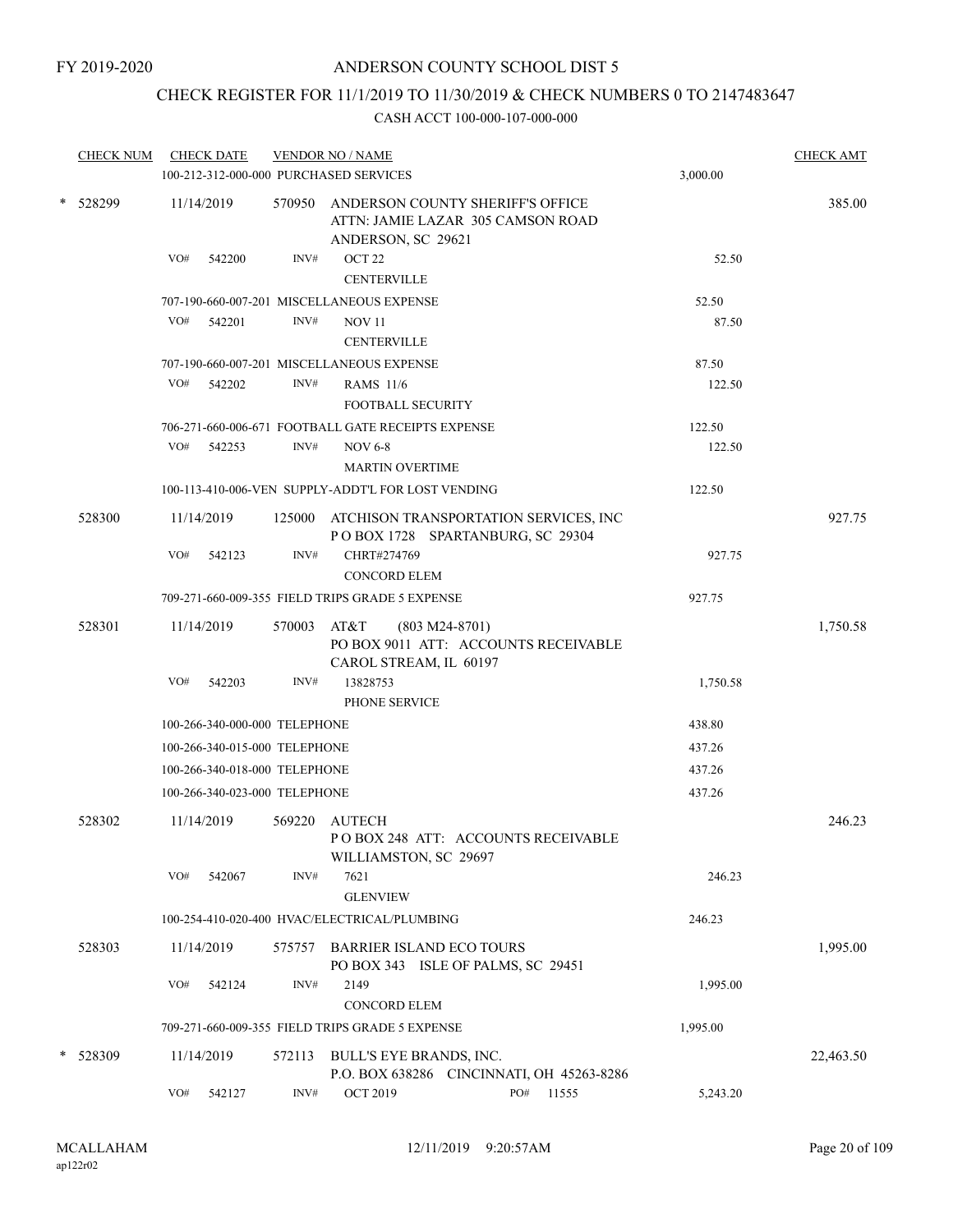FY 2019-2020

# ANDERSON COUNTY SCHOOL DIST 5

## CHECK REGISTER FOR 11/1/2019 TO 11/30/2019 & CHECK NUMBERS 0 TO 2147483647

CASH ACCT 100-000-107-000-000

| CHECK NUM | CHECK DATE | VENDOR NO / NAME | | CHECK AMT |
|---|---|---|---|---|
| | | 100-212-312-000-000 PURCHASED SERVICES | 3,000.00 | |
| * 528299 | 11/14/2019 | 570950 ANDERSON COUNTY SHERIFF'S OFFICE<br>ATTN: JAMIE LAZAR 305 CAMSON ROAD<br>ANDERSON, SC 29621 | | 385.00 |
| | VO# 542200 | INV# OCT 22<br>CENTERVILLE | 52.50 | |
| | | 707-190-660-007-201 MISCELLANEOUS EXPENSE | 52.50 | |
| | VO# 542201 | INV# NOV 11<br>CENTERVILLE | 87.50 | |
| | | 707-190-660-007-201 MISCELLANEOUS EXPENSE | 87.50 | |
| | VO# 542202 | INV# RAMS 11/6<br>FOOTBALL SECURITY | 122.50 | |
| | | 706-271-660-006-671 FOOTBALL GATE RECEIPTS EXPENSE | 122.50 | |
| | VO# 542253 | INV# NOV 6-8<br>MARTIN OVERTIME | 122.50 | |
| | | 100-113-410-006-VEN SUPPLY-ADDT'L FOR LOST VENDING | 122.50 | |
| 528300 | 11/14/2019 | 125000 ATCHISON TRANSPORTATION SERVICES, INC<br>P O BOX 1728 SPARTANBURG, SC 29304 | | 927.75 |
| | VO# 542123 | INV# CHRT#274769<br>CONCORD ELEM | 927.75 | |
| | | 709-271-660-009-355 FIELD TRIPS GRADE 5 EXPENSE | 927.75 | |
| 528301 | 11/14/2019 | 570003 AT&T (803 M24-8701)<br>PO BOX 9011 ATT: ACCOUNTS RECEIVABLE<br>CAROL STREAM, IL 60197 | | 1,750.58 |
| | VO# 542203 | INV# 13828753<br>PHONE SERVICE | 1,750.58 | |
| | | 100-266-340-000-000 TELEPHONE | 438.80 | |
| | | 100-266-340-015-000 TELEPHONE | 437.26 | |
| | | 100-266-340-018-000 TELEPHONE | 437.26 | |
| | | 100-266-340-023-000 TELEPHONE | 437.26 | |
| 528302 | 11/14/2019 | 569220 AUTECH<br>P O BOX 248 ATT: ACCOUNTS RECEIVABLE<br>WILLIAMSTON, SC 29697 | | 246.23 |
| | VO# 542067 | INV# 7621<br>GLENVIEW | 246.23 | |
| | | 100-254-410-020-400 HVAC/ELECTRICAL/PLUMBING | 246.23 | |
| 528303 | 11/14/2019 | 575757 BARRIER ISLAND ECO TOURS<br>PO BOX 343 ISLE OF PALMS, SC 29451 | | 1,995.00 |
| | VO# 542124 | INV# 2149<br>CONCORD ELEM | 1,995.00 | |
| | | 709-271-660-009-355 FIELD TRIPS GRADE 5 EXPENSE | 1,995.00 | |
| * 528309 | 11/14/2019 | 572113 BULL'S EYE BRANDS, INC.<br>P.O. BOX 638286 CINCINNATI, OH 45263-8286 | | 22,463.50 |
| | VO# 542127 | INV# OCT 2019 PO# 11555 | 5,243.20 | |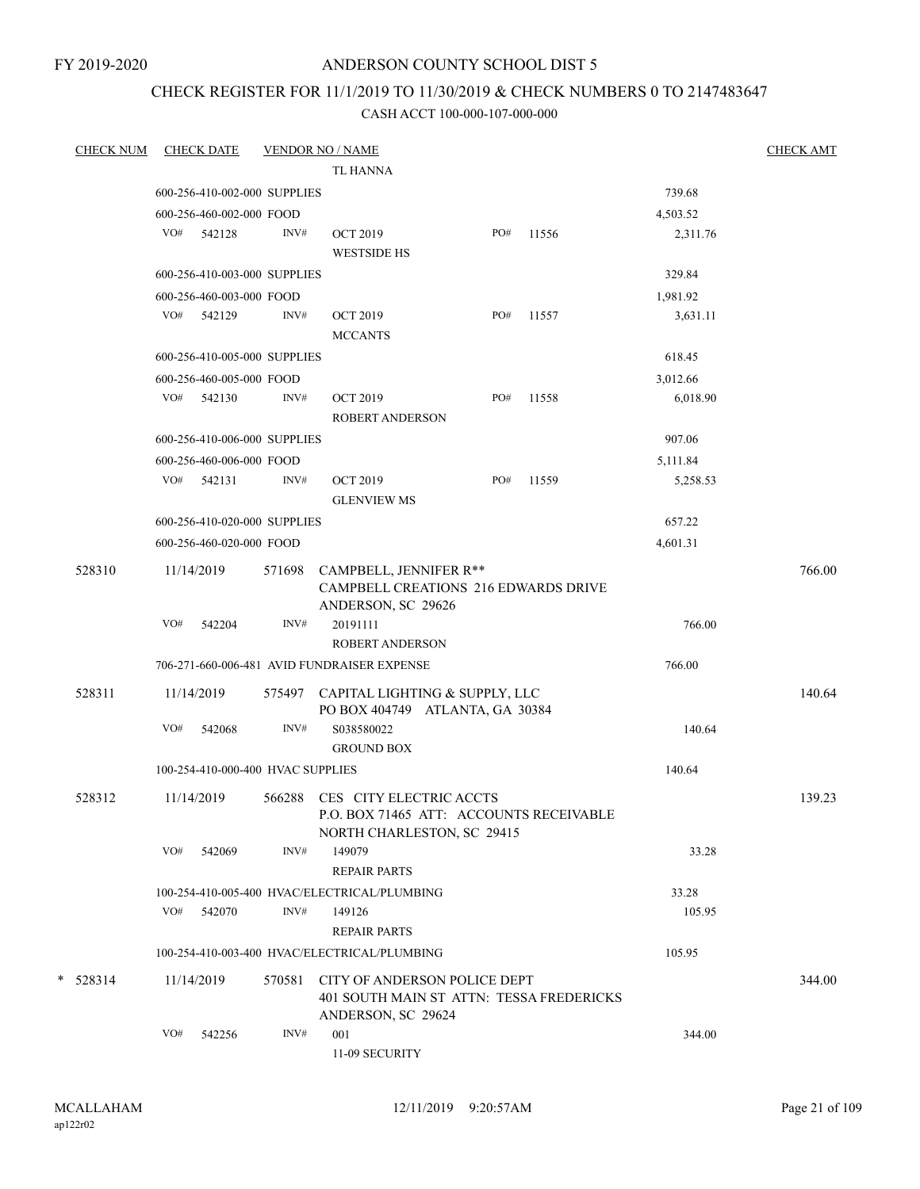FY 2019-2020

# ANDERSON COUNTY SCHOOL DIST 5

## CHECK REGISTER FOR 11/1/2019 TO 11/30/2019 & CHECK NUMBERS 0 TO 2147483647

### CASH ACCT 100-000-107-000-000

| CHECK NUM | CHECK DATE | VENDOR NO / NAME | | | CHECK AMT |
|---|---|---|---|---|---|
| | | TL HANNA | | | |
| | 600-256-410-002-000 SUPPLIES | | | 739.68 | |
| | 600-256-460-002-000 FOOD | | | 4,503.52 | |
| | VO# 542128 INV# | OCT 2019 WESTSIDE HS | PO# 11556 | 2,311.76 | |
| | 600-256-410-003-000 SUPPLIES | | | 329.84 | |
| | 600-256-460-003-000 FOOD | | | 1,981.92 | |
| | VO# 542129 INV# | OCT 2019 MCCANTS | PO# 11557 | 3,631.11 | |
| | 600-256-410-005-000 SUPPLIES | | | 618.45 | |
| | 600-256-460-005-000 FOOD | | | 3,012.66 | |
| | VO# 542130 INV# | OCT 2019 ROBERT ANDERSON | PO# 11558 | 6,018.90 | |
| | 600-256-410-006-000 SUPPLIES | | | 907.06 | |
| | 600-256-460-006-000 FOOD | | | 5,111.84 | |
| | VO# 542131 INV# | OCT 2019 GLENVIEW MS | PO# 11559 | 5,258.53 | |
| | 600-256-410-020-000 SUPPLIES | | | 657.22 | |
| | 600-256-460-020-000 FOOD | | | 4,601.31 | |
| 528310 | 11/14/2019 | 571698 CAMPBELL, JENNIFER R** CAMPBELL CREATIONS 216 EDWARDS DRIVE ANDERSON, SC 29626 | | | 766.00 |
| | VO# 542204 INV# | 20191111 ROBERT ANDERSON | | 766.00 | |
| | 706-271-660-006-481 AVID FUNDRAISER EXPENSE | | | 766.00 | |
| 528311 | 11/14/2019 | 575497 CAPITAL LIGHTING & SUPPLY, LLC PO BOX 404749 ATLANTA, GA 30384 | | | 140.64 |
| | VO# 542068 INV# | S038580022 GROUND BOX | | 140.64 | |
| | 100-254-410-000-400 HVAC SUPPLIES | | | 140.64 | |
| 528312 | 11/14/2019 | 566288 CES CITY ELECTRIC ACCTS P.O. BOX 71465 ATT: ACCOUNTS RECEIVABLE NORTH CHARLESTON, SC 29415 | | | 139.23 |
| | VO# 542069 INV# | 149079 REPAIR PARTS | | 33.28 | |
| | 100-254-410-005-400 HVAC/ELECTRICAL/PLUMBING | | | 33.28 | |
| | VO# 542070 INV# | 149126 REPAIR PARTS | | 105.95 | |
| | 100-254-410-003-400 HVAC/ELECTRICAL/PLUMBING | | | 105.95 | |
| * 528314 | 11/14/2019 | 570581 CITY OF ANDERSON POLICE DEPT 401 SOUTH MAIN ST ATTN: TESSA FREDERICKS ANDERSON, SC 29624 | | | 344.00 |
| | VO# 542256 INV# | 001 11-09 SECURITY | | 344.00 | |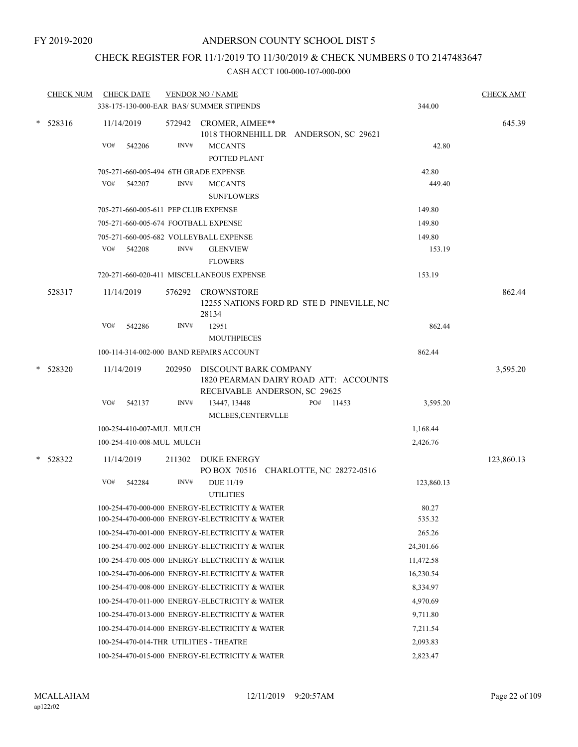FY 2019-2020

ANDERSON COUNTY SCHOOL DIST 5

CHECK REGISTER FOR 11/1/2019 TO 11/30/2019 & CHECK NUMBERS 0 TO 2147483647

CASH ACCT 100-000-107-000-000

| CHECK NUM | CHECK DATE | VENDOR NO / NAME | | CHECK AMT |
|---|---|---|---|---|
| | | 338-175-130-000-EAR BAS/ SUMMER STIPENDS | 344.00 | |
| * 528316 | 11/14/2019 | 572942 CROMER, AIMEE** 1018 THORNEHILL DR ANDERSON, SC 29621 | | 645.39 |
| | VO# 542206 | INV# MCCANTS POTTED PLANT | 42.80 | |
| | | 705-271-660-005-494 6TH GRADE EXPENSE | 42.80 | |
| | VO# 542207 | INV# MCCANTS SUNFLOWERS | 449.40 | |
| | | 705-271-660-005-611 PEP CLUB EXPENSE | 149.80 | |
| | | 705-271-660-005-674 FOOTBALL EXPENSE | 149.80 | |
| | | 705-271-660-005-682 VOLLEYBALL EXPENSE | 149.80 | |
| | VO# 542208 | INV# GLENVIEW FLOWERS | 153.19 | |
| | | 720-271-660-020-411 MISCELLANEOUS EXPENSE | 153.19 | |
| 528317 | 11/14/2019 | 576292 CROWNSTORE 12255 NATIONS FORD RD STE D PINEVILLE, NC 28134 | | 862.44 |
| | VO# 542286 | INV# 12951 MOUTHPIECES | 862.44 | |
| | | 100-114-314-002-000 BAND REPAIRS ACCOUNT | 862.44 | |
| * 528320 | 11/14/2019 | 202950 DISCOUNT BARK COMPANY 1820 PEARMAN DAIRY ROAD ATT: ACCOUNTS RECEIVABLE ANDERSON, SC 29625 | | 3,595.20 |
| | VO# 542137 | INV# 13447, 13448 PO# 11453 MCLEES,CENTERVLLE | 3,595.20 | |
| | | 100-254-410-007-MUL MULCH | 1,168.44 | |
| | | 100-254-410-008-MUL MULCH | 2,426.76 | |
| * 528322 | 11/14/2019 | 211302 DUKE ENERGY PO BOX 70516 CHARLOTTE, NC 28272-0516 | | 123,860.13 |
| | VO# 542284 | INV# DUE 11/19 UTILITIES | 123,860.13 | |
| | | 100-254-470-000-000 ENERGY-ELECTRICITY & WATER | 80.27 | |
| | | 100-254-470-000-000 ENERGY-ELECTRICITY & WATER | 535.32 | |
| | | 100-254-470-001-000 ENERGY-ELECTRICITY & WATER | 265.26 | |
| | | 100-254-470-002-000 ENERGY-ELECTRICITY & WATER | 24,301.66 | |
| | | 100-254-470-005-000 ENERGY-ELECTRICITY & WATER | 11,472.58 | |
| | | 100-254-470-006-000 ENERGY-ELECTRICITY & WATER | 16,230.54 | |
| | | 100-254-470-008-000 ENERGY-ELECTRICITY & WATER | 8,334.97 | |
| | | 100-254-470-011-000 ENERGY-ELECTRICITY & WATER | 4,970.69 | |
| | | 100-254-470-013-000 ENERGY-ELECTRICITY & WATER | 9,711.80 | |
| | | 100-254-470-014-000 ENERGY-ELECTRICITY & WATER | 7,211.54 | |
| | | 100-254-470-014-THR UTILITIES - THEATRE | 2,093.83 | |
| | | 100-254-470-015-000 ENERGY-ELECTRICITY & WATER | 2,823.47 | |

MCALLAHAM
ap122r02

12/11/2019 9:20:57AM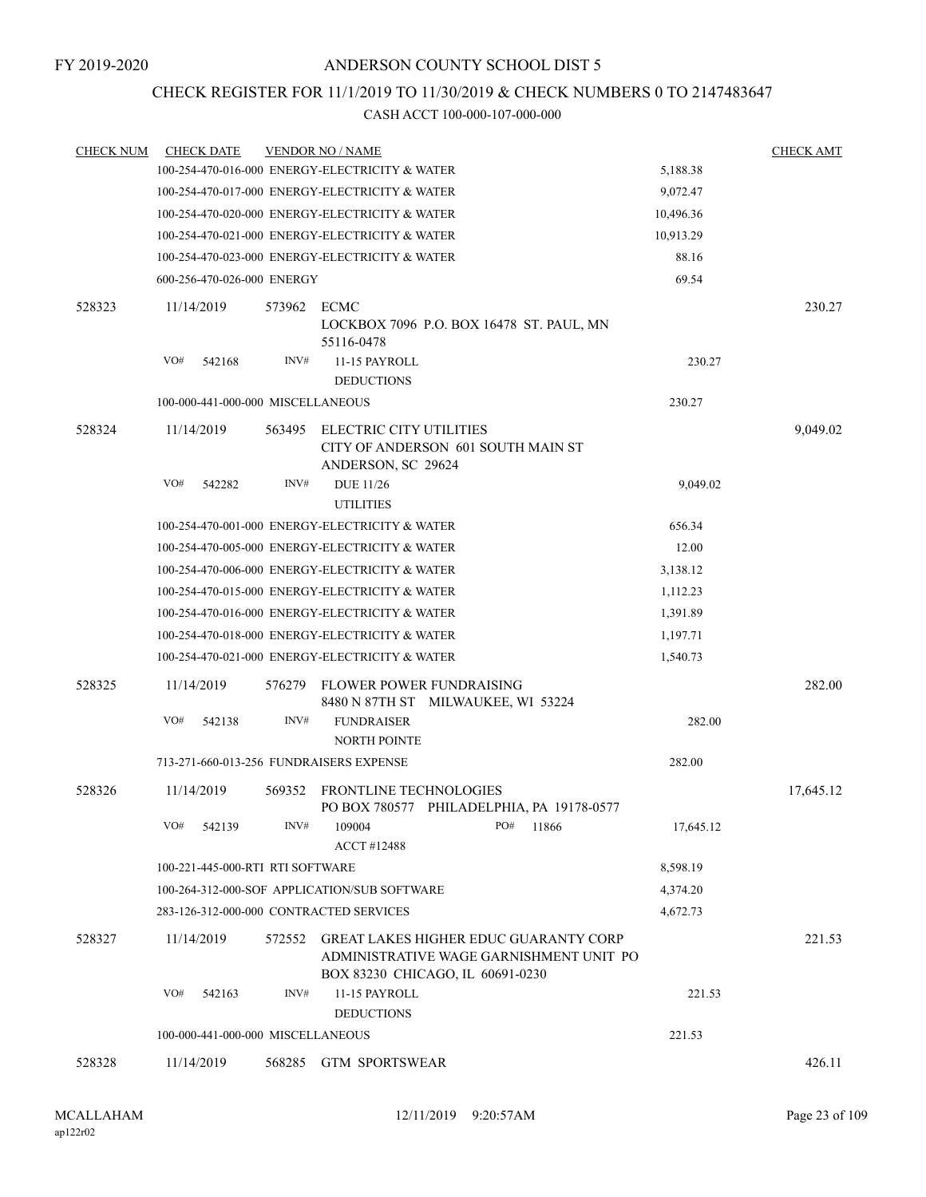FY 2019-2020

# ANDERSON COUNTY SCHOOL DIST 5

## CHECK REGISTER FOR 11/1/2019 TO 11/30/2019 & CHECK NUMBERS 0 TO 2147483647

### CASH ACCT 100-000-107-000-000

| CHECK NUM | CHECK DATE | VENDOR NO / NAME | | CHECK AMT |
|---|---|---|---|---|
| | | 100-254-470-016-000 ENERGY-ELECTRICITY & WATER | 5,188.38 | |
| | | 100-254-470-017-000 ENERGY-ELECTRICITY & WATER | 9,072.47 | |
| | | 100-254-470-020-000 ENERGY-ELECTRICITY & WATER | 10,496.36 | |
| | | 100-254-470-021-000 ENERGY-ELECTRICITY & WATER | 10,913.29 | |
| | | 100-254-470-023-000 ENERGY-ELECTRICITY & WATER | 88.16 | |
| | | 600-256-470-026-000 ENERGY | 69.54 | |
| 528323 | 11/14/2019 | 573962 ECMC<br>LOCKBOX 7096 P.O. BOX 16478 ST. PAUL, MN 55116-0478 | | 230.27 |
| | VO# 542168 | INV# 11-15 PAYROLL DEDUCTIONS | 230.27 | |
| | | 100-000-441-000-000 MISCELLANEOUS | 230.27 | |
| 528324 | 11/14/2019 | 563495 ELECTRIC CITY UTILITIES<br>CITY OF ANDERSON 601 SOUTH MAIN ST ANDERSON, SC 29624 | | 9,049.02 |
| | VO# 542282 | INV# DUE 11/26 UTILITIES | 9,049.02 | |
| | | 100-254-470-001-000 ENERGY-ELECTRICITY & WATER | 656.34 | |
| | | 100-254-470-005-000 ENERGY-ELECTRICITY & WATER | 12.00 | |
| | | 100-254-470-006-000 ENERGY-ELECTRICITY & WATER | 3,138.12 | |
| | | 100-254-470-015-000 ENERGY-ELECTRICITY & WATER | 1,112.23 | |
| | | 100-254-470-016-000 ENERGY-ELECTRICITY & WATER | 1,391.89 | |
| | | 100-254-470-018-000 ENERGY-ELECTRICITY & WATER | 1,197.71 | |
| | | 100-254-470-021-000 ENERGY-ELECTRICITY & WATER | 1,540.73 | |
| 528325 | 11/14/2019 | 576279 FLOWER POWER FUNDRAISING<br>8480 N 87TH ST MILWAUKEE, WI 53224 | | 282.00 |
| | VO# 542138 | INV# FUNDRAISER NORTH POINTE | 282.00 | |
| | | 713-271-660-013-256 FUNDRAISERS EXPENSE | 282.00 | |
| 528326 | 11/14/2019 | 569352 FRONTLINE TECHNOLOGIES<br>PO BOX 780577 PHILADELPHIA, PA 19178-0577 | | 17,645.12 |
| | VO# 542139 | INV# 109004 PO# 11866<br>ACCT #12488 | 17,645.12 | |
| | | 100-221-445-000-RTI RTI SOFTWARE | 8,598.19 | |
| | | 100-264-312-000-SOF APPLICATION/SUB SOFTWARE | 4,374.20 | |
| | | 283-126-312-000-000 CONTRACTED SERVICES | 4,672.73 | |
| 528327 | 11/14/2019 | 572552 GREAT LAKES HIGHER EDUC GUARANTY CORP<br>ADMINISTRATIVE WAGE GARNISHMENT UNIT PO BOX 83230 CHICAGO, IL 60691-0230 | | 221.53 |
| | VO# 542163 | INV# 11-15 PAYROLL DEDUCTIONS | 221.53 | |
| | | 100-000-441-000-000 MISCELLANEOUS | 221.53 | |
| 528328 | 11/14/2019 | 568285 GTM SPORTSWEAR | | 426.11 |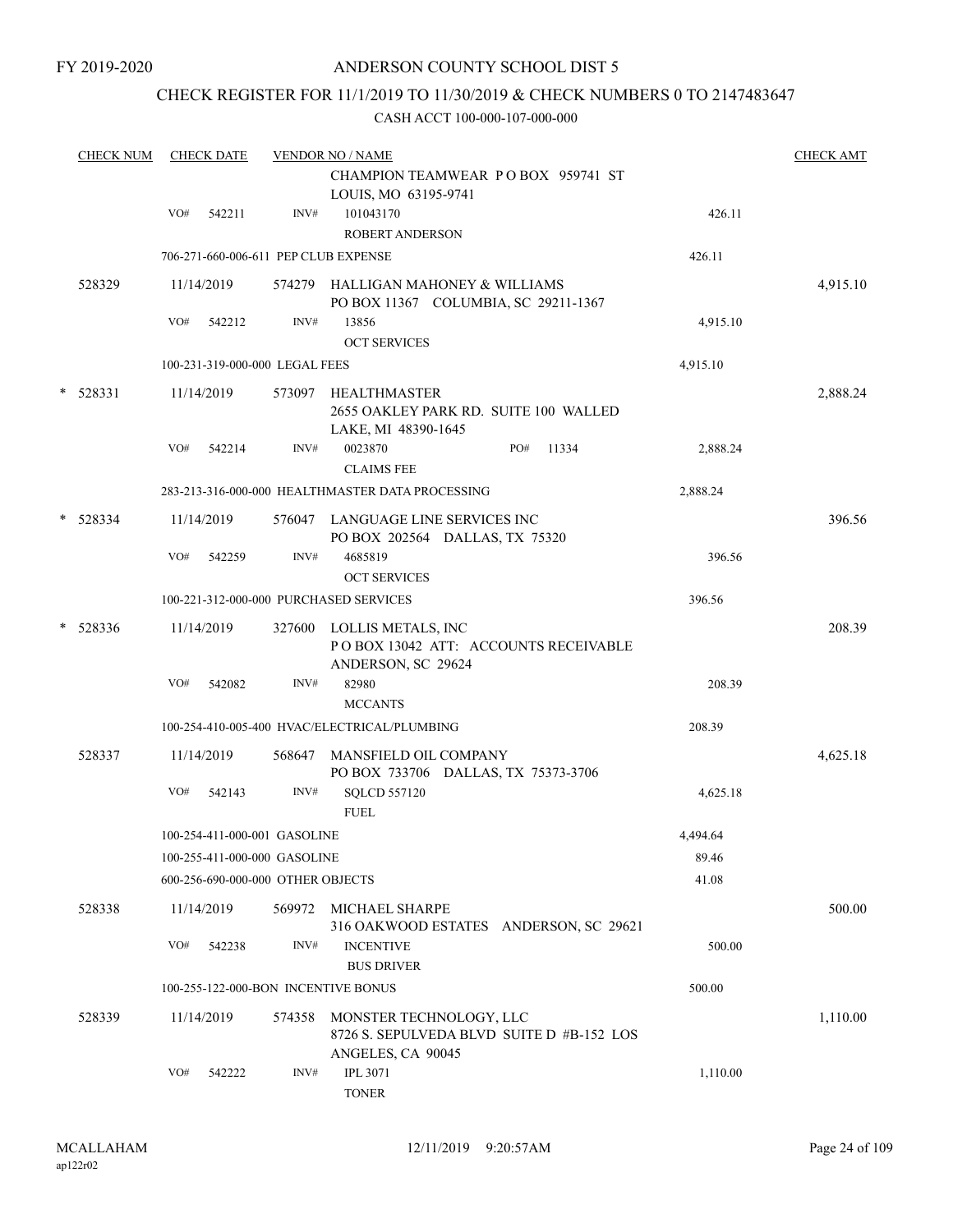FY 2019-2020

ANDERSON COUNTY SCHOOL DIST 5

CHECK REGISTER FOR 11/1/2019 TO 11/30/2019 & CHECK NUMBERS 0 TO 2147483647

CASH ACCT 100-000-107-000-000

| CHECK NUM | CHECK DATE | VENDOR NO / NAME | | CHECK AMT |
|---|---|---|---|---|
| | | CHAMPION TEAMWEAR P O BOX 959741 ST LOUIS, MO 63195-9741 | | |
| | VO# 542211 | INV# 101043170 ROBERT ANDERSON | 426.11 | |
| | 706-271-660-006-611 PEP CLUB EXPENSE | | 426.11 | |
| 528329 | 11/14/2019 | 574279 HALLIGAN MAHONEY & WILLIAMS PO BOX 11367 COLUMBIA, SC 29211-1367 | | 4,915.10 |
| | VO# 542212 | INV# 13856 OCT SERVICES | 4,915.10 | |
| | 100-231-319-000-000 LEGAL FEES | | 4,915.10 | |
| * 528331 | 11/14/2019 | 573097 HEALTHMASTER 2655 OAKLEY PARK RD. SUITE 100 WALLED LAKE, MI 48390-1645 | | 2,888.24 |
| | VO# 542214 | INV# 0023870 PO# 11334 CLAIMS FEE | 2,888.24 | |
| | 283-213-316-000-000 HEALTHMASTER DATA PROCESSING | | 2,888.24 | |
| * 528334 | 11/14/2019 | 576047 LANGUAGE LINE SERVICES INC PO BOX 202564 DALLAS, TX 75320 | | 396.56 |
| | VO# 542259 | INV# 4685819 OCT SERVICES | 396.56 | |
| | 100-221-312-000-000 PURCHASED SERVICES | | 396.56 | |
| * 528336 | 11/14/2019 | 327600 LOLLIS METALS, INC P O BOX 13042 ATT: ACCOUNTS RECEIVABLE ANDERSON, SC 29624 | | 208.39 |
| | VO# 542082 | INV# 82980 MCCANTS | 208.39 | |
| | 100-254-410-005-400 HVAC/ELECTRICAL/PLUMBING | | 208.39 | |
| 528337 | 11/14/2019 | 568647 MANSFIELD OIL COMPANY PO BOX 733706 DALLAS, TX 75373-3706 | | 4,625.18 |
| | VO# 542143 | INV# SQLCD 557120 FUEL | 4,625.18 | |
| | 100-254-411-000-001 GASOLINE | | 4,494.64 | |
| | 100-255-411-000-000 GASOLINE | | 89.46 | |
| | 600-256-690-000-000 OTHER OBJECTS | | 41.08 | |
| 528338 | 11/14/2019 | 569972 MICHAEL SHARPE 316 OAKWOOD ESTATES ANDERSON, SC 29621 | | 500.00 |
| | VO# 542238 | INV# INCENTIVE BUS DRIVER | 500.00 | |
| | 100-255-122-000-BON INCENTIVE BONUS | | 500.00 | |
| 528339 | 11/14/2019 | 574358 MONSTER TECHNOLOGY, LLC 8726 S. SEPULVEDA BLVD SUITE D #B-152 LOS ANGELES, CA 90045 | | 1,110.00 |
| | VO# 542222 | INV# IPL 3071 TONER | 1,110.00 | |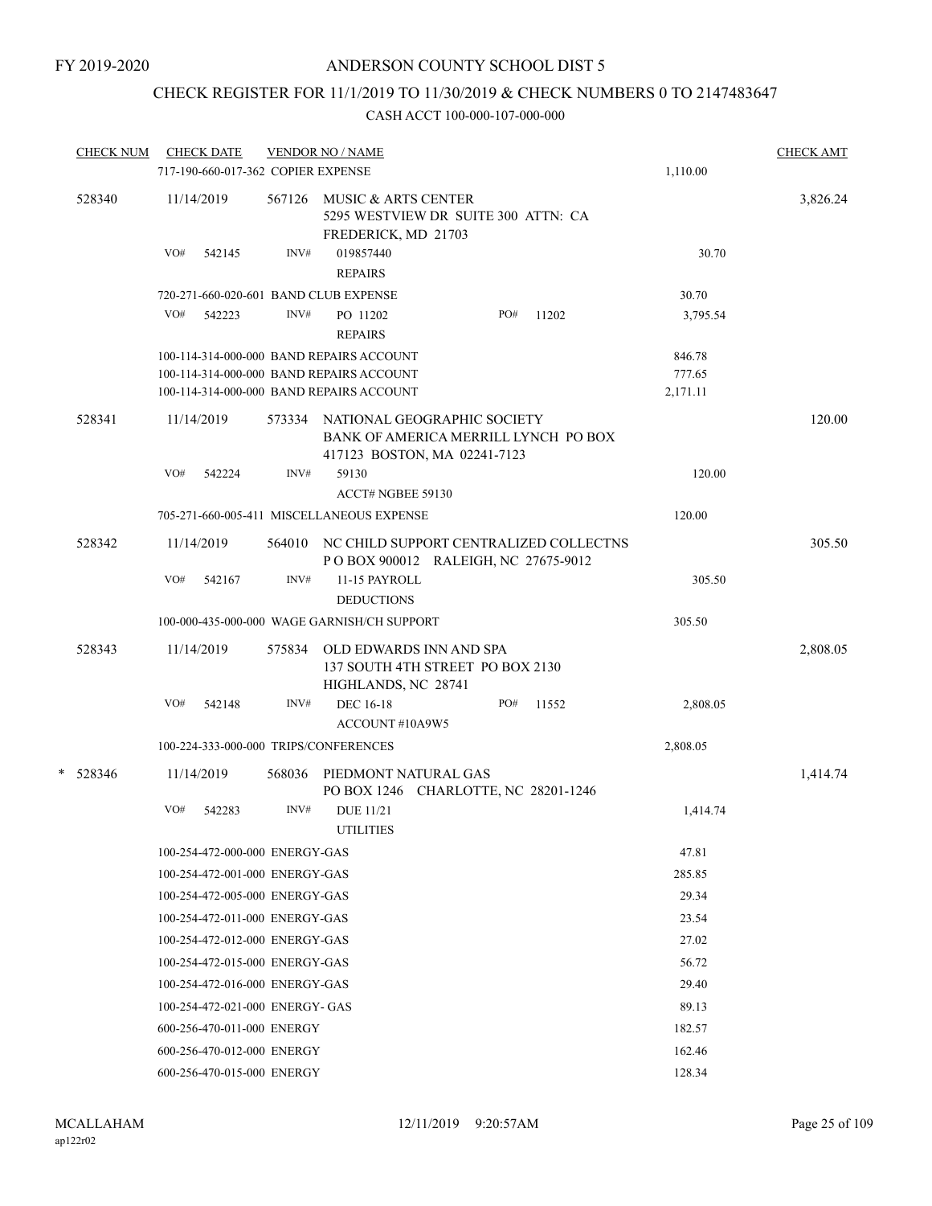FY 2019-2020

# ANDERSON COUNTY SCHOOL DIST 5

## CHECK REGISTER FOR 11/1/2019 TO 11/30/2019 & CHECK NUMBERS 0 TO 2147483647

### CASH ACCT 100-000-107-000-000

| CHECK NUM | CHECK DATE | VENDOR NO / NAME | | CHECK AMT |
|---|---|---|---|---|
| | 717-190-660-017-362 COPIER EXPENSE | | 1,110.00 | |
| 528340 | 11/14/2019 | 567126 MUSIC & ARTS CENTER<br>5295 WESTVIEW DR SUITE 300 ATTN: CA<br>FREDERICK, MD 21703 | | 3,826.24 |
| | VO# 542145 | INV# 019857440<br>REPAIRS | 30.70 | |
| | 720-271-660-020-601 BAND CLUB EXPENSE | | 30.70 | |
| | VO# 542223 | INV# PO 11202 PO# 11202<br>REPAIRS | 3,795.54 | |
| | 100-114-314-000-000 BAND REPAIRS ACCOUNT | | 846.78 | |
| | 100-114-314-000-000 BAND REPAIRS ACCOUNT | | 777.65 | |
| | 100-114-314-000-000 BAND REPAIRS ACCOUNT | | 2,171.11 | |
| 528341 | 11/14/2019 | 573334 NATIONAL GEOGRAPHIC SOCIETY<br>BANK OF AMERICA MERRILL LYNCH PO BOX<br>417123 BOSTON, MA 02241-7123 | | 120.00 |
| | VO# 542224 | INV# 59130<br>ACCT# NGBEE 59130 | 120.00 | |
| | 705-271-660-005-411 MISCELLANEOUS EXPENSE | | 120.00 | |
| 528342 | 11/14/2019 | 564010 NC CHILD SUPPORT CENTRALIZED COLLECTNS<br>P O BOX 900012 RALEIGH, NC 27675-9012 | | 305.50 |
| | VO# 542167 | INV# 11-15 PAYROLL<br>DEDUCTIONS | 305.50 | |
| | 100-000-435-000-000 WAGE GARNISH/CH SUPPORT | | 305.50 | |
| 528343 | 11/14/2019 | 575834 OLD EDWARDS INN AND SPA<br>137 SOUTH 4TH STREET PO BOX 2130<br>HIGHLANDS, NC 28741 | | 2,808.05 |
| | VO# 542148 | INV# DEC 16-18 PO# 11552<br>ACCOUNT #10A9W5 | 2,808.05 | |
| | 100-224-333-000-000 TRIPS/CONFERENCES | | 2,808.05 | |
| * 528346 | 11/14/2019 | 568036 PIEDMONT NATURAL GAS<br>PO BOX 1246 CHARLOTTE, NC 28201-1246 | | 1,414.74 |
| | VO# 542283 | INV# DUE 11/21<br>UTILITIES | 1,414.74 | |
| | 100-254-472-000-000 ENERGY-GAS | | 47.81 | |
| | 100-254-472-001-000 ENERGY-GAS | | 285.85 | |
| | 100-254-472-005-000 ENERGY-GAS | | 29.34 | |
| | 100-254-472-011-000 ENERGY-GAS | | 23.54 | |
| | 100-254-472-012-000 ENERGY-GAS | | 27.02 | |
| | 100-254-472-015-000 ENERGY-GAS | | 56.72 | |
| | 100-254-472-016-000 ENERGY-GAS | | 29.40 | |
| | 100-254-472-021-000 ENERGY- GAS | | 89.13 | |
| | 600-256-470-011-000 ENERGY | | 182.57 | |
| | 600-256-470-012-000 ENERGY | | 162.46 | |
| | 600-256-470-015-000 ENERGY | | 128.34 | |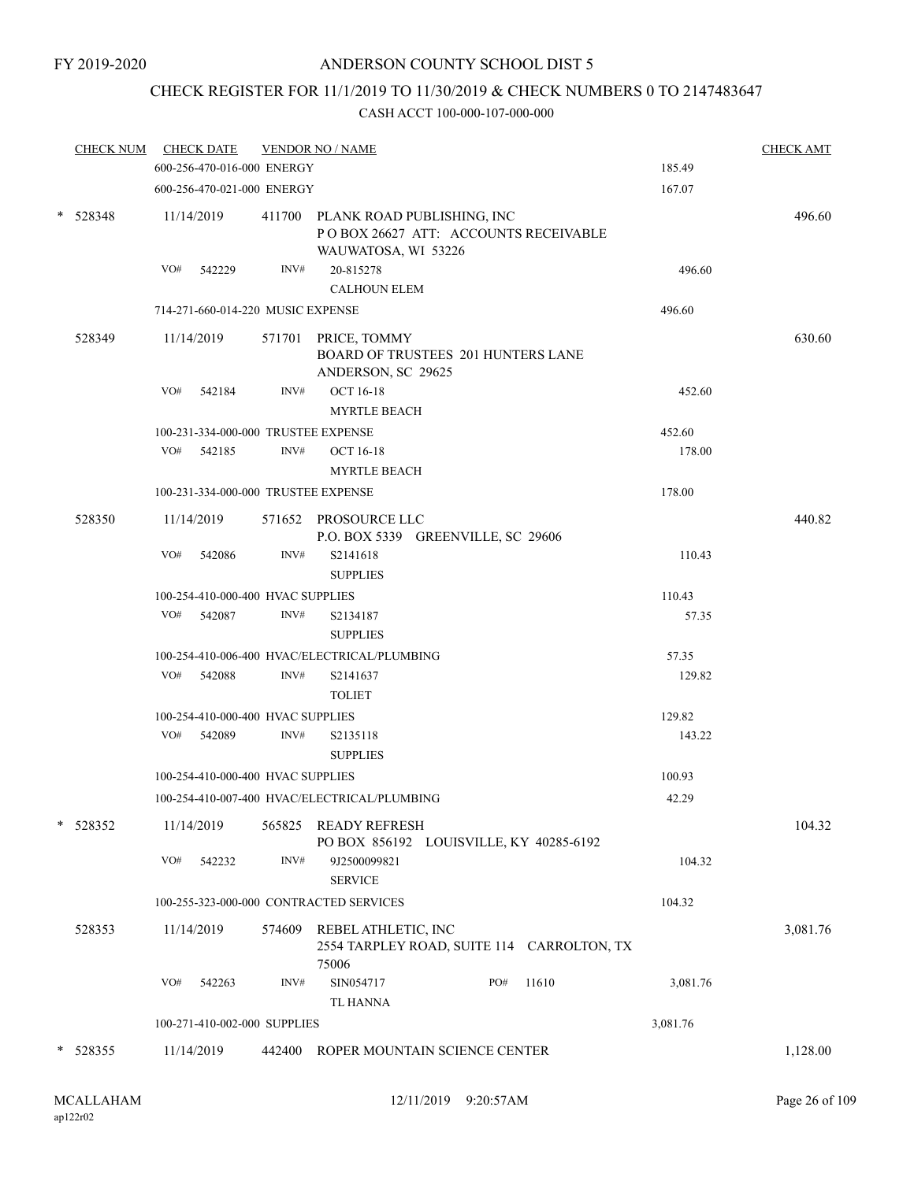FY 2019-2020

# ANDERSON COUNTY SCHOOL DIST 5

## CHECK REGISTER FOR 11/1/2019 TO 11/30/2019 & CHECK NUMBERS 0 TO 2147483647

CASH ACCT 100-000-107-000-000

| CHECK NUM | CHECK DATE | VENDOR NO / NAME | | CHECK AMT |
|---|---|---|---|---|
| | 600-256-470-016-000 ENERGY | | 185.49 | |
| | 600-256-470-021-000 ENERGY | | 167.07 | |
| * 528348 | 11/14/2019 | 411700 PLANK ROAD PUBLISHING, INC<br>P O BOX 26627 ATT: ACCOUNTS RECEIVABLE<br>WAUWATOSA, WI 53226 | | 496.60 |
| | VO# 542229 | INV# 20-815278<br>CALHOUN ELEM | 496.60 | |
| | 714-271-660-014-220 MUSIC EXPENSE | | 496.60 | |
| 528349 | 11/14/2019 | 571701 PRICE, TOMMY<br>BOARD OF TRUSTEES 201 HUNTERS LANE<br>ANDERSON, SC 29625 | | 630.60 |
| | VO# 542184 | INV# OCT 16-18<br>MYRTLE BEACH | 452.60 | |
| | 100-231-334-000-000 TRUSTEE EXPENSE | | 452.60 | |
| | VO# 542185 | INV# OCT 16-18<br>MYRTLE BEACH | 178.00 | |
| | 100-231-334-000-000 TRUSTEE EXPENSE | | 178.00 | |
| 528350 | 11/14/2019 | 571652 PROSOURCE LLC<br>P.O. BOX 5339 GREENVILLE, SC 29606 | | 440.82 |
| | VO# 542086 | INV# S2141618<br>SUPPLIES | 110.43 | |
| | 100-254-410-000-400 HVAC SUPPLIES | | 110.43 | |
| | VO# 542087 | INV# S2134187<br>SUPPLIES | 57.35 | |
| | 100-254-410-006-400 HVAC/ELECTRICAL/PLUMBING | | 57.35 | |
| | VO# 542088 | INV# S2141637<br>TOLIET | 129.82 | |
| | 100-254-410-000-400 HVAC SUPPLIES | | 129.82 | |
| | VO# 542089 | INV# S2135118<br>SUPPLIES | 143.22 | |
| | 100-254-410-000-400 HVAC SUPPLIES | | 100.93 | |
| | 100-254-410-007-400 HVAC/ELECTRICAL/PLUMBING | | 42.29 | |
| * 528352 | 11/14/2019 | 565825 READY REFRESH<br>PO BOX 856192 LOUISVILLE, KY 40285-6192 | | 104.32 |
| | VO# 542232 | INV# 9J2500099821<br>SERVICE | 104.32 | |
| | 100-255-323-000-000 CONTRACTED SERVICES | | 104.32 | |
| 528353 | 11/14/2019 | 574609 REBEL ATHLETIC, INC<br>2554 TARPLEY ROAD, SUITE 114 CARROLTON, TX 75006 | | 3,081.76 |
| | VO# 542263 | INV# SIN054717 PO# 11610<br>TL HANNA | 3,081.76 | |
| | 100-271-410-002-000 SUPPLIES | | 3,081.76 | |
| * 528355 | 11/14/2019 | 442400 ROPER MOUNTAIN SCIENCE CENTER | | 1,128.00 |

MCALLAHAM ap122r02 12/11/2019 9:20:57AM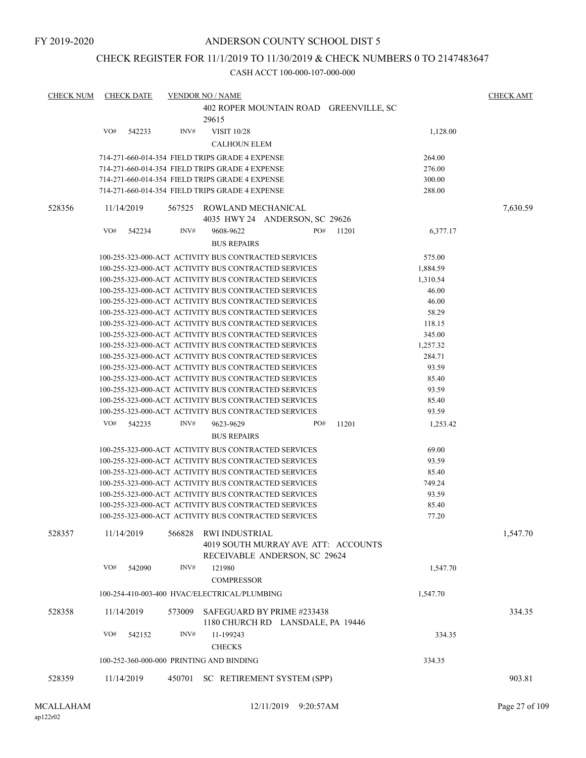FY 2019-2020

# ANDERSON COUNTY SCHOOL DIST 5

## CHECK REGISTER FOR 11/1/2019 TO 11/30/2019 & CHECK NUMBERS 0 TO 2147483647

CASH ACCT 100-000-107-000-000

| CHECK NUM | CHECK DATE | VENDOR NO / NAME | | CHECK AMT |
|---|---|---|---|---|
| | | 402 ROPER MOUNTAIN ROAD GREENVILLE, SC 29615 | | |
| | VO# 542233 | INV# VISIT 10/28 | 1,128.00 | |
| | | CALHOUN ELEM | | |
| | | 714-271-660-014-354 FIELD TRIPS GRADE 4 EXPENSE | 264.00 | |
| | | 714-271-660-014-354 FIELD TRIPS GRADE 4 EXPENSE | 276.00 | |
| | | 714-271-660-014-354 FIELD TRIPS GRADE 4 EXPENSE | 300.00 | |
| | | 714-271-660-014-354 FIELD TRIPS GRADE 4 EXPENSE | 288.00 | |
| 528356 | 11/14/2019 | 567525 ROWLAND MECHANICAL 4035 HWY 24 ANDERSON, SC 29626 | | 7,630.59 |
| | VO# 542234 | INV# 9608-9622 PO# 11201 | 6,377.17 | |
| | | BUS REPAIRS | | |
| | | 100-255-323-000-ACT ACTIVITY BUS CONTRACTED SERVICES | 575.00 | |
| | | 100-255-323-000-ACT ACTIVITY BUS CONTRACTED SERVICES | 1,884.59 | |
| | | 100-255-323-000-ACT ACTIVITY BUS CONTRACTED SERVICES | 1,310.54 | |
| | | 100-255-323-000-ACT ACTIVITY BUS CONTRACTED SERVICES | 46.00 | |
| | | 100-255-323-000-ACT ACTIVITY BUS CONTRACTED SERVICES | 46.00 | |
| | | 100-255-323-000-ACT ACTIVITY BUS CONTRACTED SERVICES | 58.29 | |
| | | 100-255-323-000-ACT ACTIVITY BUS CONTRACTED SERVICES | 118.15 | |
| | | 100-255-323-000-ACT ACTIVITY BUS CONTRACTED SERVICES | 345.00 | |
| | | 100-255-323-000-ACT ACTIVITY BUS CONTRACTED SERVICES | 1,257.32 | |
| | | 100-255-323-000-ACT ACTIVITY BUS CONTRACTED SERVICES | 284.71 | |
| | | 100-255-323-000-ACT ACTIVITY BUS CONTRACTED SERVICES | 93.59 | |
| | | 100-255-323-000-ACT ACTIVITY BUS CONTRACTED SERVICES | 85.40 | |
| | | 100-255-323-000-ACT ACTIVITY BUS CONTRACTED SERVICES | 93.59 | |
| | | 100-255-323-000-ACT ACTIVITY BUS CONTRACTED SERVICES | 85.40 | |
| | | 100-255-323-000-ACT ACTIVITY BUS CONTRACTED SERVICES | 93.59 | |
| | VO# 542235 | INV# 9623-9629 PO# 11201 | 1,253.42 | |
| | | BUS REPAIRS | | |
| | | 100-255-323-000-ACT ACTIVITY BUS CONTRACTED SERVICES | 69.00 | |
| | | 100-255-323-000-ACT ACTIVITY BUS CONTRACTED SERVICES | 93.59 | |
| | | 100-255-323-000-ACT ACTIVITY BUS CONTRACTED SERVICES | 85.40 | |
| | | 100-255-323-000-ACT ACTIVITY BUS CONTRACTED SERVICES | 749.24 | |
| | | 100-255-323-000-ACT ACTIVITY BUS CONTRACTED SERVICES | 93.59 | |
| | | 100-255-323-000-ACT ACTIVITY BUS CONTRACTED SERVICES | 85.40 | |
| | | 100-255-323-000-ACT ACTIVITY BUS CONTRACTED SERVICES | 77.20 | |
| 528357 | 11/14/2019 | 566828 RWI INDUSTRIAL 4019 SOUTH MURRAY AVE ATT: ACCOUNTS RECEIVABLE ANDERSON, SC 29624 | | 1,547.70 |
| | VO# 542090 | INV# 121980 | 1,547.70 | |
| | | COMPRESSOR | | |
| | | 100-254-410-003-400 HVAC/ELECTRICAL/PLUMBING | 1,547.70 | |
| 528358 | 11/14/2019 | 573009 SAFEGUARD BY PRIME #233438 1180 CHURCH RD LANSDALE, PA 19446 | | 334.35 |
| | VO# 542152 | INV# 11-199243 | 334.35 | |
| | | CHECKS | | |
| | | 100-252-360-000-000 PRINTING AND BINDING | 334.35 | |
| 528359 | 11/14/2019 | 450701 SC RETIREMENT SYSTEM (SPP) | | 903.81 |

MCALLAHAM
ap122r02

12/11/2019 9:20:57AM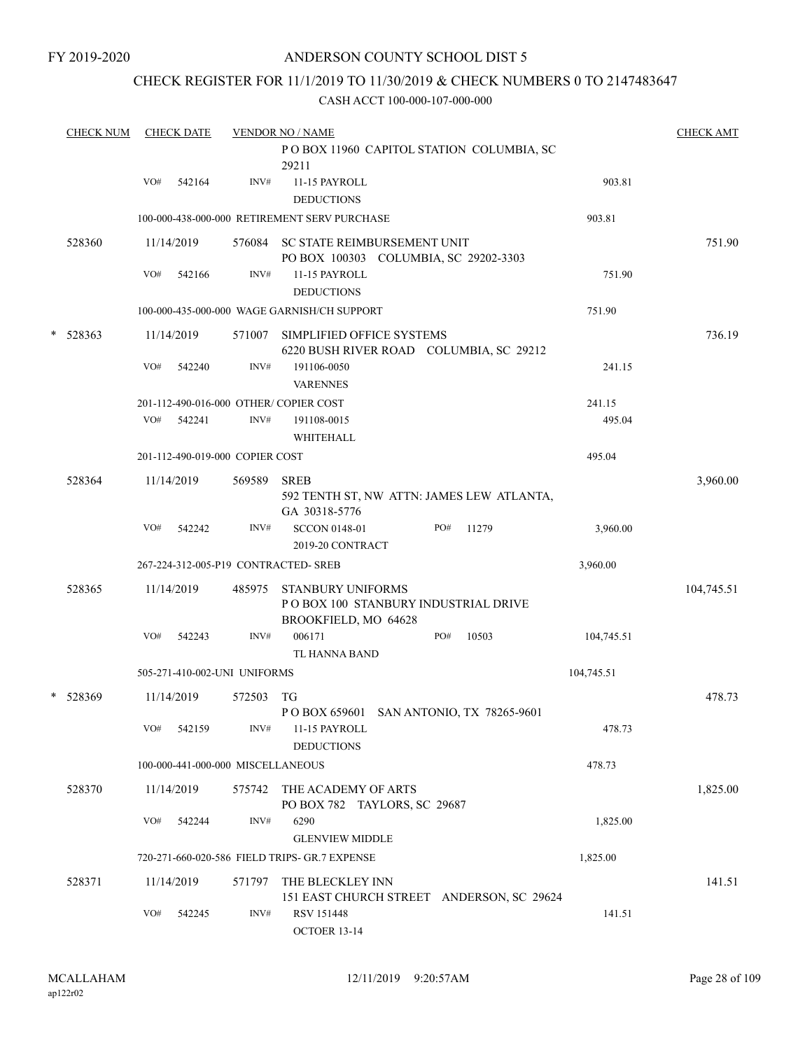FY 2019-2020

# ANDERSON COUNTY SCHOOL DIST 5

## CHECK REGISTER FOR 11/1/2019 TO 11/30/2019 & CHECK NUMBERS 0 TO 2147483647

CASH ACCT 100-000-107-000-000

| CHECK NUM | CHECK DATE | VENDOR NO / NAME | | CHECK AMT |
|---|---|---|---|---|
| | | P O BOX 11960 CAPITOL STATION COLUMBIA, SC 29211 | | |
| | VO# 542164 | INV# 11-15 PAYROLL DEDUCTIONS | 903.81 | |
| | | 100-000-438-000-000 RETIREMENT SERV PURCHASE | 903.81 | |
| 528360 | 11/14/2019 | 576084 SC STATE REIMBURSEMENT UNIT PO BOX 100303 COLUMBIA, SC 29202-3303 | | 751.90 |
| | VO# 542166 | INV# 11-15 PAYROLL DEDUCTIONS | 751.90 | |
| | | 100-000-435-000-000 WAGE GARNISH/CH SUPPORT | 751.90 | |
| * 528363 | 11/14/2019 | 571007 SIMPLIFIED OFFICE SYSTEMS 6220 BUSH RIVER ROAD COLUMBIA, SC 29212 | | 736.19 |
| | VO# 542240 | INV# 191106-0050 VARENNES | 241.15 | |
| | | 201-112-490-016-000 OTHER/ COPIER COST | 241.15 | |
| | VO# 542241 | INV# 191108-0015 WHITEHALL | 495.04 | |
| | | 201-112-490-019-000 COPIER COST | 495.04 | |
| 528364 | 11/14/2019 | 569589 SREB 592 TENTH ST, NW ATTN: JAMES LEW ATLANTA, GA 30318-5776 | | 3,960.00 |
| | VO# 542242 | INV# SCCON 0148-01 PO# 11279 2019-20 CONTRACT | 3,960.00 | |
| | | 267-224-312-005-P19 CONTRACTED- SREB | 3,960.00 | |
| 528365 | 11/14/2019 | 485975 STANBURY UNIFORMS P O BOX 100 STANBURY INDUSTRIAL DRIVE BROOKFIELD, MO 64628 | | 104,745.51 |
| | VO# 542243 | INV# 006171 PO# 10503 TL HANNA BAND | 104,745.51 | |
| | | 505-271-410-002-UNI UNIFORMS | 104,745.51 | |
| * 528369 | 11/14/2019 | 572503 TG P O BOX 659601 SAN ANTONIO, TX 78265-9601 | | 478.73 |
| | VO# 542159 | INV# 11-15 PAYROLL DEDUCTIONS | 478.73 | |
| | | 100-000-441-000-000 MISCELLANEOUS | 478.73 | |
| 528370 | 11/14/2019 | 575742 THE ACADEMY OF ARTS PO BOX 782 TAYLORS, SC 29687 | | 1,825.00 |
| | VO# 542244 | INV# 6290 GLENVIEW MIDDLE | 1,825.00 | |
| | | 720-271-660-020-586 FIELD TRIPS- GR.7 EXPENSE | 1,825.00 | |
| 528371 | 11/14/2019 | 571797 THE BLECKLEY INN 151 EAST CHURCH STREET ANDERSON, SC 29624 | | 141.51 |
| | VO# 542245 | INV# RSV 151448 OCTOER 13-14 | 141.51 | |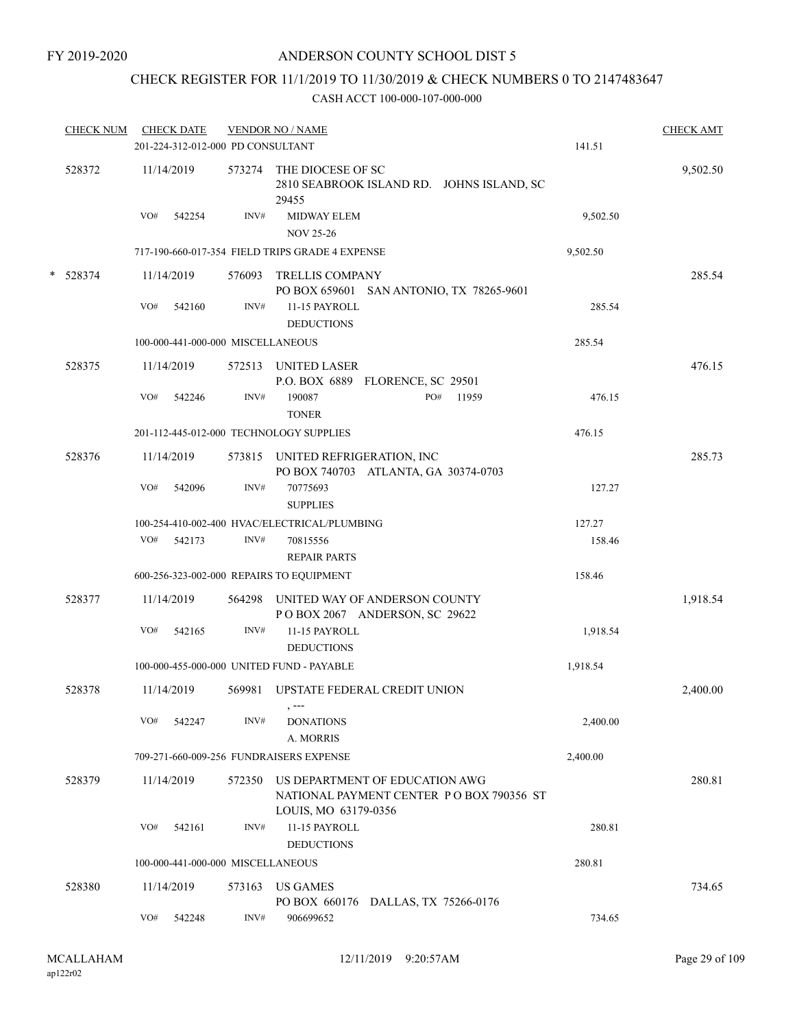FY 2019-2020

# ANDERSON COUNTY SCHOOL DIST 5

## CHECK REGISTER FOR 11/1/2019 TO 11/30/2019 & CHECK NUMBERS 0 TO 2147483647

### CASH ACCT 100-000-107-000-000

| CHECK NUM | CHECK DATE | VENDOR NO / NAME | | CHECK AMT |
|---|---|---|---|---|
| | 201-224-312-012-000 PD CONSULTANT | | 141.51 | |
| 528372 | 11/14/2019 | 573274 THE DIOCESE OF SC<br>2810 SEABROOK ISLAND RD. JOHNS ISLAND, SC 29455 | | 9,502.50 |
| | VO# 542254 | INV# MIDWAY ELEM<br>NOV 25-26 | 9,502.50 | |
| | 717-190-660-017-354 FIELD TRIPS GRADE 4 EXPENSE | | 9,502.50 | |
| * 528374 | 11/14/2019 | 576093 TRELLIS COMPANY<br>PO BOX 659601 SAN ANTONIO, TX 78265-9601 | | 285.54 |
| | VO# 542160 | INV# 11-15 PAYROLL<br>DEDUCTIONS | 285.54 | |
| | 100-000-441-000-000 MISCELLANEOUS | | 285.54 | |
| 528375 | 11/14/2019 | 572513 UNITED LASER<br>P.O. BOX 6889 FLORENCE, SC 29501 | | 476.15 |
| | VO# 542246 | INV# 190087 PO# 11959<br>TONER | 476.15 | |
| | 201-112-445-012-000 TECHNOLOGY SUPPLIES | | 476.15 | |
| 528376 | 11/14/2019 | 573815 UNITED REFRIGERATION, INC<br>PO BOX 740703 ATLANTA, GA 30374-0703 | | 285.73 |
| | VO# 542096 | INV# 70775693<br>SUPPLIES | 127.27 | |
| | 100-254-410-002-400 HVAC/ELECTRICAL/PLUMBING | | 127.27 | |
| | VO# 542173 | INV# 70815556<br>REPAIR PARTS | 158.46 | |
| | 600-256-323-002-000 REPAIRS TO EQUIPMENT | | 158.46 | |
| 528377 | 11/14/2019 | 564298 UNITED WAY OF ANDERSON COUNTY<br>P O BOX 2067 ANDERSON, SC 29622 | | 1,918.54 |
| | VO# 542165 | INV# 11-15 PAYROLL<br>DEDUCTIONS | 1,918.54 | |
| | 100-000-455-000-000 UNITED FUND - PAYABLE | | 1,918.54 | |
| 528378 | 11/14/2019 | 569981 UPSTATE FEDERAL CREDIT UNION<br>, --- | | 2,400.00 |
| | VO# 542247 | INV# DONATIONS<br>A. MORRIS | 2,400.00 | |
| | 709-271-660-009-256 FUNDRAISERS EXPENSE | | 2,400.00 | |
| 528379 | 11/14/2019 | 572350 US DEPARTMENT OF EDUCATION AWG<br>NATIONAL PAYMENT CENTER P O BOX 790356 ST LOUIS, MO 63179-0356 | | 280.81 |
| | VO# 542161 | INV# 11-15 PAYROLL<br>DEDUCTIONS | 280.81 | |
| | 100-000-441-000-000 MISCELLANEOUS | | 280.81 | |
| 528380 | 11/14/2019 | 573163 US GAMES<br>PO BOX 660176 DALLAS, TX 75266-0176 | | 734.65 |
| | VO# 542248 | INV# 906699652 | 734.65 | |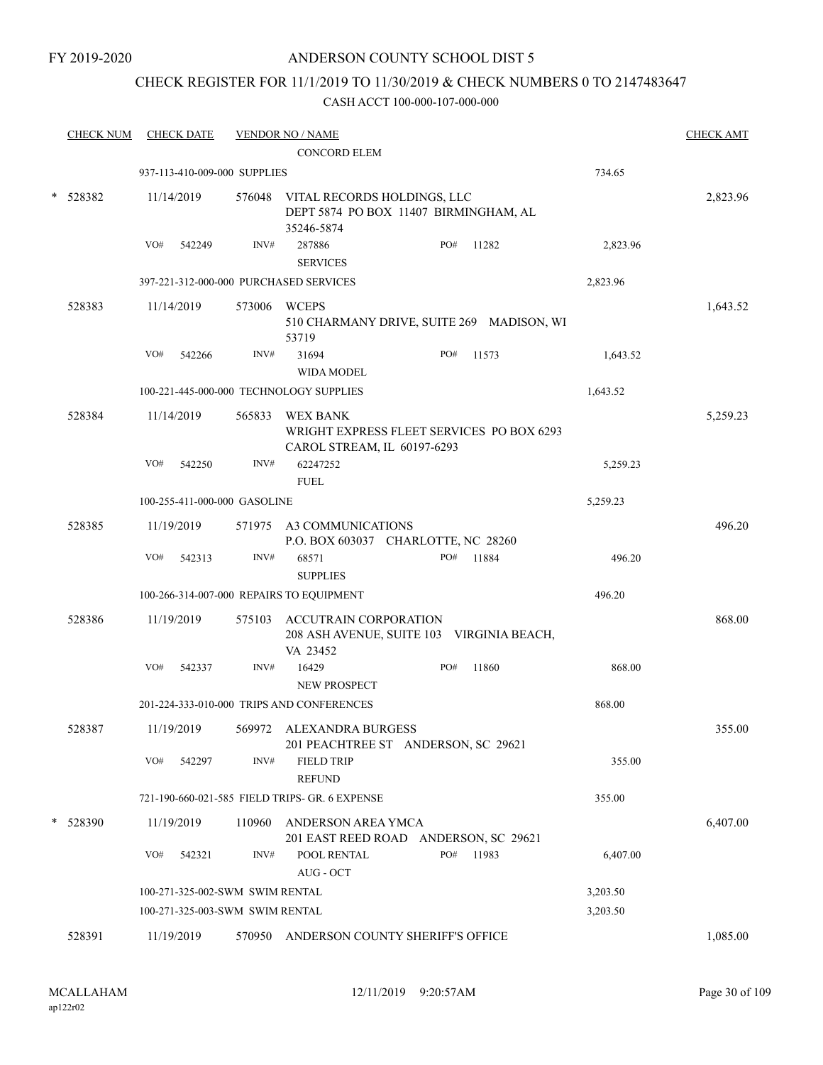FY 2019-2020

# ANDERSON COUNTY SCHOOL DIST 5

## CHECK REGISTER FOR 11/1/2019 TO 11/30/2019 & CHECK NUMBERS 0 TO 2147483647

### CASH ACCT 100-000-107-000-000

| CHECK NUM | CHECK DATE | VENDOR NO / NAME | | CHECK AMT |
|---|---|---|---|---|
| | | CONCORD ELEM | | |
| | 937-113-410-009-000 SUPPLIES | | 734.65 | |
| * 528382 | 11/14/2019 | 576048 VITAL RECORDS HOLDINGS, LLC<br>DEPT 5874 PO BOX 11407 BIRMINGHAM, AL 35246-5874 | | 2,823.96 |
| | VO# 542249 | INV# 287886 PO# 11282<br>SERVICES | 2,823.96 | |
| | 397-221-312-000-000 PURCHASED SERVICES | | 2,823.96 | |
| 528383 | 11/14/2019 | 573006 WCEPS<br>510 CHARMANY DRIVE, SUITE 269 MADISON, WI 53719 | | 1,643.52 |
| | VO# 542266 | INV# 31694 PO# 11573<br>WIDA MODEL | 1,643.52 | |
| | 100-221-445-000-000 TECHNOLOGY SUPPLIES | | 1,643.52 | |
| 528384 | 11/14/2019 | 565833 WEX BANK<br>WRIGHT EXPRESS FLEET SERVICES PO BOX 6293 CAROL STREAM, IL 60197-6293 | | 5,259.23 |
| | VO# 542250 | INV# 62247252<br>FUEL | 5,259.23 | |
| | 100-255-411-000-000 GASOLINE | | 5,259.23 | |
| 528385 | 11/19/2019 | 571975 A3 COMMUNICATIONS<br>P.O. BOX 603037 CHARLOTTE, NC 28260 | | 496.20 |
| | VO# 542313 | INV# 68571 PO# 11884<br>SUPPLIES | 496.20 | |
| | 100-266-314-007-000 REPAIRS TO EQUIPMENT | | 496.20 | |
| 528386 | 11/19/2019 | 575103 ACCUTRAIN CORPORATION<br>208 ASH AVENUE, SUITE 103 VIRGINIA BEACH, VA 23452 | | 868.00 |
| | VO# 542337 | INV# 16429 PO# 11860<br>NEW PROSPECT | 868.00 | |
| | 201-224-333-010-000 TRIPS AND CONFERENCES | | 868.00 | |
| 528387 | 11/19/2019 | 569972 ALEXANDRA BURGESS<br>201 PEACHTREE ST ANDERSON, SC 29621 | | 355.00 |
| | VO# 542297 | INV# FIELD TRIP<br>REFUND | 355.00 | |
| | 721-190-660-021-585 FIELD TRIPS- GR. 6 EXPENSE | | 355.00 | |
| * 528390 | 11/19/2019 | 110960 ANDERSON AREA YMCA<br>201 EAST REED ROAD ANDERSON, SC 29621 | | 6,407.00 |
| | VO# 542321 | INV# POOL RENTAL PO# 11983<br>AUG - OCT | 6,407.00 | |
| | 100-271-325-002-SWM SWIM RENTAL | | 3,203.50 | |
| | 100-271-325-003-SWM SWIM RENTAL | | 3,203.50 | |
| 528391 | 11/19/2019 | 570950 ANDERSON COUNTY SHERIFF'S OFFICE | | 1,085.00 |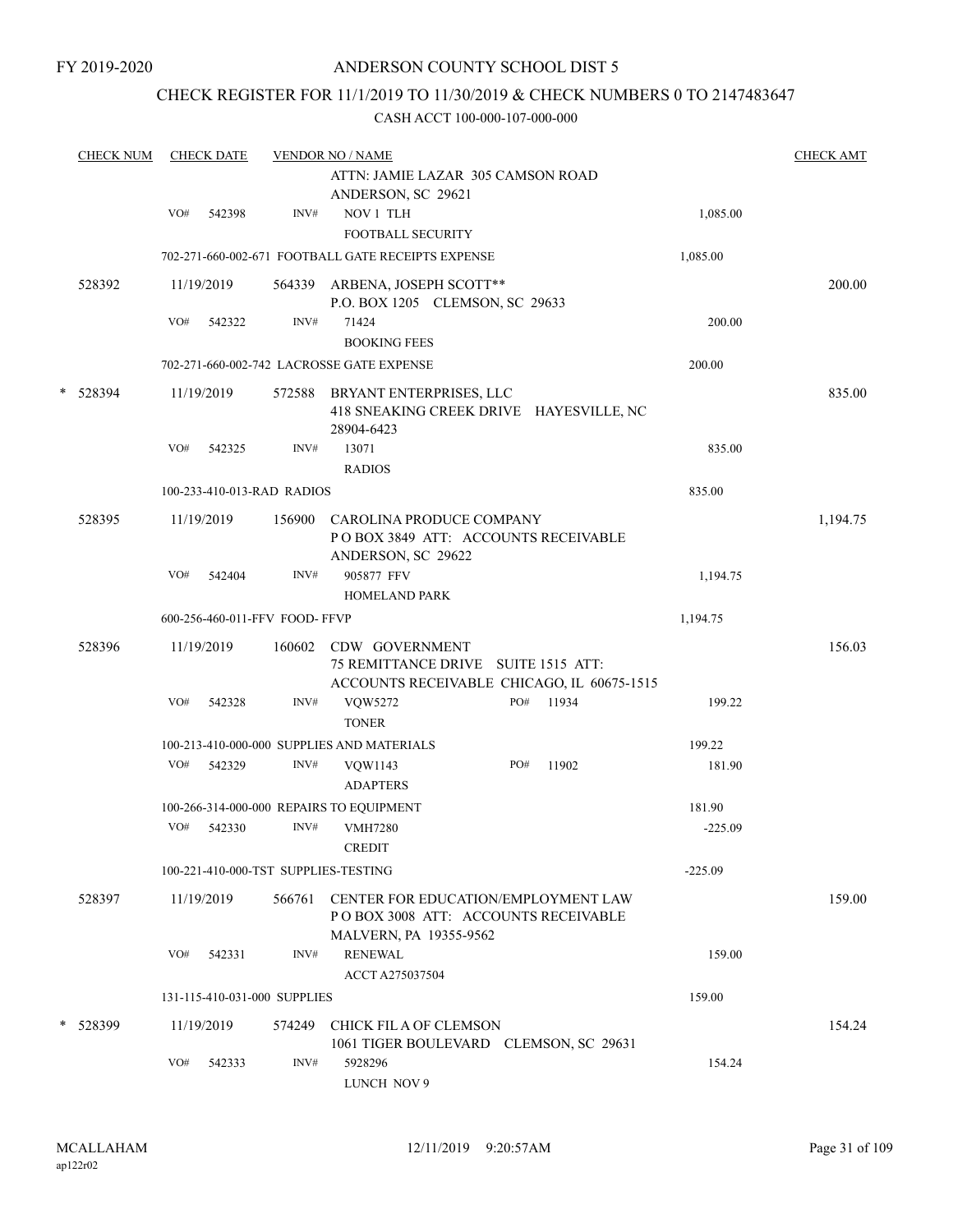FY 2019-2020

ANDERSON COUNTY SCHOOL DIST 5

CHECK REGISTER FOR 11/1/2019 TO 11/30/2019 & CHECK NUMBERS 0 TO 2147483647

CASH ACCT 100-000-107-000-000

| CHECK NUM | CHECK DATE | VENDOR NO / NAME | | CHECK AMT |
|---|---|---|---|---|
| | | ATTN: JAMIE LAZAR 305 CAMSON ROAD ANDERSON, SC 29621 | | |
| | VO# 542398 | INV# NOV 1 TLH FOOTBALL SECURITY | 1,085.00 | |
| | 702-271-660-002-671 FOOTBALL GATE RECEIPTS EXPENSE | | 1,085.00 | |
| 528392 | 11/19/2019 | 564339 ARBENA, JOSEPH SCOTT** P.O. BOX 1205 CLEMSON, SC 29633 | | 200.00 |
| | VO# 542322 | INV# 71424 BOOKING FEES | 200.00 | |
| | 702-271-660-002-742 LACROSSE GATE EXPENSE | | 200.00 | |
| * 528394 | 11/19/2019 | 572588 BRYANT ENTERPRISES, LLC 418 SNEAKING CREEK DRIVE HAYESVILLE, NC 28904-6423 | | 835.00 |
| | VO# 542325 | INV# 13071 RADIOS | 835.00 | |
| | 100-233-410-013-RAD RADIOS | | 835.00 | |
| 528395 | 11/19/2019 | 156900 CAROLINA PRODUCE COMPANY P O BOX 3849 ATT: ACCOUNTS RECEIVABLE ANDERSON, SC 29622 | | 1,194.75 |
| | VO# 542404 | INV# 905877 FFV HOMELAND PARK | 1,194.75 | |
| | 600-256-460-011-FFV FOOD- FFVP | | 1,194.75 | |
| 528396 | 11/19/2019 | 160602 CDW GOVERNMENT 75 REMITTANCE DRIVE SUITE 1515 ATT: ACCOUNTS RECEIVABLE CHICAGO, IL 60675-1515 | | 156.03 |
| | VO# 542328 | INV# VQW5272 PO# 11934 TONER | 199.22 | |
| | 100-213-410-000-000 SUPPLIES AND MATERIALS | | 199.22 | |
| | VO# 542329 | INV# VQW1143 PO# 11902 ADAPTERS | 181.90 | |
| | 100-266-314-000-000 REPAIRS TO EQUIPMENT | | 181.90 | |
| | VO# 542330 | INV# VMH7280 CREDIT | -225.09 | |
| | 100-221-410-000-TST SUPPLIES-TESTING | | -225.09 | |
| 528397 | 11/19/2019 | 566761 CENTER FOR EDUCATION/EMPLOYMENT LAW P O BOX 3008 ATT: ACCOUNTS RECEIVABLE MALVERN, PA 19355-9562 | | 159.00 |
| | VO# 542331 | INV# RENEWAL ACCT A275037504 | 159.00 | |
| | 131-115-410-031-000 SUPPLIES | | 159.00 | |
| * 528399 | 11/19/2019 | 574249 CHICK FIL A OF CLEMSON 1061 TIGER BOULEVARD CLEMSON, SC 29631 | | 154.24 |
| | VO# 542333 | INV# 5928296 LUNCH NOV 9 | 154.24 | |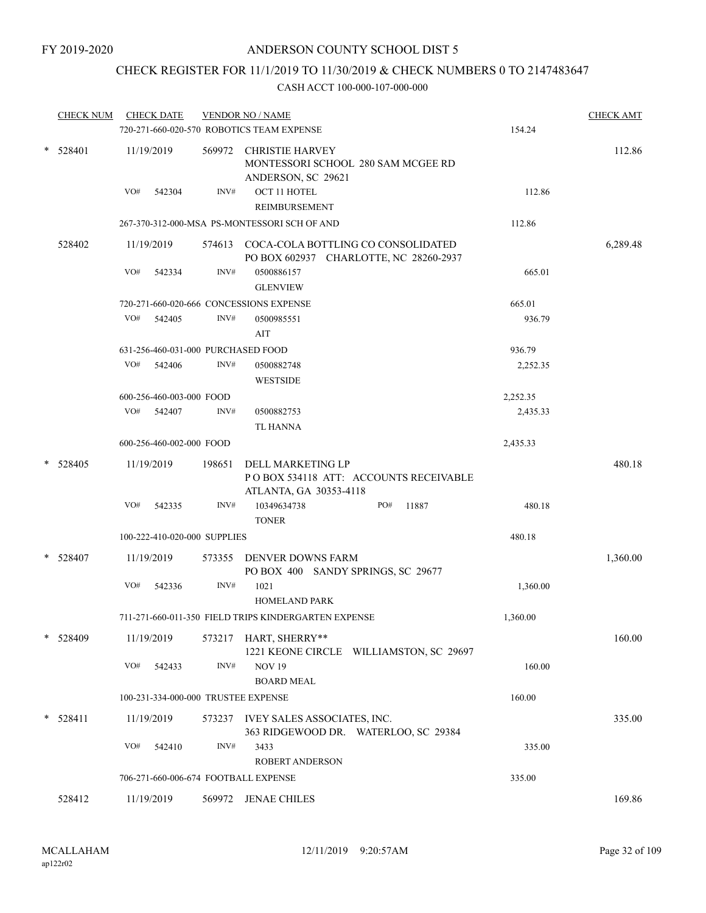FY 2019-2020

# ANDERSON COUNTY SCHOOL DIST 5

## CHECK REGISTER FOR 11/1/2019 TO 11/30/2019 & CHECK NUMBERS 0 TO 2147483647

### CASH ACCT 100-000-107-000-000

| CHECK NUM | CHECK DATE | VENDOR NO / NAME | | CHECK AMT |
|---|---|---|---|---|
| | 720-271-660-020-570 ROBOTICS TEAM EXPENSE | | 154.24 | |
| * 528401 | 11/19/2019 | 569972 CHRISTIE HARVEY<br>MONTESSORI SCHOOL 280 SAM MCGEE RD<br>ANDERSON, SC 29621 | | 112.86 |
| | VO# 542304 | INV# OCT 11 HOTEL<br>REIMBURSEMENT | 112.86 | |
| | 267-370-312-000-MSA PS-MONTESSORI SCH OF AND | | 112.86 | |
| 528402 | 11/19/2019 | 574613 COCA-COLA BOTTLING CO CONSOLIDATED<br>PO BOX 602937 CHARLOTTE, NC 28260-2937 | | 6,289.48 |
| | VO# 542334 | INV# 0500886157<br>GLENVIEW | 665.01 | |
| | 720-271-660-020-666 CONCESSIONS EXPENSE | | 665.01 | |
| | VO# 542405 | INV# 0500985551<br>AIT | 936.79 | |
| | 631-256-460-031-000 PURCHASED FOOD | | 936.79 | |
| | VO# 542406 | INV# 0500882748<br>WESTSIDE | 2,252.35 | |
| | 600-256-460-003-000 FOOD | | 2,252.35 | |
| | VO# 542407 | INV# 0500882753<br>TL HANNA | 2,435.33 | |
| | 600-256-460-002-000 FOOD | | 2,435.33 | |
| * 528405 | 11/19/2019 | 198651 DELL MARKETING LP<br>P O BOX 534118 ATT: ACCOUNTS RECEIVABLE<br>ATLANTA, GA 30353-4118 | | 480.18 |
| | VO# 542335 | INV# 10349634738 PO# 11887<br>TONER | 480.18 | |
| | 100-222-410-020-000 SUPPLIES | | 480.18 | |
| * 528407 | 11/19/2019 | 573355 DENVER DOWNS FARM<br>PO BOX 400 SANDY SPRINGS, SC 29677 | | 1,360.00 |
| | VO# 542336 | INV# 1021<br>HOMELAND PARK | 1,360.00 | |
| | 711-271-660-011-350 FIELD TRIPS KINDERGARTEN EXPENSE | | 1,360.00 | |
| * 528409 | 11/19/2019 | 573217 HART, SHERRY**<br>1221 KEONE CIRCLE WILLIAMSTON, SC 29697 | | 160.00 |
| | VO# 542433 | INV# NOV 19<br>BOARD MEAL | 160.00 | |
| | 100-231-334-000-000 TRUSTEE EXPENSE | | 160.00 | |
| * 528411 | 11/19/2019 | 573237 IVEY SALES ASSOCIATES, INC.<br>363 RIDGEWOOD DR. WATERLOO, SC 29384 | | 335.00 |
| | VO# 542410 | INV# 3433<br>ROBERT ANDERSON | 335.00 | |
| | 706-271-660-006-674 FOOTBALL EXPENSE | | 335.00 | |
| 528412 | 11/19/2019 | 569972 JENAE CHILES | | 169.86 |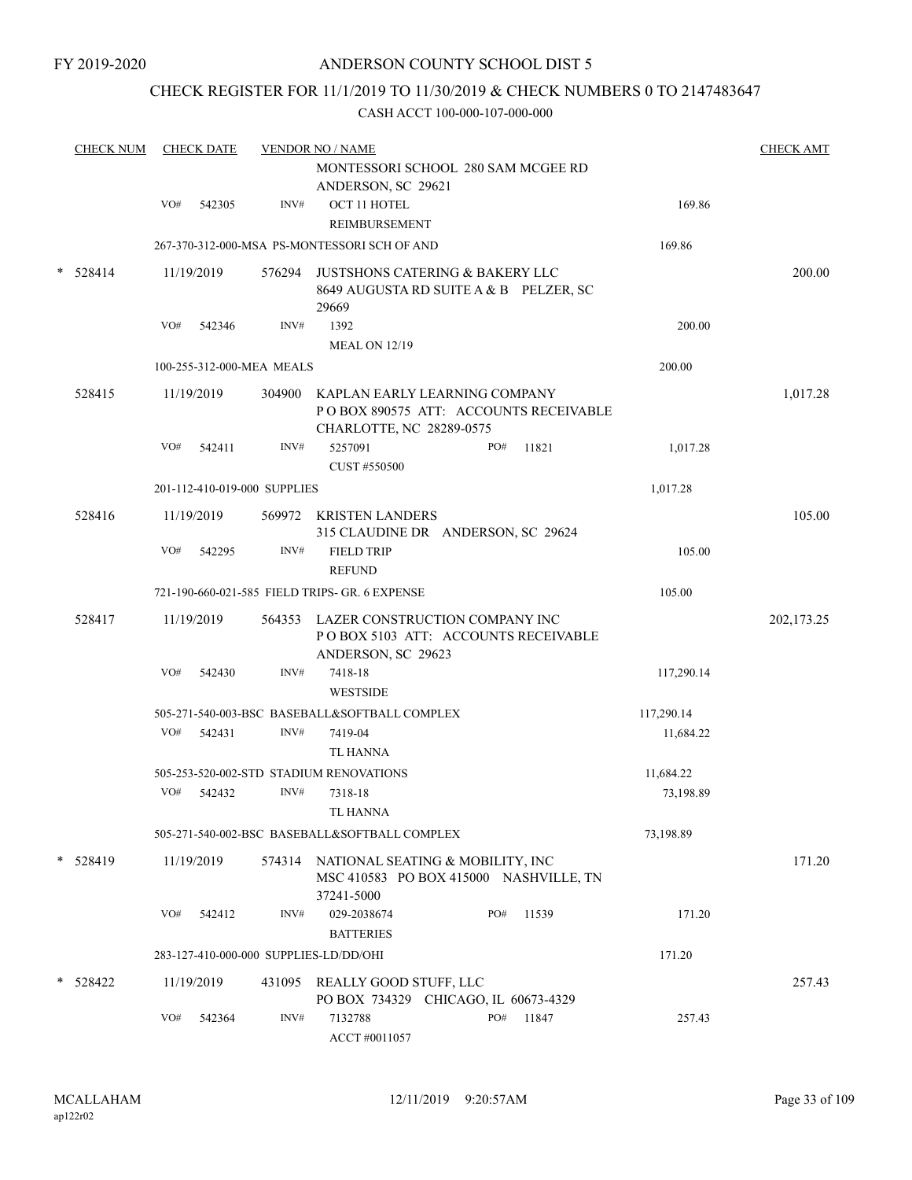FY 2019-2020

# ANDERSON COUNTY SCHOOL DIST 5

## CHECK REGISTER FOR 11/1/2019 TO 11/30/2019 & CHECK NUMBERS 0 TO 2147483647

### CASH ACCT 100-000-107-000-000

| CHECK NUM | CHECK DATE | VENDOR NO / NAME | | CHECK AMT |
|---|---|---|---|---|
| | | MONTESSORI SCHOOL 280 SAM MCGEE RD ANDERSON, SC 29621 | | |
| | VO# 542305 | INV# OCT 11 HOTEL REIMBURSEMENT | 169.86 | |
| | | 267-370-312-000-MSA PS-MONTESSORI SCH OF AND | 169.86 | |
| * 528414 | 11/19/2019 | 576294 JUSTSHONS CATERING & BAKERY LLC 8649 AUGUSTA RD SUITE A & B PELZER, SC 29669 | | 200.00 |
| | VO# 542346 | INV# 1392 MEAL ON 12/19 | 200.00 | |
| | | 100-255-312-000-MEA MEALS | 200.00 | |
| 528415 | 11/19/2019 | 304900 KAPLAN EARLY LEARNING COMPANY P O BOX 890575 ATT: ACCOUNTS RECEIVABLE CHARLOTTE, NC 28289-0575 | | 1,017.28 |
| | VO# 542411 | INV# 5257091 PO# 11821 CUST #550500 | 1,017.28 | |
| | | 201-112-410-019-000 SUPPLIES | 1,017.28 | |
| 528416 | 11/19/2019 | 569972 KRISTEN LANDERS 315 CLAUDINE DR ANDERSON, SC 29624 | | 105.00 |
| | VO# 542295 | INV# FIELD TRIP REFUND | 105.00 | |
| | | 721-190-660-021-585 FIELD TRIPS- GR. 6 EXPENSE | 105.00 | |
| 528417 | 11/19/2019 | 564353 LAZER CONSTRUCTION COMPANY INC P O BOX 5103 ATT: ACCOUNTS RECEIVABLE ANDERSON, SC 29623 | | 202,173.25 |
| | VO# 542430 | INV# 7418-18 WESTSIDE | 117,290.14 | |
| | | 505-271-540-003-BSC BASEBALL&SOFTBALL COMPLEX | 117,290.14 | |
| | VO# 542431 | INV# 7419-04 TL HANNA | 11,684.22 | |
| | | 505-253-520-002-STD STADIUM RENOVATIONS | 11,684.22 | |
| | VO# 542432 | INV# 7318-18 TL HANNA | 73,198.89 | |
| | | 505-271-540-002-BSC BASEBALL&SOFTBALL COMPLEX | 73,198.89 | |
| * 528419 | 11/19/2019 | 574314 NATIONAL SEATING & MOBILITY, INC MSC 410583 PO BOX 415000 NASHVILLE, TN 37241-5000 | | 171.20 |
| | VO# 542412 | INV# 029-2038674 PO# 11539 BATTERIES | 171.20 | |
| | | 283-127-410-000-000 SUPPLIES-LD/DD/OHI | 171.20 | |
| * 528422 | 11/19/2019 | 431095 REALLY GOOD STUFF, LLC PO BOX 734329 CHICAGO, IL 60673-4329 | | 257.43 |
| | VO# 542364 | INV# 7132788 PO# 11847 ACCT #0011057 | 257.43 | |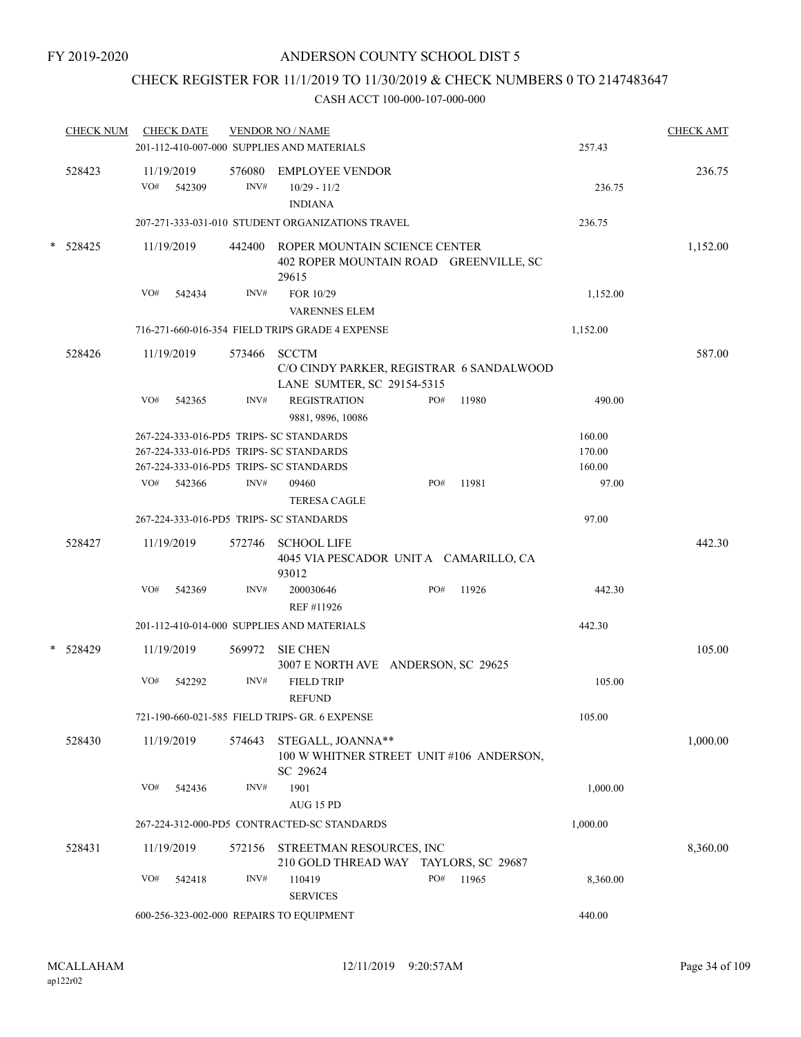FY 2019-2020

# ANDERSON COUNTY SCHOOL DIST 5

## CHECK REGISTER FOR 11/1/2019 TO 11/30/2019 & CHECK NUMBERS 0 TO 2147483647

### CASH ACCT 100-000-107-000-000

| CHECK NUM | CHECK DATE | VENDOR NO / NAME | | CHECK AMT |
|---|---|---|---|---|
| | | 201-112-410-007-000 SUPPLIES AND MATERIALS | 257.43 | |
| 528423 | 11/19/2019 | 576080 EMPLOYEE VENDOR | | 236.75 |
| | VO# 542309 | INV# 10/29 - 11/2 INDIANA | 236.75 | |
| | | 207-271-333-031-010 STUDENT ORGANIZATIONS TRAVEL | 236.75 | |
| * 528425 | 11/19/2019 | 442400 ROPER MOUNTAIN SCIENCE CENTER 402 ROPER MOUNTAIN ROAD GREENVILLE, SC 29615 | | 1,152.00 |
| | VO# 542434 | INV# FOR 10/29 VARENNES ELEM | 1,152.00 | |
| | | 716-271-660-016-354 FIELD TRIPS GRADE 4 EXPENSE | 1,152.00 | |
| 528426 | 11/19/2019 | 573466 SCCTM C/O CINDY PARKER, REGISTRAR 6 SANDALWOOD LANE SUMTER, SC 29154-5315 | | 587.00 |
| | VO# 542365 | INV# REGISTRATION 9881, 9896, 10086 PO# 11980 | 490.00 | |
| | | 267-224-333-016-PD5 TRIPS- SC STANDARDS | 160.00 | |
| | | 267-224-333-016-PD5 TRIPS- SC STANDARDS | 170.00 | |
| | | 267-224-333-016-PD5 TRIPS- SC STANDARDS | 160.00 | |
| | VO# 542366 | INV# 09460 TERESA CAGLE PO# 11981 | 97.00 | |
| | | 267-224-333-016-PD5 TRIPS- SC STANDARDS | 97.00 | |
| 528427 | 11/19/2019 | 572746 SCHOOL LIFE 4045 VIA PESCADOR UNIT A CAMARILLO, CA 93012 | | 442.30 |
| | VO# 542369 | INV# 200030646 REF #11926 PO# 11926 | 442.30 | |
| | | 201-112-410-014-000 SUPPLIES AND MATERIALS | 442.30 | |
| * 528429 | 11/19/2019 | 569972 SIE CHEN 3007 E NORTH AVE ANDERSON, SC 29625 | | 105.00 |
| | VO# 542292 | INV# FIELD TRIP REFUND | 105.00 | |
| | | 721-190-660-021-585 FIELD TRIPS- GR. 6 EXPENSE | 105.00 | |
| 528430 | 11/19/2019 | 574643 STEGALL, JOANNA** 100 W WHITNER STREET UNIT #106 ANDERSON, SC 29624 | | 1,000.00 |
| | VO# 542436 | INV# 1901 AUG 15 PD | 1,000.00 | |
| | | 267-224-312-000-PD5 CONTRACTED-SC STANDARDS | 1,000.00 | |
| 528431 | 11/19/2019 | 572156 STREETMAN RESOURCES, INC 210 GOLD THREAD WAY TAYLORS, SC 29687 | | 8,360.00 |
| | VO# 542418 | INV# 110419 SERVICES PO# 11965 | 8,360.00 | |
| | | 600-256-323-002-000 REPAIRS TO EQUIPMENT | 440.00 | |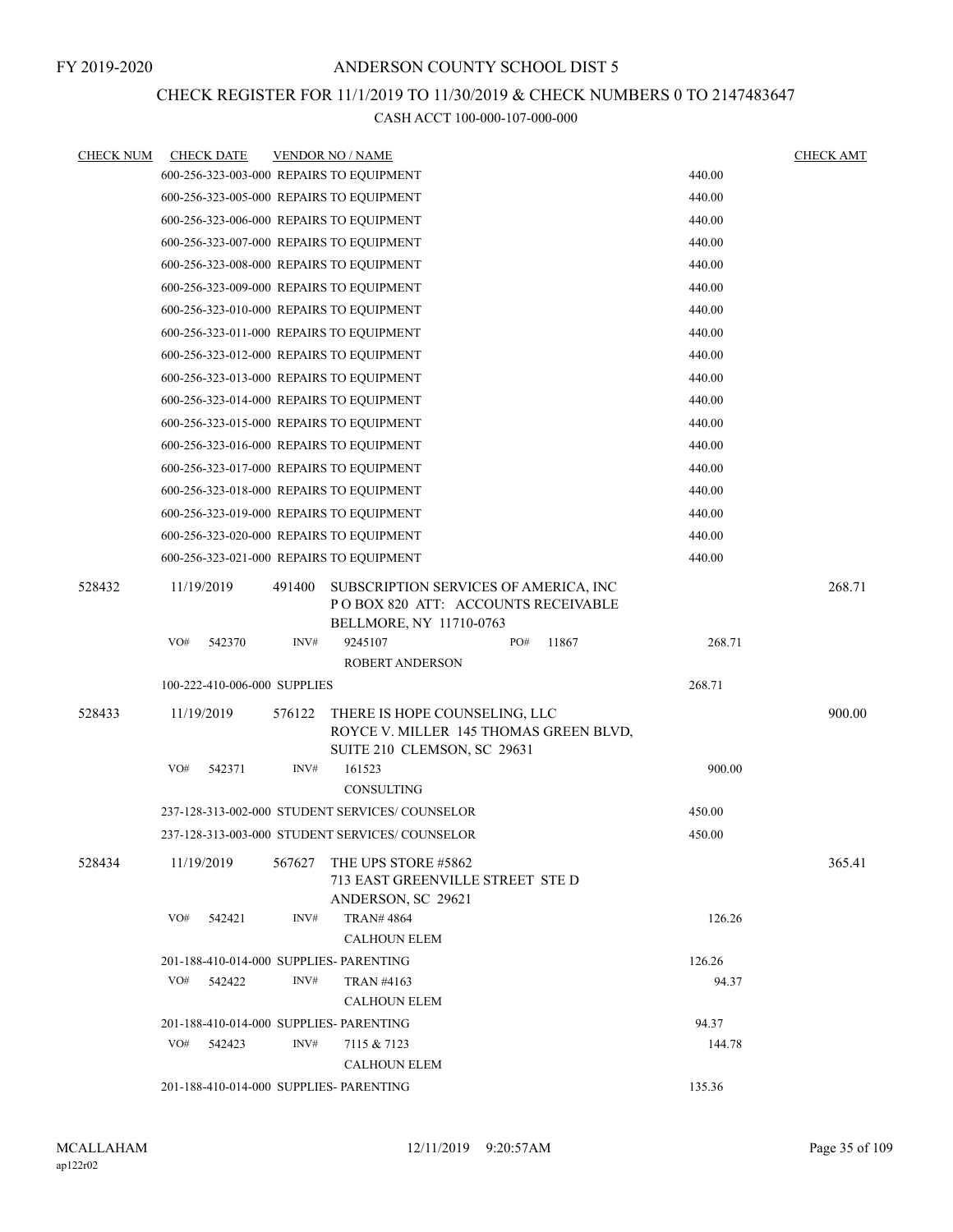FY 2019-2020

ANDERSON COUNTY SCHOOL DIST 5

CHECK REGISTER FOR 11/1/2019 TO 11/30/2019 & CHECK NUMBERS 0 TO 2147483647

CASH ACCT 100-000-107-000-000

| CHECK NUM | CHECK DATE | VENDOR NO / NAME | | CHECK AMT |
|---|---|---|---|---|
| | | 600-256-323-003-000 REPAIRS TO EQUIPMENT | 440.00 | |
| | | 600-256-323-005-000 REPAIRS TO EQUIPMENT | 440.00 | |
| | | 600-256-323-006-000 REPAIRS TO EQUIPMENT | 440.00 | |
| | | 600-256-323-007-000 REPAIRS TO EQUIPMENT | 440.00 | |
| | | 600-256-323-008-000 REPAIRS TO EQUIPMENT | 440.00 | |
| | | 600-256-323-009-000 REPAIRS TO EQUIPMENT | 440.00 | |
| | | 600-256-323-010-000 REPAIRS TO EQUIPMENT | 440.00 | |
| | | 600-256-323-011-000 REPAIRS TO EQUIPMENT | 440.00 | |
| | | 600-256-323-012-000 REPAIRS TO EQUIPMENT | 440.00 | |
| | | 600-256-323-013-000 REPAIRS TO EQUIPMENT | 440.00 | |
| | | 600-256-323-014-000 REPAIRS TO EQUIPMENT | 440.00 | |
| | | 600-256-323-015-000 REPAIRS TO EQUIPMENT | 440.00 | |
| | | 600-256-323-016-000 REPAIRS TO EQUIPMENT | 440.00 | |
| | | 600-256-323-017-000 REPAIRS TO EQUIPMENT | 440.00 | |
| | | 600-256-323-018-000 REPAIRS TO EQUIPMENT | 440.00 | |
| | | 600-256-323-019-000 REPAIRS TO EQUIPMENT | 440.00 | |
| | | 600-256-323-020-000 REPAIRS TO EQUIPMENT | 440.00 | |
| | | 600-256-323-021-000 REPAIRS TO EQUIPMENT | 440.00 | |
| 528432 | 11/19/2019 | 491400 SUBSCRIPTION SERVICES OF AMERICA, INC<br>P O BOX 820 ATT: ACCOUNTS RECEIVABLE<br>BELLMORE, NY 11710-0763 | | 268.71 |
| | VO# 542370 | INV# 9245107 PO# 11867<br>ROBERT ANDERSON | 268.71 | |
| | | 100-222-410-006-000 SUPPLIES | 268.71 | |
| 528433 | 11/19/2019 | 576122 THERE IS HOPE COUNSELING, LLC<br>ROYCE V. MILLER 145 THOMAS GREEN BLVD,<br>SUITE 210 CLEMSON, SC 29631 | | 900.00 |
| | VO# 542371 | INV# 161523<br>CONSULTING | 900.00 | |
| | | 237-128-313-002-000 STUDENT SERVICES/ COUNSELOR | 450.00 | |
| | | 237-128-313-003-000 STUDENT SERVICES/ COUNSELOR | 450.00 | |
| 528434 | 11/19/2019 | 567627 THE UPS STORE #5862<br>713 EAST GREENVILLE STREET STE D<br>ANDERSON, SC 29621 | | 365.41 |
| | VO# 542421 | INV# TRAN# 4864<br>CALHOUN ELEM | 126.26 | |
| | | 201-188-410-014-000 SUPPLIES- PARENTING | 126.26 | |
| | VO# 542422 | INV# TRAN #4163<br>CALHOUN ELEM | 94.37 | |
| | | 201-188-410-014-000 SUPPLIES- PARENTING | 94.37 | |
| | VO# 542423 | INV# 7115 & 7123<br>CALHOUN ELEM | 144.78 | |
| | | 201-188-410-014-000 SUPPLIES- PARENTING | 135.36 | |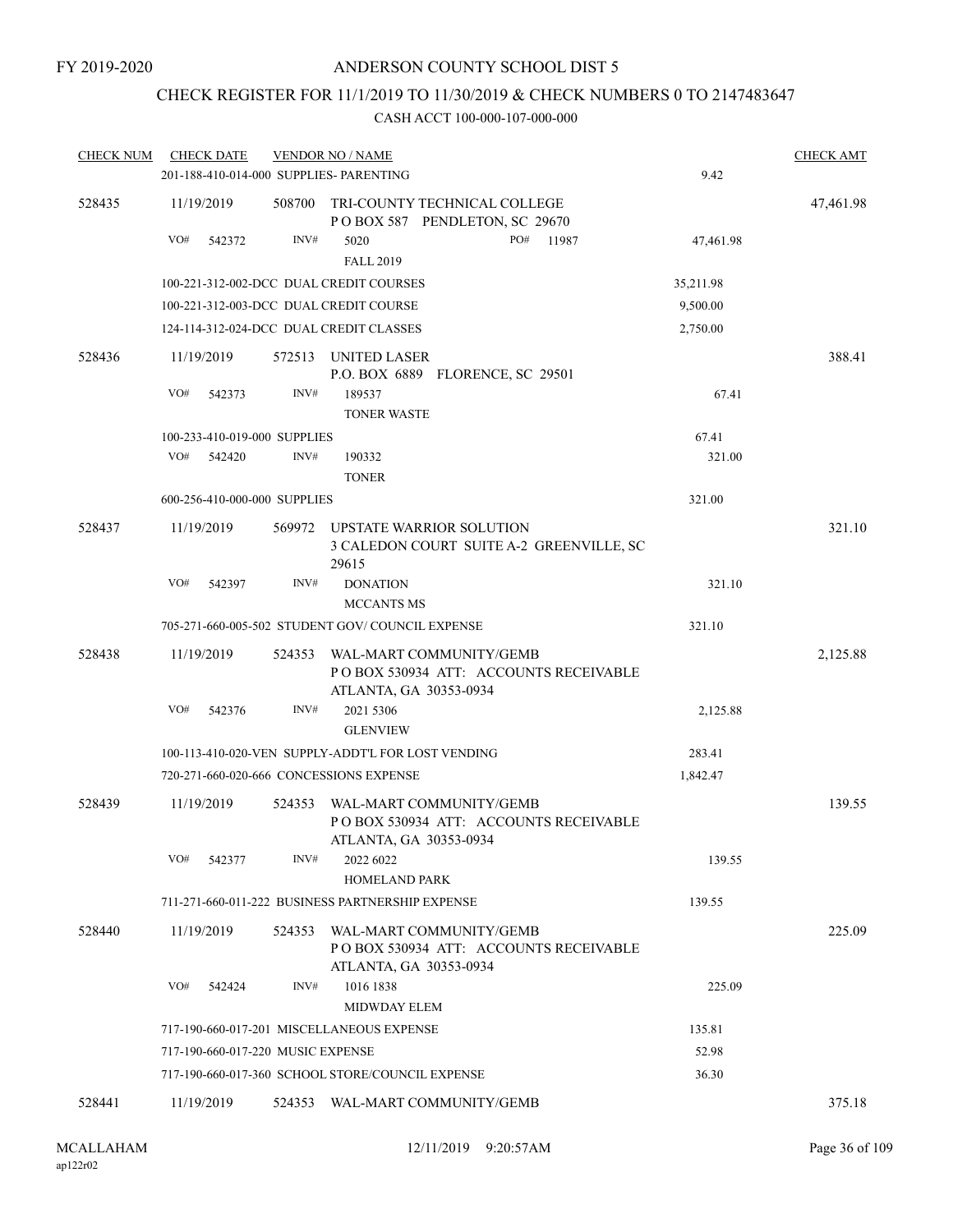FY 2019-2020

# ANDERSON COUNTY SCHOOL DIST 5

## CHECK REGISTER FOR 11/1/2019 TO 11/30/2019 & CHECK NUMBERS 0 TO 2147483647

### CASH ACCT 100-000-107-000-000

| CHECK NUM | CHECK DATE | VENDOR NO / NAME | | CHECK AMT |
|---|---|---|---|---|
| | 201-188-410-014-000 SUPPLIES- PARENTING | | 9.42 | |
| 528435 | 11/19/2019 | 508700 TRI-COUNTY TECHNICAL COLLEGE<br>P O BOX 587 PENDLETON, SC 29670 | | 47,461.98 |
| | VO# 542372 | INV# 5020 PO# 11987<br>FALL 2019 | 47,461.98 | |
| | 100-221-312-002-DCC DUAL CREDIT COURSES | | 35,211.98 | |
| | 100-221-312-003-DCC DUAL CREDIT COURSE | | 9,500.00 | |
| | 124-114-312-024-DCC DUAL CREDIT CLASSES | | 2,750.00 | |
| 528436 | 11/19/2019 | 572513 UNITED LASER<br>P.O. BOX 6889 FLORENCE, SC 29501 | | 388.41 |
| | VO# 542373 | INV# 189537<br>TONER WASTE | 67.41 | |
| | 100-233-410-019-000 SUPPLIES | | 67.41 | |
| | VO# 542420 | INV# 190332<br>TONER | 321.00 | |
| | 600-256-410-000-000 SUPPLIES | | 321.00 | |
| 528437 | 11/19/2019 | 569972 UPSTATE WARRIOR SOLUTION<br>3 CALEDON COURT SUITE A-2 GREENVILLE, SC 29615 | | 321.10 |
| | VO# 542397 | INV# DONATION<br>MCCANTS MS | 321.10 | |
| | 705-271-660-005-502 STUDENT GOV/ COUNCIL EXPENSE | | 321.10 | |
| 528438 | 11/19/2019 | 524353 WAL-MART COMMUNITY/GEMB<br>P O BOX 530934 ATT: ACCOUNTS RECEIVABLE ATLANTA, GA 30353-0934 | | 2,125.88 |
| | VO# 542376 | INV# 2021 5306<br>GLENVIEW | 2,125.88 | |
| | 100-113-410-020-VEN SUPPLY-ADDT'L FOR LOST VENDING | | 283.41 | |
| | 720-271-660-020-666 CONCESSIONS EXPENSE | | 1,842.47 | |
| 528439 | 11/19/2019 | 524353 WAL-MART COMMUNITY/GEMB<br>P O BOX 530934 ATT: ACCOUNTS RECEIVABLE ATLANTA, GA 30353-0934 | | 139.55 |
| | VO# 542377 | INV# 2022 6022<br>HOMELAND PARK | 139.55 | |
| | 711-271-660-011-222 BUSINESS PARTNERSHIP EXPENSE | | 139.55 | |
| 528440 | 11/19/2019 | 524353 WAL-MART COMMUNITY/GEMB<br>P O BOX 530934 ATT: ACCOUNTS RECEIVABLE ATLANTA, GA 30353-0934 | | 225.09 |
| | VO# 542424 | INV# 1016 1838<br>MIDWDAY ELEM | 225.09 | |
| | 717-190-660-017-201 MISCELLANEOUS EXPENSE | | 135.81 | |
| | 717-190-660-017-220 MUSIC EXPENSE | | 52.98 | |
| | 717-190-660-017-360 SCHOOL STORE/COUNCIL EXPENSE | | 36.30 | |
| 528441 | 11/19/2019 | 524353 WAL-MART COMMUNITY/GEMB | | 375.18 |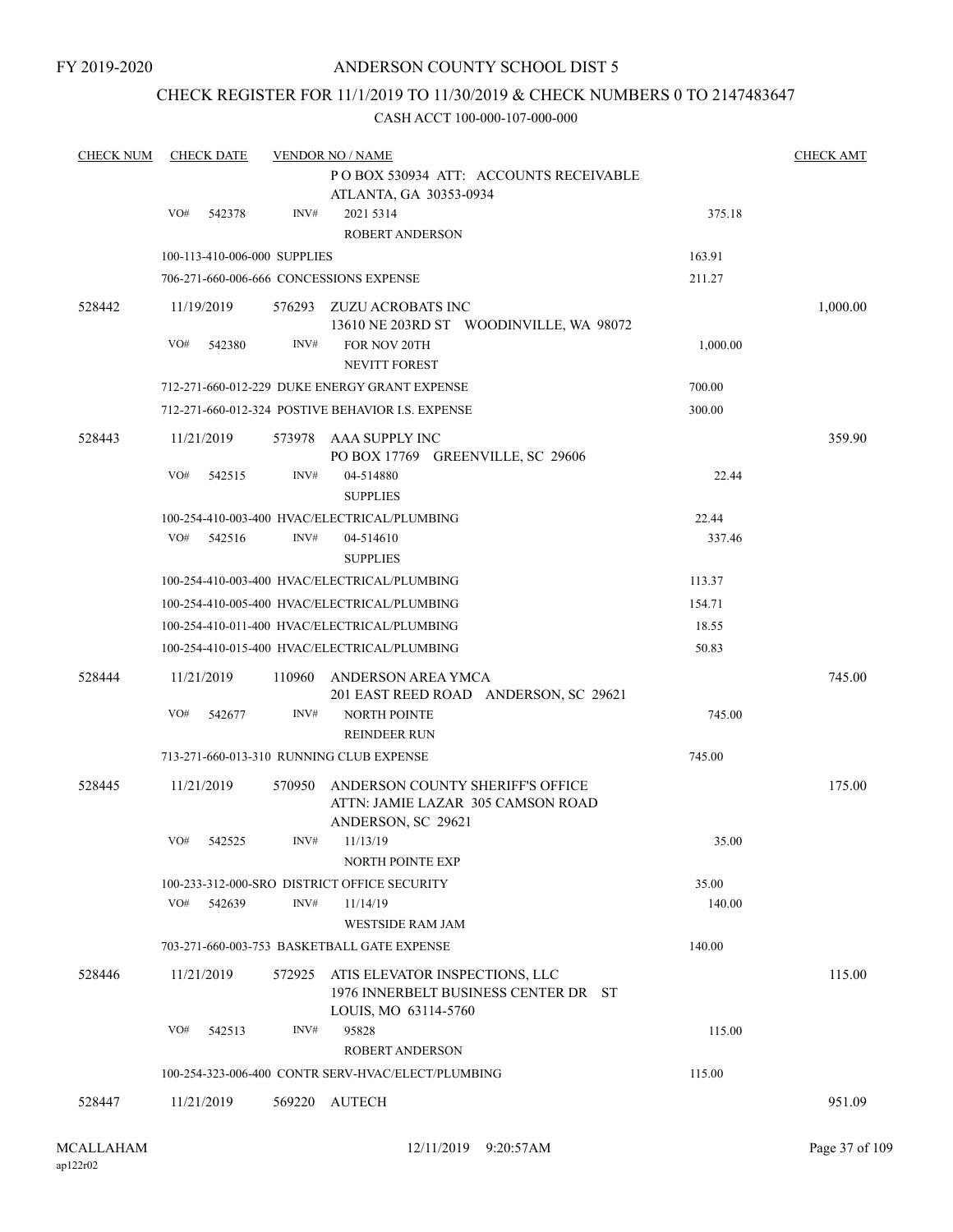FY 2019-2020

# ANDERSON COUNTY SCHOOL DIST 5

## CHECK REGISTER FOR 11/1/2019 TO 11/30/2019 & CHECK NUMBERS 0 TO 2147483647

### CASH ACCT 100-000-107-000-000

| CHECK NUM | CHECK DATE | VENDOR NO / NAME | | CHECK AMT |
|---|---|---|---|---|
| | | P O BOX 530934 ATT: ACCOUNTS RECEIVABLE ATLANTA, GA 30353-0934 | | |
| | VO# 542378 | INV# 2021 5314 ROBERT ANDERSON | 375.18 | |
| | 100-113-410-006-000 SUPPLIES | | 163.91 | |
| | 706-271-660-006-666 CONCESSIONS EXPENSE | | 211.27 | |
| 528442 | 11/19/2019 | 576293 ZUZU ACROBATS INC 13610 NE 203RD ST WOODINVILLE, WA 98072 | | 1,000.00 |
| | VO# 542380 | INV# FOR NOV 20TH NEVITT FOREST | 1,000.00 | |
| | 712-271-660-012-229 DUKE ENERGY GRANT EXPENSE | | 700.00 | |
| | 712-271-660-012-324 POSTIVE BEHAVIOR I.S. EXPENSE | | 300.00 | |
| 528443 | 11/21/2019 | 573978 AAA SUPPLY INC PO BOX 17769 GREENVILLE, SC 29606 | | 359.90 |
| | VO# 542515 | INV# 04-514880 SUPPLIES | 22.44 | |
| | 100-254-410-003-400 HVAC/ELECTRICAL/PLUMBING | | 22.44 | |
| | VO# 542516 | INV# 04-514610 SUPPLIES | 337.46 | |
| | 100-254-410-003-400 HVAC/ELECTRICAL/PLUMBING | | 113.37 | |
| | 100-254-410-005-400 HVAC/ELECTRICAL/PLUMBING | | 154.71 | |
| | 100-254-410-011-400 HVAC/ELECTRICAL/PLUMBING | | 18.55 | |
| | 100-254-410-015-400 HVAC/ELECTRICAL/PLUMBING | | 50.83 | |
| 528444 | 11/21/2019 | 110960 ANDERSON AREA YMCA 201 EAST REED ROAD ANDERSON, SC 29621 | | 745.00 |
| | VO# 542677 | INV# NORTH POINTE REINDEER RUN | 745.00 | |
| | 713-271-660-013-310 RUNNING CLUB EXPENSE | | 745.00 | |
| 528445 | 11/21/2019 | 570950 ANDERSON COUNTY SHERIFF'S OFFICE ATTN: JAMIE LAZAR 305 CAMSON ROAD ANDERSON, SC 29621 | | 175.00 |
| | VO# 542525 | INV# 11/13/19 NORTH POINTE EXP | 35.00 | |
| | 100-233-312-000-SRO DISTRICT OFFICE SECURITY | | 35.00 | |
| | VO# 542639 | INV# 11/14/19 WESTSIDE RAM JAM | 140.00 | |
| | 703-271-660-003-753 BASKETBALL GATE EXPENSE | | 140.00 | |
| 528446 | 11/21/2019 | 572925 ATIS ELEVATOR INSPECTIONS, LLC 1976 INNERBELT BUSINESS CENTER DR ST LOUIS, MO 63114-5760 | | 115.00 |
| | VO# 542513 | INV# 95828 ROBERT ANDERSON | 115.00 | |
| | 100-254-323-006-400 CONTR SERV-HVAC/ELECT/PLUMBING | | 115.00 | |
| 528447 | 11/21/2019 | 569220 AUTECH | | 951.09 |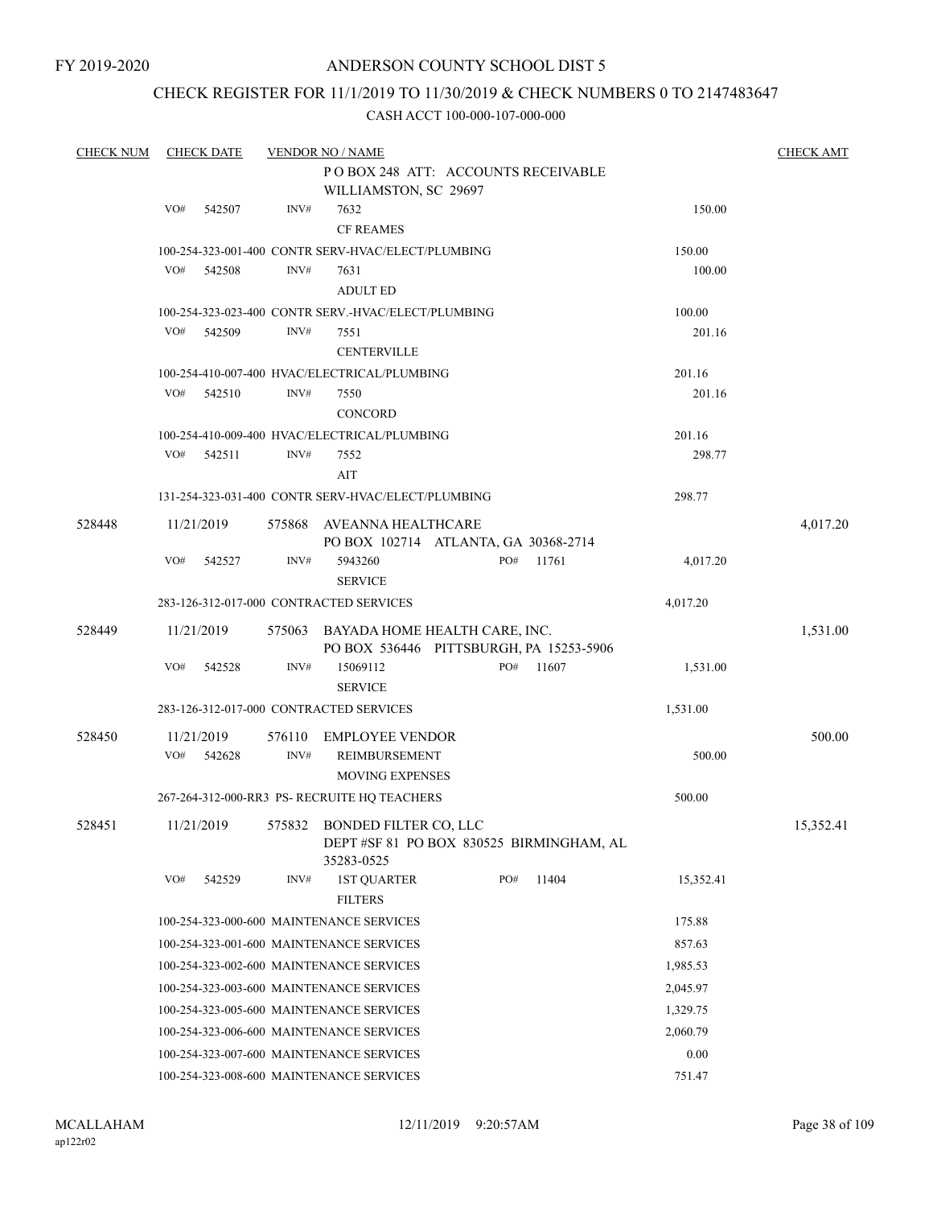FY 2019-2020

# ANDERSON COUNTY SCHOOL DIST 5

## CHECK REGISTER FOR 11/1/2019 TO 11/30/2019 & CHECK NUMBERS 0 TO 2147483647

### CASH ACCT 100-000-107-000-000

| CHECK NUM | CHECK DATE | VENDOR NO / NAME | | | CHECK AMT |
|---|---|---|---|---|---|
| | | P O BOX 248 ATT: ACCOUNTS RECEIVABLE WILLIAMSTON, SC 29697 | | | |
| | VO# 542507 | INV# 7632 CF REAMES | | 150.00 | |
| | | 100-254-323-001-400 CONTR SERV-HVAC/ELECT/PLUMBING | | 150.00 | |
| | VO# 542508 | INV# 7631 ADULT ED | | 100.00 | |
| | | 100-254-323-023-400 CONTR SERV.-HVAC/ELECT/PLUMBING | | 100.00 | |
| | VO# 542509 | INV# 7551 CENTERVILLE | | 201.16 | |
| | | 100-254-410-007-400 HVAC/ELECTRICAL/PLUMBING | | 201.16 | |
| | VO# 542510 | INV# 7550 CONCORD | | 201.16 | |
| | | 100-254-410-009-400 HVAC/ELECTRICAL/PLUMBING | | 201.16 | |
| | VO# 542511 | INV# 7552 AIT | | 298.77 | |
| | | 131-254-323-031-400 CONTR SERV-HVAC/ELECT/PLUMBING | | 298.77 | |
| 528448 | 11/21/2019 | 575868 AVEANNA HEALTHCARE PO BOX 102714 ATLANTA, GA 30368-2714 | | | 4,017.20 |
| | VO# 542527 | INV# 5943260 SERVICE | PO# 11761 | 4,017.20 | |
| | | 283-126-312-017-000 CONTRACTED SERVICES | | 4,017.20 | |
| 528449 | 11/21/2019 | 575063 BAYADA HOME HEALTH CARE, INC. PO BOX 536446 PITTSBURGH, PA 15253-5906 | | | 1,531.00 |
| | VO# 542528 | INV# 15069112 SERVICE | PO# 11607 | 1,531.00 | |
| | | 283-126-312-017-000 CONTRACTED SERVICES | | 1,531.00 | |
| 528450 | 11/21/2019 | 576110 EMPLOYEE VENDOR | | | 500.00 |
| | VO# 542628 | INV# REIMBURSEMENT MOVING EXPENSES | | 500.00 | |
| | | 267-264-312-000-RR3 PS- RECRUITE HQ TEACHERS | | 500.00 | |
| 528451 | 11/21/2019 | 575832 BONDED FILTER CO, LLC DEPT #SF 81 PO BOX 830525 BIRMINGHAM, AL 35283-0525 | | | 15,352.41 |
| | VO# 542529 | INV# 1ST QUARTER FILTERS | PO# 11404 | 15,352.41 | |
| | | 100-254-323-000-600 MAINTENANCE SERVICES | | 175.88 | |
| | | 100-254-323-001-600 MAINTENANCE SERVICES | | 857.63 | |
| | | 100-254-323-002-600 MAINTENANCE SERVICES | | 1,985.53 | |
| | | 100-254-323-003-600 MAINTENANCE SERVICES | | 2,045.97 | |
| | | 100-254-323-005-600 MAINTENANCE SERVICES | | 1,329.75 | |
| | | 100-254-323-006-600 MAINTENANCE SERVICES | | 2,060.79 | |
| | | 100-254-323-007-600 MAINTENANCE SERVICES | | 0.00 | |
| | | 100-254-323-008-600 MAINTENANCE SERVICES | | 751.47 | |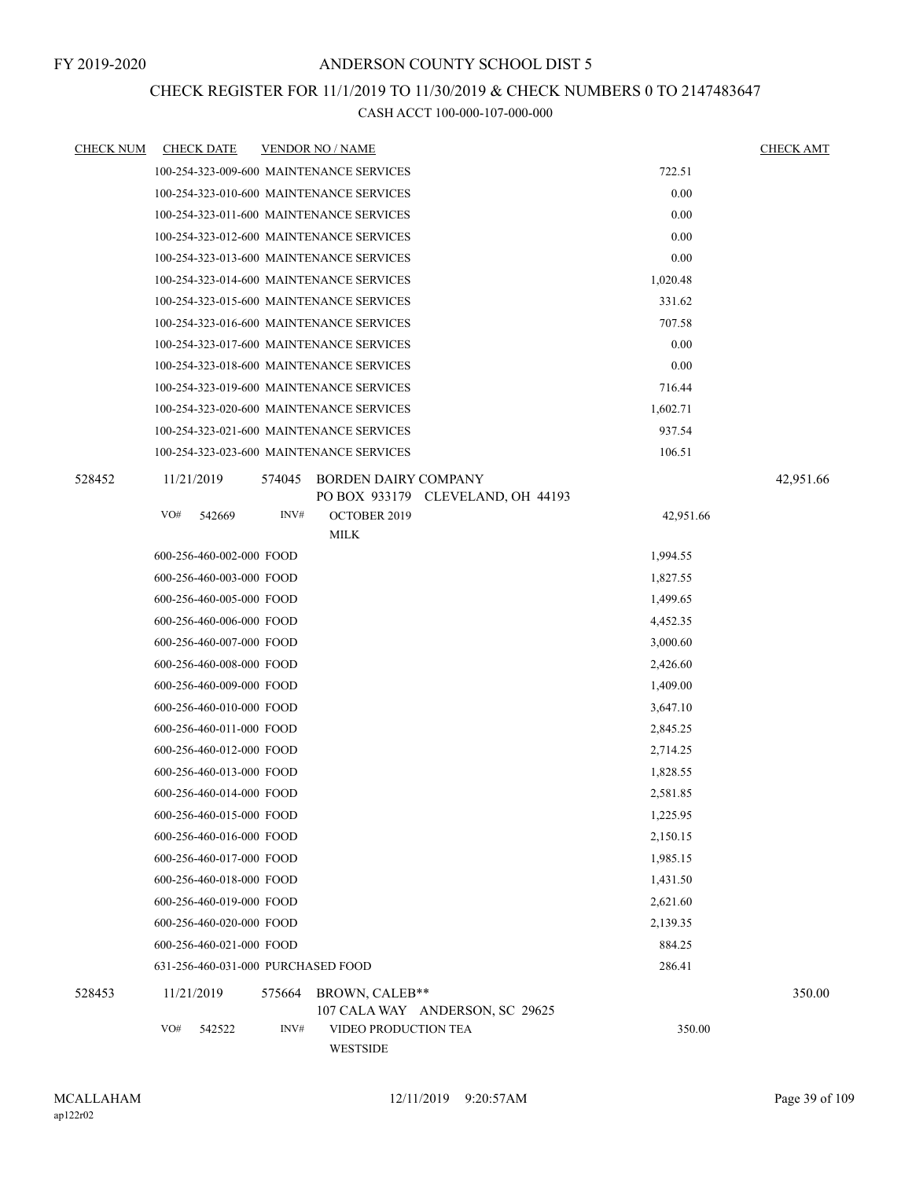FY 2019-2020

# ANDERSON COUNTY SCHOOL DIST 5

## CHECK REGISTER FOR 11/1/2019 TO 11/30/2019 & CHECK NUMBERS 0 TO 2147483647

### CASH ACCT 100-000-107-000-000

| CHECK NUM | CHECK DATE | VENDOR NO / NAME | | CHECK AMT |
|---|---|---|---|---|
| | 100-254-323-009-600 MAINTENANCE SERVICES | | 722.51 | |
| | 100-254-323-010-600 MAINTENANCE SERVICES | | 0.00 | |
| | 100-254-323-011-600 MAINTENANCE SERVICES | | 0.00 | |
| | 100-254-323-012-600 MAINTENANCE SERVICES | | 0.00 | |
| | 100-254-323-013-600 MAINTENANCE SERVICES | | 0.00 | |
| | 100-254-323-014-600 MAINTENANCE SERVICES | | 1,020.48 | |
| | 100-254-323-015-600 MAINTENANCE SERVICES | | 331.62 | |
| | 100-254-323-016-600 MAINTENANCE SERVICES | | 707.58 | |
| | 100-254-323-017-600 MAINTENANCE SERVICES | | 0.00 | |
| | 100-254-323-018-600 MAINTENANCE SERVICES | | 0.00 | |
| | 100-254-323-019-600 MAINTENANCE SERVICES | | 716.44 | |
| | 100-254-323-020-600 MAINTENANCE SERVICES | | 1,602.71 | |
| | 100-254-323-021-600 MAINTENANCE SERVICES | | 937.54 | |
| | 100-254-323-023-600 MAINTENANCE SERVICES | | 106.51 | |
| 528452 | 11/21/2019 | 574045 BORDEN DAIRY COMPANY<br>PO BOX 933179 CLEVELAND, OH 44193 | | 42,951.66 |
| | VO# 542669 | INV# OCTOBER 2019<br>MILK | 42,951.66 | |
| | 600-256-460-002-000 FOOD | | 1,994.55 | |
| | 600-256-460-003-000 FOOD | | 1,827.55 | |
| | 600-256-460-005-000 FOOD | | 1,499.65 | |
| | 600-256-460-006-000 FOOD | | 4,452.35 | |
| | 600-256-460-007-000 FOOD | | 3,000.60 | |
| | 600-256-460-008-000 FOOD | | 2,426.60 | |
| | 600-256-460-009-000 FOOD | | 1,409.00 | |
| | 600-256-460-010-000 FOOD | | 3,647.10 | |
| | 600-256-460-011-000 FOOD | | 2,845.25 | |
| | 600-256-460-012-000 FOOD | | 2,714.25 | |
| | 600-256-460-013-000 FOOD | | 1,828.55 | |
| | 600-256-460-014-000 FOOD | | 2,581.85 | |
| | 600-256-460-015-000 FOOD | | 1,225.95 | |
| | 600-256-460-016-000 FOOD | | 2,150.15 | |
| | 600-256-460-017-000 FOOD | | 1,985.15 | |
| | 600-256-460-018-000 FOOD | | 1,431.50 | |
| | 600-256-460-019-000 FOOD | | 2,621.60 | |
| | 600-256-460-020-000 FOOD | | 2,139.35 | |
| | 600-256-460-021-000 FOOD | | 884.25 | |
| | 631-256-460-031-000 PURCHASED FOOD | | 286.41 | |
| 528453 | 11/21/2019 | 575664 BROWN, CALEB**<br>107 CALA WAY ANDERSON, SC 29625 | | 350.00 |
| | VO# 542522 | INV# VIDEO PRODUCTION TEA<br>WESTSIDE | 350.00 | |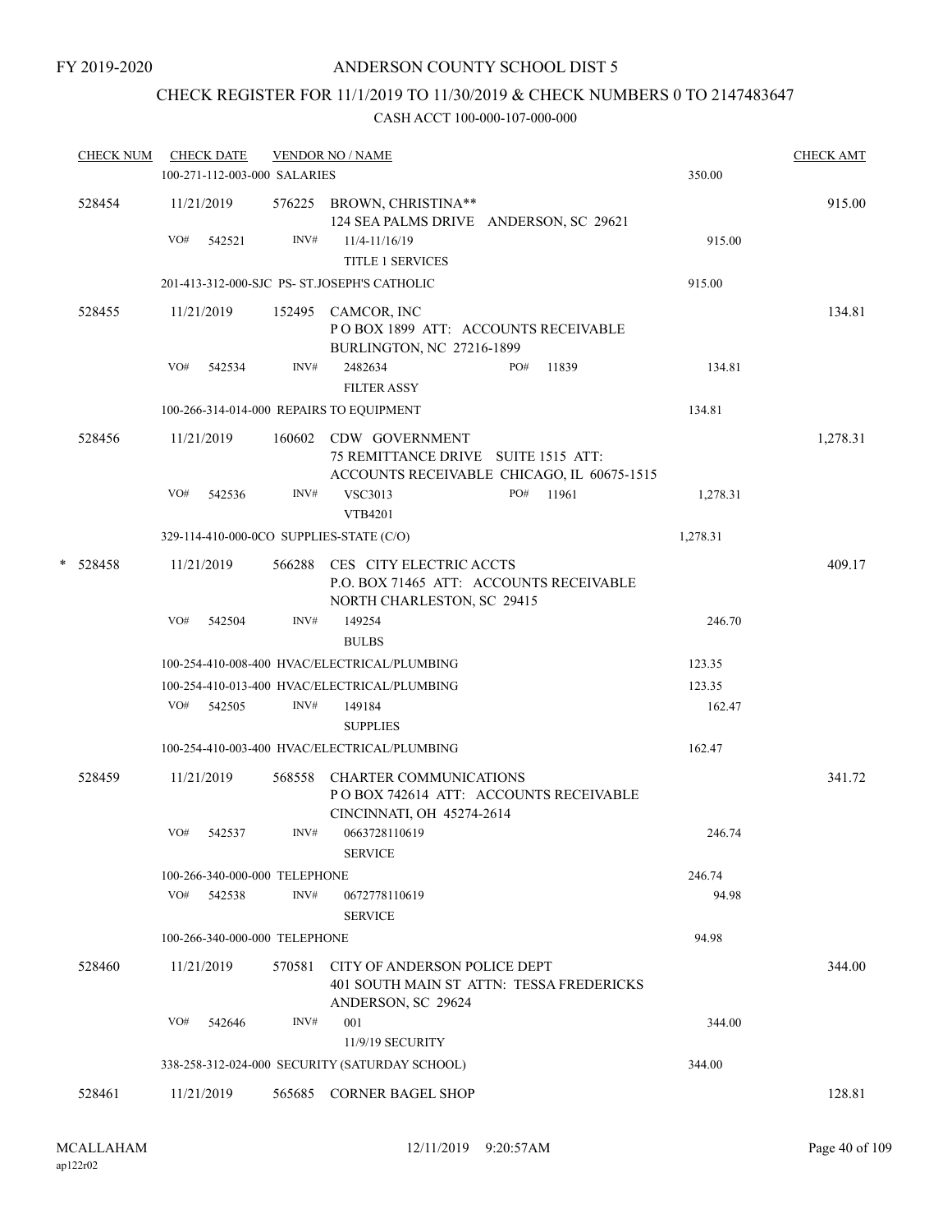FY 2019-2020

# ANDERSON COUNTY SCHOOL DIST 5

## CHECK REGISTER FOR 11/1/2019 TO 11/30/2019 & CHECK NUMBERS 0 TO 2147483647

### CASH ACCT 100-000-107-000-000

| CHECK NUM | CHECK DATE | VENDOR NO / NAME | | CHECK AMT |
|---|---|---|---|---|
| | 100-271-112-003-000 SALARIES | | 350.00 | |
| 528454 | 11/21/2019 | 576225 BROWN, CHRISTINA** 124 SEA PALMS DRIVE ANDERSON, SC 29621 | | 915.00 |
| | VO# 542521 | INV# 11/4-11/16/19 TITLE 1 SERVICES | 915.00 | |
| | 201-413-312-000-SJC PS- ST.JOSEPH'S CATHOLIC | | 915.00 | |
| 528455 | 11/21/2019 | 152495 CAMCOR, INC P O BOX 1899 ATT: ACCOUNTS RECEIVABLE BURLINGTON, NC 27216-1899 | | 134.81 |
| | VO# 542534 | INV# 2482634 PO# 11839 FILTER ASSY | 134.81 | |
| | 100-266-314-014-000 REPAIRS TO EQUIPMENT | | 134.81 | |
| 528456 | 11/21/2019 | 160602 CDW GOVERNMENT 75 REMITTANCE DRIVE SUITE 1515 ATT: ACCOUNTS RECEIVABLE CHICAGO, IL 60675-1515 | | 1,278.31 |
| | VO# 542536 | INV# VSC3013 PO# 11961 VTB4201 | 1,278.31 | |
| | 329-114-410-000-0CO SUPPLIES-STATE (C/O) | | 1,278.31 | |
| * 528458 | 11/21/2019 | 566288 CES CITY ELECTRIC ACCTS P.O. BOX 71465 ATT: ACCOUNTS RECEIVABLE NORTH CHARLESTON, SC 29415 | | 409.17 |
| | VO# 542504 | INV# 149254 BULBS | 246.70 | |
| | 100-254-410-008-400 HVAC/ELECTRICAL/PLUMBING | | 123.35 | |
| | 100-254-410-013-400 HVAC/ELECTRICAL/PLUMBING | | 123.35 | |
| | VO# 542505 | INV# 149184 SUPPLIES | 162.47 | |
| | 100-254-410-003-400 HVAC/ELECTRICAL/PLUMBING | | 162.47 | |
| 528459 | 11/21/2019 | 568558 CHARTER COMMUNICATIONS P O BOX 742614 ATT: ACCOUNTS RECEIVABLE CINCINNATI, OH 45274-2614 | | 341.72 |
| | VO# 542537 | INV# 0663728110619 SERVICE | 246.74 | |
| | 100-266-340-000-000 TELEPHONE | | 246.74 | |
| | VO# 542538 | INV# 0672778110619 SERVICE | 94.98 | |
| | 100-266-340-000-000 TELEPHONE | | 94.98 | |
| 528460 | 11/21/2019 | 570581 CITY OF ANDERSON POLICE DEPT 401 SOUTH MAIN ST ATTN: TESSA FREDERICKS ANDERSON, SC 29624 | | 344.00 |
| | VO# 542646 | INV# 001 11/9/19 SECURITY | 344.00 | |
| | 338-258-312-024-000 SECURITY (SATURDAY SCHOOL) | | 344.00 | |
| 528461 | 11/21/2019 | 565685 CORNER BAGEL SHOP | | 128.81 |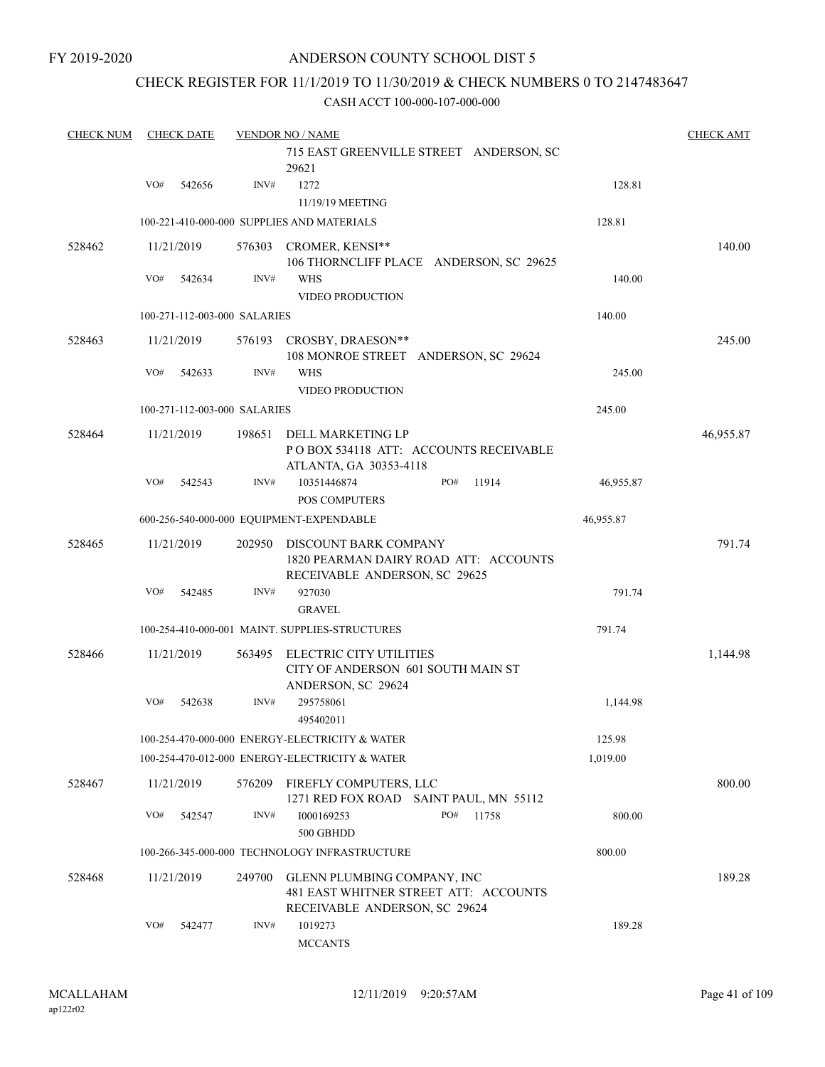FY 2019-2020

# ANDERSON COUNTY SCHOOL DIST 5

## CHECK REGISTER FOR 11/1/2019 TO 11/30/2019 & CHECK NUMBERS 0 TO 2147483647

### CASH ACCT 100-000-107-000-000

| CHECK NUM | CHECK DATE | VENDOR NO / NAME | | CHECK AMT |
|---|---|---|---|---|
| | | 715 EAST GREENVILLE STREET ANDERSON, SC 29621 | | |
| | VO# 542656 | INV# 1272 11/19/19 MEETING | 128.81 | |
| | | 100-221-410-000-000 SUPPLIES AND MATERIALS | 128.81 | |
| 528462 | 11/21/2019 | 576303 CROMER, KENSI** 106 THORNCLIFF PLACE ANDERSON, SC 29625 | | 140.00 |
| | VO# 542634 | INV# WHS VIDEO PRODUCTION | 140.00 | |
| | | 100-271-112-003-000 SALARIES | 140.00 | |
| 528463 | 11/21/2019 | 576193 CROSBY, DRAESON** 108 MONROE STREET ANDERSON, SC 29624 | | 245.00 |
| | VO# 542633 | INV# WHS VIDEO PRODUCTION | 245.00 | |
| | | 100-271-112-003-000 SALARIES | 245.00 | |
| 528464 | 11/21/2019 | 198651 DELL MARKETING LP P O BOX 534118 ATT: ACCOUNTS RECEIVABLE ATLANTA, GA 30353-4118 | | 46,955.87 |
| | VO# 542543 | INV# 10351446874 PO# 11914 POS COMPUTERS | 46,955.87 | |
| | | 600-256-540-000-000 EQUIPMENT-EXPENDABLE | 46,955.87 | |
| 528465 | 11/21/2019 | 202950 DISCOUNT BARK COMPANY 1820 PEARMAN DAIRY ROAD ATT: ACCOUNTS RECEIVABLE ANDERSON, SC 29625 | | 791.74 |
| | VO# 542485 | INV# 927030 GRAVEL | 791.74 | |
| | | 100-254-410-000-001 MAINT. SUPPLIES-STRUCTURES | 791.74 | |
| 528466 | 11/21/2019 | 563495 ELECTRIC CITY UTILITIES CITY OF ANDERSON 601 SOUTH MAIN ST ANDERSON, SC 29624 | | 1,144.98 |
| | VO# 542638 | INV# 295758061 495402011 | 1,144.98 | |
| | | 100-254-470-000-000 ENERGY-ELECTRICITY & WATER | 125.98 | |
| | | 100-254-470-012-000 ENERGY-ELECTRICITY & WATER | 1,019.00 | |
| 528467 | 11/21/2019 | 576209 FIREFLY COMPUTERS, LLC 1271 RED FOX ROAD SAINT PAUL, MN 55112 | | 800.00 |
| | VO# 542547 | INV# I000169253 PO# 11758 500 GBHDD | 800.00 | |
| | | 100-266-345-000-000 TECHNOLOGY INFRASTRUCTURE | 800.00 | |
| 528468 | 11/21/2019 | 249700 GLENN PLUMBING COMPANY, INC 481 EAST WHITNER STREET ATT: ACCOUNTS RECEIVABLE ANDERSON, SC 29624 | | 189.28 |
| | VO# 542477 | INV# 1019273 MCCANTS | 189.28 | |

MCALLAHAM ap122r02 12/11/2019 9:20:57AM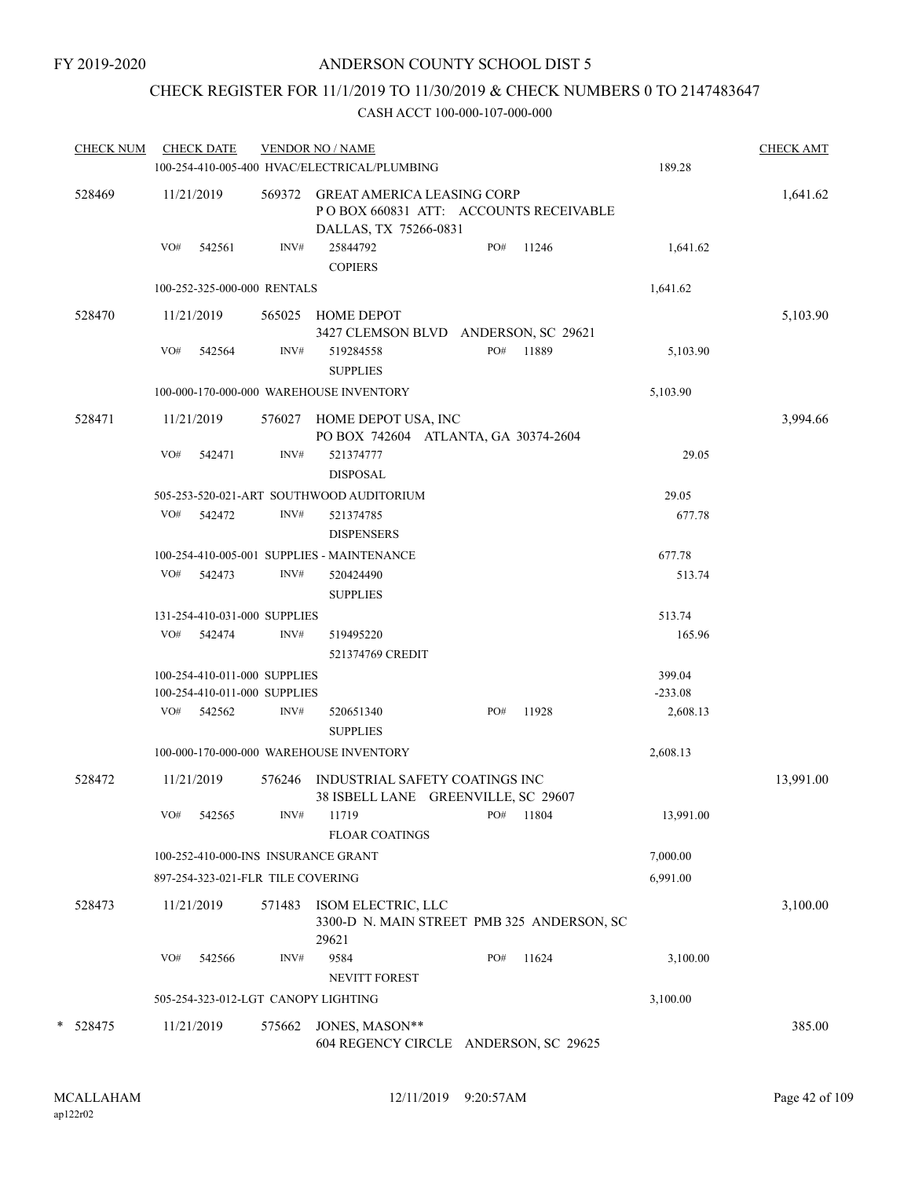FY 2019-2020

# ANDERSON COUNTY SCHOOL DIST 5

## CHECK REGISTER FOR 11/1/2019 TO 11/30/2019 & CHECK NUMBERS 0 TO 2147483647

### CASH ACCT 100-000-107-000-000

| CHECK NUM | CHECK DATE | VENDOR NO / NAME | | CHECK AMT |
|---|---|---|---|---|
| | | 100-254-410-005-400 HVAC/ELECTRICAL/PLUMBING | 189.28 | |
| 528469 | 11/21/2019 | 569372 GREAT AMERICA LEASING CORP<br>P O BOX 660831 ATT: ACCOUNTS RECEIVABLE<br>DALLAS, TX 75266-0831 | | 1,641.62 |
| | VO# 542561 | INV# 25844792 PO# 11246<br>COPIERS | 1,641.62 | |
| | | 100-252-325-000-000 RENTALS | 1,641.62 | |
| 528470 | 11/21/2019 | 565025 HOME DEPOT<br>3427 CLEMSON BLVD ANDERSON, SC 29621 | | 5,103.90 |
| | VO# 542564 | INV# 519284558 PO# 11889<br>SUPPLIES | 5,103.90 | |
| | | 100-000-170-000-000 WAREHOUSE INVENTORY | 5,103.90 | |
| 528471 | 11/21/2019 | 576027 HOME DEPOT USA, INC<br>PO BOX 742604 ATLANTA, GA 30374-2604 | | 3,994.66 |
| | VO# 542471 | INV# 521374777<br>DISPOSAL | 29.05 | |
| | | 505-253-520-021-ART SOUTHWOOD AUDITORIUM | 29.05 | |
| | VO# 542472 | INV# 521374785<br>DISPENSERS | 677.78 | |
| | | 100-254-410-005-001 SUPPLIES - MAINTENANCE | 677.78 | |
| | VO# 542473 | INV# 520424490<br>SUPPLIES | 513.74 | |
| | | 131-254-410-031-000 SUPPLIES | 513.74 | |
| | VO# 542474 | INV# 519495220<br>521374769 CREDIT | 165.96 | |
| | | 100-254-410-011-000 SUPPLIES | 399.04 | |
| | | 100-254-410-011-000 SUPPLIES | -233.08 | |
| | VO# 542562 | INV# 520651340 PO# 11928<br>SUPPLIES | 2,608.13 | |
| | | 100-000-170-000-000 WAREHOUSE INVENTORY | 2,608.13 | |
| 528472 | 11/21/2019 | 576246 INDUSTRIAL SAFETY COATINGS INC<br>38 ISBELL LANE GREENVILLE, SC 29607 | | 13,991.00 |
| | VO# 542565 | INV# 11719 PO# 11804<br>FLOAR COATINGS | 13,991.00 | |
| | | 100-252-410-000-INS INSURANCE GRANT | 7,000.00 | |
| | | 897-254-323-021-FLR TILE COVERING | 6,991.00 | |
| 528473 | 11/21/2019 | 571483 ISOM ELECTRIC, LLC<br>3300-D N. MAIN STREET PMB 325 ANDERSON, SC 29621 | | 3,100.00 |
| | VO# 542566 | INV# 9584 PO# 11624<br>NEVITT FOREST | 3,100.00 | |
| | | 505-254-323-012-LGT CANOPY LIGHTING | 3,100.00 | |
| * 528475 | 11/21/2019 | 575662 JONES, MASON**<br>604 REGENCY CIRCLE ANDERSON, SC 29625 | | 385.00 |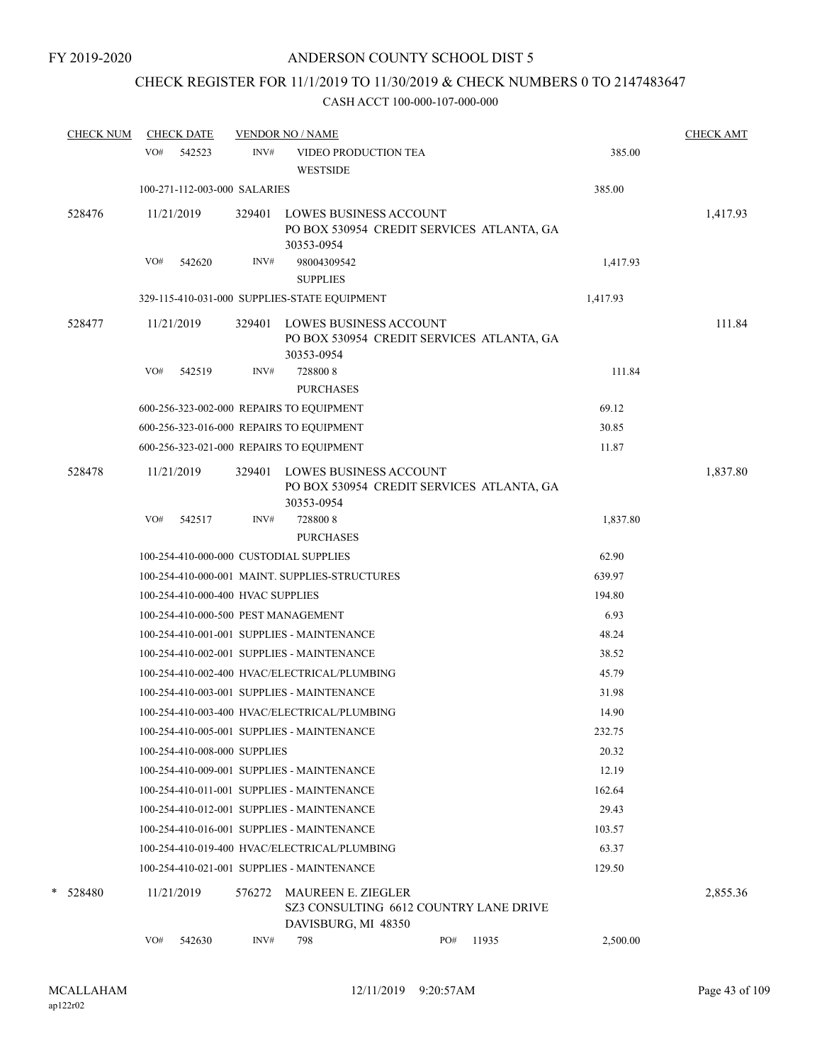FY 2019-2020

# ANDERSON COUNTY SCHOOL DIST 5

## CHECK REGISTER FOR 11/1/2019 TO 11/30/2019 & CHECK NUMBERS 0 TO 2147483647

### CASH ACCT 100-000-107-000-000

| CHECK NUM | CHECK DATE | VENDOR NO / NAME | | CHECK AMT |
|---|---|---|---|---|
| | VO# 542523 | INV# VIDEO PRODUCTION TEA<br>WESTSIDE | 385.00 | |
| | 100-271-112-003-000 SALARIES | | 385.00 | |
| 528476 | 11/21/2019 | 329401 LOWES BUSINESS ACCOUNT<br>PO BOX 530954 CREDIT SERVICES ATLANTA, GA 30353-0954 | | 1,417.93 |
| | VO# 542620 | INV# 98004309542<br>SUPPLIES | 1,417.93 | |
| | 329-115-410-031-000 SUPPLIES-STATE EQUIPMENT | | 1,417.93 | |
| 528477 | 11/21/2019 | 329401 LOWES BUSINESS ACCOUNT<br>PO BOX 530954 CREDIT SERVICES ATLANTA, GA 30353-0954 | | 111.84 |
| | VO# 542519 | INV# 728800 8<br>PURCHASES | 111.84 | |
| | 600-256-323-002-000 REPAIRS TO EQUIPMENT | | 69.12 | |
| | 600-256-323-016-000 REPAIRS TO EQUIPMENT | | 30.85 | |
| | 600-256-323-021-000 REPAIRS TO EQUIPMENT | | 11.87 | |
| 528478 | 11/21/2019 | 329401 LOWES BUSINESS ACCOUNT<br>PO BOX 530954 CREDIT SERVICES ATLANTA, GA 30353-0954 | | 1,837.80 |
| | VO# 542517 | INV# 728800 8<br>PURCHASES | 1,837.80 | |
| | 100-254-410-000-000 CUSTODIAL SUPPLIES | | 62.90 | |
| | 100-254-410-000-001 MAINT. SUPPLIES-STRUCTURES | | 639.97 | |
| | 100-254-410-000-400 HVAC SUPPLIES | | 194.80 | |
| | 100-254-410-000-500 PEST MANAGEMENT | | 6.93 | |
| | 100-254-410-001-001 SUPPLIES - MAINTENANCE | | 48.24 | |
| | 100-254-410-002-001 SUPPLIES - MAINTENANCE | | 38.52 | |
| | 100-254-410-002-400 HVAC/ELECTRICAL/PLUMBING | | 45.79 | |
| | 100-254-410-003-001 SUPPLIES - MAINTENANCE | | 31.98 | |
| | 100-254-410-003-400 HVAC/ELECTRICAL/PLUMBING | | 14.90 | |
| | 100-254-410-005-001 SUPPLIES - MAINTENANCE | | 232.75 | |
| | 100-254-410-008-000 SUPPLIES | | 20.32 | |
| | 100-254-410-009-001 SUPPLIES - MAINTENANCE | | 12.19 | |
| | 100-254-410-011-001 SUPPLIES - MAINTENANCE | | 162.64 | |
| | 100-254-410-012-001 SUPPLIES - MAINTENANCE | | 29.43 | |
| | 100-254-410-016-001 SUPPLIES - MAINTENANCE | | 103.57 | |
| | 100-254-410-019-400 HVAC/ELECTRICAL/PLUMBING | | 63.37 | |
| | 100-254-410-021-001 SUPPLIES - MAINTENANCE | | 129.50 | |
| * 528480 | 11/21/2019 | 576272 MAUREEN E. ZIEGLER<br>SZ3 CONSULTING 6612 COUNTRY LANE DRIVE DAVISBURG, MI 48350 | | 2,855.36 |
| | VO# 542630 | INV# 798 PO# 11935 | 2,500.00 | |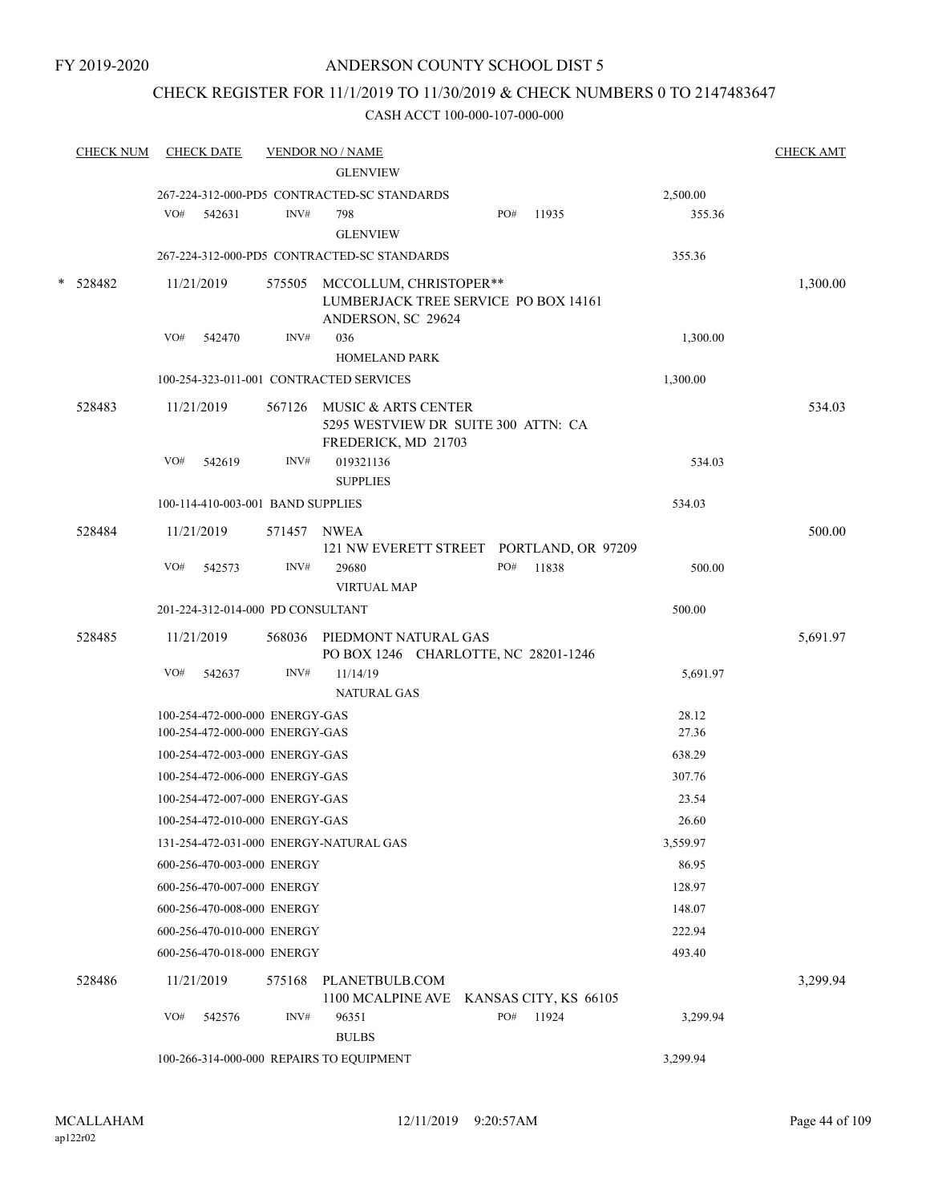FY 2019-2020

# ANDERSON COUNTY SCHOOL DIST 5

## CHECK REGISTER FOR 11/1/2019 TO 11/30/2019 & CHECK NUMBERS 0 TO 2147483647

CASH ACCT 100-000-107-000-000

| CHECK NUM | CHECK DATE | VENDOR NO / NAME | | | CHECK AMT |
|---|---|---|---|---|---|
| | | GLENVIEW | | | |
| | | 267-224-312-000-PD5 CONTRACTED-SC STANDARDS | | 2,500.00 | |
| | VO# 542631 | INV# 798 GLENVIEW | PO# 11935 | 355.36 | |
| | | 267-224-312-000-PD5 CONTRACTED-SC STANDARDS | | 355.36 | |
| * 528482 | 11/21/2019 | 575505 MCCOLLUM, CHRISTOPER** LUMBERJACK TREE SERVICE PO BOX 14161 ANDERSON, SC 29624 | | | 1,300.00 |
| | VO# 542470 | INV# 036 HOMELAND PARK | | 1,300.00 | |
| | | 100-254-323-011-001 CONTRACTED SERVICES | | 1,300.00 | |
| 528483 | 11/21/2019 | 567126 MUSIC & ARTS CENTER 5295 WESTVIEW DR SUITE 300 ATTN: CA FREDERICK, MD 21703 | | | 534.03 |
| | VO# 542619 | INV# 019321136 SUPPLIES | | 534.03 | |
| | | 100-114-410-003-001 BAND SUPPLIES | | 534.03 | |
| 528484 | 11/21/2019 | 571457 NWEA 121 NW EVERETT STREET PORTLAND, OR 97209 | | | 500.00 |
| | VO# 542573 | INV# 29680 VIRTUAL MAP | PO# 11838 | 500.00 | |
| | | 201-224-312-014-000 PD CONSULTANT | | 500.00 | |
| 528485 | 11/21/2019 | 568036 PIEDMONT NATURAL GAS PO BOX 1246 CHARLOTTE, NC 28201-1246 | | | 5,691.97 |
| | VO# 542637 | INV# 11/14/19 NATURAL GAS | | 5,691.97 | |
| | | 100-254-472-000-000 ENERGY-GAS | | 28.12 | |
| | | 100-254-472-000-000 ENERGY-GAS | | 27.36 | |
| | | 100-254-472-003-000 ENERGY-GAS | | 638.29 | |
| | | 100-254-472-006-000 ENERGY-GAS | | 307.76 | |
| | | 100-254-472-007-000 ENERGY-GAS | | 23.54 | |
| | | 100-254-472-010-000 ENERGY-GAS | | 26.60 | |
| | | 131-254-472-031-000 ENERGY-NATURAL GAS | | 3,559.97 | |
| | | 600-256-470-003-000 ENERGY | | 86.95 | |
| | | 600-256-470-007-000 ENERGY | | 128.97 | |
| | | 600-256-470-008-000 ENERGY | | 148.07 | |
| | | 600-256-470-010-000 ENERGY | | 222.94 | |
| | | 600-256-470-018-000 ENERGY | | 493.40 | |
| 528486 | 11/21/2019 | 575168 PLANETBULB.COM 1100 MCALPINE AVE KANSAS CITY, KS 66105 | | | 3,299.94 |
| | VO# 542576 | INV# 96351 BULBS | PO# 11924 | 3,299.94 | |
| | | 100-266-314-000-000 REPAIRS TO EQUIPMENT | | 3,299.94 | |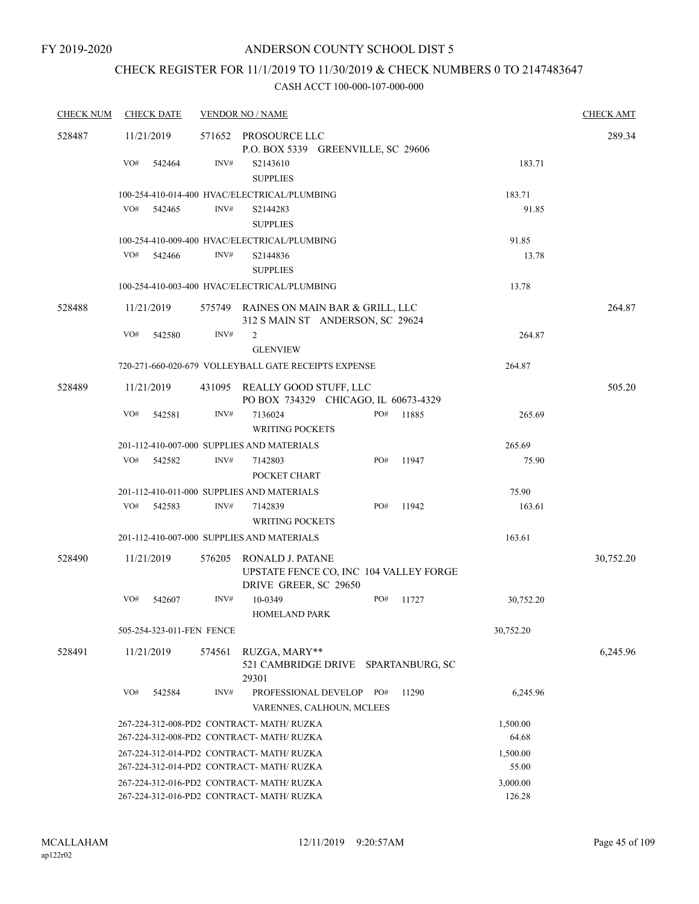FY 2019-2020

# ANDERSON COUNTY SCHOOL DIST 5

## CHECK REGISTER FOR 11/1/2019 TO 11/30/2019 & CHECK NUMBERS 0 TO 2147483647

### CASH ACCT 100-000-107-000-000

| CHECK NUM | CHECK DATE | VENDOR NO / NAME | | | CHECK AMT |
|---|---|---|---|---|---|
| 528487 | 11/21/2019 | 571652 PROSOURCE LLC<br>P.O. BOX 5339 GREENVILLE, SC 29606 | | | 289.34 |
| | VO# 542464 | INV# S2143610<br>SUPPLIES | | 183.71 | |
| | 100-254-410-014-400 HVAC/ELECTRICAL/PLUMBING | | | 183.71 | |
| | VO# 542465 | INV# S2144283<br>SUPPLIES | | 91.85 | |
| | 100-254-410-009-400 HVAC/ELECTRICAL/PLUMBING | | | 91.85 | |
| | VO# 542466 | INV# S2144836<br>SUPPLIES | | 13.78 | |
| | 100-254-410-003-400 HVAC/ELECTRICAL/PLUMBING | | | 13.78 | |
| 528488 | 11/21/2019 | 575749 RAINES ON MAIN BAR & GRILL, LLC<br>312 S MAIN ST ANDERSON, SC 29624 | | | 264.87 |
| | VO# 542580 | INV# 2<br>GLENVIEW | | 264.87 | |
| | 720-271-660-020-679 VOLLEYBALL GATE RECEIPTS EXPENSE | | | 264.87 | |
| 528489 | 11/21/2019 | 431095 REALLY GOOD STUFF, LLC<br>PO BOX 734329 CHICAGO, IL 60673-4329 | | | 505.20 |
| | VO# 542581 | INV# 7136024<br>WRITING POCKETS | PO# 11885 | 265.69 | |
| | 201-112-410-007-000 SUPPLIES AND MATERIALS | | | 265.69 | |
| | VO# 542582 | INV# 7142803<br>POCKET CHART | PO# 11947 | 75.90 | |
| | 201-112-410-011-000 SUPPLIES AND MATERIALS | | | 75.90 | |
| | VO# 542583 | INV# 7142839<br>WRITING POCKETS | PO# 11942 | 163.61 | |
| | 201-112-410-007-000 SUPPLIES AND MATERIALS | | | 163.61 | |
| 528490 | 11/21/2019 | 576205 RONALD J. PATANE<br>UPSTATE FENCE CO, INC 104 VALLEY FORGE DRIVE GREER, SC 29650 | | | 30,752.20 |
| | VO# 542607 | INV# 10-0349<br>HOMELAND PARK | PO# 11727 | 30,752.20 | |
| | 505-254-323-011-FEN FENCE | | | 30,752.20 | |
| 528491 | 11/21/2019 | 574561 RUZGA, MARY**<br>521 CAMBRIDGE DRIVE SPARTANBURG, SC 29301 | | | 6,245.96 |
| | VO# 542584 | INV# PROFESSIONAL DEVELOP<br>VARENNES, CALHOUN, MCLEES | PO# 11290 | 6,245.96 | |
| | 267-224-312-008-PD2 CONTRACT- MATH/ RUZKA | | | 1,500.00 | |
| | 267-224-312-008-PD2 CONTRACT- MATH/ RUZKA | | | 64.68 | |
| | 267-224-312-014-PD2 CONTRACT- MATH/ RUZKA | | | 1,500.00 | |
| | 267-224-312-014-PD2 CONTRACT- MATH/ RUZKA | | | 55.00 | |
| | 267-224-312-016-PD2 CONTRACT- MATH/ RUZKA | | | 3,000.00 | |
| | 267-224-312-016-PD2 CONTRACT- MATH/ RUZKA | | | 126.28 | |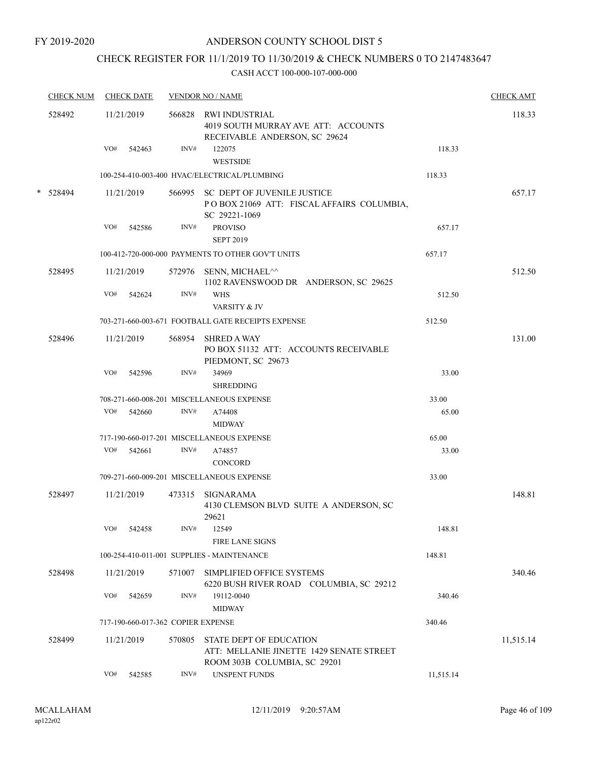FY 2019-2020

# ANDERSON COUNTY SCHOOL DIST 5

## CHECK REGISTER FOR 11/1/2019 TO 11/30/2019 & CHECK NUMBERS 0 TO 2147483647

### CASH ACCT 100-000-107-000-000

| CHECK NUM | CHECK DATE | VENDOR NO / NAME | | CHECK AMT |
|---|---|---|---|---|
| 528492 | 11/21/2019 | 566828 RWI INDUSTRIAL<br>4019 SOUTH MURRAY AVE ATT: ACCOUNTS RECEIVABLE ANDERSON, SC 29624 | | 118.33 |
| | VO# 542463 | INV# 122075<br>WESTSIDE | 118.33 | |
| | | 100-254-410-003-400 HVAC/ELECTRICAL/PLUMBING | 118.33 | |
| * 528494 | 11/21/2019 | 566995 SC DEPT OF JUVENILE JUSTICE<br>P O BOX 21069 ATT: FISCAL AFFAIRS COLUMBIA, SC 29221-1069 | | 657.17 |
| | VO# 542586 | INV# PROVISO<br>SEPT 2019 | 657.17 | |
| | | 100-412-720-000-000 PAYMENTS TO OTHER GOV'T UNITS | 657.17 | |
| 528495 | 11/21/2019 | 572976 SENN, MICHAEL^^<br>1102 RAVENSWOOD DR ANDERSON, SC 29625 | | 512.50 |
| | VO# 542624 | INV# WHS<br>VARSITY & JV | 512.50 | |
| | | 703-271-660-003-671 FOOTBALL GATE RECEIPTS EXPENSE | 512.50 | |
| 528496 | 11/21/2019 | 568954 SHRED A WAY<br>PO BOX 51132 ATT: ACCOUNTS RECEIVABLE PIEDMONT, SC 29673 | | 131.00 |
| | VO# 542596 | INV# 34969<br>SHREDDING | 33.00 | |
| | | 708-271-660-008-201 MISCELLANEOUS EXPENSE | 33.00 | |
| | VO# 542660 | INV# A74408<br>MIDWAY | 65.00 | |
| | | 717-190-660-017-201 MISCELLANEOUS EXPENSE | 65.00 | |
| | VO# 542661 | INV# A74857<br>CONCORD | 33.00 | |
| | | 709-271-660-009-201 MISCELLANEOUS EXPENSE | 33.00 | |
| 528497 | 11/21/2019 | 473315 SIGNARAMA<br>4130 CLEMSON BLVD SUITE A ANDERSON, SC 29621 | | 148.81 |
| | VO# 542458 | INV# 12549<br>FIRE LANE SIGNS | 148.81 | |
| | | 100-254-410-011-001 SUPPLIES - MAINTENANCE | 148.81 | |
| 528498 | 11/21/2019 | 571007 SIMPLIFIED OFFICE SYSTEMS<br>6220 BUSH RIVER ROAD COLUMBIA, SC 29212 | | 340.46 |
| | VO# 542659 | INV# 19112-0040<br>MIDWAY | 340.46 | |
| | | 717-190-660-017-362 COPIER EXPENSE | 340.46 | |
| 528499 | 11/21/2019 | 570805 STATE DEPT OF EDUCATION<br>ATT: MELLANIE JINETTE 1429 SENATE STREET ROOM 303B COLUMBIA, SC 29201 | | 11,515.14 |
| | VO# 542585 | INV# UNSPENT FUNDS | 11,515.14 | |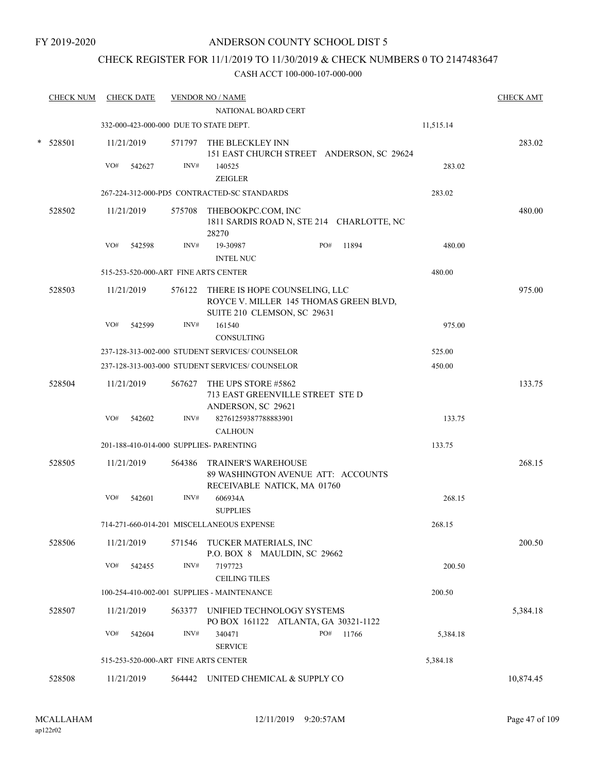FY 2019-2020

# ANDERSON COUNTY SCHOOL DIST 5

## CHECK REGISTER FOR 11/1/2019 TO 11/30/2019 & CHECK NUMBERS 0 TO 2147483647

### CASH ACCT 100-000-107-000-000

| CHECK NUM | CHECK DATE | VENDOR NO / NAME | | CHECK AMT |
|---|---|---|---|---|
| | | NATIONAL BOARD CERT | | |
| | | 332-000-423-000-000 DUE TO STATE DEPT. | 11,515.14 | |
| * 528501 | 11/21/2019 | 571797 THE BLECKLEY INN 151 EAST CHURCH STREET ANDERSON, SC 29624 | | 283.02 |
| | VO# 542627 | INV# 140525 ZEIGLER | 283.02 | |
| | | 267-224-312-000-PD5 CONTRACTED-SC STANDARDS | 283.02 | |
| 528502 | 11/21/2019 | 575708 THEBOOKPC.COM, INC 1811 SARDIS ROAD N, STE 214 CHARLOTTE, NC 28270 | | 480.00 |
| | VO# 542598 | INV# 19-30987 PO# 11894 INTEL NUC | 480.00 | |
| | | 515-253-520-000-ART FINE ARTS CENTER | 480.00 | |
| 528503 | 11/21/2019 | 576122 THERE IS HOPE COUNSELING, LLC ROYCE V. MILLER 145 THOMAS GREEN BLVD, SUITE 210 CLEMSON, SC 29631 | | 975.00 |
| | VO# 542599 | INV# 161540 CONSULTING | 975.00 | |
| | | 237-128-313-002-000 STUDENT SERVICES/ COUNSELOR | 525.00 | |
| | | 237-128-313-003-000 STUDENT SERVICES/ COUNSELOR | 450.00 | |
| 528504 | 11/21/2019 | 567627 THE UPS STORE #5862 713 EAST GREENVILLE STREET STE D ANDERSON, SC 29621 | | 133.75 |
| | VO# 542602 | INV# 82761259387788883901 CALHOUN | 133.75 | |
| | | 201-188-410-014-000 SUPPLIES- PARENTING | 133.75 | |
| 528505 | 11/21/2019 | 564386 TRAINER'S WAREHOUSE 89 WASHINGTON AVENUE ATT: ACCOUNTS RECEIVABLE NATICK, MA 01760 | | 268.15 |
| | VO# 542601 | INV# 606934A SUPPLIES | 268.15 | |
| | | 714-271-660-014-201 MISCELLANEOUS EXPENSE | 268.15 | |
| 528506 | 11/21/2019 | 571546 TUCKER MATERIALS, INC P.O. BOX 8 MAULDIN, SC 29662 | | 200.50 |
| | VO# 542455 | INV# 7197723 CEILING TILES | 200.50 | |
| | | 100-254-410-002-001 SUPPLIES - MAINTENANCE | 200.50 | |
| 528507 | 11/21/2019 | 563377 UNIFIED TECHNOLOGY SYSTEMS PO BOX 161122 ATLANTA, GA 30321-1122 | | 5,384.18 |
| | VO# 542604 | INV# 340471 PO# 11766 SERVICE | 5,384.18 | |
| | | 515-253-520-000-ART FINE ARTS CENTER | 5,384.18 | |
| 528508 | 11/21/2019 | 564442 UNITED CHEMICAL & SUPPLY CO | | 10,874.45 |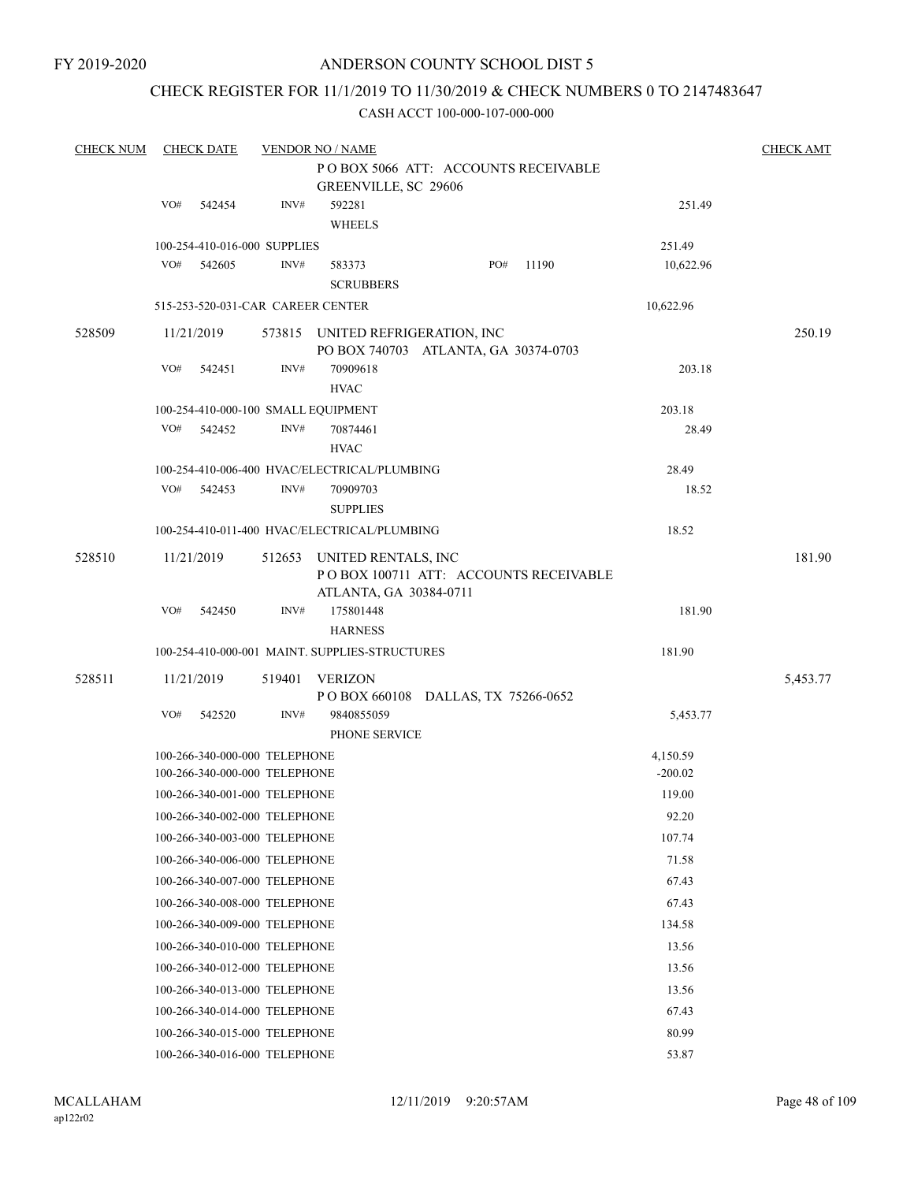FY 2019-2020

# ANDERSON COUNTY SCHOOL DIST 5

## CHECK REGISTER FOR 11/1/2019 TO 11/30/2019 & CHECK NUMBERS 0 TO 2147483647

### CASH ACCT 100-000-107-000-000

| CHECK NUM | CHECK DATE | VENDOR NO / NAME | | CHECK AMT |
|---|---|---|---|---|
| | | P O BOX 5066 ATT: ACCOUNTS RECEIVABLE<br>GREENVILLE, SC 29606 | | |
| | VO# 542454 | INV# 592281<br>WHEELS | 251.49 | |
| | 100-254-410-016-000 SUPPLIES | | 251.49 | |
| | VO# 542605 | INV# 583373 PO# 11190<br>SCRUBBERS | 10,622.96 | |
| | 515-253-520-031-CAR CAREER CENTER | | 10,622.96 | |
| 528509 | 11/21/2019 | 573815 UNITED REFRIGERATION, INC<br>PO BOX 740703 ATLANTA, GA 30374-0703 | | 250.19 |
| | VO# 542451 | INV# 70909618<br>HVAC | 203.18 | |
| | 100-254-410-000-100 SMALL EQUIPMENT | | 203.18 | |
| | VO# 542452 | INV# 70874461<br>HVAC | 28.49 | |
| | 100-254-410-006-400 HVAC/ELECTRICAL/PLUMBING | | 28.49 | |
| | VO# 542453 | INV# 70909703<br>SUPPLIES | 18.52 | |
| | 100-254-410-011-400 HVAC/ELECTRICAL/PLUMBING | | 18.52 | |
| 528510 | 11/21/2019 | 512653 UNITED RENTALS, INC<br>P O BOX 100711 ATT: ACCOUNTS RECEIVABLE<br>ATLANTA, GA 30384-0711 | | 181.90 |
| | VO# 542450 | INV# 175801448<br>HARNESS | 181.90 | |
| | 100-254-410-000-001 MAINT. SUPPLIES-STRUCTURES | | 181.90 | |
| 528511 | 11/21/2019 | 519401 VERIZON<br>P O BOX 660108 DALLAS, TX 75266-0652 | | 5,453.77 |
| | VO# 542520 | INV# 9840855059<br>PHONE SERVICE | 5,453.77 | |
| | 100-266-340-000-000 TELEPHONE | | 4,150.59 | |
| | 100-266-340-000-000 TELEPHONE | | -200.02 | |
| | 100-266-340-001-000 TELEPHONE | | 119.00 | |
| | 100-266-340-002-000 TELEPHONE | | 92.20 | |
| | 100-266-340-003-000 TELEPHONE | | 107.74 | |
| | 100-266-340-006-000 TELEPHONE | | 71.58 | |
| | 100-266-340-007-000 TELEPHONE | | 67.43 | |
| | 100-266-340-008-000 TELEPHONE | | 67.43 | |
| | 100-266-340-009-000 TELEPHONE | | 134.58 | |
| | 100-266-340-010-000 TELEPHONE | | 13.56 | |
| | 100-266-340-012-000 TELEPHONE | | 13.56 | |
| | 100-266-340-013-000 TELEPHONE | | 13.56 | |
| | 100-266-340-014-000 TELEPHONE | | 67.43 | |
| | 100-266-340-015-000 TELEPHONE | | 80.99 | |
| | 100-266-340-016-000 TELEPHONE | | 53.87 | |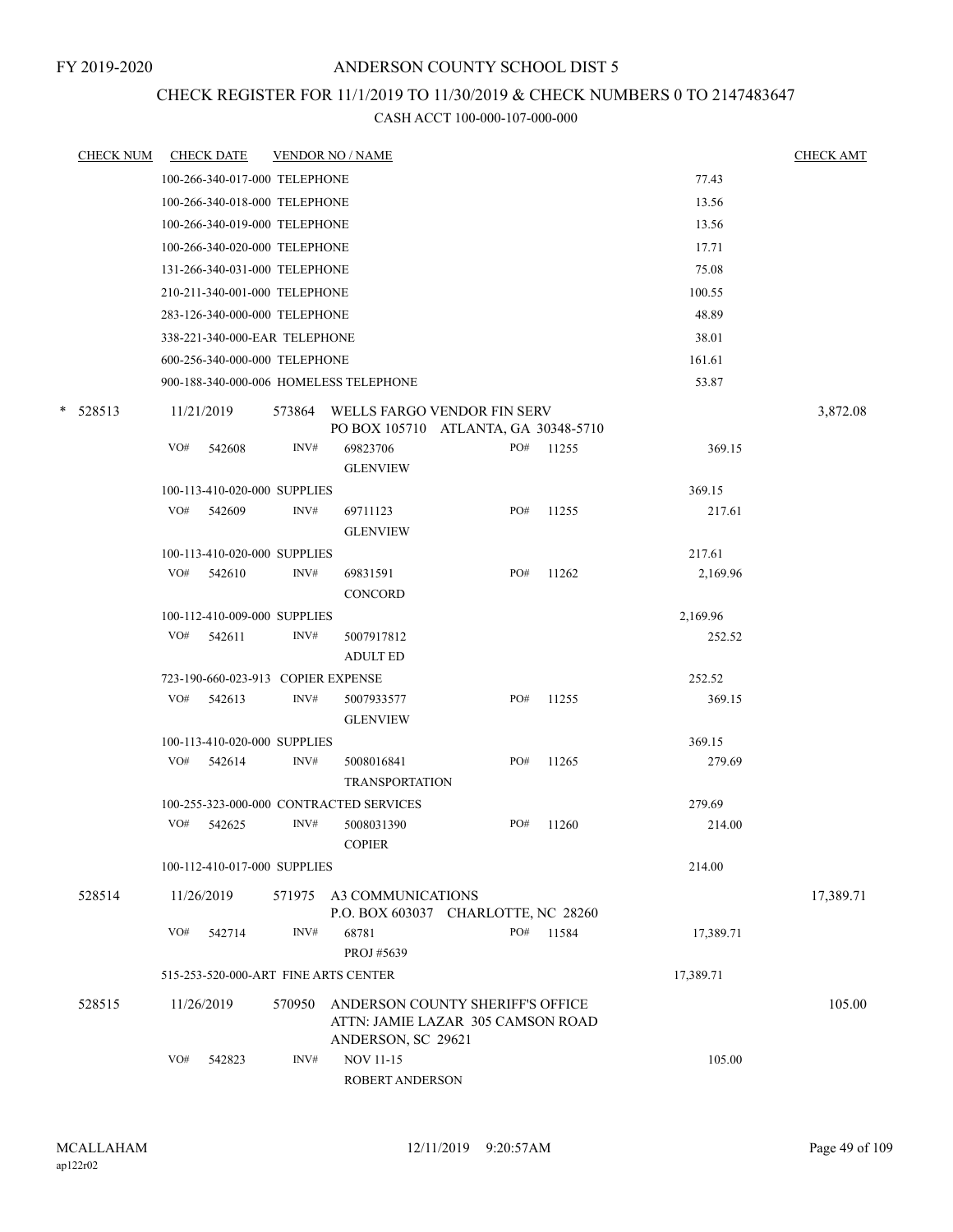FY 2019-2020

# ANDERSON COUNTY SCHOOL DIST 5

## CHECK REGISTER FOR 11/1/2019 TO 11/30/2019 & CHECK NUMBERS 0 TO 2147483647

### CASH ACCT 100-000-107-000-000

| CHECK NUM | CHECK DATE | VENDOR NO / NAME | | | | CHECK AMT |
|---|---|---|---|---|---|---|
| | 100-266-340-017-000 TELEPHONE | | | | 77.43 | |
| | 100-266-340-018-000 TELEPHONE | | | | 13.56 | |
| | 100-266-340-019-000 TELEPHONE | | | | 13.56 | |
| | 100-266-340-020-000 TELEPHONE | | | | 17.71 | |
| | 131-266-340-031-000 TELEPHONE | | | | 75.08 | |
| | 210-211-340-001-000 TELEPHONE | | | | 100.55 | |
| | 283-126-340-000-000 TELEPHONE | | | | 48.89 | |
| | 338-221-340-000-EAR TELEPHONE | | | | 38.01 | |
| | 600-256-340-000-000 TELEPHONE | | | | 161.61 | |
| | 900-188-340-000-006 HOMELESS TELEPHONE | | | | 53.87 | |
| * 528513 | 11/21/2019 | 573864 WELLS FARGO VENDOR FIN SERV<br>PO BOX 105710 ATLANTA, GA 30348-5710 | | | | 3,872.08 |
| | VO# 542608 | INV# 69823706<br>GLENVIEW | PO# 11255 | | 369.15 | |
| | 100-113-410-020-000 SUPPLIES | | | | 369.15 | |
| | VO# 542609 | INV# 69711123<br>GLENVIEW | PO# 11255 | | 217.61 | |
| | 100-113-410-020-000 SUPPLIES | | | | 217.61 | |
| | VO# 542610 | INV# 69831591<br>CONCORD | PO# 11262 | | 2,169.96 | |
| | 100-112-410-009-000 SUPPLIES | | | | 2,169.96 | |
| | VO# 542611 | INV# 5007917812<br>ADULT ED | | | 252.52 | |
| | 723-190-660-023-913 COPIER EXPENSE | | | | 252.52 | |
| | VO# 542613 | INV# 5007933577<br>GLENVIEW | PO# 11255 | | 369.15 | |
| | 100-113-410-020-000 SUPPLIES | | | | 369.15 | |
| | VO# 542614 | INV# 5008016841<br>TRANSPORTATION | PO# 11265 | | 279.69 | |
| | 100-255-323-000-000 CONTRACTED SERVICES | | | | 279.69 | |
| | VO# 542625 | INV# 5008031390<br>COPIER | PO# 11260 | | 214.00 | |
| | 100-112-410-017-000 SUPPLIES | | | | 214.00 | |
| 528514 | 11/26/2019 | 571975 A3 COMMUNICATIONS<br>P.O. BOX 603037 CHARLOTTE, NC 28260 | | | | 17,389.71 |
| | VO# 542714 | INV# 68781<br>PROJ #5639 | PO# 11584 | | 17,389.71 | |
| | 515-253-520-000-ART FINE ARTS CENTER | | | | 17,389.71 | |
| 528515 | 11/26/2019 | 570950 ANDERSON COUNTY SHERIFF'S OFFICE<br>ATTN: JAMIE LAZAR 305 CAMSON ROAD<br>ANDERSON, SC 29621 | | | | 105.00 |
| | VO# 542823 | INV# NOV 11-15<br>ROBERT ANDERSON | | | 105.00 | |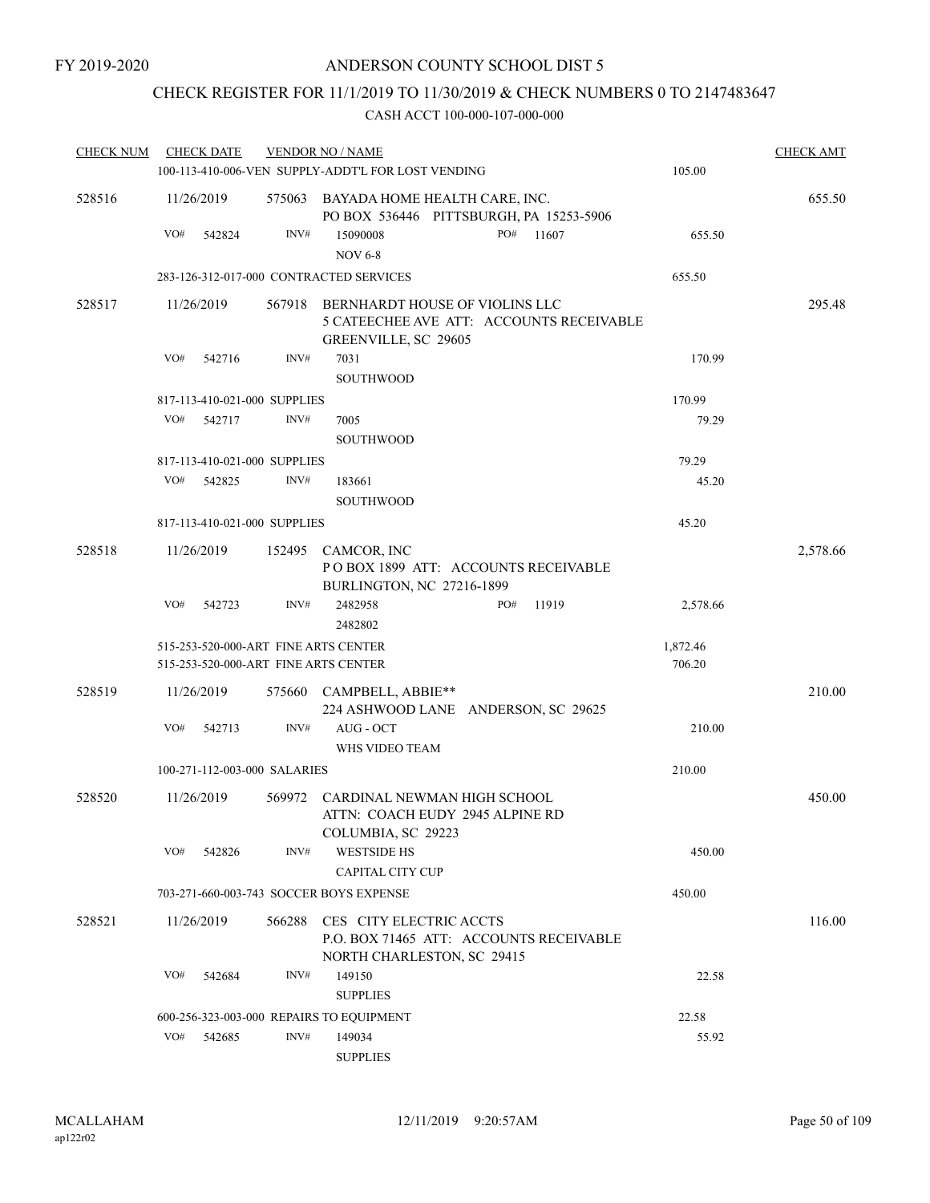FY 2019-2020

# ANDERSON COUNTY SCHOOL DIST 5

## CHECK REGISTER FOR 11/1/2019 TO 11/30/2019 & CHECK NUMBERS 0 TO 2147483647

### CASH ACCT 100-000-107-000-000

| CHECK NUM | CHECK DATE | VENDOR NO / NAME | | CHECK AMT |
|---|---|---|---|---|
| | | 100-113-410-006-VEN SUPPLY-ADDT'L FOR LOST VENDING | 105.00 | |
| 528516 | 11/26/2019 | 575063 BAYADA HOME HEALTH CARE, INC.<br>PO BOX 536446 PITTSBURGH, PA 15253-5906 | | 655.50 |
| | VO# 542824 | INV# 15090008 PO# 11607<br>NOV 6-8 | 655.50 | |
| | | 283-126-312-017-000 CONTRACTED SERVICES | 655.50 | |
| 528517 | 11/26/2019 | 567918 BERNHARDT HOUSE OF VIOLINS LLC<br>5 CATEECHEE AVE ATT: ACCOUNTS RECEIVABLE<br>GREENVILLE, SC 29605 | | 295.48 |
| | VO# 542716 | INV# 7031<br>SOUTHWOOD | 170.99 | |
| | | 817-113-410-021-000 SUPPLIES | 170.99 | |
| | VO# 542717 | INV# 7005<br>SOUTHWOOD | 79.29 | |
| | | 817-113-410-021-000 SUPPLIES | 79.29 | |
| | VO# 542825 | INV# 183661<br>SOUTHWOOD | 45.20 | |
| | | 817-113-410-021-000 SUPPLIES | 45.20 | |
| 528518 | 11/26/2019 | 152495 CAMCOR, INC<br>P O BOX 1899 ATT: ACCOUNTS RECEIVABLE<br>BURLINGTON, NC 27216-1899 | | 2,578.66 |
| | VO# 542723 | INV# 2482958 PO# 11919<br>2482802 | 2,578.66 | |
| | | 515-253-520-000-ART FINE ARTS CENTER | 1,872.46 | |
| | | 515-253-520-000-ART FINE ARTS CENTER | 706.20 | |
| 528519 | 11/26/2019 | 575660 CAMPBELL, ABBIE**<br>224 ASHWOOD LANE ANDERSON, SC 29625 | | 210.00 |
| | VO# 542713 | INV# AUG - OCT<br>WHS VIDEO TEAM | 210.00 | |
| | | 100-271-112-003-000 SALARIES | 210.00 | |
| 528520 | 11/26/2019 | 569972 CARDINAL NEWMAN HIGH SCHOOL<br>ATTN: COACH EUDY 2945 ALPINE RD<br>COLUMBIA, SC 29223 | | 450.00 |
| | VO# 542826 | INV# WESTSIDE HS<br>CAPITAL CITY CUP | 450.00 | |
| | | 703-271-660-003-743 SOCCER BOYS EXPENSE | 450.00 | |
| 528521 | 11/26/2019 | 566288 CES CITY ELECTRIC ACCTS<br>P.O. BOX 71465 ATT: ACCOUNTS RECEIVABLE<br>NORTH CHARLESTON, SC 29415 | | 116.00 |
| | VO# 542684 | INV# 149150<br>SUPPLIES | 22.58 | |
| | | 600-256-323-003-000 REPAIRS TO EQUIPMENT | 22.58 | |
| | VO# 542685 | INV# 149034<br>SUPPLIES | 55.92 | |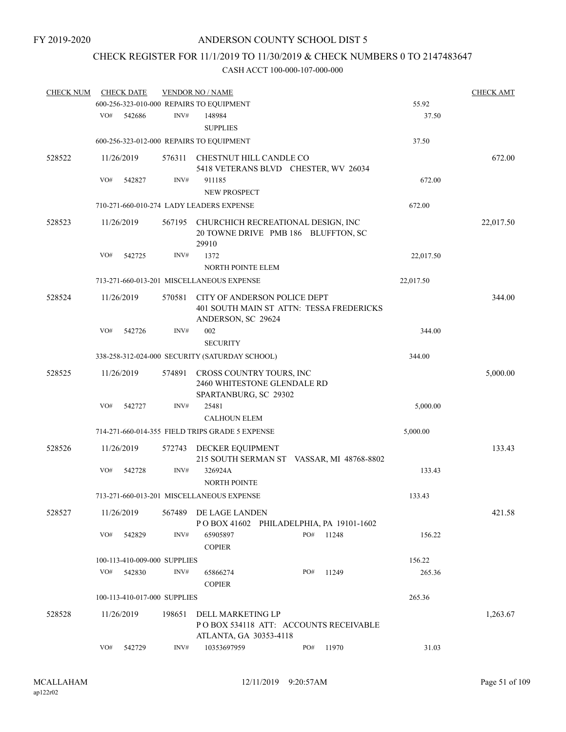FY 2019-2020

# ANDERSON COUNTY SCHOOL DIST 5

## CHECK REGISTER FOR 11/1/2019 TO 11/30/2019 & CHECK NUMBERS 0 TO 2147483647

### CASH ACCT 100-000-107-000-000

| CHECK NUM | CHECK DATE | VENDOR NO / NAME | | CHECK AMT |
|---|---|---|---|---|
| | 600-256-323-010-000 REPAIRS TO EQUIPMENT | | 55.92 | |
| | VO# 542686 | INV# 148984 SUPPLIES | 37.50 | |
| | 600-256-323-012-000 REPAIRS TO EQUIPMENT | | 37.50 | |
| 528522 | 11/26/2019 | 576311 CHESTNUT HILL CANDLE CO 5418 VETERANS BLVD CHESTER, WV 26034 | | 672.00 |
| | VO# 542827 | INV# 911185 NEW PROSPECT | 672.00 | |
| | 710-271-660-010-274 LADY LEADERS EXPENSE | | 672.00 | |
| 528523 | 11/26/2019 | 567195 CHURCHICH RECREATIONAL DESIGN, INC 20 TOWNE DRIVE PMB 186 BLUFFTON, SC 29910 | | 22,017.50 |
| | VO# 542725 | INV# 1372 NORTH POINTE ELEM | 22,017.50 | |
| | 713-271-660-013-201 MISCELLANEOUS EXPENSE | | 22,017.50 | |
| 528524 | 11/26/2019 | 570581 CITY OF ANDERSON POLICE DEPT 401 SOUTH MAIN ST ATTN: TESSA FREDERICKS ANDERSON, SC 29624 | | 344.00 |
| | VO# 542726 | INV# 002 SECURITY | 344.00 | |
| | 338-258-312-024-000 SECURITY (SATURDAY SCHOOL) | | 344.00 | |
| 528525 | 11/26/2019 | 574891 CROSS COUNTRY TOURS, INC 2460 WHITESTONE GLENDALE RD SPARTANBURG, SC 29302 | | 5,000.00 |
| | VO# 542727 | INV# 25481 CALHOUN ELEM | 5,000.00 | |
| | 714-271-660-014-355 FIELD TRIPS GRADE 5 EXPENSE | | 5,000.00 | |
| 528526 | 11/26/2019 | 572743 DECKER EQUIPMENT 215 SOUTH SERMAN ST VASSAR, MI 48768-8802 | | 133.43 |
| | VO# 542728 | INV# 326924A NORTH POINTE | 133.43 | |
| | 713-271-660-013-201 MISCELLANEOUS EXPENSE | | 133.43 | |
| 528527 | 11/26/2019 | 567489 DE LAGE LANDEN P O BOX 41602 PHILADELPHIA, PA 19101-1602 | | 421.58 |
| | VO# 542829 | INV# 65905897 PO# 11248 COPIER | 156.22 | |
| | 100-113-410-009-000 SUPPLIES | | 156.22 | |
| | VO# 542830 | INV# 65866274 PO# 11249 COPIER | 265.36 | |
| | 100-113-410-017-000 SUPPLIES | | 265.36 | |
| 528528 | 11/26/2019 | 198651 DELL MARKETING LP P O BOX 534118 ATT: ACCOUNTS RECEIVABLE ATLANTA, GA 30353-4118 | | 1,263.67 |
| | VO# 542729 | INV# 10353697959 PO# 11970 | 31.03 | |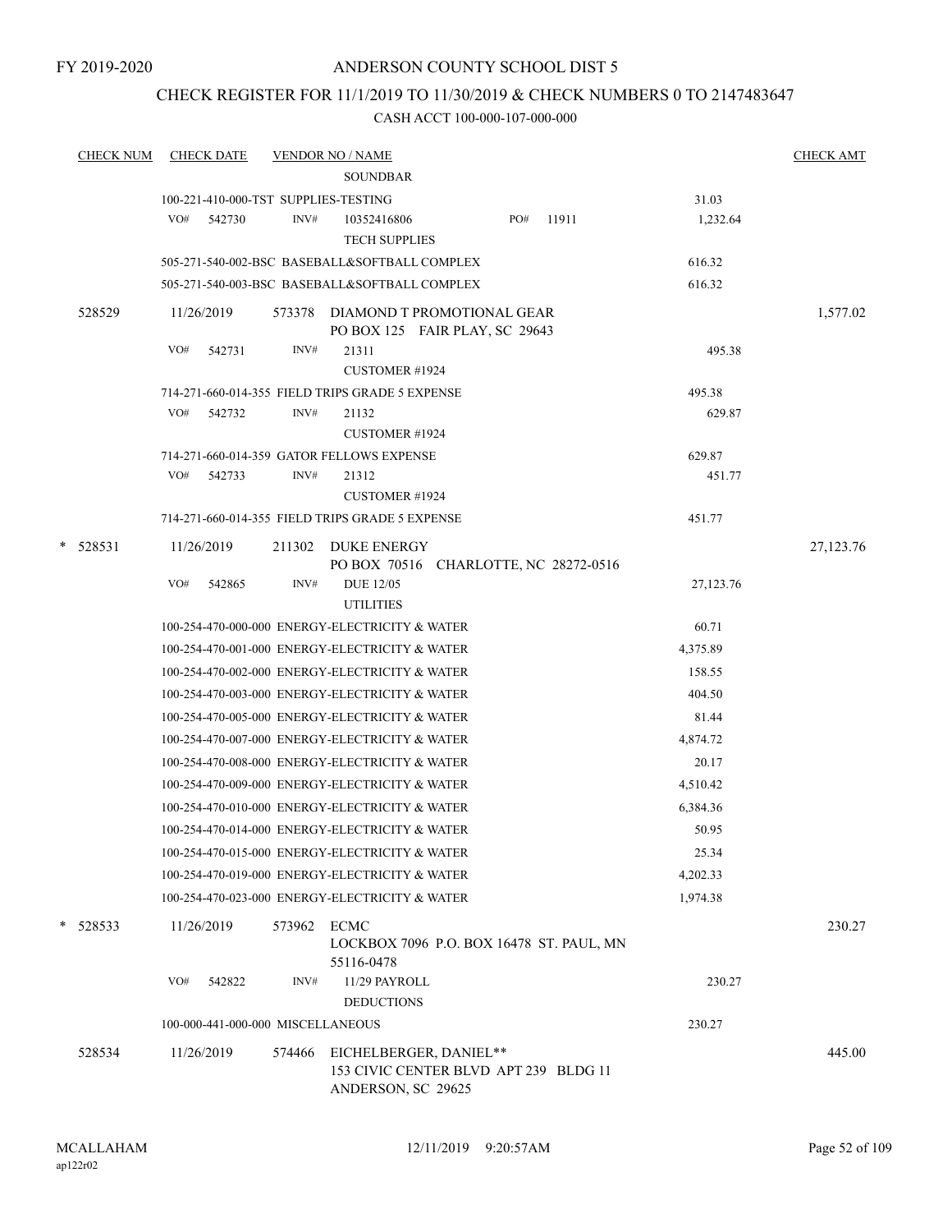FY 2019-2020

# ANDERSON COUNTY SCHOOL DIST 5

## CHECK REGISTER FOR 11/1/2019 TO 11/30/2019 & CHECK NUMBERS 0 TO 2147483647

### CASH ACCT 100-000-107-000-000

| CHECK NUM | CHECK DATE | VENDOR NO / NAME | | CHECK AMT |
|---|---|---|---|---|
| | | SOUNDBAR | | |
| | | 100-221-410-000-TST SUPPLIES-TESTING | 31.03 | |
| | | VO# 542730 INV# 10352416806 PO# 11911 TECH SUPPLIES | 1,232.64 | |
| | | 505-271-540-002-BSC BASEBALL&SOFTBALL COMPLEX | 616.32 | |
| | | 505-271-540-003-BSC BASEBALL&SOFTBALL COMPLEX | 616.32 | |
| 528529 | 11/26/2019 | 573378 DIAMOND T PROMOTIONAL GEAR PO BOX 125 FAIR PLAY, SC 29643 | | 1,577.02 |
| | | VO# 542731 INV# 21311 CUSTOMER #1924 | 495.38 | |
| | | 714-271-660-014-355 FIELD TRIPS GRADE 5 EXPENSE | 495.38 | |
| | | VO# 542732 INV# 21132 CUSTOMER #1924 | 629.87 | |
| | | 714-271-660-014-359 GATOR FELLOWS EXPENSE | 629.87 | |
| | | VO# 542733 INV# 21312 CUSTOMER #1924 | 451.77 | |
| | | 714-271-660-014-355 FIELD TRIPS GRADE 5 EXPENSE | 451.77 | |
| * 528531 | 11/26/2019 | 211302 DUKE ENERGY PO BOX 70516 CHARLOTTE, NC 28272-0516 | | 27,123.76 |
| | | VO# 542865 INV# DUE 12/05 UTILITIES | 27,123.76 | |
| | | 100-254-470-000-000 ENERGY-ELECTRICITY & WATER | 60.71 | |
| | | 100-254-470-001-000 ENERGY-ELECTRICITY & WATER | 4,375.89 | |
| | | 100-254-470-002-000 ENERGY-ELECTRICITY & WATER | 158.55 | |
| | | 100-254-470-003-000 ENERGY-ELECTRICITY & WATER | 404.50 | |
| | | 100-254-470-005-000 ENERGY-ELECTRICITY & WATER | 81.44 | |
| | | 100-254-470-007-000 ENERGY-ELECTRICITY & WATER | 4,874.72 | |
| | | 100-254-470-008-000 ENERGY-ELECTRICITY & WATER | 20.17 | |
| | | 100-254-470-009-000 ENERGY-ELECTRICITY & WATER | 4,510.42 | |
| | | 100-254-470-010-000 ENERGY-ELECTRICITY & WATER | 6,384.36 | |
| | | 100-254-470-014-000 ENERGY-ELECTRICITY & WATER | 50.95 | |
| | | 100-254-470-015-000 ENERGY-ELECTRICITY & WATER | 25.34 | |
| | | 100-254-470-019-000 ENERGY-ELECTRICITY & WATER | 4,202.33 | |
| | | 100-254-470-023-000 ENERGY-ELECTRICITY & WATER | 1,974.38 | |
| * 528533 | 11/26/2019 | 573962 ECMC LOCKBOX 7096 P.O. BOX 16478 ST. PAUL, MN 55116-0478 | | 230.27 |
| | | VO# 542822 INV# 11/29 PAYROLL DEDUCTIONS | 230.27 | |
| | | 100-000-441-000-000 MISCELLANEOUS | 230.27 | |
| 528534 | 11/26/2019 | 574466 EICHELBERGER, DANIEL** 153 CIVIC CENTER BLVD APT 239 BLDG 11 ANDERSON, SC 29625 | | 445.00 |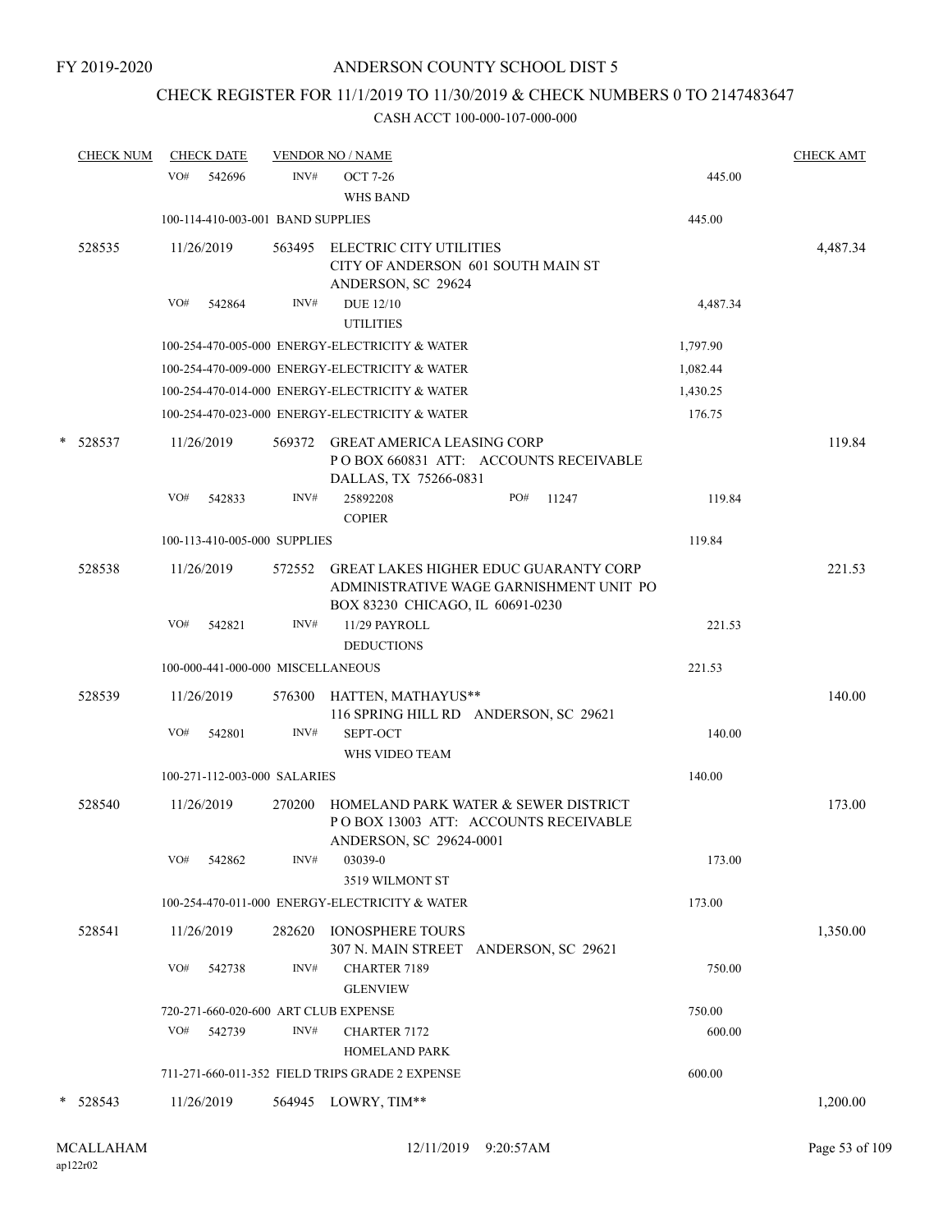FY 2019-2020

# ANDERSON COUNTY SCHOOL DIST 5

## CHECK REGISTER FOR 11/1/2019 TO 11/30/2019 & CHECK NUMBERS 0 TO 2147483647

### CASH ACCT 100-000-107-000-000

| CHECK NUM | CHECK DATE | VENDOR NO / NAME | | CHECK AMT |
|---|---|---|---|---|
| | VO# 542696 | INV# OCT 7-26<br>WHS BAND | 445.00 | |
| | 100-114-410-003-001 BAND SUPPLIES | | 445.00 | |
| 528535 | 11/26/2019 | 563495 ELECTRIC CITY UTILITIES<br>CITY OF ANDERSON 601 SOUTH MAIN ST<br>ANDERSON, SC 29624 | | 4,487.34 |
| | VO# 542864 | INV# DUE 12/10<br>UTILITIES | 4,487.34 | |
| | 100-254-470-005-000 ENERGY-ELECTRICITY & WATER | | 1,797.90 | |
| | 100-254-470-009-000 ENERGY-ELECTRICITY & WATER | | 1,082.44 | |
| | 100-254-470-014-000 ENERGY-ELECTRICITY & WATER | | 1,430.25 | |
| | 100-254-470-023-000 ENERGY-ELECTRICITY & WATER | | 176.75 | |
| * 528537 | 11/26/2019 | 569372 GREAT AMERICA LEASING CORP<br>P O BOX 660831 ATT: ACCOUNTS RECEIVABLE<br>DALLAS, TX 75266-0831 | | 119.84 |
| | VO# 542833 | INV# 25892208 PO# 11247<br>COPIER | 119.84 | |
| | 100-113-410-005-000 SUPPLIES | | 119.84 | |
| 528538 | 11/26/2019 | 572552 GREAT LAKES HIGHER EDUC GUARANTY CORP<br>ADMINISTRATIVE WAGE GARNISHMENT UNIT PO<br>BOX 83230 CHICAGO, IL 60691-0230 | | 221.53 |
| | VO# 542821 | INV# 11/29 PAYROLL<br>DEDUCTIONS | 221.53 | |
| | 100-000-441-000-000 MISCELLANEOUS | | 221.53 | |
| 528539 | 11/26/2019 | 576300 HATTEN, MATHAYUS**<br>116 SPRING HILL RD ANDERSON, SC 29621 | | 140.00 |
| | VO# 542801 | INV# SEPT-OCT<br>WHS VIDEO TEAM | 140.00 | |
| | 100-271-112-003-000 SALARIES | | 140.00 | |
| 528540 | 11/26/2019 | 270200 HOMELAND PARK WATER & SEWER DISTRICT<br>P O BOX 13003 ATT: ACCOUNTS RECEIVABLE<br>ANDERSON, SC 29624-0001 | | 173.00 |
| | VO# 542862 | INV# 03039-0<br>3519 WILMONT ST | 173.00 | |
| | 100-254-470-011-000 ENERGY-ELECTRICITY & WATER | | 173.00 | |
| 528541 | 11/26/2019 | 282620 IONOSPHERE TOURS<br>307 N. MAIN STREET ANDERSON, SC 29621 | | 1,350.00 |
| | VO# 542738 | INV# CHARTER 7189<br>GLENVIEW | 750.00 | |
| | 720-271-660-020-600 ART CLUB EXPENSE | | 750.00 | |
| | VO# 542739 | INV# CHARTER 7172<br>HOMELAND PARK | 600.00 | |
| | 711-271-660-011-352 FIELD TRIPS GRADE 2 EXPENSE | | 600.00 | |
| * 528543 | 11/26/2019 | 564945 LOWRY, TIM** | | 1,200.00 |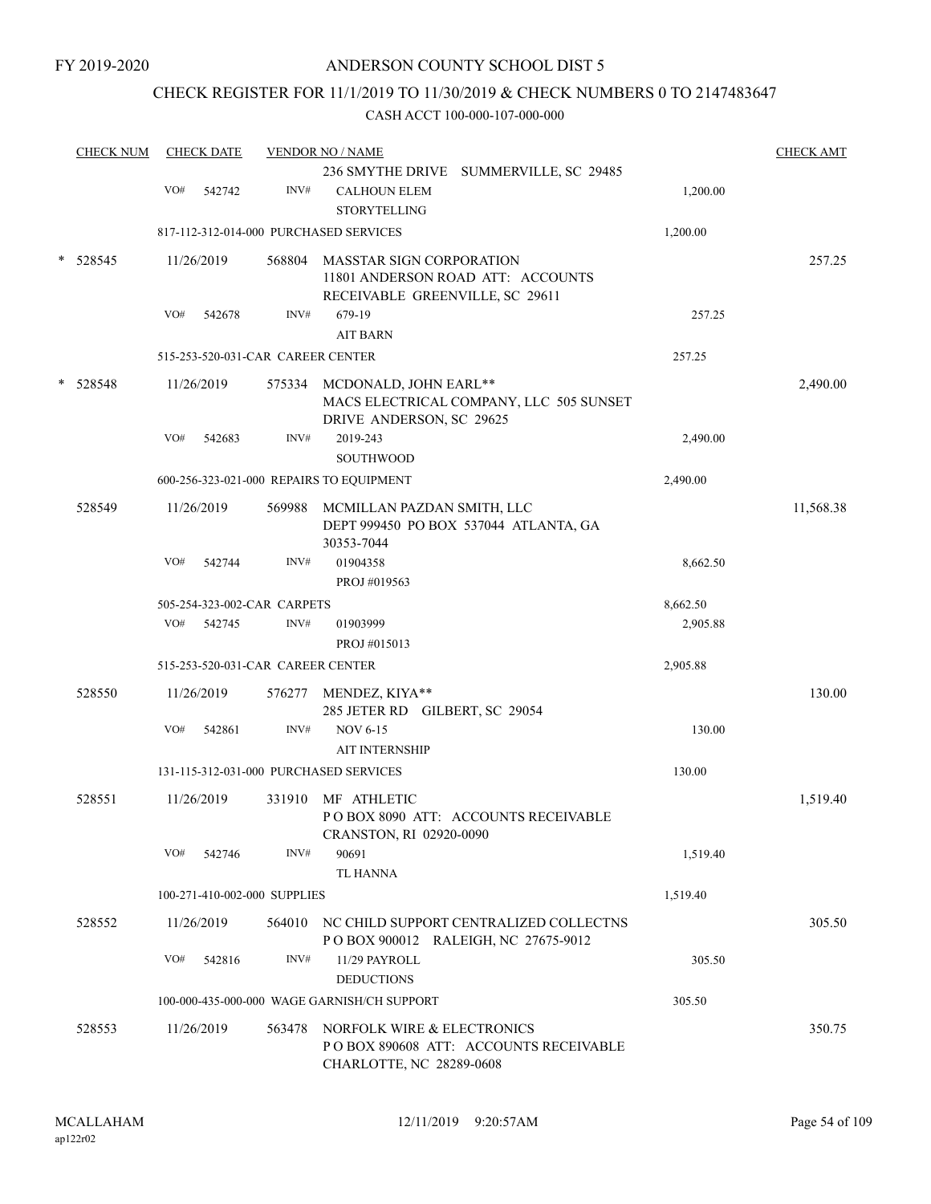FY 2019-2020

# ANDERSON COUNTY SCHOOL DIST 5

## CHECK REGISTER FOR 11/1/2019 TO 11/30/2019 & CHECK NUMBERS 0 TO 2147483647

CASH ACCT 100-000-107-000-000

| CHECK NUM | CHECK DATE | VENDOR NO / NAME | | CHECK AMT |
|---|---|---|---|---|
| | | 236 SMYTHE DRIVE SUMMERVILLE, SC 29485 | | |
| | VO# 542742 | INV# CALHOUN ELEM<br>STORYTELLING | 1,200.00 | |
| | 817-112-312-014-000 PURCHASED SERVICES | | 1,200.00 | |
| * 528545 | 11/26/2019 | 568804 MASSTAR SIGN CORPORATION<br>11801 ANDERSON ROAD ATT: ACCOUNTS RECEIVABLE GREENVILLE, SC 29611 | | 257.25 |
| | VO# 542678 | INV# 679-19<br>AIT BARN | 257.25 | |
| | 515-253-520-031-CAR CAREER CENTER | | 257.25 | |
| * 528548 | 11/26/2019 | 575334 MCDONALD, JOHN EARL**<br>MACS ELECTRICAL COMPANY, LLC 505 SUNSET DRIVE ANDERSON, SC 29625 | | 2,490.00 |
| | VO# 542683 | INV# 2019-243<br>SOUTHWOOD | 2,490.00 | |
| | 600-256-323-021-000 REPAIRS TO EQUIPMENT | | 2,490.00 | |
| 528549 | 11/26/2019 | 569988 MCMILLAN PAZDAN SMITH, LLC<br>DEPT 999450 PO BOX 537044 ATLANTA, GA 30353-7044 | | 11,568.38 |
| | VO# 542744 | INV# 01904358<br>PROJ #019563 | 8,662.50 | |
| | 505-254-323-002-CAR CARPETS | | 8,662.50 | |
| | VO# 542745 | INV# 01903999<br>PROJ #015013 | 2,905.88 | |
| | 515-253-520-031-CAR CAREER CENTER | | 2,905.88 | |
| 528550 | 11/26/2019 | 576277 MENDEZ, KIYA**<br>285 JETER RD GILBERT, SC 29054 | | 130.00 |
| | VO# 542861 | INV# NOV 6-15<br>AIT INTERNSHIP | 130.00 | |
| | 131-115-312-031-000 PURCHASED SERVICES | | 130.00 | |
| 528551 | 11/26/2019 | 331910 MF ATHLETIC<br>P O BOX 8090 ATT: ACCOUNTS RECEIVABLE CRANSTON, RI 02920-0090 | | 1,519.40 |
| | VO# 542746 | INV# 90691<br>TL HANNA | 1,519.40 | |
| | 100-271-410-002-000 SUPPLIES | | 1,519.40 | |
| 528552 | 11/26/2019 | 564010 NC CHILD SUPPORT CENTRALIZED COLLECTNS<br>P O BOX 900012 RALEIGH, NC 27675-9012 | | 305.50 |
| | VO# 542816 | INV# 11/29 PAYROLL<br>DEDUCTIONS | 305.50 | |
| | 100-000-435-000-000 WAGE GARNISH/CH SUPPORT | | 305.50 | |
| 528553 | 11/26/2019 | 563478 NORFOLK WIRE & ELECTRONICS<br>P O BOX 890608 ATT: ACCOUNTS RECEIVABLE CHARLOTTE, NC 28289-0608 | | 350.75 |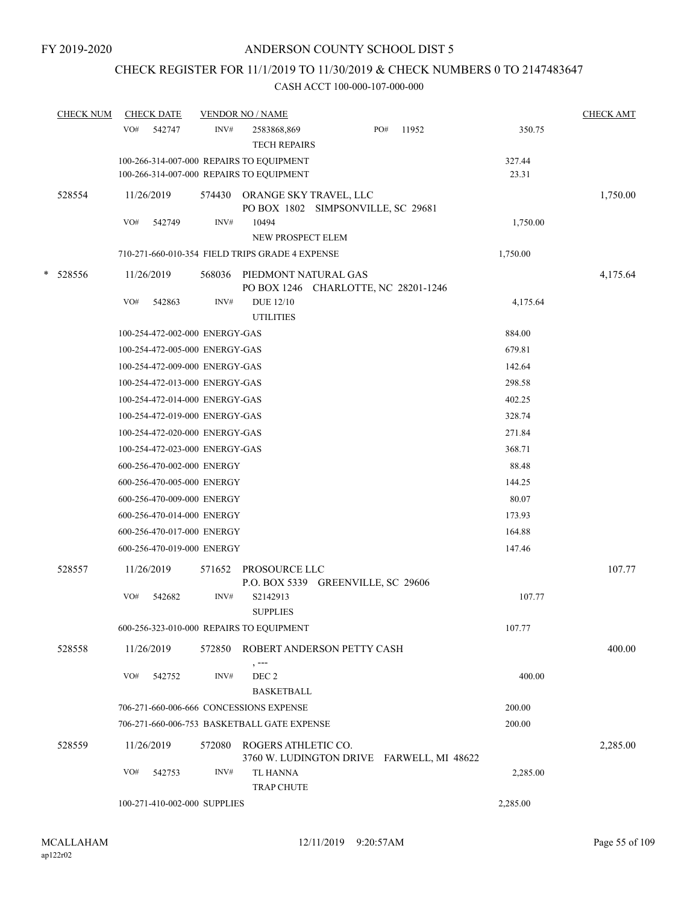FY 2019-2020

# ANDERSON COUNTY SCHOOL DIST 5

## CHECK REGISTER FOR 11/1/2019 TO 11/30/2019 & CHECK NUMBERS 0 TO 2147483647

### CASH ACCT 100-000-107-000-000

| CHECK NUM | CHECK DATE | VENDOR NO / NAME | | CHECK AMT |
|---|---|---|---|---|
| | VO# 542747 | INV# 2583868,869 PO# 11952 TECH REPAIRS | 350.75 | |
| | | 100-266-314-007-000 REPAIRS TO EQUIPMENT | 327.44 | |
| | | 100-266-314-007-000 REPAIRS TO EQUIPMENT | 23.31 | |
| 528554 | 11/26/2019 | 574430 ORANGE SKY TRAVEL, LLC PO BOX 1802 SIMPSONVILLE, SC 29681 | | 1,750.00 |
| | VO# 542749 | INV# 10494 NEW PROSPECT ELEM | 1,750.00 | |
| | | 710-271-660-010-354 FIELD TRIPS GRADE 4 EXPENSE | 1,750.00 | |
| * 528556 | 11/26/2019 | 568036 PIEDMONT NATURAL GAS PO BOX 1246 CHARLOTTE, NC 28201-1246 | | 4,175.64 |
| | VO# 542863 | INV# DUE 12/10 UTILITIES | 4,175.64 | |
| | | 100-254-472-002-000 ENERGY-GAS | 884.00 | |
| | | 100-254-472-005-000 ENERGY-GAS | 679.81 | |
| | | 100-254-472-009-000 ENERGY-GAS | 142.64 | |
| | | 100-254-472-013-000 ENERGY-GAS | 298.58 | |
| | | 100-254-472-014-000 ENERGY-GAS | 402.25 | |
| | | 100-254-472-019-000 ENERGY-GAS | 328.74 | |
| | | 100-254-472-020-000 ENERGY-GAS | 271.84 | |
| | | 100-254-472-023-000 ENERGY-GAS | 368.71 | |
| | | 600-256-470-002-000 ENERGY | 88.48 | |
| | | 600-256-470-005-000 ENERGY | 144.25 | |
| | | 600-256-470-009-000 ENERGY | 80.07 | |
| | | 600-256-470-014-000 ENERGY | 173.93 | |
| | | 600-256-470-017-000 ENERGY | 164.88 | |
| | | 600-256-470-019-000 ENERGY | 147.46 | |
| 528557 | 11/26/2019 | 571652 PROSOURCE LLC P.O. BOX 5339 GREENVILLE, SC 29606 | | 107.77 |
| | VO# 542682 | INV# S2142913 SUPPLIES | 107.77 | |
| | | 600-256-323-010-000 REPAIRS TO EQUIPMENT | 107.77 | |
| 528558 | 11/26/2019 | 572850 ROBERT ANDERSON PETTY CASH , --- | | 400.00 |
| | VO# 542752 | INV# DEC 2 BASKETBALL | 400.00 | |
| | | 706-271-660-006-666 CONCESSIONS EXPENSE | 200.00 | |
| | | 706-271-660-006-753 BASKETBALL GATE EXPENSE | 200.00 | |
| 528559 | 11/26/2019 | 572080 ROGERS ATHLETIC CO. 3760 W. LUDINGTON DRIVE FARWELL, MI 48622 | | 2,285.00 |
| | VO# 542753 | INV# TL HANNA TRAP CHUTE | 2,285.00 | |
| | | 100-271-410-002-000 SUPPLIES | 2,285.00 | |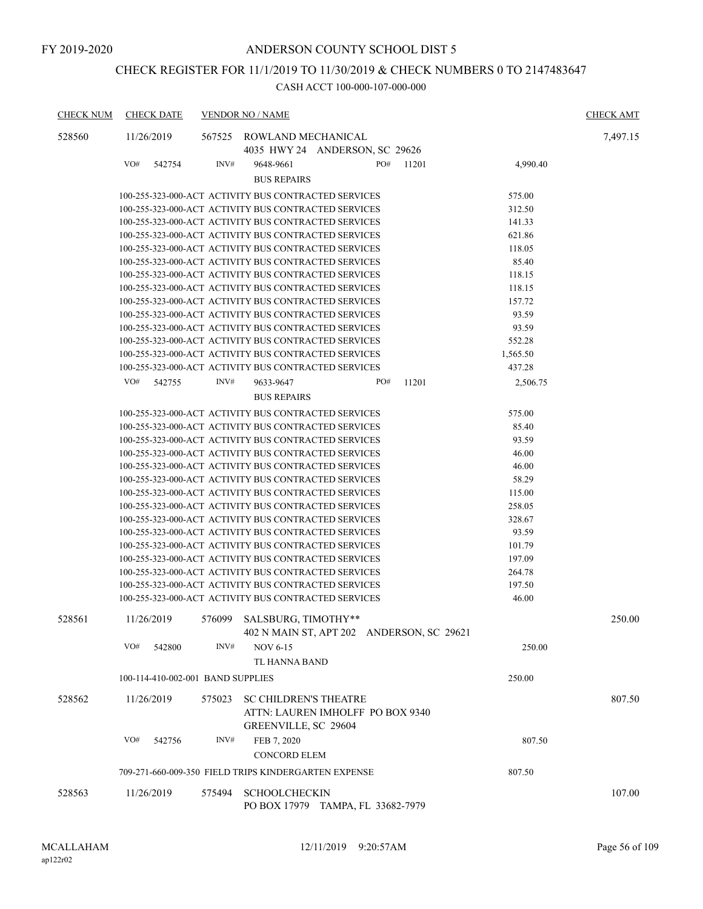FY 2019-2020

# ANDERSON COUNTY SCHOOL DIST 5

## CHECK REGISTER FOR 11/1/2019 TO 11/30/2019 & CHECK NUMBERS 0 TO 2147483647

### CASH ACCT 100-000-107-000-000

| CHECK NUM | CHECK DATE | VENDOR NO / NAME | | CHECK AMT |
|---|---|---|---|---|
| 528560 | 11/26/2019 | 567525 ROWLAND MECHANICAL<br>4035 HWY 24 ANDERSON, SC 29626 | | 7,497.15 |
| | VO# 542754 | INV# 9648-9661 PO# 11201<br>BUS REPAIRS | 4,990.40 | |
| | | 100-255-323-000-ACT ACTIVITY BUS CONTRACTED SERVICES | 575.00 | |
| | | 100-255-323-000-ACT ACTIVITY BUS CONTRACTED SERVICES | 312.50 | |
| | | 100-255-323-000-ACT ACTIVITY BUS CONTRACTED SERVICES | 141.33 | |
| | | 100-255-323-000-ACT ACTIVITY BUS CONTRACTED SERVICES | 621.86 | |
| | | 100-255-323-000-ACT ACTIVITY BUS CONTRACTED SERVICES | 118.05 | |
| | | 100-255-323-000-ACT ACTIVITY BUS CONTRACTED SERVICES | 85.40 | |
| | | 100-255-323-000-ACT ACTIVITY BUS CONTRACTED SERVICES | 118.15 | |
| | | 100-255-323-000-ACT ACTIVITY BUS CONTRACTED SERVICES | 118.15 | |
| | | 100-255-323-000-ACT ACTIVITY BUS CONTRACTED SERVICES | 157.72 | |
| | | 100-255-323-000-ACT ACTIVITY BUS CONTRACTED SERVICES | 93.59 | |
| | | 100-255-323-000-ACT ACTIVITY BUS CONTRACTED SERVICES | 93.59 | |
| | | 100-255-323-000-ACT ACTIVITY BUS CONTRACTED SERVICES | 552.28 | |
| | | 100-255-323-000-ACT ACTIVITY BUS CONTRACTED SERVICES | 1,565.50 | |
| | | 100-255-323-000-ACT ACTIVITY BUS CONTRACTED SERVICES | 437.28 | |
| | VO# 542755 | INV# 9633-9647 PO# 11201<br>BUS REPAIRS | 2,506.75 | |
| | | 100-255-323-000-ACT ACTIVITY BUS CONTRACTED SERVICES | 575.00 | |
| | | 100-255-323-000-ACT ACTIVITY BUS CONTRACTED SERVICES | 85.40 | |
| | | 100-255-323-000-ACT ACTIVITY BUS CONTRACTED SERVICES | 93.59 | |
| | | 100-255-323-000-ACT ACTIVITY BUS CONTRACTED SERVICES | 46.00 | |
| | | 100-255-323-000-ACT ACTIVITY BUS CONTRACTED SERVICES | 46.00 | |
| | | 100-255-323-000-ACT ACTIVITY BUS CONTRACTED SERVICES | 58.29 | |
| | | 100-255-323-000-ACT ACTIVITY BUS CONTRACTED SERVICES | 115.00 | |
| | | 100-255-323-000-ACT ACTIVITY BUS CONTRACTED SERVICES | 258.05 | |
| | | 100-255-323-000-ACT ACTIVITY BUS CONTRACTED SERVICES | 328.67 | |
| | | 100-255-323-000-ACT ACTIVITY BUS CONTRACTED SERVICES | 93.59 | |
| | | 100-255-323-000-ACT ACTIVITY BUS CONTRACTED SERVICES | 101.79 | |
| | | 100-255-323-000-ACT ACTIVITY BUS CONTRACTED SERVICES | 197.09 | |
| | | 100-255-323-000-ACT ACTIVITY BUS CONTRACTED SERVICES | 264.78 | |
| | | 100-255-323-000-ACT ACTIVITY BUS CONTRACTED SERVICES | 197.50 | |
| | | 100-255-323-000-ACT ACTIVITY BUS CONTRACTED SERVICES | 46.00 | |
| 528561 | 11/26/2019 | 576099 SALSBURG, TIMOTHY**<br>402 N MAIN ST, APT 202 ANDERSON, SC 29621 | | 250.00 |
| | VO# 542800 | INV# NOV 6-15<br>TL HANNA BAND | 250.00 | |
| | | 100-114-410-002-001 BAND SUPPLIES | 250.00 | |
| 528562 | 11/26/2019 | 575023 SC CHILDREN'S THEATRE<br>ATTN: LAUREN IMHOLFF PO BOX 9340<br>GREENVILLE, SC 29604 | | 807.50 |
| | VO# 542756 | INV# FEB 7, 2020<br>CONCORD ELEM | 807.50 | |
| | | 709-271-660-009-350 FIELD TRIPS KINDERGARTEN EXPENSE | 807.50 | |
| 528563 | 11/26/2019 | 575494 SCHOOLCHECKIN<br>PO BOX 17979 TAMPA, FL 33682-7979 | | 107.00 |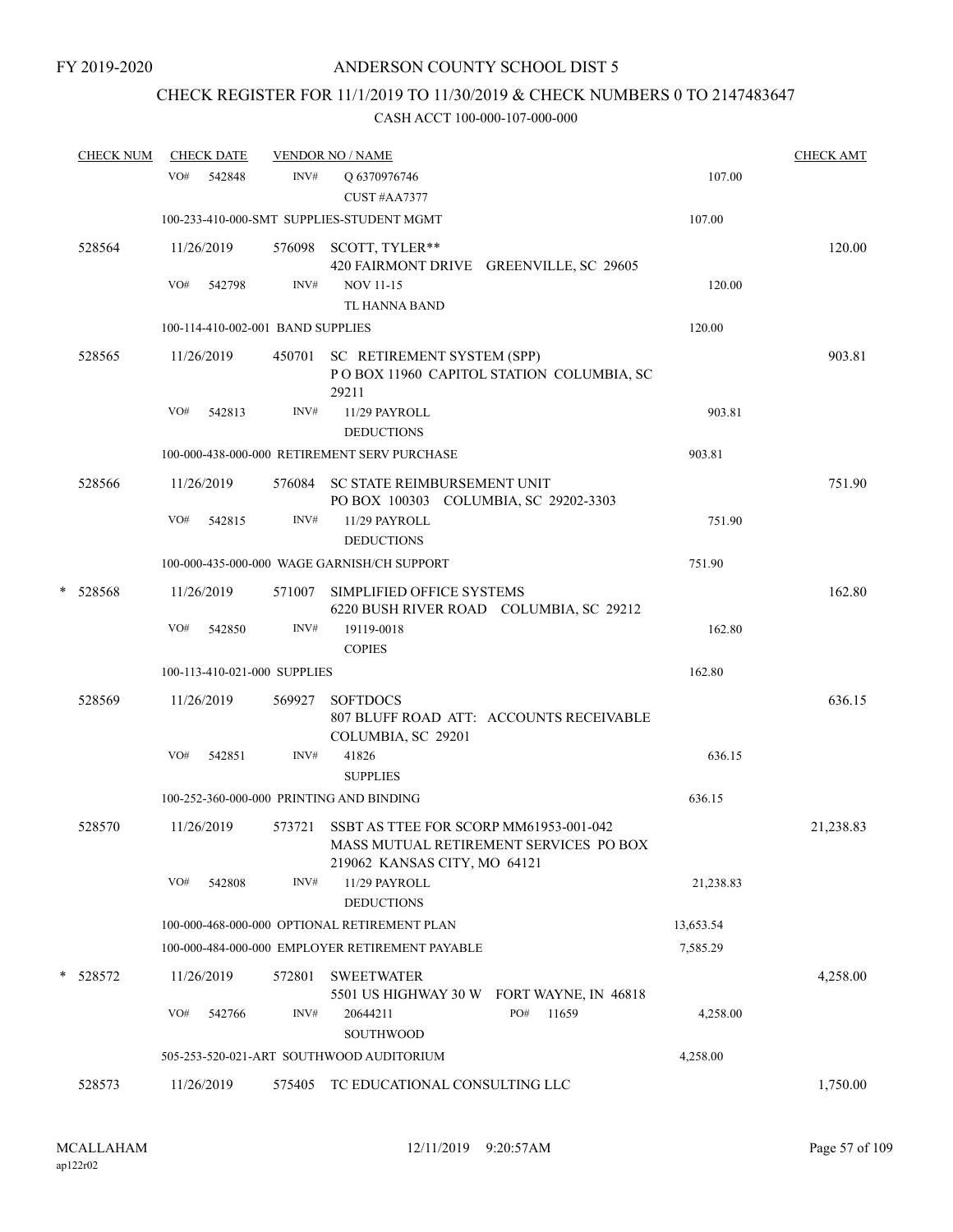FY 2019-2020

# ANDERSON COUNTY SCHOOL DIST 5

## CHECK REGISTER FOR 11/1/2019 TO 11/30/2019 & CHECK NUMBERS 0 TO 2147483647

### CASH ACCT 100-000-107-000-000

| CHECK NUM | CHECK DATE | VENDOR NO / NAME | | CHECK AMT |
|---|---|---|---|---|
| | VO# 542848 | INV# Q 6370976746 CUST #AA7377 | 107.00 | |
| | 100-233-410-000-SMT SUPPLIES-STUDENT MGMT | | 107.00 | |
| 528564 | 11/26/2019 | 576098 SCOTT, TYLER** 420 FAIRMONT DRIVE GREENVILLE, SC 29605 | | 120.00 |
| | VO# 542798 | INV# NOV 11-15 TL HANNA BAND | 120.00 | |
| | 100-114-410-002-001 BAND SUPPLIES | | 120.00 | |
| 528565 | 11/26/2019 | 450701 SC RETIREMENT SYSTEM (SPP) P O BOX 11960 CAPITOL STATION COLUMBIA, SC 29211 | | 903.81 |
| | VO# 542813 | INV# 11/29 PAYROLL DEDUCTIONS | 903.81 | |
| | 100-000-438-000-000 RETIREMENT SERV PURCHASE | | 903.81 | |
| 528566 | 11/26/2019 | 576084 SC STATE REIMBURSEMENT UNIT PO BOX 100303 COLUMBIA, SC 29202-3303 | | 751.90 |
| | VO# 542815 | INV# 11/29 PAYROLL DEDUCTIONS | 751.90 | |
| | 100-000-435-000-000 WAGE GARNISH/CH SUPPORT | | 751.90 | |
| * 528568 | 11/26/2019 | 571007 SIMPLIFIED OFFICE SYSTEMS 6220 BUSH RIVER ROAD COLUMBIA, SC 29212 | | 162.80 |
| | VO# 542850 | INV# 19119-0018 COPIES | 162.80 | |
| | 100-113-410-021-000 SUPPLIES | | 162.80 | |
| 528569 | 11/26/2019 | 569927 SOFTDOCS 807 BLUFF ROAD ATT: ACCOUNTS RECEIVABLE COLUMBIA, SC 29201 | | 636.15 |
| | VO# 542851 | INV# 41826 SUPPLIES | 636.15 | |
| | 100-252-360-000-000 PRINTING AND BINDING | | 636.15 | |
| 528570 | 11/26/2019 | 573721 SSBT AS TTEE FOR SCORP MM61953-001-042 MASS MUTUAL RETIREMENT SERVICES PO BOX 219062 KANSAS CITY, MO 64121 | | 21,238.83 |
| | VO# 542808 | INV# 11/29 PAYROLL DEDUCTIONS | 21,238.83 | |
| | 100-000-468-000-000 OPTIONAL RETIREMENT PLAN | | 13,653.54 | |
| | 100-000-484-000-000 EMPLOYER RETIREMENT PAYABLE | | 7,585.29 | |
| * 528572 | 11/26/2019 | 572801 SWEETWATER 5501 US HIGHWAY 30 W FORT WAYNE, IN 46818 | | 4,258.00 |
| | VO# 542766 | INV# 20644211 PO# 11659 SOUTHWOOD | 4,258.00 | |
| | 505-253-520-021-ART SOUTHWOOD AUDITORIUM | | 4,258.00 | |
| 528573 | 11/26/2019 | 575405 TC EDUCATIONAL CONSULTING LLC | | 1,750.00 |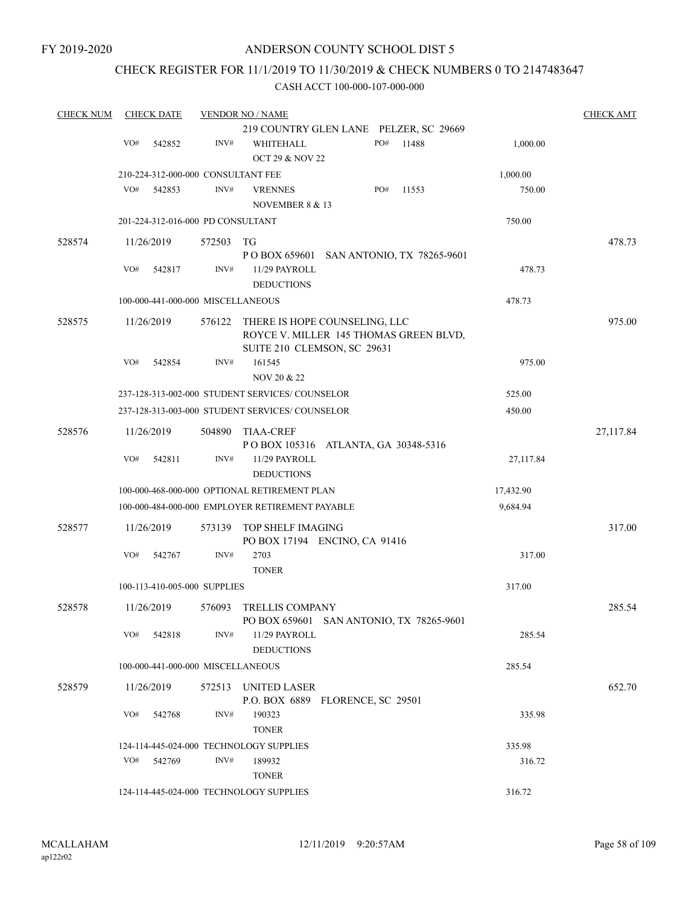FY 2019-2020

ANDERSON COUNTY SCHOOL DIST 5

CHECK REGISTER FOR 11/1/2019 TO 11/30/2019 & CHECK NUMBERS 0 TO 2147483647

CASH ACCT 100-000-107-000-000

| CHECK NUM | CHECK DATE | VENDOR NO / NAME | | | CHECK AMT |
|---|---|---|---|---|---|
| | | | 219 COUNTRY GLEN LANE PELZER, SC 29669 | | |
| | VO# 542852 | INV# | WHITEHALL PO# 11488 OCT 29 & NOV 22 | 1,000.00 | |
| | 210-224-312-000-000 CONSULTANT FEE | | | 1,000.00 | |
| | VO# 542853 | INV# | VRENNES PO# 11553 NOVEMBER 8 & 13 | 750.00 | |
| | 201-224-312-016-000 PD CONSULTANT | | | 750.00 | |
| 528574 | 11/26/2019 | 572503 | TG<br>P O BOX 659601 SAN ANTONIO, TX 78265-9601 | | 478.73 |
| | VO# 542817 | INV# | 11/29 PAYROLL DEDUCTIONS | 478.73 | |
| | 100-000-441-000-000 MISCELLANEOUS | | | 478.73 | |
| 528575 | 11/26/2019 | 576122 | THERE IS HOPE COUNSELING, LLC<br>ROYCE V. MILLER 145 THOMAS GREEN BLVD, SUITE 210 CLEMSON, SC 29631 | | 975.00 |
| | VO# 542854 | INV# | 161545 NOV 20 & 22 | 975.00 | |
| | 237-128-313-002-000 STUDENT SERVICES/ COUNSELOR | | | 525.00 | |
| | 237-128-313-003-000 STUDENT SERVICES/ COUNSELOR | | | 450.00 | |
| 528576 | 11/26/2019 | 504890 | TIAA-CREF<br>P O BOX 105316 ATLANTA, GA 30348-5316 | | 27,117.84 |
| | VO# 542811 | INV# | 11/29 PAYROLL DEDUCTIONS | 27,117.84 | |
| | 100-000-468-000-000 OPTIONAL RETIREMENT PLAN | | | 17,432.90 | |
| | 100-000-484-000-000 EMPLOYER RETIREMENT PAYABLE | | | 9,684.94 | |
| 528577 | 11/26/2019 | 573139 | TOP SHELF IMAGING<br>PO BOX 17194 ENCINO, CA 91416 | | 317.00 |
| | VO# 542767 | INV# | 2703 TONER | 317.00 | |
| | 100-113-410-005-000 SUPPLIES | | | 317.00 | |
| 528578 | 11/26/2019 | 576093 | TRELLIS COMPANY<br>PO BOX 659601 SAN ANTONIO, TX 78265-9601 | | 285.54 |
| | VO# 542818 | INV# | 11/29 PAYROLL DEDUCTIONS | 285.54 | |
| | 100-000-441-000-000 MISCELLANEOUS | | | 285.54 | |
| 528579 | 11/26/2019 | 572513 | UNITED LASER<br>P.O. BOX 6889 FLORENCE, SC 29501 | | 652.70 |
| | VO# 542768 | INV# | 190323 TONER | 335.98 | |
| | 124-114-445-024-000 TECHNOLOGY SUPPLIES | | | 335.98 | |
| | VO# 542769 | INV# | 189932 TONER | 316.72 | |
| | 124-114-445-024-000 TECHNOLOGY SUPPLIES | | | 316.72 | |

MCALLAHAM ap122r02 12/11/2019 9:20:57AM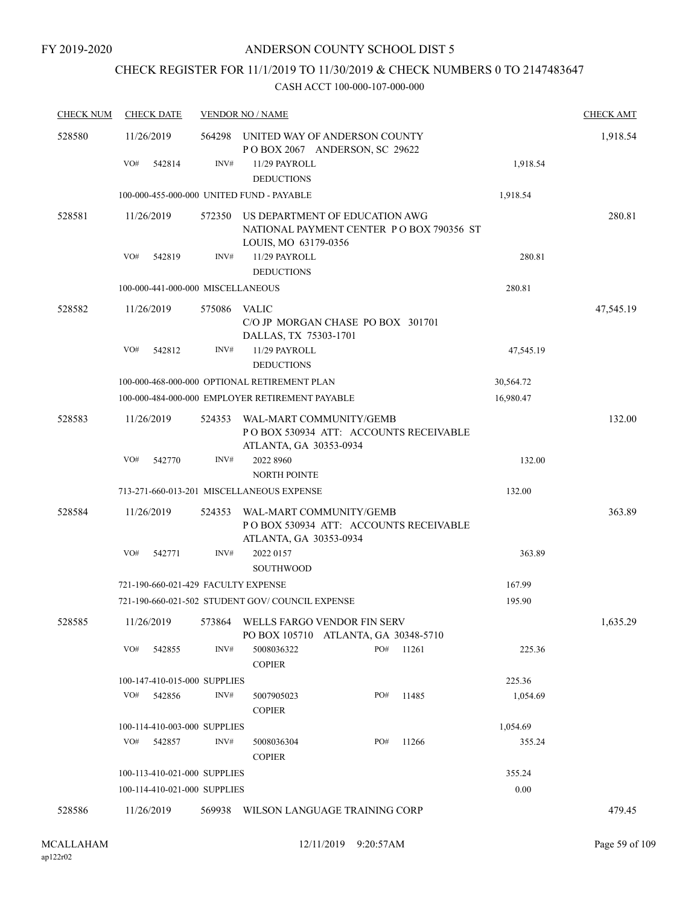FY 2019-2020

# ANDERSON COUNTY SCHOOL DIST 5

## CHECK REGISTER FOR 11/1/2019 TO 11/30/2019 & CHECK NUMBERS 0 TO 2147483647

CASH ACCT 100-000-107-000-000

| CHECK NUM | CHECK DATE | VENDOR NO / NAME | | CHECK AMT |
|---|---|---|---|---|
| 528580 | 11/26/2019 | 564298 UNITED WAY OF ANDERSON COUNTY P O BOX 2067 ANDERSON, SC 29622 | | 1,918.54 |
| | VO# 542814 | INV# 11/29 PAYROLL DEDUCTIONS | 1,918.54 | |
| | 100-000-455-000-000 UNITED FUND - PAYABLE | | 1,918.54 | |
| 528581 | 11/26/2019 | 572350 US DEPARTMENT OF EDUCATION AWG NATIONAL PAYMENT CENTER P O BOX 790356 ST LOUIS, MO 63179-0356 | | 280.81 |
| | VO# 542819 | INV# 11/29 PAYROLL DEDUCTIONS | 280.81 | |
| | 100-000-441-000-000 MISCELLANEOUS | | 280.81 | |
| 528582 | 11/26/2019 | 575086 VALIC C/O JP MORGAN CHASE PO BOX 301701 DALLAS, TX 75303-1701 | | 47,545.19 |
| | VO# 542812 | INV# 11/29 PAYROLL DEDUCTIONS | 47,545.19 | |
| | 100-000-468-000-000 OPTIONAL RETIREMENT PLAN | | 30,564.72 | |
| | 100-000-484-000-000 EMPLOYER RETIREMENT PAYABLE | | 16,980.47 | |
| 528583 | 11/26/2019 | 524353 WAL-MART COMMUNITY/GEMB P O BOX 530934 ATT: ACCOUNTS RECEIVABLE ATLANTA, GA 30353-0934 | | 132.00 |
| | VO# 542770 | INV# 2022 8960 NORTH POINTE | 132.00 | |
| | 713-271-660-013-201 MISCELLANEOUS EXPENSE | | 132.00 | |
| 528584 | 11/26/2019 | 524353 WAL-MART COMMUNITY/GEMB P O BOX 530934 ATT: ACCOUNTS RECEIVABLE ATLANTA, GA 30353-0934 | | 363.89 |
| | VO# 542771 | INV# 2022 0157 SOUTHWOOD | 363.89 | |
| | 721-190-660-021-429 FACULTY EXPENSE | | 167.99 | |
| | 721-190-660-021-502 STUDENT GOV/ COUNCIL EXPENSE | | 195.90 | |
| 528585 | 11/26/2019 | 573864 WELLS FARGO VENDOR FIN SERV PO BOX 105710 ATLANTA, GA 30348-5710 | | 1,635.29 |
| | VO# 542855 | INV# 5008036322 COPIER PO# 11261 | 225.36 | |
| | 100-147-410-015-000 SUPPLIES | | 225.36 | |
| | VO# 542856 | INV# 5007905023 COPIER PO# 11485 | 1,054.69 | |
| | 100-114-410-003-000 SUPPLIES | | 1,054.69 | |
| | VO# 542857 | INV# 5008036304 COPIER PO# 11266 | 355.24 | |
| | 100-113-410-021-000 SUPPLIES | | 355.24 | |
| | 100-114-410-021-000 SUPPLIES | | 0.00 | |
| 528586 | 11/26/2019 | 569938 WILSON LANGUAGE TRAINING CORP | | 479.45 |

MCALLAHAM ap122r02 12/11/2019 9:20:57AM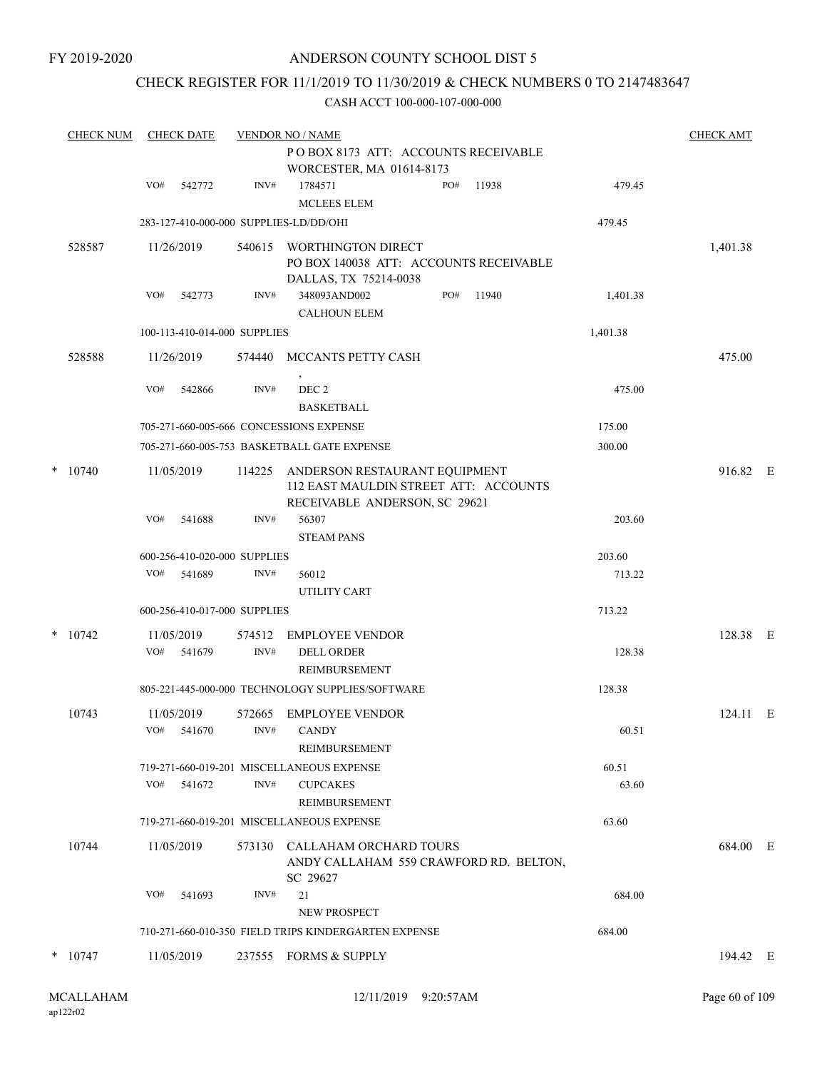FY 2019-2020

# ANDERSON COUNTY SCHOOL DIST 5

## CHECK REGISTER FOR 11/1/2019 TO 11/30/2019 & CHECK NUMBERS 0 TO 2147483647

CASH ACCT 100-000-107-000-000

| CHECK NUM | CHECK DATE | VENDOR NO / NAME | | | CHECK AMT |
|---|---|---|---|---|---|
| | | P O BOX 8173 ATT: ACCOUNTS RECEIVABLE WORCESTER, MA 01614-8173 | | | |
| | VO# 542772 | INV# 1784571 MCLEES ELEM | PO# 11938 | 479.45 | |
| | 283-127-410-000-000 SUPPLIES-LD/DD/OHI | | | 479.45 | |
| 528587 | 11/26/2019 | 540615 WORTHINGTON DIRECT PO BOX 140038 ATT: ACCOUNTS RECEIVABLE DALLAS, TX 75214-0038 | | | 1,401.38 |
| | VO# 542773 | INV# 348093AND002 CALHOUN ELEM | PO# 11940 | 1,401.38 | |
| | 100-113-410-014-000 SUPPLIES | | | 1,401.38 | |
| 528588 | 11/26/2019 | 574440 MCCANTS PETTY CASH , | | | 475.00 |
| | VO# 542866 | INV# DEC 2 BASKETBALL | | 475.00 | |
| | 705-271-660-005-666 CONCESSIONS EXPENSE | | | 175.00 | |
| | 705-271-660-005-753 BASKETBALL GATE EXPENSE | | | 300.00 | |
| * 10740 | 11/05/2019 | 114225 ANDERSON RESTAURANT EQUIPMENT 112 EAST MAULDIN STREET ATT: ACCOUNTS RECEIVABLE ANDERSON, SC 29621 | | | 916.82 E |
| | VO# 541688 | INV# 56307 STEAM PANS | | 203.60 | |
| | 600-256-410-020-000 SUPPLIES | | | 203.60 | |
| | VO# 541689 | INV# 56012 UTILITY CART | | 713.22 | |
| | 600-256-410-017-000 SUPPLIES | | | 713.22 | |
| * 10742 | 11/05/2019 | 574512 EMPLOYEE VENDOR | | | 128.38 E |
| | VO# 541679 | INV# DELL ORDER REIMBURSEMENT | | 128.38 | |
| | 805-221-445-000-000 TECHNOLOGY SUPPLIES/SOFTWARE | | | 128.38 | |
| 10743 | 11/05/2019 | 572665 EMPLOYEE VENDOR | | | 124.11 E |
| | VO# 541670 | INV# CANDY REIMBURSEMENT | | 60.51 | |
| | 719-271-660-019-201 MISCELLANEOUS EXPENSE | | | 60.51 | |
| | VO# 541672 | INV# CUPCAKES REIMBURSEMENT | | 63.60 | |
| | 719-271-660-019-201 MISCELLANEOUS EXPENSE | | | 63.60 | |
| 10744 | 11/05/2019 | 573130 CALLAHAM ORCHARD TOURS ANDY CALLAHAM 559 CRAWFORD RD. BELTON, SC 29627 | | | 684.00 E |
| | VO# 541693 | INV# 21 NEW PROSPECT | | 684.00 | |
| | 710-271-660-010-350 FIELD TRIPS KINDERGARTEN EXPENSE | | | 684.00 | |
| * 10747 | 11/05/2019 | 237555 FORMS & SUPPLY | | | 194.42 E |

MCALLAHAM ap122r02 12/11/2019 9:20:57AM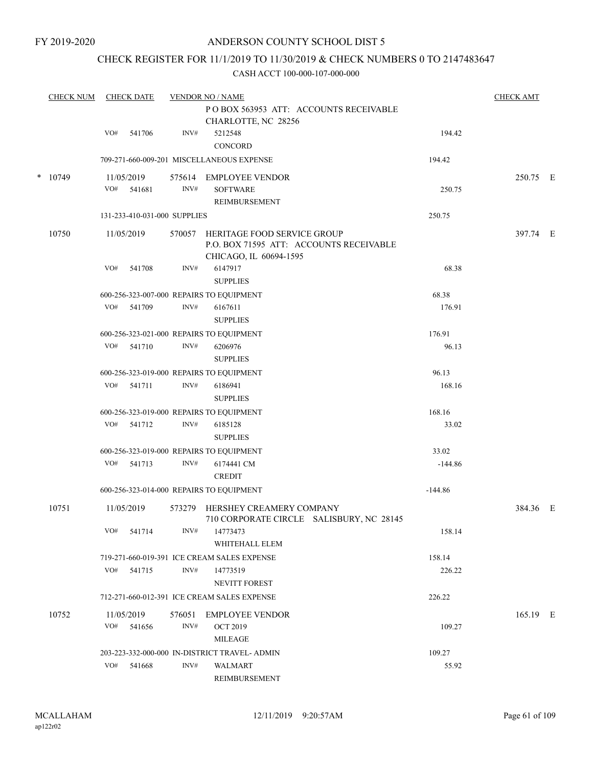FY 2019-2020

# ANDERSON COUNTY SCHOOL DIST 5

## CHECK REGISTER FOR 11/1/2019 TO 11/30/2019 & CHECK NUMBERS 0 TO 2147483647

### CASH ACCT 100-000-107-000-000

| CHECK NUM | CHECK DATE | VENDOR NO / NAME | | CHECK AMT |
|---|---|---|---|---|
| | | P O BOX 563953 ATT: ACCOUNTS RECEIVABLE<br>CHARLOTTE, NC 28256 | | |
| | VO# 541706 | INV# 5212548<br>CONCORD | 194.42 | |
| | | 709-271-660-009-201 MISCELLANEOUS EXPENSE | 194.42 | |
| * 10749 | 11/05/2019 | 575614 EMPLOYEE VENDOR | | 250.75 E |
| | VO# 541681 | INV# SOFTWARE<br>REIMBURSEMENT | 250.75 | |
| | | 131-233-410-031-000 SUPPLIES | 250.75 | |
| 10750 | 11/05/2019 | 570057 HERITAGE FOOD SERVICE GROUP<br>P.O. BOX 71595 ATT: ACCOUNTS RECEIVABLE<br>CHICAGO, IL 60694-1595 | | 397.74 E |
| | VO# 541708 | INV# 6147917<br>SUPPLIES | 68.38 | |
| | | 600-256-323-007-000 REPAIRS TO EQUIPMENT | 68.38 | |
| | VO# 541709 | INV# 6167611<br>SUPPLIES | 176.91 | |
| | | 600-256-323-021-000 REPAIRS TO EQUIPMENT | 176.91 | |
| | VO# 541710 | INV# 6206976<br>SUPPLIES | 96.13 | |
| | | 600-256-323-019-000 REPAIRS TO EQUIPMENT | 96.13 | |
| | VO# 541711 | INV# 6186941<br>SUPPLIES | 168.16 | |
| | | 600-256-323-019-000 REPAIRS TO EQUIPMENT | 168.16 | |
| | VO# 541712 | INV# 6185128<br>SUPPLIES | 33.02 | |
| | | 600-256-323-019-000 REPAIRS TO EQUIPMENT | 33.02 | |
| | VO# 541713 | INV# 6174441 CM<br>CREDIT | -144.86 | |
| | | 600-256-323-014-000 REPAIRS TO EQUIPMENT | -144.86 | |
| 10751 | 11/05/2019 | 573279 HERSHEY CREAMERY COMPANY<br>710 CORPORATE CIRCLE SALISBURY, NC 28145 | | 384.36 E |
| | VO# 541714 | INV# 14773473<br>WHITEHALL ELEM | 158.14 | |
| | | 719-271-660-019-391 ICE CREAM SALES EXPENSE | 158.14 | |
| | VO# 541715 | INV# 14773519<br>NEVITT FOREST | 226.22 | |
| | | 712-271-660-012-391 ICE CREAM SALES EXPENSE | 226.22 | |
| 10752 | 11/05/2019 | 576051 EMPLOYEE VENDOR | | 165.19 E |
| | VO# 541656 | INV# OCT 2019<br>MILEAGE | 109.27 | |
| | | 203-223-332-000-000 IN-DISTRICT TRAVEL- ADMIN | 109.27 | |
| | VO# 541668 | INV# WALMART<br>REIMBURSEMENT | 55.92 | |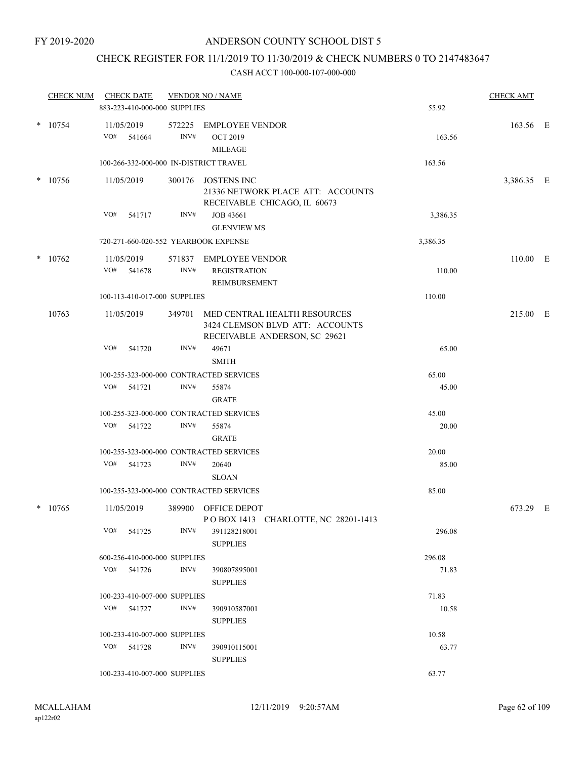FY 2019-2020

# ANDERSON COUNTY SCHOOL DIST 5

## CHECK REGISTER FOR 11/1/2019 TO 11/30/2019 & CHECK NUMBERS 0 TO 2147483647

### CASH ACCT 100-000-107-000-000

| CHECK NUM | CHECK DATE | VENDOR NO / NAME | | CHECK AMT |
|---|---|---|---|---|
| | 883-223-410-000-000 SUPPLIES | | 55.92 | |
| * 10754 | 11/05/2019 | 572225 EMPLOYEE VENDOR | | 163.56 E |
| | VO# 541664 INV# | OCT 2019 MILEAGE | 163.56 | |
| | 100-266-332-000-000 IN-DISTRICT TRAVEL | | 163.56 | |
| * 10756 | 11/05/2019 | 300176 JOSTENS INC 21336 NETWORK PLACE ATT: ACCOUNTS RECEIVABLE CHICAGO, IL 60673 | | 3,386.35 E |
| | VO# 541717 INV# | JOB 43661 GLENVIEW MS | 3,386.35 | |
| | 720-271-660-020-552 YEARBOOK EXPENSE | | 3,386.35 | |
| * 10762 | 11/05/2019 | 571837 EMPLOYEE VENDOR | | 110.00 E |
| | VO# 541678 INV# | REGISTRATION REIMBURSEMENT | 110.00 | |
| | 100-113-410-017-000 SUPPLIES | | 110.00 | |
| 10763 | 11/05/2019 | 349701 MED CENTRAL HEALTH RESOURCES 3424 CLEMSON BLVD ATT: ACCOUNTS RECEIVABLE ANDERSON, SC 29621 | | 215.00 E |
| | VO# 541720 INV# | 49671 SMITH | 65.00 | |
| | 100-255-323-000-000 CONTRACTED SERVICES | | 65.00 | |
| | VO# 541721 INV# | 55874 GRATE | 45.00 | |
| | 100-255-323-000-000 CONTRACTED SERVICES | | 45.00 | |
| | VO# 541722 INV# | 55874 GRATE | 20.00 | |
| | 100-255-323-000-000 CONTRACTED SERVICES | | 20.00 | |
| | VO# 541723 INV# | 20640 SLOAN | 85.00 | |
| | 100-255-323-000-000 CONTRACTED SERVICES | | 85.00 | |
| * 10765 | 11/05/2019 | 389900 OFFICE DEPOT P O BOX 1413 CHARLOTTE, NC 28201-1413 | | 673.29 E |
| | VO# 541725 INV# | 391128218001 SUPPLIES | 296.08 | |
| | 600-256-410-000-000 SUPPLIES | | 296.08 | |
| | VO# 541726 INV# | 390807895001 SUPPLIES | 71.83 | |
| | 100-233-410-007-000 SUPPLIES | | 71.83 | |
| | VO# 541727 INV# | 390910587001 SUPPLIES | 10.58 | |
| | 100-233-410-007-000 SUPPLIES | | 10.58 | |
| | VO# 541728 INV# | 390910115001 SUPPLIES | 63.77 | |
| | 100-233-410-007-000 SUPPLIES | | 63.77 | |

MCALLAHAM
ap122r02
12/11/2019 9:20:57AM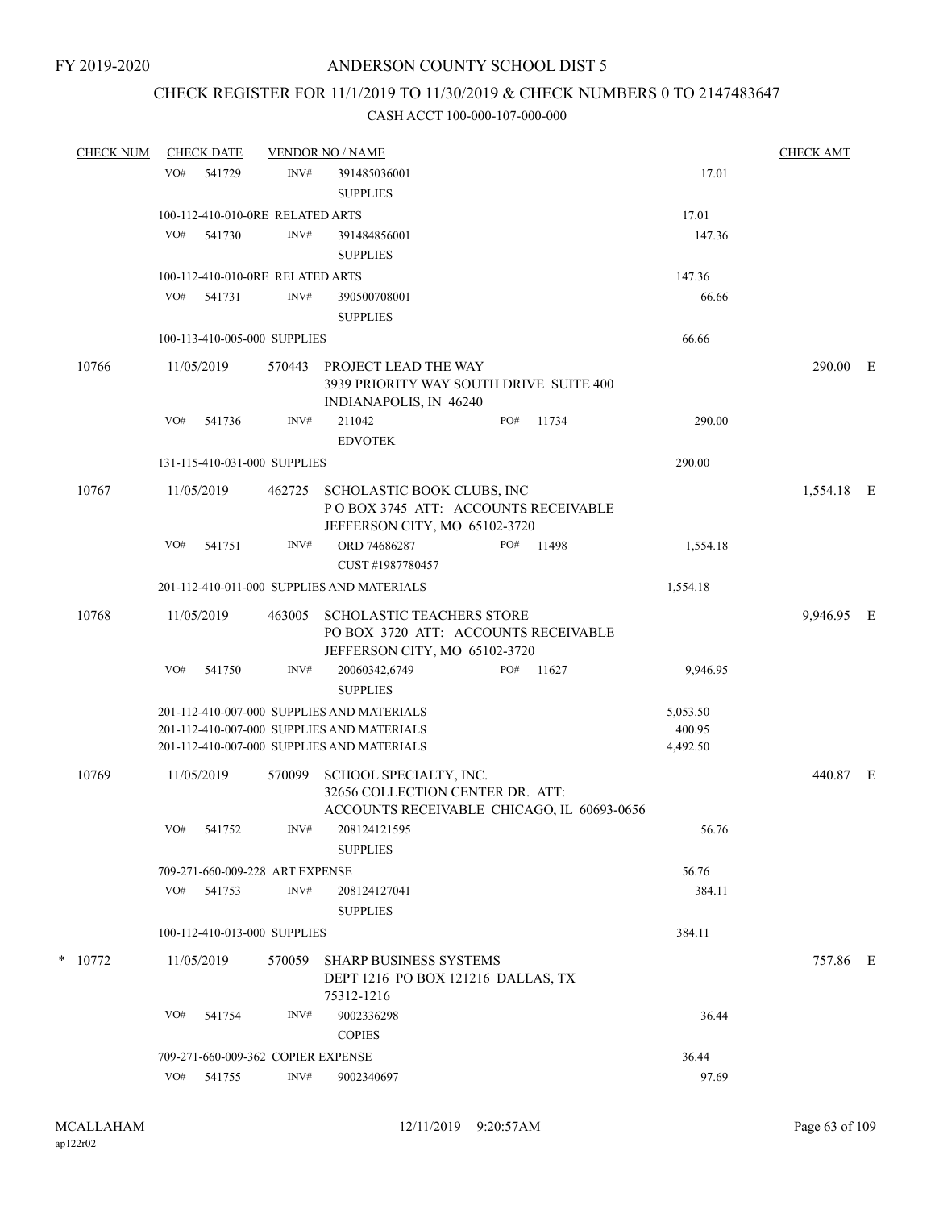FY 2019-2020

# ANDERSON COUNTY SCHOOL DIST 5

## CHECK REGISTER FOR 11/1/2019 TO 11/30/2019 & CHECK NUMBERS 0 TO 2147483647

### CASH ACCT 100-000-107-000-000

| CHECK NUM | CHECK DATE | VENDOR NO / NAME | | | CHECK AMT | |
|---|---|---|---|---|---|---|
| | VO# 541729 | INV# 391485036001 SUPPLIES | | 17.01 | | |
| | 100-112-410-010-0RE RELATED ARTS | | | 17.01 | | |
| | VO# 541730 | INV# 391484856001 SUPPLIES | | 147.36 | | |
| | 100-112-410-010-0RE RELATED ARTS | | | 147.36 | | |
| | VO# 541731 | INV# 390500708001 SUPPLIES | | 66.66 | | |
| | 100-113-410-005-000 SUPPLIES | | | 66.66 | | |
| 10766 | 11/05/2019 | 570443 PROJECT LEAD THE WAY 3939 PRIORITY WAY SOUTH DRIVE SUITE 400 INDIANAPOLIS, IN 46240 | | | 290.00 | E |
| | VO# 541736 | INV# 211042 EDVOTEK | PO# 11734 | 290.00 | | |
| | 131-115-410-031-000 SUPPLIES | | | 290.00 | | |
| 10767 | 11/05/2019 | 462725 SCHOLASTIC BOOK CLUBS, INC P O BOX 3745 ATT: ACCOUNTS RECEIVABLE JEFFERSON CITY, MO 65102-3720 | | | 1,554.18 | E |
| | VO# 541751 | INV# ORD 74686287 CUST #1987780457 | PO# 11498 | 1,554.18 | | |
| | 201-112-410-011-000 SUPPLIES AND MATERIALS | | | 1,554.18 | | |
| 10768 | 11/05/2019 | 463005 SCHOLASTIC TEACHERS STORE PO BOX 3720 ATT: ACCOUNTS RECEIVABLE JEFFERSON CITY, MO 65102-3720 | | | 9,946.95 | E |
| | VO# 541750 | INV# 20060342,6749 SUPPLIES | PO# 11627 | 9,946.95 | | |
| | 201-112-410-007-000 SUPPLIES AND MATERIALS | | | 5,053.50 | | |
| | 201-112-410-007-000 SUPPLIES AND MATERIALS | | | 400.95 | | |
| | 201-112-410-007-000 SUPPLIES AND MATERIALS | | | 4,492.50 | | |
| 10769 | 11/05/2019 | 570099 SCHOOL SPECIALTY, INC. 32656 COLLECTION CENTER DR. ATT: ACCOUNTS RECEIVABLE CHICAGO, IL 60693-0656 | | | 440.87 | E |
| | VO# 541752 | INV# 208124121595 SUPPLIES | | 56.76 | | |
| | 709-271-660-009-228 ART EXPENSE | | | 56.76 | | |
| | VO# 541753 | INV# 208124127041 SUPPLIES | | 384.11 | | |
| | 100-112-410-013-000 SUPPLIES | | | 384.11 | | |
| * 10772 | 11/05/2019 | 570059 SHARP BUSINESS SYSTEMS DEPT 1216 PO BOX 121216 DALLAS, TX 75312-1216 | | | 757.86 | E |
| | VO# 541754 | INV# 9002336298 COPIES | | 36.44 | | |
| | 709-271-660-009-362 COPIER EXPENSE | | | 36.44 | | |
| | VO# 541755 | INV# 9002340697 | | 97.69 | | |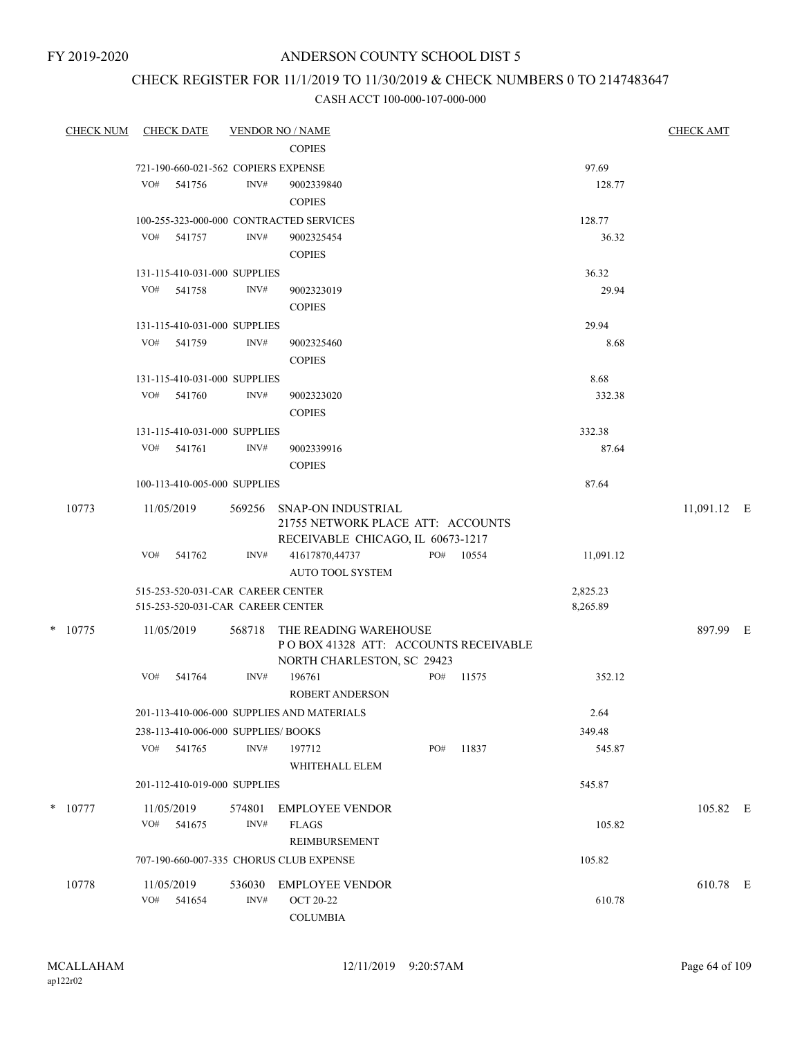FY 2019-2020

# ANDERSON COUNTY SCHOOL DIST 5

## CHECK REGISTER FOR 11/1/2019 TO 11/30/2019 & CHECK NUMBERS 0 TO 2147483647

### CASH ACCT 100-000-107-000-000

| CHECK NUM | CHECK DATE | VENDOR NO / NAME | | CHECK AMT |
|---|---|---|---|---|
| | | COPIES | | |
| | 721-190-660-021-562 COPIERS EXPENSE | | 97.69 | |
| | VO# 541756 | INV# 9002339840 COPIES | 128.77 | |
| | 100-255-323-000-000 CONTRACTED SERVICES | | 128.77 | |
| | VO# 541757 | INV# 9002325454 COPIES | 36.32 | |
| | 131-115-410-031-000 SUPPLIES | | 36.32 | |
| | VO# 541758 | INV# 9002323019 COPIES | 29.94 | |
| | 131-115-410-031-000 SUPPLIES | | 29.94 | |
| | VO# 541759 | INV# 9002325460 COPIES | 8.68 | |
| | 131-115-410-031-000 SUPPLIES | | 8.68 | |
| | VO# 541760 | INV# 9002323020 COPIES | 332.38 | |
| | 131-115-410-031-000 SUPPLIES | | 332.38 | |
| | VO# 541761 | INV# 9002339916 COPIES | 87.64 | |
| | 100-113-410-005-000 SUPPLIES | | 87.64 | |
| 10773 | 11/05/2019 | 569256 SNAP-ON INDUSTRIAL 21755 NETWORK PLACE ATT: ACCOUNTS RECEIVABLE CHICAGO, IL 60673-1217 | | 11,091.12 E |
| | VO# 541762 | INV# 41617870,44737 PO# 10554 AUTO TOOL SYSTEM | 11,091.12 | |
| | 515-253-520-031-CAR CAREER CENTER | | 2,825.23 | |
| | 515-253-520-031-CAR CAREER CENTER | | 8,265.89 | |
| * 10775 | 11/05/2019 | 568718 THE READING WAREHOUSE P O BOX 41328 ATT: ACCOUNTS RECEIVABLE NORTH CHARLESTON, SC 29423 | | 897.99 E |
| | VO# 541764 | INV# 196761 PO# 11575 ROBERT ANDERSON | 352.12 | |
| | 201-113-410-006-000 SUPPLIES AND MATERIALS | | 2.64 | |
| | 238-113-410-006-000 SUPPLIES/ BOOKS | | 349.48 | |
| | VO# 541765 | INV# 197712 PO# 11837 WHITEHALL ELEM | 545.87 | |
| | 201-112-410-019-000 SUPPLIES | | 545.87 | |
| * 10777 | 11/05/2019 | 574801 EMPLOYEE VENDOR | | 105.82 E |
| | VO# 541675 | INV# FLAGS REIMBURSEMENT | 105.82 | |
| | 707-190-660-007-335 CHORUS CLUB EXPENSE | | 105.82 | |
| 10778 | 11/05/2019 | 536030 EMPLOYEE VENDOR | | 610.78 E |
| | VO# 541654 | INV# OCT 20-22 COLUMBIA | 610.78 | |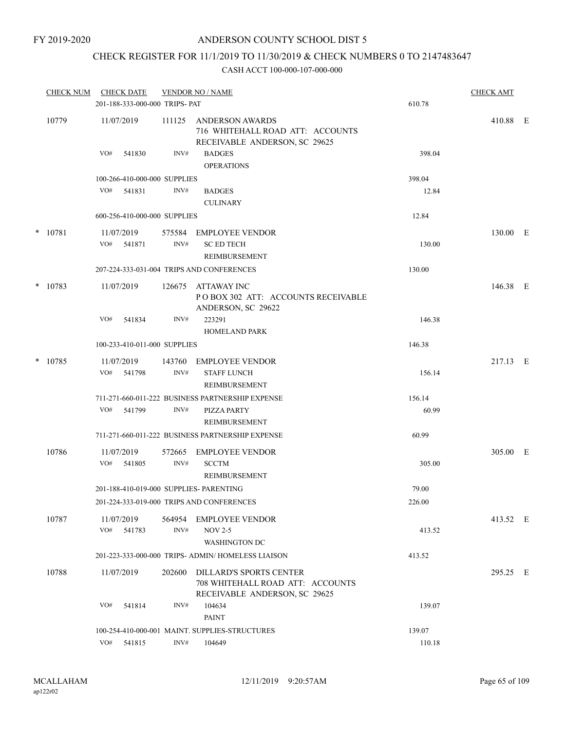FY 2019-2020

# ANDERSON COUNTY SCHOOL DIST 5

## CHECK REGISTER FOR 11/1/2019 TO 11/30/2019 & CHECK NUMBERS 0 TO 2147483647

### CASH ACCT 100-000-107-000-000

| CHECK NUM | CHECK DATE | VENDOR NO / NAME | | CHECK AMT | |
|---|---|---|---|---|---|
| | 201-188-333-000-000 TRIPS- PAT | | 610.78 | | |
| 10779 | 11/07/2019 | 111125 ANDERSON AWARDS<br>716 WHITEHALL ROAD ATT: ACCOUNTS RECEIVABLE ANDERSON, SC 29625 | | 410.88 | E |
| | VO# 541830 INV# | BADGES<br>OPERATIONS | 398.04 | | |
| | 100-266-410-000-000 SUPPLIES | | 398.04 | | |
| | VO# 541831 INV# | BADGES<br>CULINARY | 12.84 | | |
| | 600-256-410-000-000 SUPPLIES | | 12.84 | | |
| * 10781 | 11/07/2019 | 575584 EMPLOYEE VENDOR | | 130.00 | E |
| | VO# 541871 INV# | SC ED TECH<br>REIMBURSEMENT | 130.00 | | |
| | 207-224-333-031-004 TRIPS AND CONFERENCES | | 130.00 | | |
| * 10783 | 11/07/2019 | 126675 ATTAWAY INC<br>P O BOX 302 ATT: ACCOUNTS RECEIVABLE ANDERSON, SC 29622 | | 146.38 | E |
| | VO# 541834 INV# | 223291<br>HOMELAND PARK | 146.38 | | |
| | 100-233-410-011-000 SUPPLIES | | 146.38 | | |
| * 10785 | 11/07/2019 | 143760 EMPLOYEE VENDOR | | 217.13 | E |
| | VO# 541798 INV# | STAFF LUNCH<br>REIMBURSEMENT | 156.14 | | |
| | 711-271-660-011-222 BUSINESS PARTNERSHIP EXPENSE | | 156.14 | | |
| | VO# 541799 INV# | PIZZA PARTY<br>REIMBURSEMENT | 60.99 | | |
| | 711-271-660-011-222 BUSINESS PARTNERSHIP EXPENSE | | 60.99 | | |
| 10786 | 11/07/2019 | 572665 EMPLOYEE VENDOR | | 305.00 | E |
| | VO# 541805 INV# | SCCTM<br>REIMBURSEMENT | 305.00 | | |
| | 201-188-410-019-000 SUPPLIES- PARENTING | | 79.00 | | |
| | 201-224-333-019-000 TRIPS AND CONFERENCES | | 226.00 | | |
| 10787 | 11/07/2019 | 564954 EMPLOYEE VENDOR | | 413.52 | E |
| | VO# 541783 INV# | NOV 2-5<br>WASHINGTON DC | 413.52 | | |
| | 201-223-333-000-000 TRIPS- ADMIN/ HOMELESS LIAISON | | 413.52 | | |
| 10788 | 11/07/2019 | 202600 DILLARD'S SPORTS CENTER<br>708 WHITEHALL ROAD ATT: ACCOUNTS RECEIVABLE ANDERSON, SC 29625 | | 295.25 | E |
| | VO# 541814 INV# | 104634<br>PAINT | 139.07 | | |
| | 100-254-410-000-001 MAINT. SUPPLIES-STRUCTURES | | 139.07 | | |
| | VO# 541815 INV# | 104649 | 110.18 | | |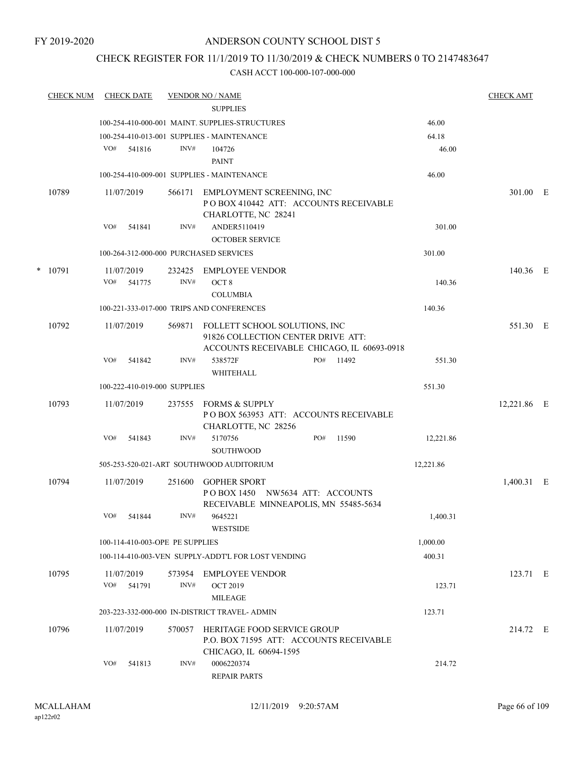FY 2019-2020

# ANDERSON COUNTY SCHOOL DIST 5

## CHECK REGISTER FOR 11/1/2019 TO 11/30/2019 & CHECK NUMBERS 0 TO 2147483647

CASH ACCT 100-000-107-000-000

| CHECK NUM | CHECK DATE | VENDOR NO / NAME | | CHECK AMT |
|---|---|---|---|---|
| | | SUPPLIES | | |
| | | 100-254-410-000-001 MAINT. SUPPLIES-STRUCTURES | 46.00 | |
| | | 100-254-410-013-001 SUPPLIES - MAINTENANCE | 64.18 | |
| | VO# 541816 | INV# 104726 PAINT | 46.00 | |
| | | 100-254-410-009-001 SUPPLIES - MAINTENANCE | 46.00 | |
| 10789 | 11/07/2019 | 566171 EMPLOYMENT SCREENING, INC P O BOX 410442 ATT: ACCOUNTS RECEIVABLE CHARLOTTE, NC 28241 | | 301.00 E |
| | VO# 541841 | INV# ANDER5110419 OCTOBER SERVICE | 301.00 | |
| | | 100-264-312-000-000 PURCHASED SERVICES | 301.00 | |
| * 10791 | 11/07/2019 | 232425 EMPLOYEE VENDOR | | 140.36 E |
| | VO# 541775 | INV# OCT 8 COLUMBIA | 140.36 | |
| | | 100-221-333-017-000 TRIPS AND CONFERENCES | 140.36 | |
| 10792 | 11/07/2019 | 569871 FOLLETT SCHOOL SOLUTIONS, INC 91826 COLLECTION CENTER DRIVE ATT: ACCOUNTS RECEIVABLE CHICAGO, IL 60693-0918 | | 551.30 E |
| | VO# 541842 | INV# 538572F PO# 11492 WHITEHALL | 551.30 | |
| | | 100-222-410-019-000 SUPPLIES | 551.30 | |
| 10793 | 11/07/2019 | 237555 FORMS & SUPPLY P O BOX 563953 ATT: ACCOUNTS RECEIVABLE CHARLOTTE, NC 28256 | | 12,221.86 E |
| | VO# 541843 | INV# 5170756 PO# 11590 SOUTHWOOD | 12,221.86 | |
| | | 505-253-520-021-ART SOUTHWOOD AUDITORIUM | 12,221.86 | |
| 10794 | 11/07/2019 | 251600 GOPHER SPORT P O BOX 1450 NW5634 ATT: ACCOUNTS RECEIVABLE MINNEAPOLIS, MN 55485-5634 | | 1,400.31 E |
| | VO# 541844 | INV# 9645221 WESTSIDE | 1,400.31 | |
| | | 100-114-410-003-OPE PE SUPPLIES | 1,000.00 | |
| | | 100-114-410-003-VEN SUPPLY-ADDT'L FOR LOST VENDING | 400.31 | |
| 10795 | 11/07/2019 | 573954 EMPLOYEE VENDOR | | 123.71 E |
| | VO# 541791 | INV# OCT 2019 MILEAGE | 123.71 | |
| | | 203-223-332-000-000 IN-DISTRICT TRAVEL- ADMIN | 123.71 | |
| 10796 | 11/07/2019 | 570057 HERITAGE FOOD SERVICE GROUP P.O. BOX 71595 ATT: ACCOUNTS RECEIVABLE CHICAGO, IL 60694-1595 | | 214.72 E |
| | VO# 541813 | INV# 0006220374 REPAIR PARTS | 214.72 | |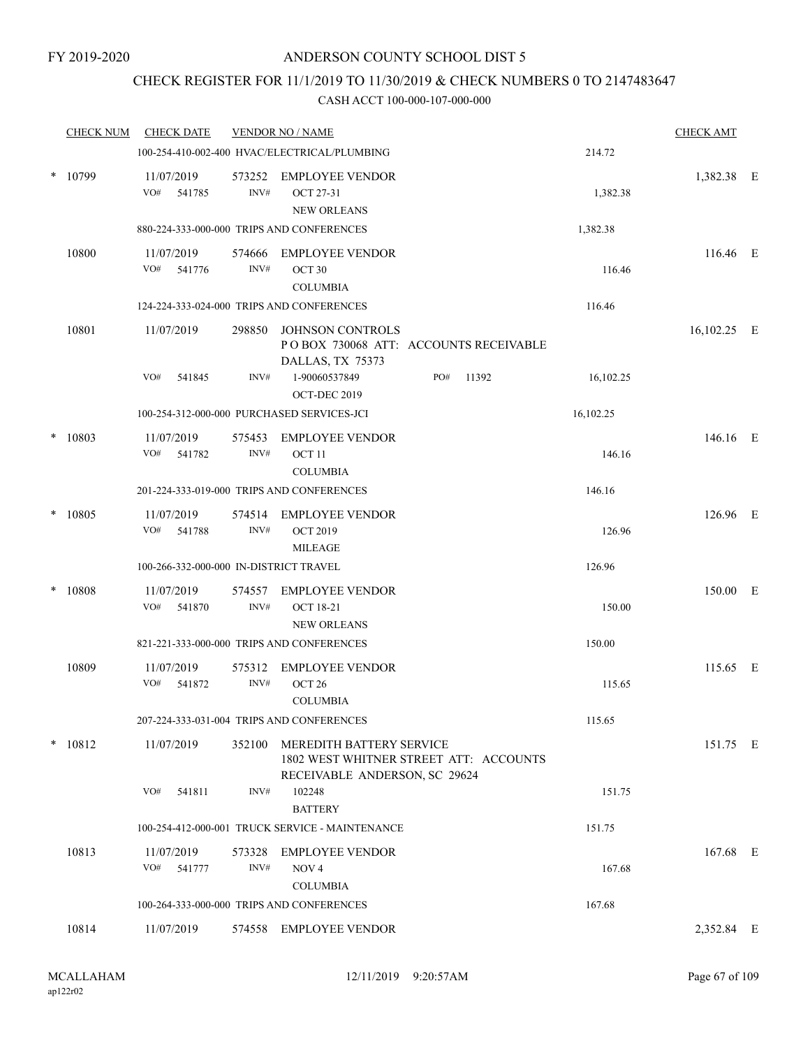FY 2019-2020

ANDERSON COUNTY SCHOOL DIST 5

CHECK REGISTER FOR 11/1/2019 TO 11/30/2019 & CHECK NUMBERS 0 TO 2147483647

CASH ACCT 100-000-107-000-000

| CHECK NUM | CHECK DATE | VENDOR NO / NAME | | CHECK AMT |
|---|---|---|---|---|
| | | 100-254-410-002-400 HVAC/ELECTRICAL/PLUMBING | 214.72 | |
| * 10799 | 11/07/2019 | 573252 EMPLOYEE VENDOR | | 1,382.38 E |
| | VO# 541785 | INV# OCT 27-31 NEW ORLEANS | 1,382.38 | |
| | | 880-224-333-000-000 TRIPS AND CONFERENCES | 1,382.38 | |
| 10800 | 11/07/2019 | 574666 EMPLOYEE VENDOR | | 116.46 E |
| | VO# 541776 | INV# OCT 30 COLUMBIA | 116.46 | |
| | | 124-224-333-024-000 TRIPS AND CONFERENCES | 116.46 | |
| 10801 | 11/07/2019 | 298850 JOHNSON CONTROLS P O BOX 730068 ATT: ACCOUNTS RECEIVABLE DALLAS, TX 75373 | | 16,102.25 E |
| | VO# 541845 | INV# 1-90060537849 PO# 11392 OCT-DEC 2019 | 16,102.25 | |
| | | 100-254-312-000-000 PURCHASED SERVICES-JCI | 16,102.25 | |
| * 10803 | 11/07/2019 | 575453 EMPLOYEE VENDOR | | 146.16 E |
| | VO# 541782 | INV# OCT 11 COLUMBIA | 146.16 | |
| | | 201-224-333-019-000 TRIPS AND CONFERENCES | 146.16 | |
| * 10805 | 11/07/2019 | 574514 EMPLOYEE VENDOR | | 126.96 E |
| | VO# 541788 | INV# OCT 2019 MILEAGE | 126.96 | |
| | | 100-266-332-000-000 IN-DISTRICT TRAVEL | 126.96 | |
| * 10808 | 11/07/2019 | 574557 EMPLOYEE VENDOR | | 150.00 E |
| | VO# 541870 | INV# OCT 18-21 NEW ORLEANS | 150.00 | |
| | | 821-221-333-000-000 TRIPS AND CONFERENCES | 150.00 | |
| 10809 | 11/07/2019 | 575312 EMPLOYEE VENDOR | | 115.65 E |
| | VO# 541872 | INV# OCT 26 COLUMBIA | 115.65 | |
| | | 207-224-333-031-004 TRIPS AND CONFERENCES | 115.65 | |
| * 10812 | 11/07/2019 | 352100 MEREDITH BATTERY SERVICE 1802 WEST WHITNER STREET ATT: ACCOUNTS RECEIVABLE ANDERSON, SC 29624 | | 151.75 E |
| | VO# 541811 | INV# 102248 BATTERY | 151.75 | |
| | | 100-254-412-000-001 TRUCK SERVICE - MAINTENANCE | 151.75 | |
| 10813 | 11/07/2019 | 573328 EMPLOYEE VENDOR | | 167.68 E |
| | VO# 541777 | INV# NOV 4 COLUMBIA | 167.68 | |
| | | 100-264-333-000-000 TRIPS AND CONFERENCES | 167.68 | |
| 10814 | 11/07/2019 | 574558 EMPLOYEE VENDOR | | 2,352.84 E |

MCALLAHAM ap122r02 12/11/2019 9:20:57AM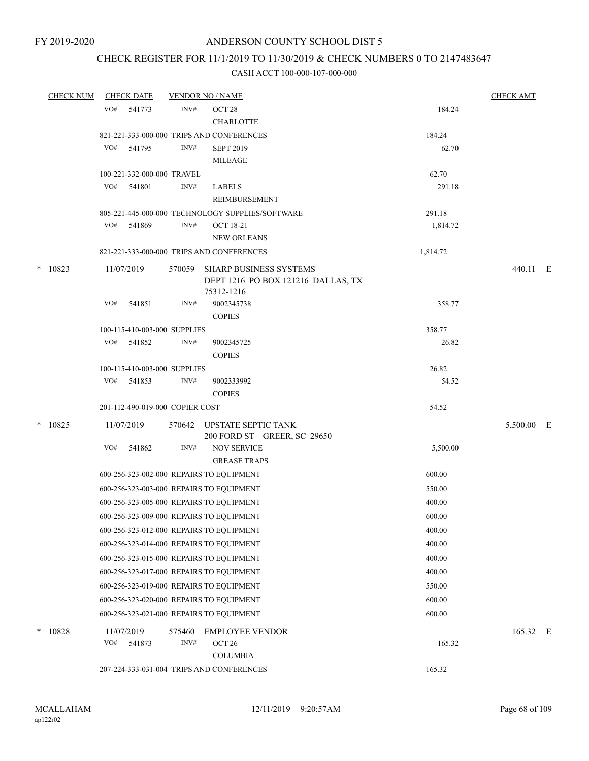FY 2019-2020

ANDERSON COUNTY SCHOOL DIST 5

CHECK REGISTER FOR 11/1/2019 TO 11/30/2019 & CHECK NUMBERS 0 TO 2147483647

CASH ACCT 100-000-107-000-000

| CHECK NUM | CHECK DATE | VENDOR NO / NAME | | CHECK AMT | |
|---|---|---|---|---|---|
| | VO# 541773 | INV# OCT 28 CHARLOTTE | 184.24 | | |
| | 821-221-333-000-000 TRIPS AND CONFERENCES | | 184.24 | | |
| | VO# 541795 | INV# SEPT 2019 MILEAGE | 62.70 | | |
| | 100-221-332-000-000 TRAVEL | | 62.70 | | |
| | VO# 541801 | INV# LABELS REIMBURSEMENT | 291.18 | | |
| | 805-221-445-000-000 TECHNOLOGY SUPPLIES/SOFTWARE | | 291.18 | | |
| | VO# 541869 | INV# OCT 18-21 NEW ORLEANS | 1,814.72 | | |
| | 821-221-333-000-000 TRIPS AND CONFERENCES | | 1,814.72 | | |
| * 10823 | 11/07/2019 | 570059 SHARP BUSINESS SYSTEMS DEPT 1216 PO BOX 121216 DALLAS, TX 75312-1216 | | 440.11 | E |
| | VO# 541851 | INV# 9002345738 COPIES | 358.77 | | |
| | 100-115-410-003-000 SUPPLIES | | 358.77 | | |
| | VO# 541852 | INV# 9002345725 COPIES | 26.82 | | |
| | 100-115-410-003-000 SUPPLIES | | 26.82 | | |
| | VO# 541853 | INV# 9002333992 COPIES | 54.52 | | |
| | 201-112-490-019-000 COPIER COST | | 54.52 | | |
| * 10825 | 11/07/2019 | 570642 UPSTATE SEPTIC TANK 200 FORD ST GREER, SC 29650 | | 5,500.00 | E |
| | VO# 541862 | INV# NOV SERVICE GREASE TRAPS | 5,500.00 | | |
| | 600-256-323-002-000 REPAIRS TO EQUIPMENT | | 600.00 | | |
| | 600-256-323-003-000 REPAIRS TO EQUIPMENT | | 550.00 | | |
| | 600-256-323-005-000 REPAIRS TO EQUIPMENT | | 400.00 | | |
| | 600-256-323-009-000 REPAIRS TO EQUIPMENT | | 600.00 | | |
| | 600-256-323-012-000 REPAIRS TO EQUIPMENT | | 400.00 | | |
| | 600-256-323-014-000 REPAIRS TO EQUIPMENT | | 400.00 | | |
| | 600-256-323-015-000 REPAIRS TO EQUIPMENT | | 400.00 | | |
| | 600-256-323-017-000 REPAIRS TO EQUIPMENT | | 400.00 | | |
| | 600-256-323-019-000 REPAIRS TO EQUIPMENT | | 550.00 | | |
| | 600-256-323-020-000 REPAIRS TO EQUIPMENT | | 600.00 | | |
| | 600-256-323-021-000 REPAIRS TO EQUIPMENT | | 600.00 | | |
| * 10828 | 11/07/2019 | 575460 EMPLOYEE VENDOR | | 165.32 | E |
| | VO# 541873 | INV# OCT 26 COLUMBIA | 165.32 | | |
| | 207-224-333-031-004 TRIPS AND CONFERENCES | | 165.32 | | |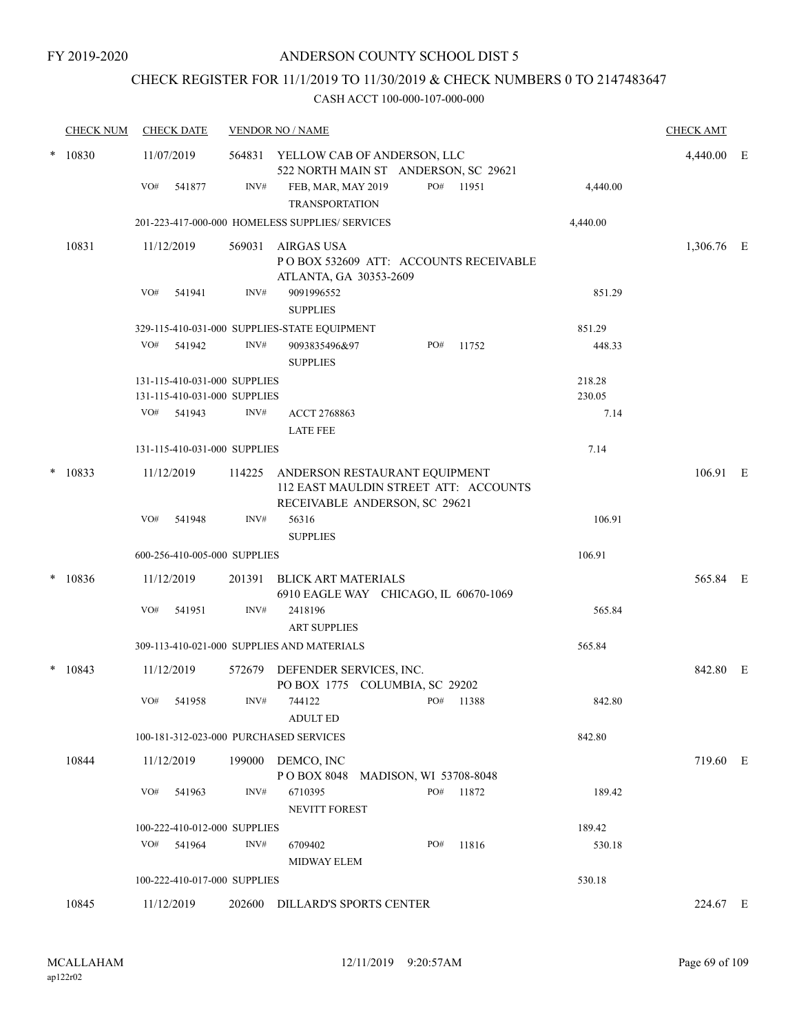FY 2019-2020

# ANDERSON COUNTY SCHOOL DIST 5

## CHECK REGISTER FOR 11/1/2019 TO 11/30/2019 & CHECK NUMBERS 0 TO 2147483647

CASH ACCT 100-000-107-000-000

| CHECK NUM | CHECK DATE | VENDOR NO / NAME | | | | CHECK AMT | |
|---|---|---|---|---|---|---|---|
| * 10830 | 11/07/2019 | 564831 | YELLOW CAB OF ANDERSON, LLC<br>522 NORTH MAIN ST ANDERSON, SC 29621 | | | 4,440.00 | E |
| | VO# 541877 | INV# | FEB, MAR, MAY 2019<br>TRANSPORTATION | PO# 11951 | 4,440.00 | | |
| | 201-223-417-000-000 HOMELESS SUPPLIES/ SERVICES | | | | 4,440.00 | | |
| 10831 | 11/12/2019 | 569031 | AIRGAS USA<br>P O BOX 532609 ATT: ACCOUNTS RECEIVABLE<br>ATLANTA, GA 30353-2609 | | | 1,306.76 | E |
| | VO# 541941 | INV# | 9091996552<br>SUPPLIES | | 851.29 | | |
| | 329-115-410-031-000 SUPPLIES-STATE EQUIPMENT | | | | 851.29 | | |
| | VO# 541942 | INV# | 9093835496&97<br>SUPPLIES | PO# 11752 | 448.33 | | |
| | 131-115-410-031-000 SUPPLIES | | | | 218.28 | | |
| | 131-115-410-031-000 SUPPLIES | | | | 230.05 | | |
| | VO# 541943 | INV# | ACCT 2768863<br>LATE FEE | | 7.14 | | |
| | 131-115-410-031-000 SUPPLIES | | | | 7.14 | | |
| * 10833 | 11/12/2019 | 114225 | ANDERSON RESTAURANT EQUIPMENT<br>112 EAST MAULDIN STREET ATT: ACCOUNTS<br>RECEIVABLE ANDERSON, SC 29621 | | | 106.91 | E |
| | VO# 541948 | INV# | 56316<br>SUPPLIES | | 106.91 | | |
| | 600-256-410-005-000 SUPPLIES | | | | 106.91 | | |
| * 10836 | 11/12/2019 | 201391 | BLICK ART MATERIALS<br>6910 EAGLE WAY CHICAGO, IL 60670-1069 | | | 565.84 | E |
| | VO# 541951 | INV# | 2418196<br>ART SUPPLIES | | 565.84 | | |
| | 309-113-410-021-000 SUPPLIES AND MATERIALS | | | | 565.84 | | |
| * 10843 | 11/12/2019 | 572679 | DEFENDER SERVICES, INC.<br>PO BOX 1775 COLUMBIA, SC 29202 | | | 842.80 | E |
| | VO# 541958 | INV# | 744122<br>ADULT ED | PO# 11388 | 842.80 | | |
| | 100-181-312-023-000 PURCHASED SERVICES | | | | 842.80 | | |
| 10844 | 11/12/2019 | 199000 | DEMCO, INC<br>P O BOX 8048 MADISON, WI 53708-8048 | | | 719.60 | E |
| | VO# 541963 | INV# | 6710395<br>NEVITT FOREST | PO# 11872 | 189.42 | | |
| | 100-222-410-012-000 SUPPLIES | | | | 189.42 | | |
| | VO# 541964 | INV# | 6709402<br>MIDWAY ELEM | PO# 11816 | 530.18 | | |
| | 100-222-410-017-000 SUPPLIES | | | | 530.18 | | |
| 10845 | 11/12/2019 | 202600 | DILLARD'S SPORTS CENTER | | | 224.67 | E |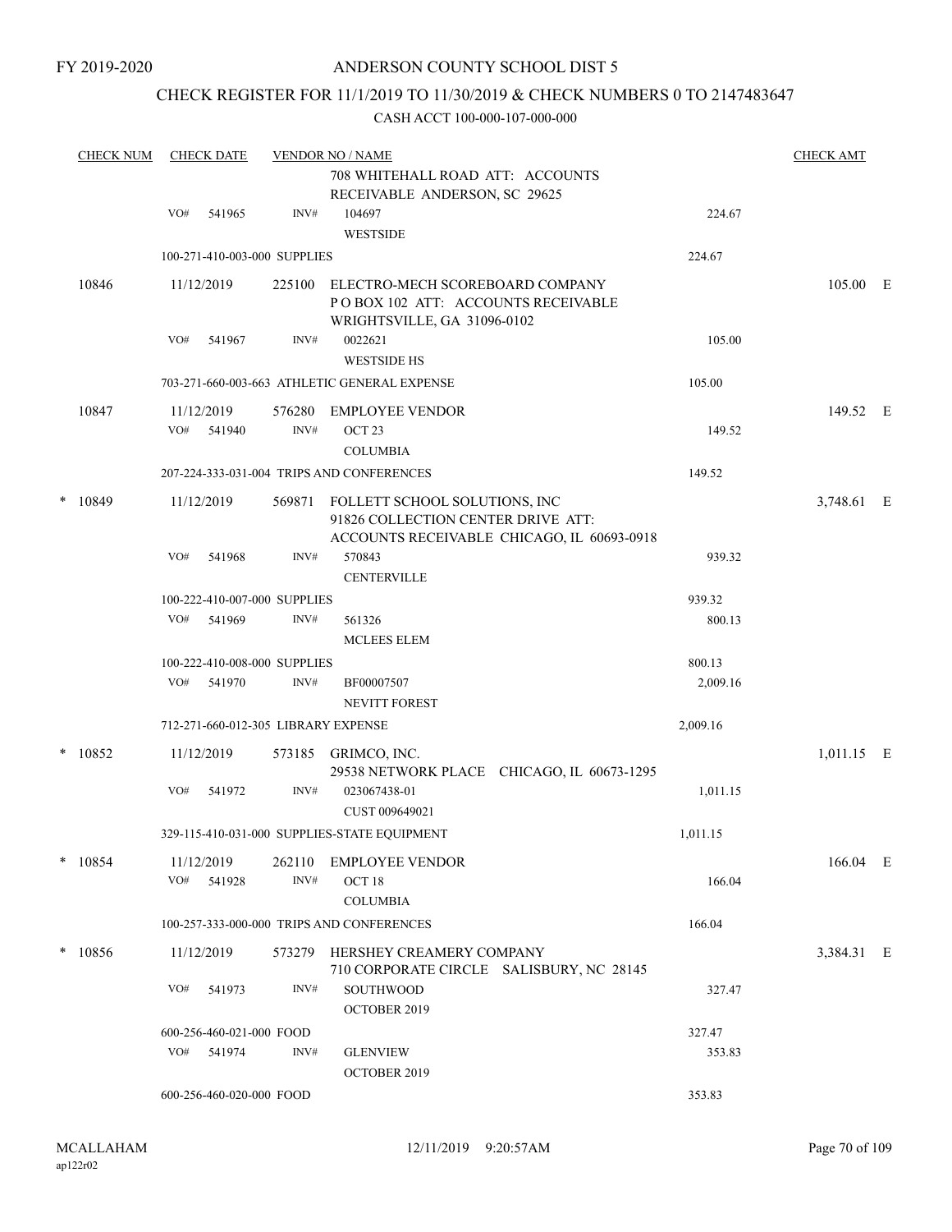FY 2019-2020

# ANDERSON COUNTY SCHOOL DIST 5

## CHECK REGISTER FOR 11/1/2019 TO 11/30/2019 & CHECK NUMBERS 0 TO 2147483647

CASH ACCT 100-000-107-000-000

| CHECK NUM | CHECK DATE | VENDOR NO / NAME | | | CHECK AMT |
|---|---|---|---|---|---|
| | | | 708 WHITEHALL ROAD ATT: ACCOUNTS RECEIVABLE ANDERSON, SC 29625 | | |
| | VO# 541965 | INV# | 104697<br>WESTSIDE | 224.67 | |
| | 100-271-410-003-000 SUPPLIES | | | 224.67 | |
| 10846 | 11/12/2019 | 225100 | ELECTRO-MECH SCOREBOARD COMPANY<br>P O BOX 102 ATT: ACCOUNTS RECEIVABLE<br>WRIGHTSVILLE, GA 31096-0102 | | 105.00 E |
| | VO# 541967 | INV# | 0022621<br>WESTSIDE HS | 105.00 | |
| | 703-271-660-003-663 ATHLETIC GENERAL EXPENSE | | | 105.00 | |
| 10847 | 11/12/2019 | 576280 | EMPLOYEE VENDOR | | 149.52 E |
| | VO# 541940 | INV# | OCT 23<br>COLUMBIA | 149.52 | |
| | 207-224-333-031-004 TRIPS AND CONFERENCES | | | 149.52 | |
| * 10849 | 11/12/2019 | 569871 | FOLLETT SCHOOL SOLUTIONS, INC<br>91826 COLLECTION CENTER DRIVE ATT:<br>ACCOUNTS RECEIVABLE CHICAGO, IL 60693-0918 | | 3,748.61 E |
| | VO# 541968 | INV# | 570843<br>CENTERVILLE | 939.32 | |
| | 100-222-410-007-000 SUPPLIES | | | 939.32 | |
| | VO# 541969 | INV# | 561326<br>MCLEES ELEM | 800.13 | |
| | 100-222-410-008-000 SUPPLIES | | | 800.13 | |
| | VO# 541970 | INV# | BF00007507<br>NEVITT FOREST | 2,009.16 | |
| | 712-271-660-012-305 LIBRARY EXPENSE | | | 2,009.16 | |
| * 10852 | 11/12/2019 | 573185 | GRIMCO, INC.<br>29538 NETWORK PLACE CHICAGO, IL 60673-1295 | | 1,011.15 E |
| | VO# 541972 | INV# | 023067438-01<br>CUST 009649021 | 1,011.15 | |
| | 329-115-410-031-000 SUPPLIES-STATE EQUIPMENT | | | 1,011.15 | |
| * 10854 | 11/12/2019 | 262110 | EMPLOYEE VENDOR | | 166.04 E |
| | VO# 541928 | INV# | OCT 18<br>COLUMBIA | 166.04 | |
| | 100-257-333-000-000 TRIPS AND CONFERENCES | | | 166.04 | |
| * 10856 | 11/12/2019 | 573279 | HERSHEY CREAMERY COMPANY<br>710 CORPORATE CIRCLE SALISBURY, NC 28145 | | 3,384.31 E |
| | VO# 541973 | INV# | SOUTHWOOD<br>OCTOBER 2019 | 327.47 | |
| | 600-256-460-021-000 FOOD | | | 327.47 | |
| | VO# 541974 | INV# | GLENVIEW<br>OCTOBER 2019 | 353.83 | |
| | 600-256-460-020-000 FOOD | | | 353.83 | |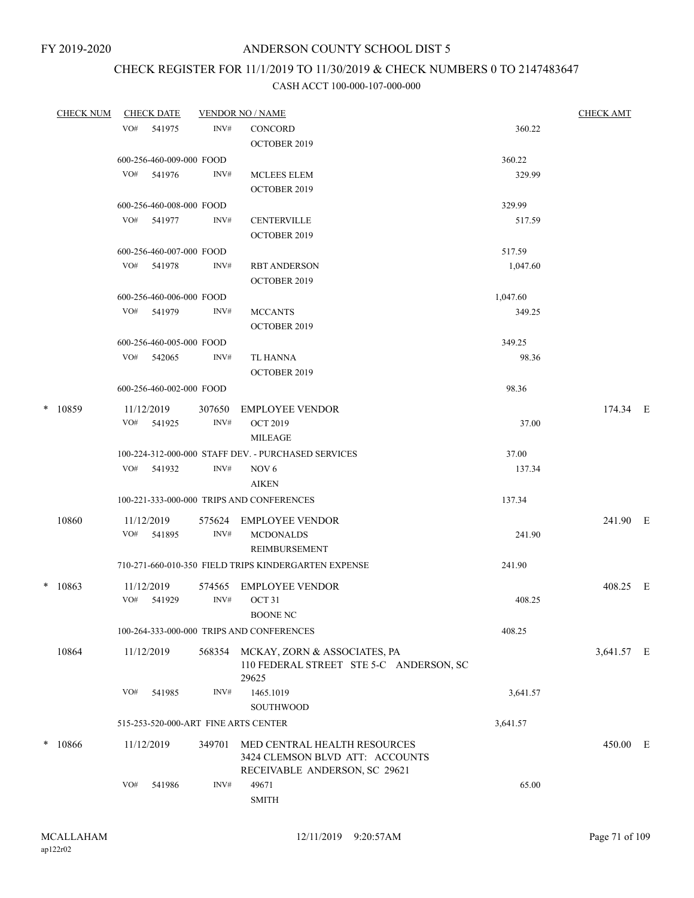FY 2019-2020

# ANDERSON COUNTY SCHOOL DIST 5

## CHECK REGISTER FOR 11/1/2019 TO 11/30/2019 & CHECK NUMBERS 0 TO 2147483647

### CASH ACCT 100-000-107-000-000

| CHECK NUM | CHECK DATE | VENDOR NO / NAME | | CHECK AMT |
|---|---|---|---|---|
| | VO# 541975 | INV# CONCORD<br>OCTOBER 2019 | 360.22 | |
| | 600-256-460-009-000 FOOD | | 360.22 | |
| | VO# 541976 | INV# MCLEES ELEM<br>OCTOBER 2019 | 329.99 | |
| | 600-256-460-008-000 FOOD | | 329.99 | |
| | VO# 541977 | INV# CENTERVILLE<br>OCTOBER 2019 | 517.59 | |
| | 600-256-460-007-000 FOOD | | 517.59 | |
| | VO# 541978 | INV# RBT ANDERSON<br>OCTOBER 2019 | 1,047.60 | |
| | 600-256-460-006-000 FOOD | | 1,047.60 | |
| | VO# 541979 | INV# MCCANTS<br>OCTOBER 2019 | 349.25 | |
| | 600-256-460-005-000 FOOD | | 349.25 | |
| | VO# 542065 | INV# TL HANNA<br>OCTOBER 2019 | 98.36 | |
| | 600-256-460-002-000 FOOD | | 98.36 | |
| * 10859 | 11/12/2019 | 307650 EMPLOYEE VENDOR | | 174.34 E |
| | VO# 541925 | INV# OCT 2019<br>MILEAGE | 37.00 | |
| | 100-224-312-000-000 STAFF DEV. - PURCHASED SERVICES | | 37.00 | |
| | VO# 541932 | INV# NOV 6<br>AIKEN | 137.34 | |
| | 100-221-333-000-000 TRIPS AND CONFERENCES | | 137.34 | |
| 10860 | 11/12/2019 | 575624 EMPLOYEE VENDOR | | 241.90 E |
| | VO# 541895 | INV# MCDONALDS<br>REIMBURSEMENT | 241.90 | |
| | 710-271-660-010-350 FIELD TRIPS KINDERGARTEN EXPENSE | | 241.90 | |
| * 10863 | 11/12/2019 | 574565 EMPLOYEE VENDOR | | 408.25 E |
| | VO# 541929 | INV# OCT 31<br>BOONE NC | 408.25 | |
| | 100-264-333-000-000 TRIPS AND CONFERENCES | | 408.25 | |
| 10864 | 11/12/2019 | 568354 MCKAY, ZORN & ASSOCIATES, PA<br>110 FEDERAL STREET STE 5-C ANDERSON, SC 29625 | | 3,641.57 E |
| | VO# 541985 | INV# 1465.1019<br>SOUTHWOOD | 3,641.57 | |
| | 515-253-520-000-ART FINE ARTS CENTER | | 3,641.57 | |
| * 10866 | 11/12/2019 | 349701 MED CENTRAL HEALTH RESOURCES<br>3424 CLEMSON BLVD ATT: ACCOUNTS RECEIVABLE ANDERSON, SC 29621 | | 450.00 E |
| | VO# 541986 | INV# 49671<br>SMITH | 65.00 | |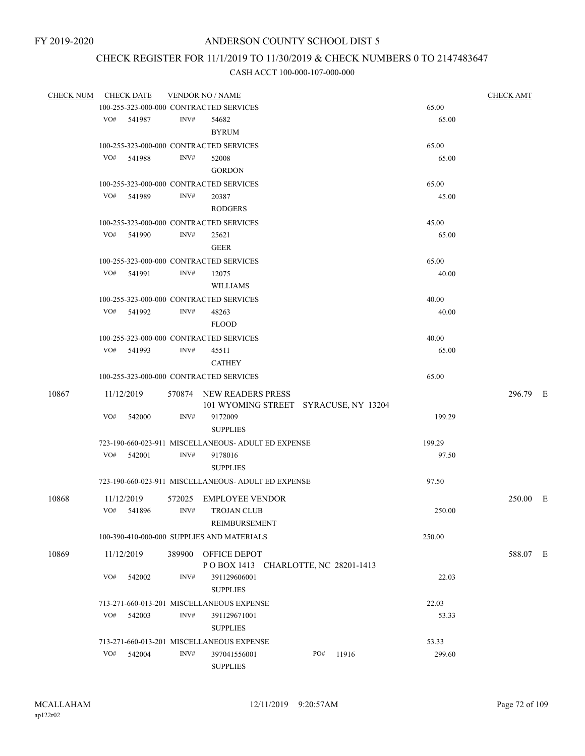FY 2019-2020

# ANDERSON COUNTY SCHOOL DIST 5

## CHECK REGISTER FOR 11/1/2019 TO 11/30/2019 & CHECK NUMBERS 0 TO 2147483647

### CASH ACCT 100-000-107-000-000

| CHECK NUM | CHECK DATE | VENDOR NO / NAME | | CHECK AMT |
|---|---|---|---|---|
| | | 100-255-323-000-000 CONTRACTED SERVICES | 65.00 | |
| | VO# 541987 | INV# 54682 BYRUM | 65.00 | |
| | | 100-255-323-000-000 CONTRACTED SERVICES | 65.00 | |
| | VO# 541988 | INV# 52008 GORDON | 65.00 | |
| | | 100-255-323-000-000 CONTRACTED SERVICES | 65.00 | |
| | VO# 541989 | INV# 20387 RODGERS | 45.00 | |
| | | 100-255-323-000-000 CONTRACTED SERVICES | 45.00 | |
| | VO# 541990 | INV# 25621 GEER | 65.00 | |
| | | 100-255-323-000-000 CONTRACTED SERVICES | 65.00 | |
| | VO# 541991 | INV# 12075 WILLIAMS | 40.00 | |
| | | 100-255-323-000-000 CONTRACTED SERVICES | 40.00 | |
| | VO# 541992 | INV# 48263 FLOOD | 40.00 | |
| | | 100-255-323-000-000 CONTRACTED SERVICES | 40.00 | |
| | VO# 541993 | INV# 45511 CATHEY | 65.00 | |
| | | 100-255-323-000-000 CONTRACTED SERVICES | 65.00 | |
| 10867 | 11/12/2019 | 570874 NEW READERS PRESS 101 WYOMING STREET SYRACUSE, NY 13204 | | 296.79 E |
| | VO# 542000 | INV# 9172009 SUPPLIES | 199.29 | |
| | | 723-190-660-023-911 MISCELLANEOUS- ADULT ED EXPENSE | 199.29 | |
| | VO# 542001 | INV# 9178016 SUPPLIES | 97.50 | |
| | | 723-190-660-023-911 MISCELLANEOUS- ADULT ED EXPENSE | 97.50 | |
| 10868 | 11/12/2019 | 572025 EMPLOYEE VENDOR | | 250.00 E |
| | VO# 541896 | INV# TROJAN CLUB REIMBURSEMENT | 250.00 | |
| | | 100-390-410-000-000 SUPPLIES AND MATERIALS | 250.00 | |
| 10869 | 11/12/2019 | 389900 OFFICE DEPOT P O BOX 1413 CHARLOTTE, NC 28201-1413 | | 588.07 E |
| | VO# 542002 | INV# 391129606001 SUPPLIES | 22.03 | |
| | | 713-271-660-013-201 MISCELLANEOUS EXPENSE | 22.03 | |
| | VO# 542003 | INV# 391129671001 SUPPLIES | 53.33 | |
| | | 713-271-660-013-201 MISCELLANEOUS EXPENSE | 53.33 | |
| | VO# 542004 | INV# 397041556001 PO# 11916 SUPPLIES | 299.60 | |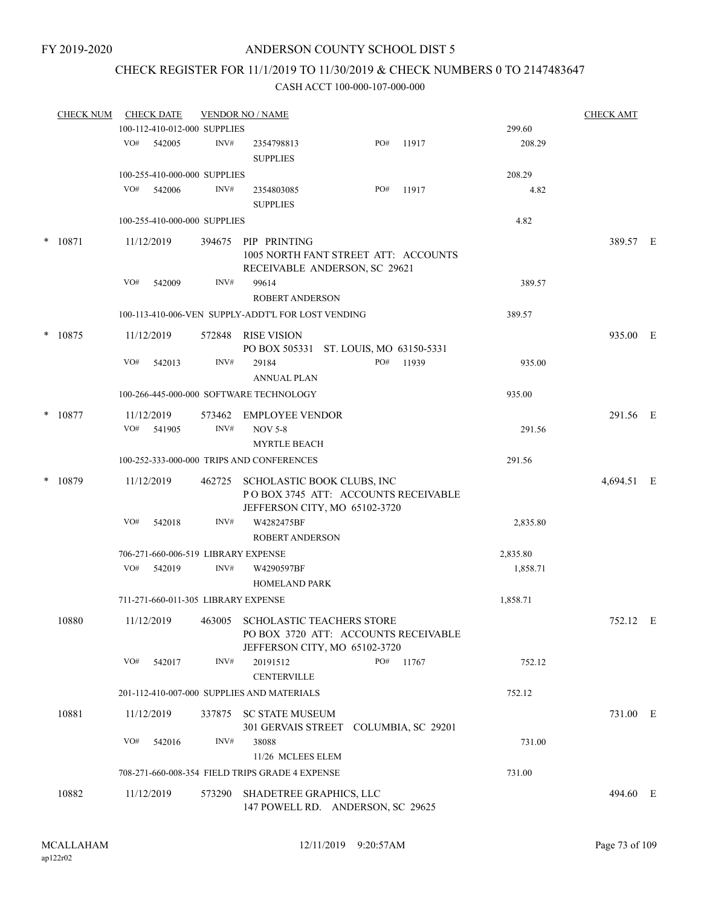FY 2019-2020

# ANDERSON COUNTY SCHOOL DIST 5

## CHECK REGISTER FOR 11/1/2019 TO 11/30/2019 & CHECK NUMBERS 0 TO 2147483647

CASH ACCT 100-000-107-000-000

| CHECK NUM | CHECK DATE | VENDOR NO / NAME | | CHECK AMT |
|---|---|---|---|---|
| | 100-112-410-012-000 SUPPLIES | | 299.60 | |
| | VO# 542005 | INV# 2354798813 SUPPLIES PO# 11917 | 208.29 | |
| | 100-255-410-000-000 SUPPLIES | | 208.29 | |
| | VO# 542006 | INV# 2354803085 SUPPLIES PO# 11917 | 4.82 | |
| | 100-255-410-000-000 SUPPLIES | | 4.82 | |
| * 10871 | 11/12/2019 | 394675 PIP PRINTING 1005 NORTH FANT STREET ATT: ACCOUNTS RECEIVABLE ANDERSON, SC 29621 | | 389.57 E |
| | VO# 542009 | INV# 99614 ROBERT ANDERSON | 389.57 | |
| | 100-113-410-006-VEN SUPPLY-ADDT'L FOR LOST VENDING | | 389.57 | |
| * 10875 | 11/12/2019 | 572848 RISE VISION PO BOX 505331 ST. LOUIS, MO 63150-5331 | | 935.00 E |
| | VO# 542013 | INV# 29184 ANNUAL PLAN PO# 11939 | 935.00 | |
| | 100-266-445-000-000 SOFTWARE TECHNOLOGY | | 935.00 | |
| * 10877 | 11/12/2019 | 573462 EMPLOYEE VENDOR | | 291.56 E |
| | VO# 541905 | INV# NOV 5-8 MYRTLE BEACH | 291.56 | |
| | 100-252-333-000-000 TRIPS AND CONFERENCES | | 291.56 | |
| * 10879 | 11/12/2019 | 462725 SCHOLASTIC BOOK CLUBS, INC P O BOX 3745 ATT: ACCOUNTS RECEIVABLE JEFFERSON CITY, MO 65102-3720 | | 4,694.51 E |
| | VO# 542018 | INV# W4282475BF ROBERT ANDERSON | 2,835.80 | |
| | 706-271-660-006-519 LIBRARY EXPENSE | | 2,835.80 | |
| | VO# 542019 | INV# W4290597BF HOMELAND PARK | 1,858.71 | |
| | 711-271-660-011-305 LIBRARY EXPENSE | | 1,858.71 | |
| 10880 | 11/12/2019 | 463005 SCHOLASTIC TEACHERS STORE PO BOX 3720 ATT: ACCOUNTS RECEIVABLE JEFFERSON CITY, MO 65102-3720 | | 752.12 E |
| | VO# 542017 | INV# 20191512 CENTERVILLE PO# 11767 | 752.12 | |
| | 201-112-410-007-000 SUPPLIES AND MATERIALS | | 752.12 | |
| 10881 | 11/12/2019 | 337875 SC STATE MUSEUM 301 GERVAIS STREET COLUMBIA, SC 29201 | | 731.00 E |
| | VO# 542016 | INV# 38088 11/26 MCLEES ELEM | 731.00 | |
| | 708-271-660-008-354 FIELD TRIPS GRADE 4 EXPENSE | | 731.00 | |
| 10882 | 11/12/2019 | 573290 SHADETREE GRAPHICS, LLC 147 POWELL RD. ANDERSON, SC 29625 | | 494.60 E |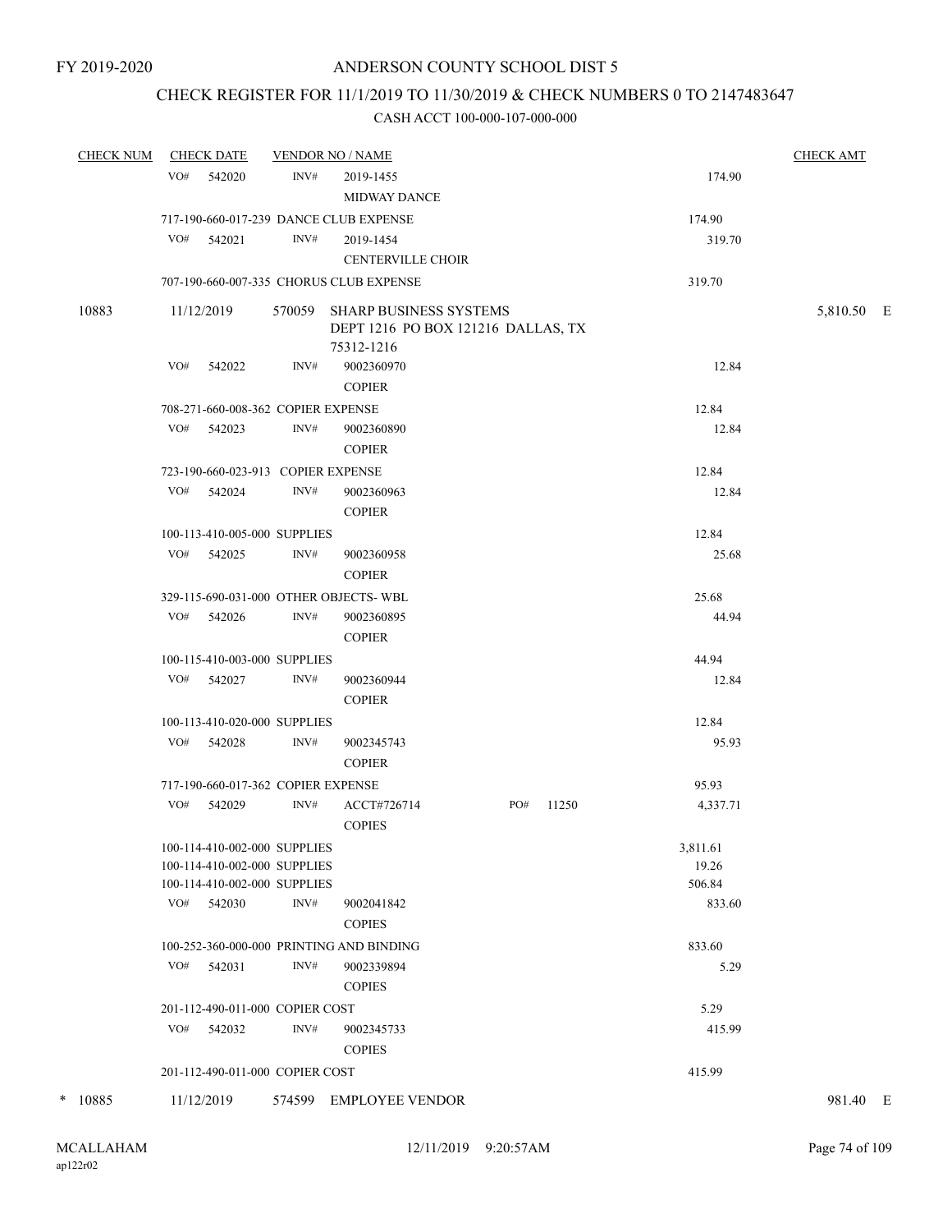FY 2019-2020

# ANDERSON COUNTY SCHOOL DIST 5

## CHECK REGISTER FOR 11/1/2019 TO 11/30/2019 & CHECK NUMBERS 0 TO 2147483647

### CASH ACCT 100-000-107-000-000

| CHECK NUM | CHECK DATE | VENDOR NO / NAME | | | CHECK AMT |
|---|---|---|---|---|---|
| | VO# 542020 | INV# 2019-1455 MIDWAY DANCE | | 174.90 | |
| | 717-190-660-017-239 DANCE CLUB EXPENSE | | | 174.90 | |
| | VO# 542021 | INV# 2019-1454 CENTERVILLE CHOIR | | 319.70 | |
| | 707-190-660-007-335 CHORUS CLUB EXPENSE | | | 319.70 | |
| 10883 | 11/12/2019 | 570059 SHARP BUSINESS SYSTEMS DEPT 1216 PO BOX 121216 DALLAS, TX 75312-1216 | | | 5,810.50 E |
| | VO# 542022 | INV# 9002360970 COPIER | | 12.84 | |
| | 708-271-660-008-362 COPIER EXPENSE | | | 12.84 | |
| | VO# 542023 | INV# 9002360890 COPIER | | 12.84 | |
| | 723-190-660-023-913 COPIER EXPENSE | | | 12.84 | |
| | VO# 542024 | INV# 9002360963 COPIER | | 12.84 | |
| | 100-113-410-005-000 SUPPLIES | | | 12.84 | |
| | VO# 542025 | INV# 9002360958 COPIER | | 25.68 | |
| | 329-115-690-031-000 OTHER OBJECTS- WBL | | | 25.68 | |
| | VO# 542026 | INV# 9002360895 COPIER | | 44.94 | |
| | 100-115-410-003-000 SUPPLIES | | | 44.94 | |
| | VO# 542027 | INV# 9002360944 COPIER | | 12.84 | |
| | 100-113-410-020-000 SUPPLIES | | | 12.84 | |
| | VO# 542028 | INV# 9002345743 COPIER | | 95.93 | |
| | 717-190-660-017-362 COPIER EXPENSE | | | 95.93 | |
| | VO# 542029 | INV# ACCT#726714 COPIES | PO# 11250 | 4,337.71 | |
| | 100-114-410-002-000 SUPPLIES | | | 3,811.61 | |
| | 100-114-410-002-000 SUPPLIES | | | 19.26 | |
| | 100-114-410-002-000 SUPPLIES | | | 506.84 | |
| | VO# 542030 | INV# 9002041842 COPIES | | 833.60 | |
| | 100-252-360-000-000 PRINTING AND BINDING | | | 833.60 | |
| | VO# 542031 | INV# 9002339894 COPIES | | 5.29 | |
| | 201-112-490-011-000 COPIER COST | | | 5.29 | |
| | VO# 542032 | INV# 9002345733 COPIES | | 415.99 | |
| | 201-112-490-011-000 COPIER COST | | | 415.99 | |
| * 10885 | 11/12/2019 | 574599 EMPLOYEE VENDOR | | | 981.40 E |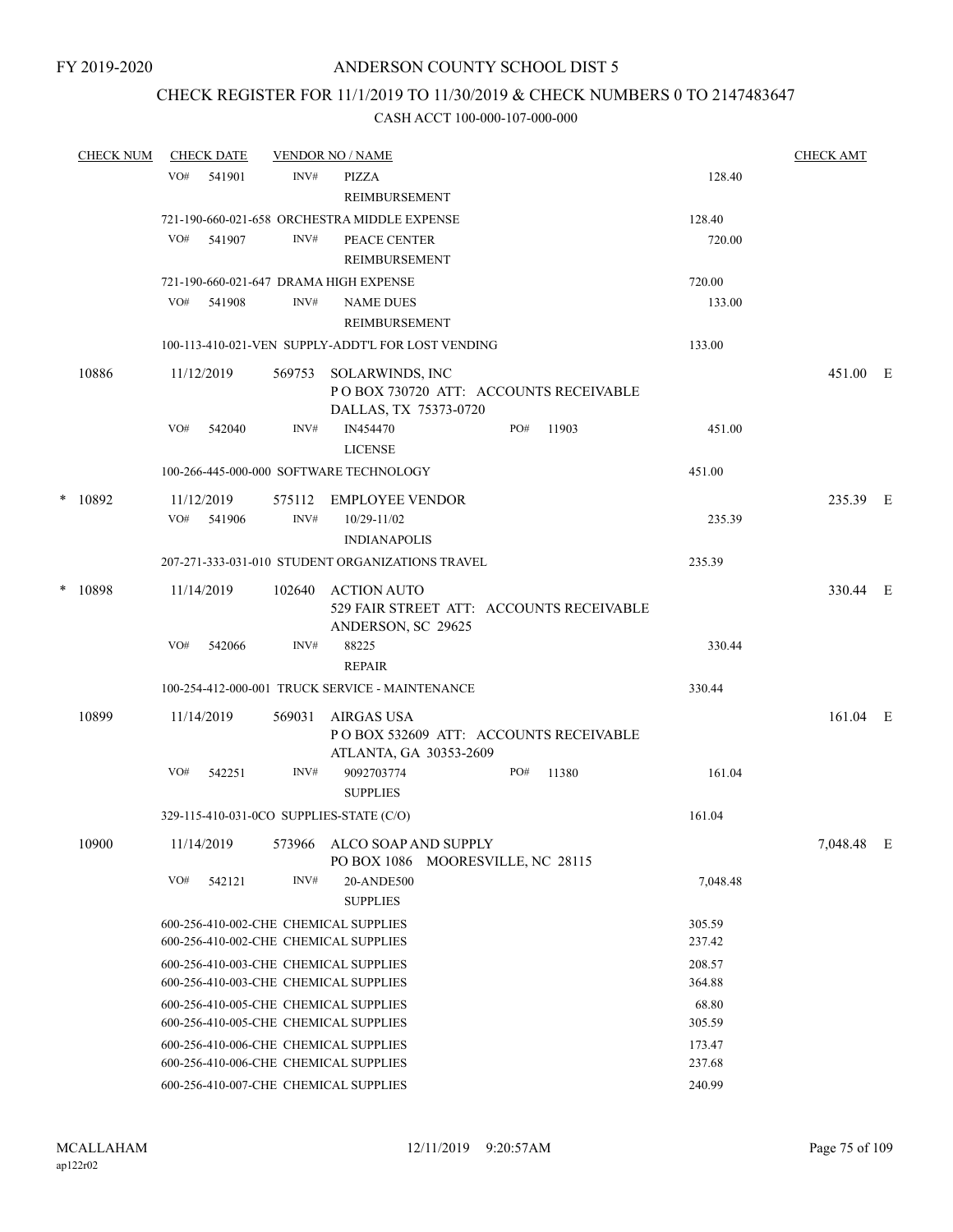FY 2019-2020

# ANDERSON COUNTY SCHOOL DIST 5

## CHECK REGISTER FOR 11/1/2019 TO 11/30/2019 & CHECK NUMBERS 0 TO 2147483647

### CASH ACCT 100-000-107-000-000

| CHECK NUM | CHECK DATE | VENDOR NO / NAME | | CHECK AMT |
|---|---|---|---|---|
| | VO# 541901 | INV# PIZZA REIMBURSEMENT | 128.40 | |
| | | 721-190-660-021-658 ORCHESTRA MIDDLE EXPENSE | 128.40 | |
| | VO# 541907 | INV# PEACE CENTER REIMBURSEMENT | 720.00 | |
| | | 721-190-660-021-647 DRAMA HIGH EXPENSE | 720.00 | |
| | VO# 541908 | INV# NAME DUES REIMBURSEMENT | 133.00 | |
| | | 100-113-410-021-VEN SUPPLY-ADDT'L FOR LOST VENDING | 133.00 | |
| 10886 | 11/12/2019 | 569753 SOLARWINDS, INC<br>P O BOX 730720 ATT: ACCOUNTS RECEIVABLE<br>DALLAS, TX 75373-0720 | | 451.00 E |
| | VO# 542040 | INV# IN454470 LICENSE PO# 11903 | 451.00 | |
| | | 100-266-445-000-000 SOFTWARE TECHNOLOGY | 451.00 | |
| * 10892 | 11/12/2019 | 575112 EMPLOYEE VENDOR | | 235.39 E |
| | VO# 541906 | INV# 10/29-11/02 INDIANAPOLIS | 235.39 | |
| | | 207-271-333-031-010 STUDENT ORGANIZATIONS TRAVEL | 235.39 | |
| * 10898 | 11/14/2019 | 102640 ACTION AUTO<br>529 FAIR STREET ATT: ACCOUNTS RECEIVABLE<br>ANDERSON, SC 29625 | | 330.44 E |
| | VO# 542066 | INV# 88225 REPAIR | 330.44 | |
| | | 100-254-412-000-001 TRUCK SERVICE - MAINTENANCE | 330.44 | |
| 10899 | 11/14/2019 | 569031 AIRGAS USA<br>P O BOX 532609 ATT: ACCOUNTS RECEIVABLE<br>ATLANTA, GA 30353-2609 | | 161.04 E |
| | VO# 542251 | INV# 9092703774 SUPPLIES PO# 11380 | 161.04 | |
| | | 329-115-410-031-0CO SUPPLIES-STATE (C/O) | 161.04 | |
| 10900 | 11/14/2019 | 573966 ALCO SOAP AND SUPPLY<br>PO BOX 1086 MOORESVILLE, NC 28115 | | 7,048.48 E |
| | VO# 542121 | INV# 20-ANDE500 SUPPLIES | 7,048.48 | |
| | | 600-256-410-002-CHE CHEMICAL SUPPLIES | 305.59 | |
| | | 600-256-410-002-CHE CHEMICAL SUPPLIES | 237.42 | |
| | | 600-256-410-003-CHE CHEMICAL SUPPLIES | 208.57 | |
| | | 600-256-410-003-CHE CHEMICAL SUPPLIES | 364.88 | |
| | | 600-256-410-005-CHE CHEMICAL SUPPLIES | 68.80 | |
| | | 600-256-410-005-CHE CHEMICAL SUPPLIES | 305.59 | |
| | | 600-256-410-006-CHE CHEMICAL SUPPLIES | 173.47 | |
| | | 600-256-410-006-CHE CHEMICAL SUPPLIES | 237.68 | |
| | | 600-256-410-007-CHE CHEMICAL SUPPLIES | 240.99 | |

MCALLAHAM
ap122r02
12/11/2019 9:20:57AM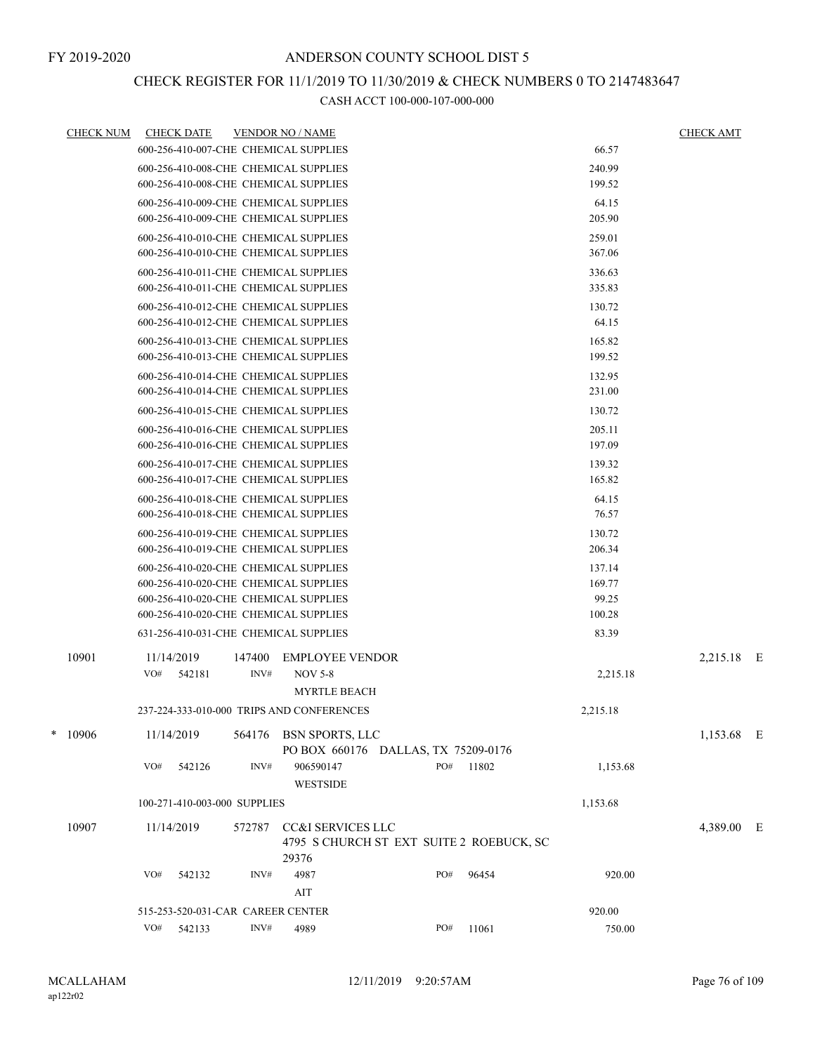FY 2019-2020

# ANDERSON COUNTY SCHOOL DIST 5

## CHECK REGISTER FOR 11/1/2019 TO 11/30/2019 & CHECK NUMBERS 0 TO 2147483647

### CASH ACCT 100-000-107-000-000

| CHECK NUM | CHECK DATE | VENDOR NO / NAME | | | | CHECK AMT | |
|---|---|---|---|---|---|---|---|
| | 600-256-410-007-CHE CHEMICAL SUPPLIES | | | | 66.57 | | |
| | 600-256-410-008-CHE CHEMICAL SUPPLIES | | | | 240.99 | | |
| | 600-256-410-008-CHE CHEMICAL SUPPLIES | | | | 199.52 | | |
| | 600-256-410-009-CHE CHEMICAL SUPPLIES | | | | 64.15 | | |
| | 600-256-410-009-CHE CHEMICAL SUPPLIES | | | | 205.90 | | |
| | 600-256-410-010-CHE CHEMICAL SUPPLIES | | | | 259.01 | | |
| | 600-256-410-010-CHE CHEMICAL SUPPLIES | | | | 367.06 | | |
| | 600-256-410-011-CHE CHEMICAL SUPPLIES | | | | 336.63 | | |
| | 600-256-410-011-CHE CHEMICAL SUPPLIES | | | | 335.83 | | |
| | 600-256-410-012-CHE CHEMICAL SUPPLIES | | | | 130.72 | | |
| | 600-256-410-012-CHE CHEMICAL SUPPLIES | | | | 64.15 | | |
| | 600-256-410-013-CHE CHEMICAL SUPPLIES | | | | 165.82 | | |
| | 600-256-410-013-CHE CHEMICAL SUPPLIES | | | | 199.52 | | |
| | 600-256-410-014-CHE CHEMICAL SUPPLIES | | | | 132.95 | | |
| | 600-256-410-014-CHE CHEMICAL SUPPLIES | | | | 231.00 | | |
| | 600-256-410-015-CHE CHEMICAL SUPPLIES | | | | 130.72 | | |
| | 600-256-410-016-CHE CHEMICAL SUPPLIES | | | | 205.11 | | |
| | 600-256-410-016-CHE CHEMICAL SUPPLIES | | | | 197.09 | | |
| | 600-256-410-017-CHE CHEMICAL SUPPLIES | | | | 139.32 | | |
| | 600-256-410-017-CHE CHEMICAL SUPPLIES | | | | 165.82 | | |
| | 600-256-410-018-CHE CHEMICAL SUPPLIES | | | | 64.15 | | |
| | 600-256-410-018-CHE CHEMICAL SUPPLIES | | | | 76.57 | | |
| | 600-256-410-019-CHE CHEMICAL SUPPLIES | | | | 130.72 | | |
| | 600-256-410-019-CHE CHEMICAL SUPPLIES | | | | 206.34 | | |
| | 600-256-410-020-CHE CHEMICAL SUPPLIES | | | | 137.14 | | |
| | 600-256-410-020-CHE CHEMICAL SUPPLIES | | | | 169.77 | | |
| | 600-256-410-020-CHE CHEMICAL SUPPLIES | | | | 99.25 | | |
| | 600-256-410-020-CHE CHEMICAL SUPPLIES | | | | 100.28 | | |
| | 631-256-410-031-CHE CHEMICAL SUPPLIES | | | | 83.39 | | |
| 10901 | 11/14/2019 | 147400 EMPLOYEE VENDOR | | | | 2,215.18 | E |
| | VO# 542181 | INV# NOV 5-8<br>MYRTLE BEACH | | | 2,215.18 | | |
| | 237-224-333-010-000 TRIPS AND CONFERENCES | | | | 2,215.18 | | |
| * 10906 | 11/14/2019 | 564176 BSN SPORTS, LLC<br>PO BOX 660176 DALLAS, TX 75209-0176 | | | | 1,153.68 | E |
| | VO# 542126 | INV# 906590147<br>WESTSIDE | PO# | 11802 | 1,153.68 | | |
| | 100-271-410-003-000 SUPPLIES | | | | 1,153.68 | | |
| 10907 | 11/14/2019 | 572787 CC&I SERVICES LLC<br>4795 S CHURCH ST EXT SUITE 2 ROEBUCK, SC 29376 | | | | 4,389.00 | E |
| | VO# 542132 | INV# 4987<br>AIT | PO# | 96454 | 920.00 | | |
| | 515-253-520-031-CAR CAREER CENTER | | | | 920.00 | | |
| | VO# 542133 | INV# 4989 | PO# | 11061 | 750.00 | | |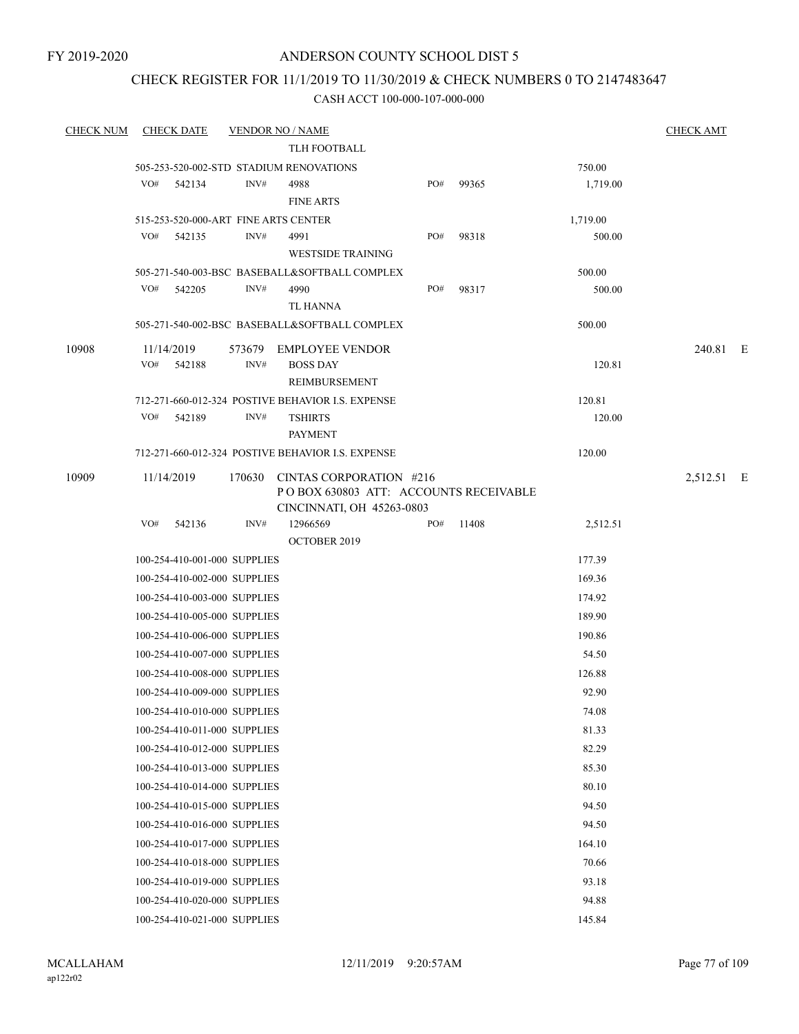FY 2019-2020

# ANDERSON COUNTY SCHOOL DIST 5

## CHECK REGISTER FOR 11/1/2019 TO 11/30/2019 & CHECK NUMBERS 0 TO 2147483647

### CASH ACCT 100-000-107-000-000

| CHECK NUM | CHECK DATE | VENDOR NO / NAME | | | | CHECK AMT |
|---|---|---|---|---|---|---|
| | | TLH FOOTBALL | | | | |
| | 505-253-520-002-STD STADIUM RENOVATIONS | | | | 750.00 | |
| | VO# 542134 | INV# 4988 FINE ARTS | PO# | 99365 | 1,719.00 | |
| | 515-253-520-000-ART FINE ARTS CENTER | | | | 1,719.00 | |
| | VO# 542135 | INV# 4991 WESTSIDE TRAINING | PO# | 98318 | 500.00 | |
| | 505-271-540-003-BSC BASEBALL&SOFTBALL COMPLEX | | | | 500.00 | |
| | VO# 542205 | INV# 4990 TL HANNA | PO# | 98317 | 500.00 | |
| | 505-271-540-002-BSC BASEBALL&SOFTBALL COMPLEX | | | | 500.00 | |
| 10908 | 11/14/2019 | 573679 EMPLOYEE VENDOR | | | | 240.81 E |
| | VO# 542188 | INV# BOSS DAY REIMBURSEMENT | | | 120.81 | |
| | 712-271-660-012-324 POSTIVE BEHAVIOR I.S. EXPENSE | | | | 120.81 | |
| | VO# 542189 | INV# TSHIRTS PAYMENT | | | 120.00 | |
| | 712-271-660-012-324 POSTIVE BEHAVIOR I.S. EXPENSE | | | | 120.00 | |
| 10909 | 11/14/2019 | 170630 CINTAS CORPORATION #216 P O BOX 630803 ATT: ACCOUNTS RECEIVABLE CINCINNATI, OH 45263-0803 | | | | 2,512.51 E |
| | VO# 542136 | INV# 12966569 OCTOBER 2019 | PO# | 11408 | 2,512.51 | |
| | 100-254-410-001-000 SUPPLIES | | | | 177.39 | |
| | 100-254-410-002-000 SUPPLIES | | | | 169.36 | |
| | 100-254-410-003-000 SUPPLIES | | | | 174.92 | |
| | 100-254-410-005-000 SUPPLIES | | | | 189.90 | |
| | 100-254-410-006-000 SUPPLIES | | | | 190.86 | |
| | 100-254-410-007-000 SUPPLIES | | | | 54.50 | |
| | 100-254-410-008-000 SUPPLIES | | | | 126.88 | |
| | 100-254-410-009-000 SUPPLIES | | | | 92.90 | |
| | 100-254-410-010-000 SUPPLIES | | | | 74.08 | |
| | 100-254-410-011-000 SUPPLIES | | | | 81.33 | |
| | 100-254-410-012-000 SUPPLIES | | | | 82.29 | |
| | 100-254-410-013-000 SUPPLIES | | | | 85.30 | |
| | 100-254-410-014-000 SUPPLIES | | | | 80.10 | |
| | 100-254-410-015-000 SUPPLIES | | | | 94.50 | |
| | 100-254-410-016-000 SUPPLIES | | | | 94.50 | |
| | 100-254-410-017-000 SUPPLIES | | | | 164.10 | |
| | 100-254-410-018-000 SUPPLIES | | | | 70.66 | |
| | 100-254-410-019-000 SUPPLIES | | | | 93.18 | |
| | 100-254-410-020-000 SUPPLIES | | | | 94.88 | |
| | 100-254-410-021-000 SUPPLIES | | | | 145.84 | |

MCALLAHAM
ap122r02

12/11/2019 9:20:57AM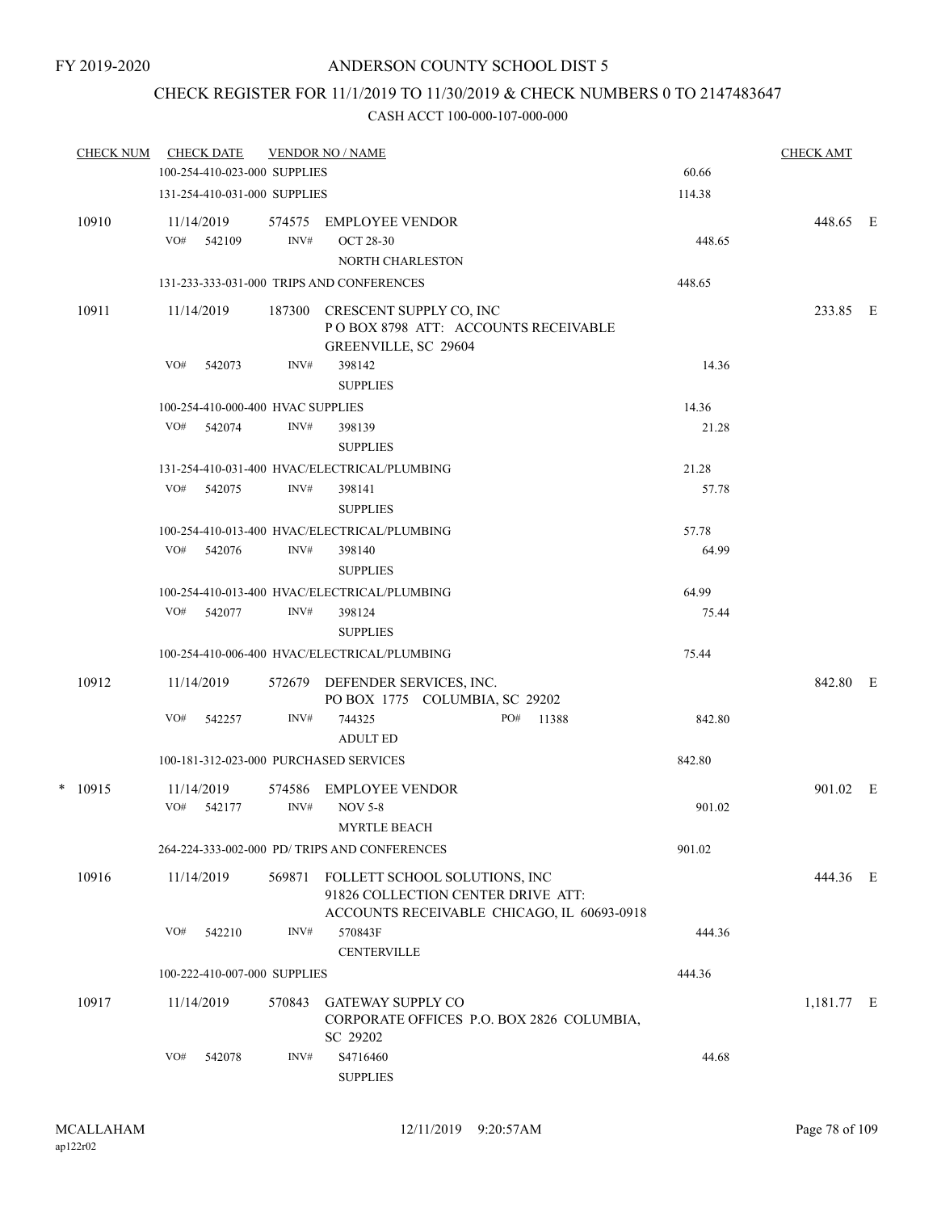FY 2019-2020

# ANDERSON COUNTY SCHOOL DIST 5

## CHECK REGISTER FOR 11/1/2019 TO 11/30/2019 & CHECK NUMBERS 0 TO 2147483647

### CASH ACCT 100-000-107-000-000

| CHECK NUM | CHECK DATE | VENDOR NO / NAME | | CHECK AMT | |
|---|---|---|---|---|---|
| | 100-254-410-023-000 SUPPLIES | | 60.66 | | |
| | 131-254-410-031-000 SUPPLIES | | 114.38 | | |
| 10910 | 11/14/2019 | 574575 EMPLOYEE VENDOR | | 448.65 | E |
| | VO# 542109 | INV# OCT 28-30<br>NORTH CHARLESTON | 448.65 | | |
| | 131-233-333-031-000 TRIPS AND CONFERENCES | | 448.65 | | |
| 10911 | 11/14/2019 | 187300 CRESCENT SUPPLY CO, INC<br>P O BOX 8798 ATT: ACCOUNTS RECEIVABLE<br>GREENVILLE, SC 29604 | | 233.85 | E |
| | VO# 542073 | INV# 398142<br>SUPPLIES | 14.36 | | |
| | 100-254-410-000-400 HVAC SUPPLIES | | 14.36 | | |
| | VO# 542074 | INV# 398139<br>SUPPLIES | 21.28 | | |
| | 131-254-410-031-400 HVAC/ELECTRICAL/PLUMBING | | 21.28 | | |
| | VO# 542075 | INV# 398141<br>SUPPLIES | 57.78 | | |
| | 100-254-410-013-400 HVAC/ELECTRICAL/PLUMBING | | 57.78 | | |
| | VO# 542076 | INV# 398140<br>SUPPLIES | 64.99 | | |
| | 100-254-410-013-400 HVAC/ELECTRICAL/PLUMBING | | 64.99 | | |
| | VO# 542077 | INV# 398124<br>SUPPLIES | 75.44 | | |
| | 100-254-410-006-400 HVAC/ELECTRICAL/PLUMBING | | 75.44 | | |
| 10912 | 11/14/2019 | 572679 DEFENDER SERVICES, INC.<br>PO BOX 1775 COLUMBIA, SC 29202 | | 842.80 | E |
| | VO# 542257 | INV# 744325 PO# 11388<br>ADULT ED | 842.80 | | |
| | 100-181-312-023-000 PURCHASED SERVICES | | 842.80 | | |
| * 10915 | 11/14/2019 | 574586 EMPLOYEE VENDOR | | 901.02 | E |
| | VO# 542177 | INV# NOV 5-8<br>MYRTLE BEACH | 901.02 | | |
| | 264-224-333-002-000 PD/ TRIPS AND CONFERENCES | | 901.02 | | |
| 10916 | 11/14/2019 | 569871 FOLLETT SCHOOL SOLUTIONS, INC<br>91826 COLLECTION CENTER DRIVE ATT:<br>ACCOUNTS RECEIVABLE CHICAGO, IL 60693-0918 | | 444.36 | E |
| | VO# 542210 | INV# 570843F<br>CENTERVILLE | 444.36 | | |
| | 100-222-410-007-000 SUPPLIES | | 444.36 | | |
| 10917 | 11/14/2019 | 570843 GATEWAY SUPPLY CO<br>CORPORATE OFFICES P.O. BOX 2826 COLUMBIA,<br>SC 29202 | | 1,181.77 | E |
| | VO# 542078 | INV# S4716460<br>SUPPLIES | 44.68 | | |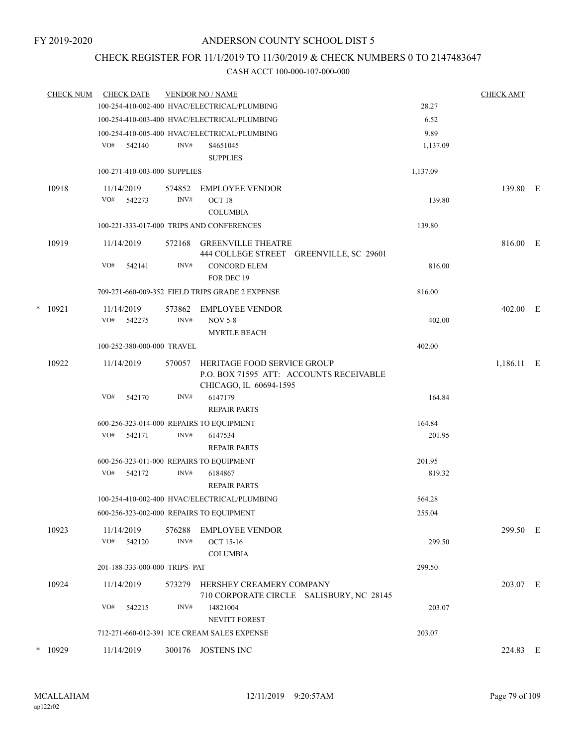FY 2019-2020

# ANDERSON COUNTY SCHOOL DIST 5

## CHECK REGISTER FOR 11/1/2019 TO 11/30/2019 & CHECK NUMBERS 0 TO 2147483647

### CASH ACCT 100-000-107-000-000

| CHECK NUM | CHECK DATE | VENDOR NO / NAME | | CHECK AMT | |
|---|---|---|---|---|---|
| | 100-254-410-002-400 HVAC/ELECTRICAL/PLUMBING | | 28.27 | | |
| | 100-254-410-003-400 HVAC/ELECTRICAL/PLUMBING | | 6.52 | | |
| | 100-254-410-005-400 HVAC/ELECTRICAL/PLUMBING | | 9.89 | | |
| | VO# 542140 | INV# S4651045 SUPPLIES | 1,137.09 | | |
| | 100-271-410-003-000 SUPPLIES | | 1,137.09 | | |
| 10918 | 11/14/2019 | 574852 EMPLOYEE VENDOR | | 139.80 | E |
| | VO# 542273 | INV# OCT 18 COLUMBIA | 139.80 | | |
| | 100-221-333-017-000 TRIPS AND CONFERENCES | | 139.80 | | |
| 10919 | 11/14/2019 | 572168 GREENVILLE THEATRE 444 COLLEGE STREET GREENVILLE, SC 29601 | | 816.00 | E |
| | VO# 542141 | INV# CONCORD ELEM FOR DEC 19 | 816.00 | | |
| | 709-271-660-009-352 FIELD TRIPS GRADE 2 EXPENSE | | 816.00 | | |
| * 10921 | 11/14/2019 | 573862 EMPLOYEE VENDOR | | 402.00 | E |
| | VO# 542275 | INV# NOV 5-8 MYRTLE BEACH | 402.00 | | |
| | 100-252-380-000-000 TRAVEL | | 402.00 | | |
| 10922 | 11/14/2019 | 570057 HERITAGE FOOD SERVICE GROUP P.O. BOX 71595 ATT: ACCOUNTS RECEIVABLE CHICAGO, IL 60694-1595 | | 1,186.11 | E |
| | VO# 542170 | INV# 6147179 REPAIR PARTS | 164.84 | | |
| | 600-256-323-014-000 REPAIRS TO EQUIPMENT | | 164.84 | | |
| | VO# 542171 | INV# 6147534 REPAIR PARTS | 201.95 | | |
| | 600-256-323-011-000 REPAIRS TO EQUIPMENT | | 201.95 | | |
| | VO# 542172 | INV# 6184867 REPAIR PARTS | 819.32 | | |
| | 100-254-410-002-400 HVAC/ELECTRICAL/PLUMBING | | 564.28 | | |
| | 600-256-323-002-000 REPAIRS TO EQUIPMENT | | 255.04 | | |
| 10923 | 11/14/2019 | 576288 EMPLOYEE VENDOR | | 299.50 | E |
| | VO# 542120 | INV# OCT 15-16 COLUMBIA | 299.50 | | |
| | 201-188-333-000-000 TRIPS- PAT | | 299.50 | | |
| 10924 | 11/14/2019 | 573279 HERSHEY CREAMERY COMPANY 710 CORPORATE CIRCLE SALISBURY, NC 28145 | | 203.07 | E |
| | VO# 542215 | INV# 14821004 NEVITT FOREST | 203.07 | | |
| | 712-271-660-012-391 ICE CREAM SALES EXPENSE | | 203.07 | | |
| * 10929 | 11/14/2019 | 300176 JOSTENS INC | | 224.83 | E |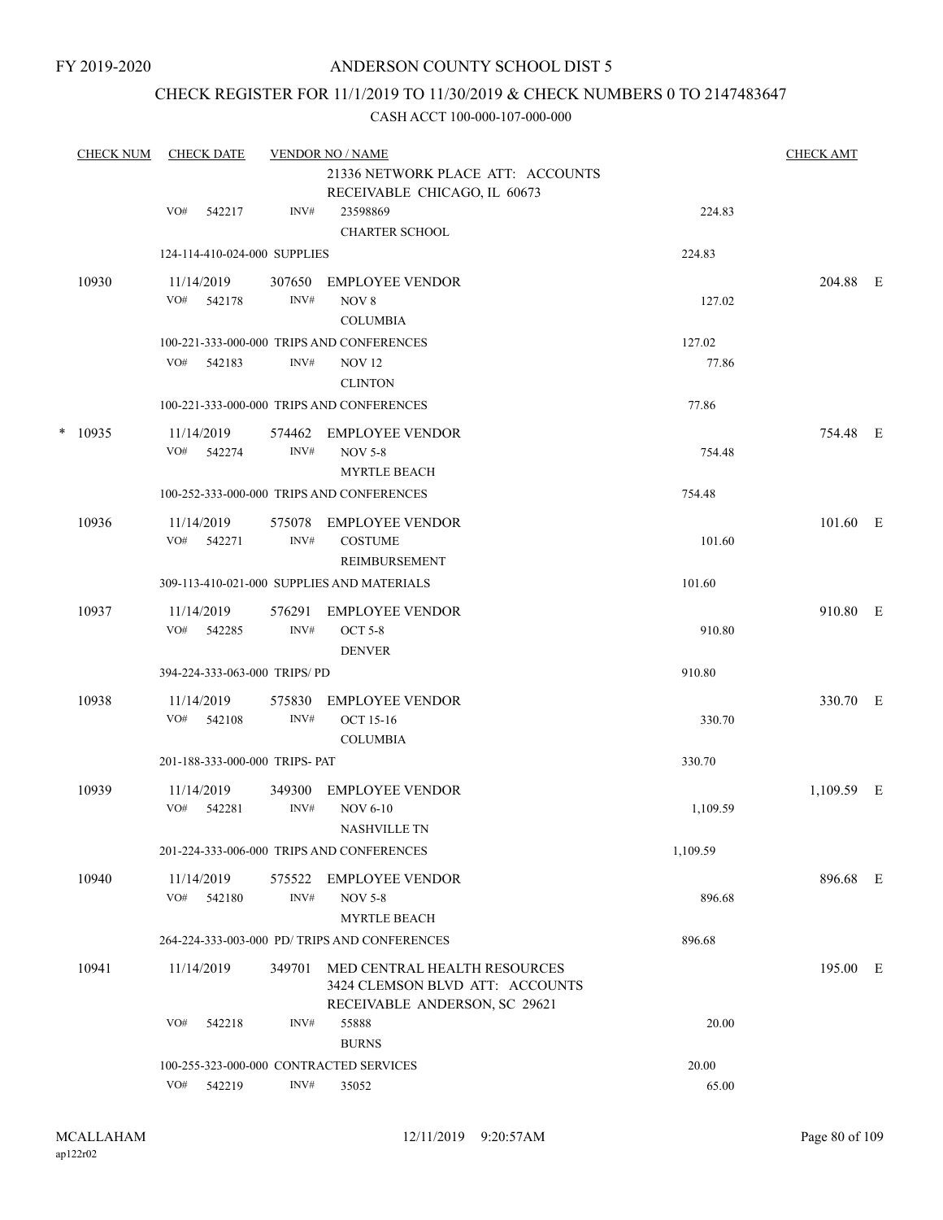FY 2019-2020

ANDERSON COUNTY SCHOOL DIST 5

CHECK REGISTER FOR 11/1/2019 TO 11/30/2019 & CHECK NUMBERS 0 TO 2147483647

CASH ACCT 100-000-107-000-000

| CHECK NUM | CHECK DATE | VENDOR NO / NAME | | CHECK AMT |
|---|---|---|---|---|
| | | 21336 NETWORK PLACE ATT: ACCOUNTS RECEIVABLE CHICAGO, IL 60673 | | |
| | VO# 542217 | INV# 23598869 CHARTER SCHOOL | 224.83 | |
| | 124-114-410-024-000 SUPPLIES | | 224.83 | |
| 10930 | 11/14/2019 | 307650 EMPLOYEE VENDOR | | 204.88 E |
| | VO# 542178 | INV# NOV 8 COLUMBIA | 127.02 | |
| | 100-221-333-000-000 TRIPS AND CONFERENCES | | 127.02 | |
| | VO# 542183 | INV# NOV 12 CLINTON | 77.86 | |
| | 100-221-333-000-000 TRIPS AND CONFERENCES | | 77.86 | |
| * 10935 | 11/14/2019 | 574462 EMPLOYEE VENDOR | | 754.48 E |
| | VO# 542274 | INV# NOV 5-8 MYRTLE BEACH | 754.48 | |
| | 100-252-333-000-000 TRIPS AND CONFERENCES | | 754.48 | |
| 10936 | 11/14/2019 | 575078 EMPLOYEE VENDOR | | 101.60 E |
| | VO# 542271 | INV# COSTUME REIMBURSEMENT | 101.60 | |
| | 309-113-410-021-000 SUPPLIES AND MATERIALS | | 101.60 | |
| 10937 | 11/14/2019 | 576291 EMPLOYEE VENDOR | | 910.80 E |
| | VO# 542285 | INV# OCT 5-8 DENVER | 910.80 | |
| | 394-224-333-063-000 TRIPS/ PD | | 910.80 | |
| 10938 | 11/14/2019 | 575830 EMPLOYEE VENDOR | | 330.70 E |
| | VO# 542108 | INV# OCT 15-16 COLUMBIA | 330.70 | |
| | 201-188-333-000-000 TRIPS- PAT | | 330.70 | |
| 10939 | 11/14/2019 | 349300 EMPLOYEE VENDOR | | 1,109.59 E |
| | VO# 542281 | INV# NOV 6-10 NASHVILLE TN | 1,109.59 | |
| | 201-224-333-006-000 TRIPS AND CONFERENCES | | 1,109.59 | |
| 10940 | 11/14/2019 | 575522 EMPLOYEE VENDOR | | 896.68 E |
| | VO# 542180 | INV# NOV 5-8 MYRTLE BEACH | 896.68 | |
| | 264-224-333-003-000 PD/ TRIPS AND CONFERENCES | | 896.68 | |
| 10941 | 11/14/2019 | 349701 MED CENTRAL HEALTH RESOURCES 3424 CLEMSON BLVD ATT: ACCOUNTS RECEIVABLE ANDERSON, SC 29621 | | 195.00 E |
| | VO# 542218 | INV# 55888 BURNS | 20.00 | |
| | 100-255-323-000-000 CONTRACTED SERVICES | | 20.00 | |
| | VO# 542219 | INV# 35052 | 65.00 | |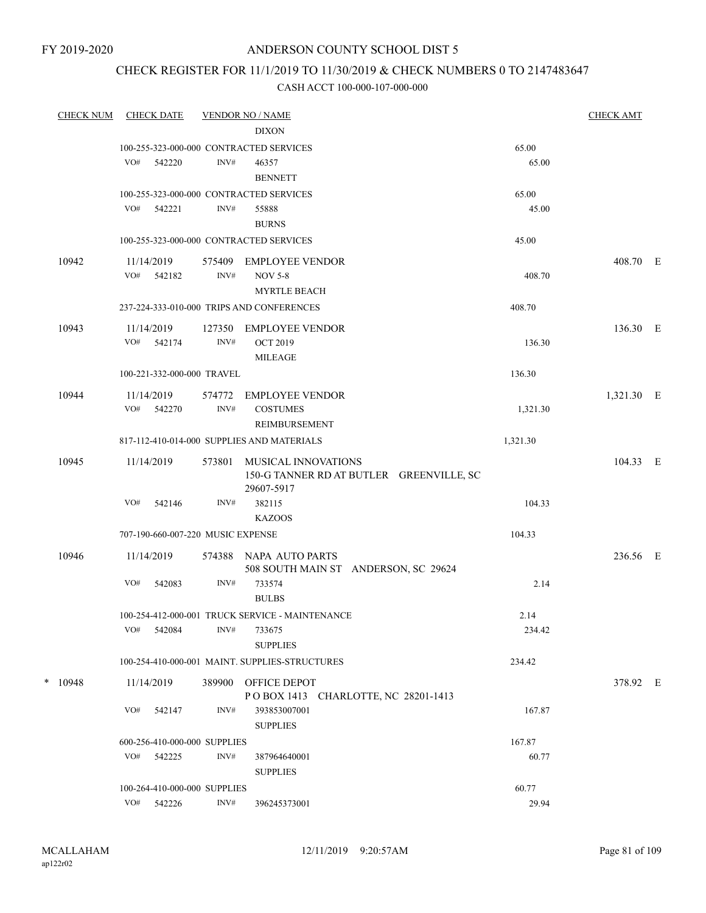FY 2019-2020

# ANDERSON COUNTY SCHOOL DIST 5

## CHECK REGISTER FOR 11/1/2019 TO 11/30/2019 & CHECK NUMBERS 0 TO 2147483647

### CASH ACCT 100-000-107-000-000

| CHECK NUM | CHECK DATE | VENDOR NO / NAME | | CHECK AMT |
|---|---|---|---|---|
| | | DIXON | | |
| | 100-255-323-000-000 CONTRACTED SERVICES | | 65.00 | |
| | VO# 542220 | INV# 46357 | 65.00 | |
| | | BENNETT | | |
| | 100-255-323-000-000 CONTRACTED SERVICES | | 65.00 | |
| | VO# 542221 | INV# 55888 | 45.00 | |
| | | BURNS | | |
| | 100-255-323-000-000 CONTRACTED SERVICES | | 45.00 | |
| 10942 | 11/14/2019 | 575409 EMPLOYEE VENDOR | | 408.70 E |
| | VO# 542182 | INV# NOV 5-8 | 408.70 | |
| | | MYRTLE BEACH | | |
| | 237-224-333-010-000 TRIPS AND CONFERENCES | | 408.70 | |
| 10943 | 11/14/2019 | 127350 EMPLOYEE VENDOR | | 136.30 E |
| | VO# 542174 | INV# OCT 2019 | 136.30 | |
| | | MILEAGE | | |
| | 100-221-332-000-000 TRAVEL | | 136.30 | |
| 10944 | 11/14/2019 | 574772 EMPLOYEE VENDOR | | 1,321.30 E |
| | VO# 542270 | INV# COSTUMES | 1,321.30 | |
| | | REIMBURSEMENT | | |
| | 817-112-410-014-000 SUPPLIES AND MATERIALS | | 1,321.30 | |
| 10945 | 11/14/2019 | 573801 MUSICAL INNOVATIONS<br>150-G TANNER RD AT BUTLER GREENVILLE, SC 29607-5917 | | 104.33 E |
| | VO# 542146 | INV# 382115 | 104.33 | |
| | | KAZOOS | | |
| | 707-190-660-007-220 MUSIC EXPENSE | | 104.33 | |
| 10946 | 11/14/2019 | 574388 NAPA AUTO PARTS<br>508 SOUTH MAIN ST ANDERSON, SC 29624 | | 236.56 E |
| | VO# 542083 | INV# 733574 | 2.14 | |
| | | BULBS | | |
| | 100-254-412-000-001 TRUCK SERVICE - MAINTENANCE | | 2.14 | |
| | VO# 542084 | INV# 733675 | 234.42 | |
| | | SUPPLIES | | |
| | 100-254-410-000-001 MAINT. SUPPLIES-STRUCTURES | | 234.42 | |
| * 10948 | 11/14/2019 | 389900 OFFICE DEPOT<br>P O BOX 1413 CHARLOTTE, NC 28201-1413 | | 378.92 E |
| | VO# 542147 | INV# 393853007001 | 167.87 | |
| | | SUPPLIES | | |
| | 600-256-410-000-000 SUPPLIES | | 167.87 | |
| | VO# 542225 | INV# 387964640001 | 60.77 | |
| | | SUPPLIES | | |
| | 100-264-410-000-000 SUPPLIES | | 60.77 | |
| | VO# 542226 | INV# 396245373001 | 29.94 | |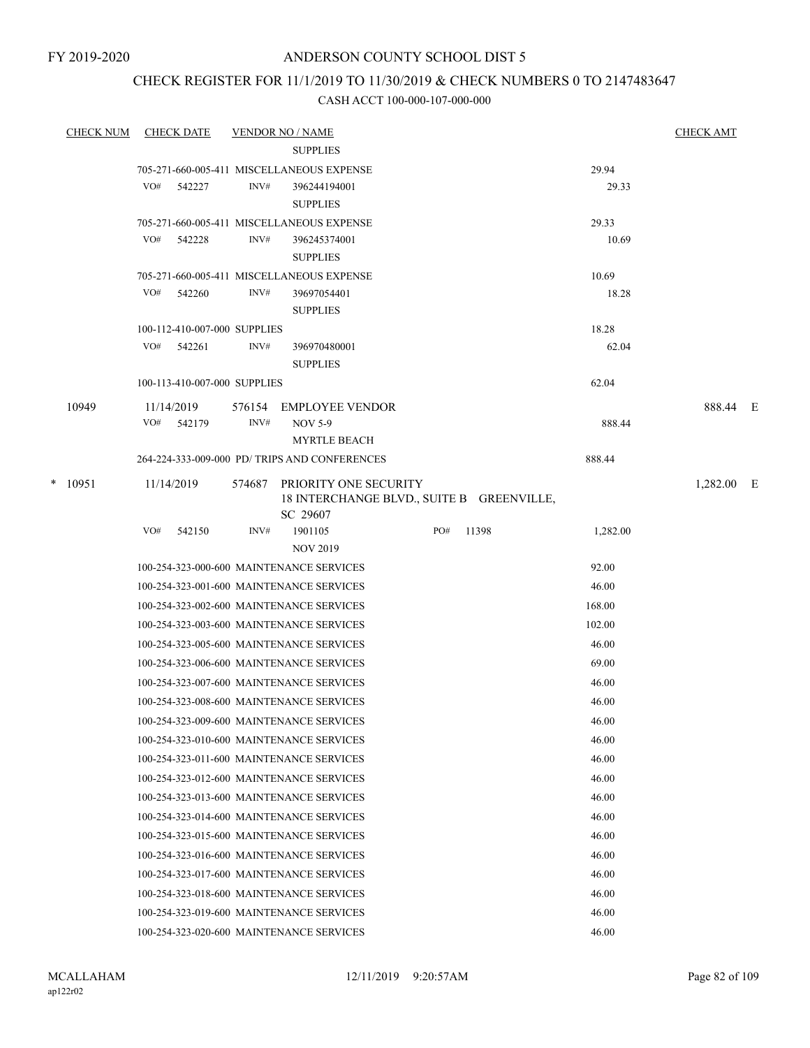FY 2019-2020

# ANDERSON COUNTY SCHOOL DIST 5

## CHECK REGISTER FOR 11/1/2019 TO 11/30/2019 & CHECK NUMBERS 0 TO 2147483647

### CASH ACCT 100-000-107-000-000

| CHECK NUM | CHECK DATE | VENDOR NO / NAME | | | CHECK AMT |
|---|---|---|---|---|---|
| | | | SUPPLIES | | |
| | 705-271-660-005-411 MISCELLANEOUS EXPENSE | | | 29.94 | |
| | VO# 542227 | INV# | 396244194001 SUPPLIES | 29.33 | |
| | 705-271-660-005-411 MISCELLANEOUS EXPENSE | | | 29.33 | |
| | VO# 542228 | INV# | 396245374001 SUPPLIES | 10.69 | |
| | 705-271-660-005-411 MISCELLANEOUS EXPENSE | | | 10.69 | |
| | VO# 542260 | INV# | 39697054401 SUPPLIES | 18.28 | |
| | 100-112-410-007-000 SUPPLIES | | | 18.28 | |
| | VO# 542261 | INV# | 396970480001 SUPPLIES | 62.04 | |
| | 100-113-410-007-000 SUPPLIES | | | 62.04 | |
| 10949 | 11/14/2019 | 576154 | EMPLOYEE VENDOR | | 888.44 E |
| | VO# 542179 | INV# | NOV 5-9 MYRTLE BEACH | 888.44 | |
| | 264-224-333-009-000 PD/ TRIPS AND CONFERENCES | | | 888.44 | |
| * 10951 | 11/14/2019 | 574687 | PRIORITY ONE SECURITY 18 INTERCHANGE BLVD., SUITE B GREENVILLE, SC 29607 | | 1,282.00 E |
| | VO# 542150 | INV# | 1901105 PO# 11398 NOV 2019 | 1,282.00 | |
| | 100-254-323-000-600 MAINTENANCE SERVICES | | | 92.00 | |
| | 100-254-323-001-600 MAINTENANCE SERVICES | | | 46.00 | |
| | 100-254-323-002-600 MAINTENANCE SERVICES | | | 168.00 | |
| | 100-254-323-003-600 MAINTENANCE SERVICES | | | 102.00 | |
| | 100-254-323-005-600 MAINTENANCE SERVICES | | | 46.00 | |
| | 100-254-323-006-600 MAINTENANCE SERVICES | | | 69.00 | |
| | 100-254-323-007-600 MAINTENANCE SERVICES | | | 46.00 | |
| | 100-254-323-008-600 MAINTENANCE SERVICES | | | 46.00 | |
| | 100-254-323-009-600 MAINTENANCE SERVICES | | | 46.00 | |
| | 100-254-323-010-600 MAINTENANCE SERVICES | | | 46.00 | |
| | 100-254-323-011-600 MAINTENANCE SERVICES | | | 46.00 | |
| | 100-254-323-012-600 MAINTENANCE SERVICES | | | 46.00 | |
| | 100-254-323-013-600 MAINTENANCE SERVICES | | | 46.00 | |
| | 100-254-323-014-600 MAINTENANCE SERVICES | | | 46.00 | |
| | 100-254-323-015-600 MAINTENANCE SERVICES | | | 46.00 | |
| | 100-254-323-016-600 MAINTENANCE SERVICES | | | 46.00 | |
| | 100-254-323-017-600 MAINTENANCE SERVICES | | | 46.00 | |
| | 100-254-323-018-600 MAINTENANCE SERVICES | | | 46.00 | |
| | 100-254-323-019-600 MAINTENANCE SERVICES | | | 46.00 | |
| | 100-254-323-020-600 MAINTENANCE SERVICES | | | 46.00 | |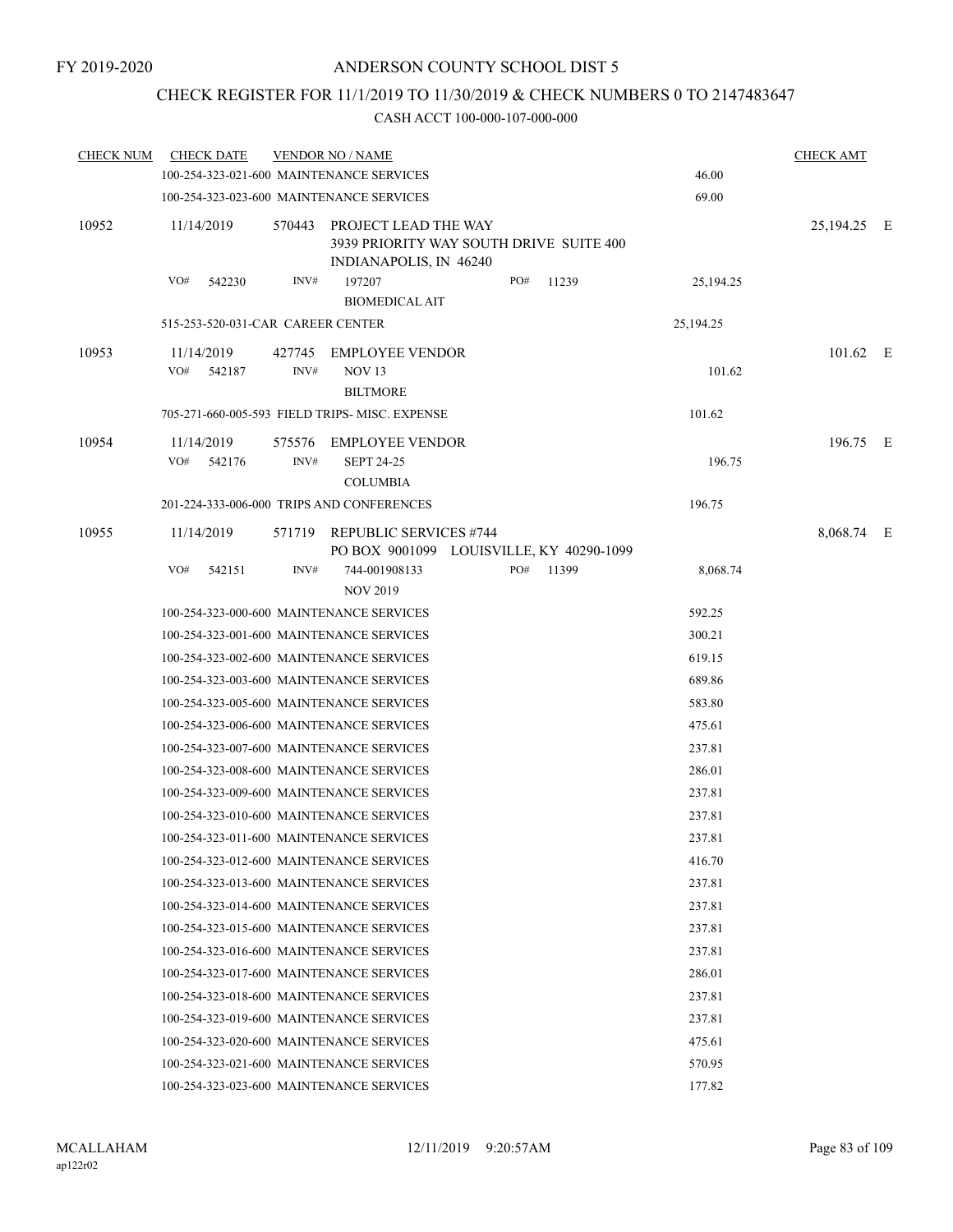FY 2019-2020

# ANDERSON COUNTY SCHOOL DIST 5

## CHECK REGISTER FOR 11/1/2019 TO 11/30/2019 & CHECK NUMBERS 0 TO 2147483647

### CASH ACCT 100-000-107-000-000

| CHECK NUM | CHECK DATE | VENDOR NO / NAME | | CHECK AMT | |
|---|---|---|---|---|---|
| | | 100-254-323-021-600 MAINTENANCE SERVICES | 46.00 | | |
| | | 100-254-323-023-600 MAINTENANCE SERVICES | 69.00 | | |
| 10952 | 11/14/2019 | 570443 PROJECT LEAD THE WAY<br>3939 PRIORITY WAY SOUTH DRIVE SUITE 400<br>INDIANAPOLIS, IN 46240 | | 25,194.25 | E |
| | VO# 542230 | INV# 197207 PO# 11239<br>BIOMEDICAL AIT | 25,194.25 | | |
| | | 515-253-520-031-CAR CAREER CENTER | 25,194.25 | | |
| 10953 | 11/14/2019 | 427745 EMPLOYEE VENDOR | | 101.62 | E |
| | VO# 542187 | INV# NOV 13<br>BILTMORE | 101.62 | | |
| | | 705-271-660-005-593 FIELD TRIPS- MISC. EXPENSE | 101.62 | | |
| 10954 | 11/14/2019 | 575576 EMPLOYEE VENDOR | | 196.75 | E |
| | VO# 542176 | INV# SEPT 24-25<br>COLUMBIA | 196.75 | | |
| | | 201-224-333-006-000 TRIPS AND CONFERENCES | 196.75 | | |
| 10955 | 11/14/2019 | 571719 REPUBLIC SERVICES #744<br>PO BOX 9001099 LOUISVILLE, KY 40290-1099 | | 8,068.74 | E |
| | VO# 542151 | INV# 744-001908133 PO# 11399<br>NOV 2019 | 8,068.74 | | |
| | | 100-254-323-000-600 MAINTENANCE SERVICES | 592.25 | | |
| | | 100-254-323-001-600 MAINTENANCE SERVICES | 300.21 | | |
| | | 100-254-323-002-600 MAINTENANCE SERVICES | 619.15 | | |
| | | 100-254-323-003-600 MAINTENANCE SERVICES | 689.86 | | |
| | | 100-254-323-005-600 MAINTENANCE SERVICES | 583.80 | | |
| | | 100-254-323-006-600 MAINTENANCE SERVICES | 475.61 | | |
| | | 100-254-323-007-600 MAINTENANCE SERVICES | 237.81 | | |
| | | 100-254-323-008-600 MAINTENANCE SERVICES | 286.01 | | |
| | | 100-254-323-009-600 MAINTENANCE SERVICES | 237.81 | | |
| | | 100-254-323-010-600 MAINTENANCE SERVICES | 237.81 | | |
| | | 100-254-323-011-600 MAINTENANCE SERVICES | 237.81 | | |
| | | 100-254-323-012-600 MAINTENANCE SERVICES | 416.70 | | |
| | | 100-254-323-013-600 MAINTENANCE SERVICES | 237.81 | | |
| | | 100-254-323-014-600 MAINTENANCE SERVICES | 237.81 | | |
| | | 100-254-323-015-600 MAINTENANCE SERVICES | 237.81 | | |
| | | 100-254-323-016-600 MAINTENANCE SERVICES | 237.81 | | |
| | | 100-254-323-017-600 MAINTENANCE SERVICES | 286.01 | | |
| | | 100-254-323-018-600 MAINTENANCE SERVICES | 237.81 | | |
| | | 100-254-323-019-600 MAINTENANCE SERVICES | 237.81 | | |
| | | 100-254-323-020-600 MAINTENANCE SERVICES | 475.61 | | |
| | | 100-254-323-021-600 MAINTENANCE SERVICES | 570.95 | | |
| | | 100-254-323-023-600 MAINTENANCE SERVICES | 177.82 | | |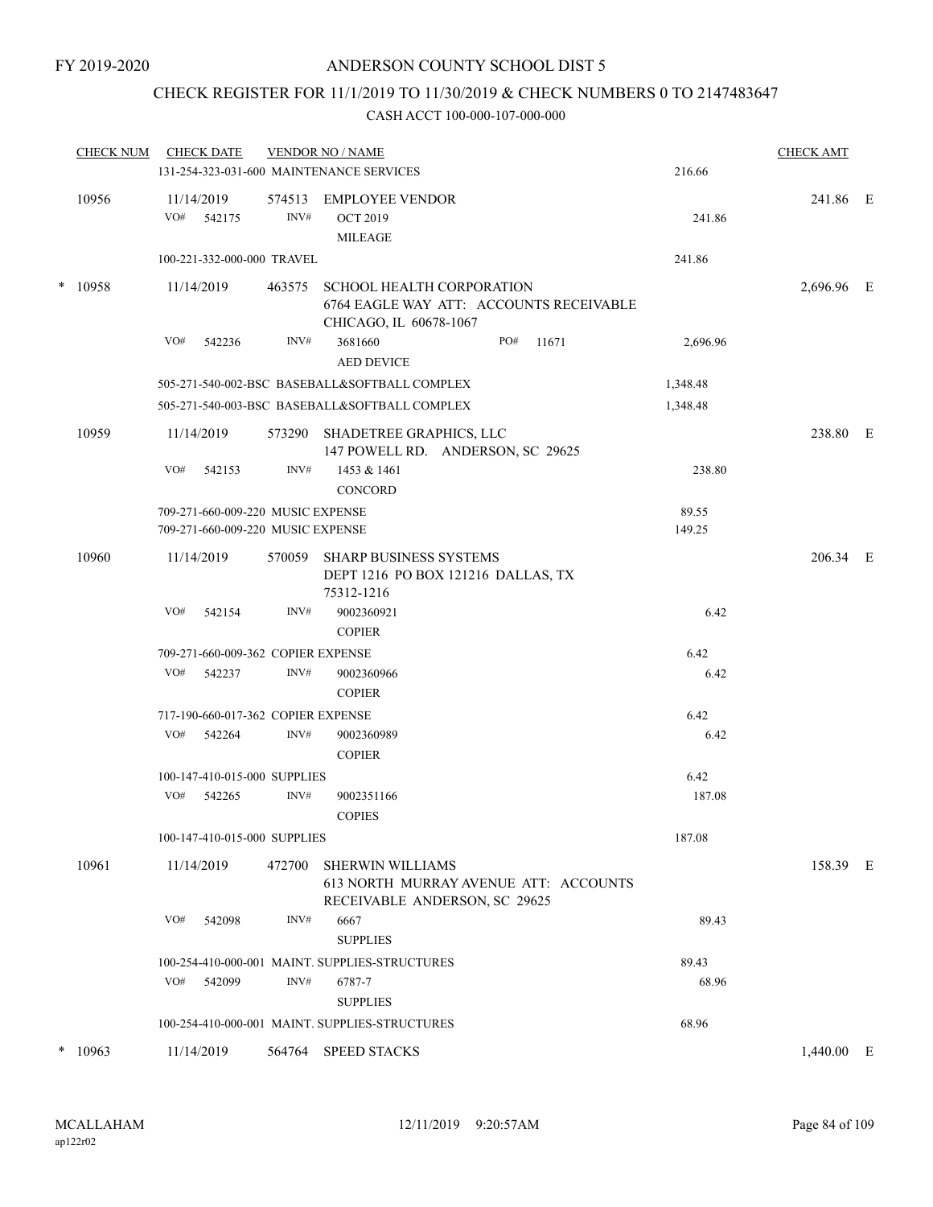FY 2019-2020

# ANDERSON COUNTY SCHOOL DIST 5

## CHECK REGISTER FOR 11/1/2019 TO 11/30/2019 & CHECK NUMBERS 0 TO 2147483647

### CASH ACCT 100-000-107-000-000

| CHECK NUM | CHECK DATE | VENDOR NO / NAME | | CHECK AMT |
|---|---|---|---|---|
| | 131-254-323-031-600 MAINTENANCE SERVICES | | 216.66 | |
| 10956 | 11/14/2019 | 574513 EMPLOYEE VENDOR | | 241.86 E |
| | VO# 542175 | INV# OCT 2019 MILEAGE | 241.86 | |
| | 100-221-332-000-000 TRAVEL | | 241.86 | |
| * 10958 | 11/14/2019 | 463575 SCHOOL HEALTH CORPORATION 6764 EAGLE WAY ATT: ACCOUNTS RECEIVABLE CHICAGO, IL 60678-1067 | | 2,696.96 E |
| | VO# 542236 | INV# 3681660 PO# 11671 AED DEVICE | 2,696.96 | |
| | 505-271-540-002-BSC BASEBALL&SOFTBALL COMPLEX | | 1,348.48 | |
| | 505-271-540-003-BSC BASEBALL&SOFTBALL COMPLEX | | 1,348.48 | |
| 10959 | 11/14/2019 | 573290 SHADETREE GRAPHICS, LLC 147 POWELL RD. ANDERSON, SC 29625 | | 238.80 E |
| | VO# 542153 | INV# 1453 & 1461 CONCORD | 238.80 | |
| | 709-271-660-009-220 MUSIC EXPENSE | | 89.55 | |
| | 709-271-660-009-220 MUSIC EXPENSE | | 149.25 | |
| 10960 | 11/14/2019 | 570059 SHARP BUSINESS SYSTEMS DEPT 1216 PO BOX 121216 DALLAS, TX 75312-1216 | | 206.34 E |
| | VO# 542154 | INV# 9002360921 COPIER | 6.42 | |
| | 709-271-660-009-362 COPIER EXPENSE | | 6.42 | |
| | VO# 542237 | INV# 9002360966 COPIER | 6.42 | |
| | 717-190-660-017-362 COPIER EXPENSE | | 6.42 | |
| | VO# 542264 | INV# 9002360989 COPIER | 6.42 | |
| | 100-147-410-015-000 SUPPLIES | | 6.42 | |
| | VO# 542265 | INV# 9002351166 COPIES | 187.08 | |
| | 100-147-410-015-000 SUPPLIES | | 187.08 | |
| 10961 | 11/14/2019 | 472700 SHERWIN WILLIAMS 613 NORTH MURRAY AVENUE ATT: ACCOUNTS RECEIVABLE ANDERSON, SC 29625 | | 158.39 E |
| | VO# 542098 | INV# 6667 SUPPLIES | 89.43 | |
| | 100-254-410-000-001 MAINT. SUPPLIES-STRUCTURES | | 89.43 | |
| | VO# 542099 | INV# 6787-7 SUPPLIES | 68.96 | |
| | 100-254-410-000-001 MAINT. SUPPLIES-STRUCTURES | | 68.96 | |
| * 10963 | 11/14/2019 | 564764 SPEED STACKS | | 1,440.00 E |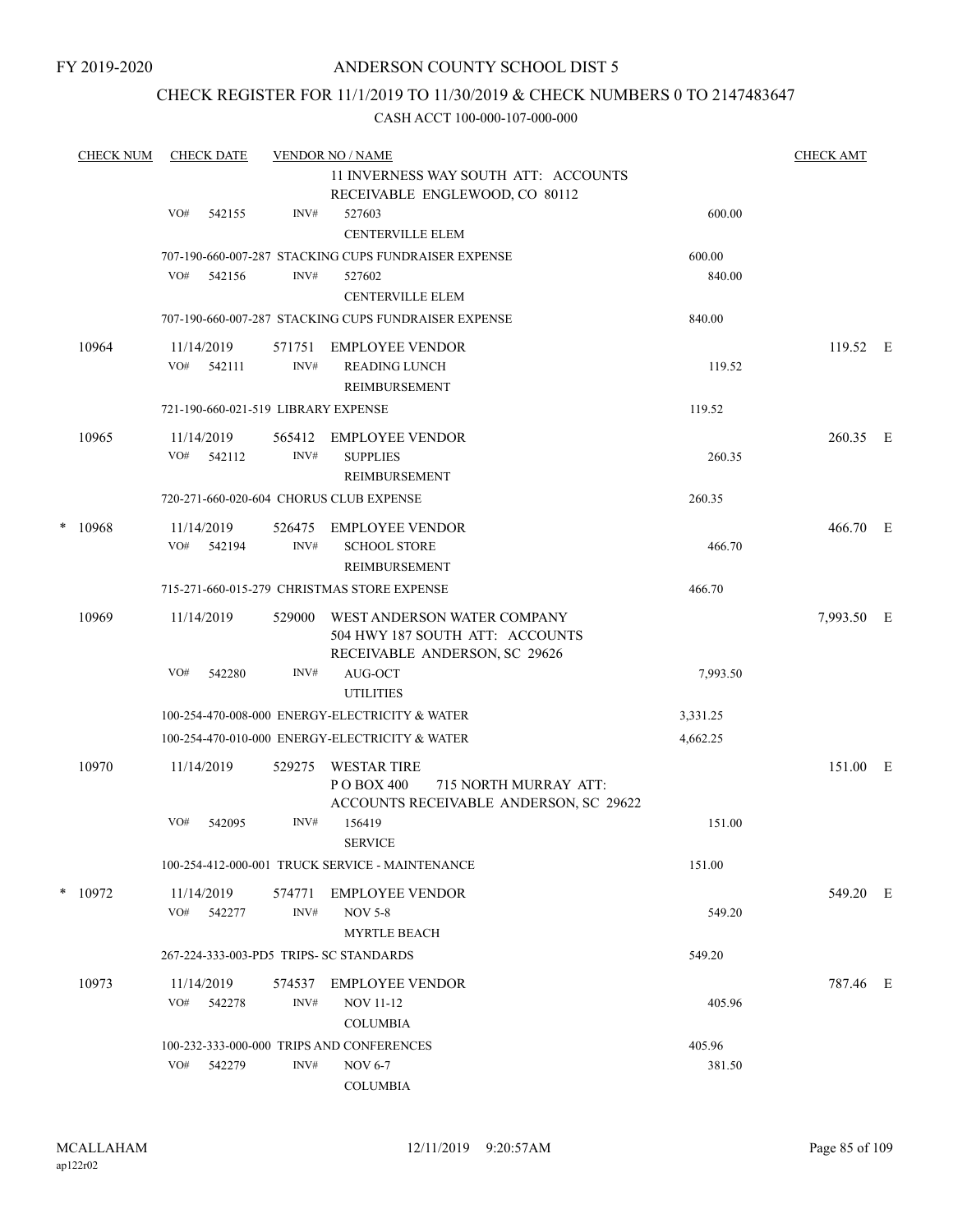FY 2019-2020

# ANDERSON COUNTY SCHOOL DIST 5

## CHECK REGISTER FOR 11/1/2019 TO 11/30/2019 & CHECK NUMBERS 0 TO 2147483647

CASH ACCT 100-000-107-000-000

| CHECK NUM | CHECK DATE | VENDOR NO / NAME | | CHECK AMT |
|---|---|---|---|---|
| | | 11 INVERNESS WAY SOUTH ATT: ACCOUNTS RECEIVABLE ENGLEWOOD, CO 80112 | | |
| | VO# 542155 | INV# 527603 CENTERVILLE ELEM | 600.00 | |
| | | 707-190-660-007-287 STACKING CUPS FUNDRAISER EXPENSE | 600.00 | |
| | VO# 542156 | INV# 527602 CENTERVILLE ELEM | 840.00 | |
| | | 707-190-660-007-287 STACKING CUPS FUNDRAISER EXPENSE | 840.00 | |
| 10964 | 11/14/2019 | 571751 EMPLOYEE VENDOR | | 119.52 E |
| | VO# 542111 | INV# READING LUNCH REIMBURSEMENT | 119.52 | |
| | | 721-190-660-021-519 LIBRARY EXPENSE | 119.52 | |
| 10965 | 11/14/2019 | 565412 EMPLOYEE VENDOR | | 260.35 E |
| | VO# 542112 | INV# SUPPLIES REIMBURSEMENT | 260.35 | |
| | | 720-271-660-020-604 CHORUS CLUB EXPENSE | 260.35 | |
| * 10968 | 11/14/2019 | 526475 EMPLOYEE VENDOR | | 466.70 E |
| | VO# 542194 | INV# SCHOOL STORE REIMBURSEMENT | 466.70 | |
| | | 715-271-660-015-279 CHRISTMAS STORE EXPENSE | 466.70 | |
| 10969 | 11/14/2019 | 529000 WEST ANDERSON WATER COMPANY 504 HWY 187 SOUTH ATT: ACCOUNTS RECEIVABLE ANDERSON, SC 29626 | | 7,993.50 E |
| | VO# 542280 | INV# AUG-OCT UTILITIES | 7,993.50 | |
| | | 100-254-470-008-000 ENERGY-ELECTRICITY & WATER | 3,331.25 | |
| | | 100-254-470-010-000 ENERGY-ELECTRICITY & WATER | 4,662.25 | |
| 10970 | 11/14/2019 | 529275 WESTAR TIRE P O BOX 400 715 NORTH MURRAY ATT: ACCOUNTS RECEIVABLE ANDERSON, SC 29622 | | 151.00 E |
| | VO# 542095 | INV# 156419 SERVICE | 151.00 | |
| | | 100-254-412-000-001 TRUCK SERVICE - MAINTENANCE | 151.00 | |
| * 10972 | 11/14/2019 | 574771 EMPLOYEE VENDOR | | 549.20 E |
| | VO# 542277 | INV# NOV 5-8 MYRTLE BEACH | 549.20 | |
| | | 267-224-333-003-PD5 TRIPS- SC STANDARDS | 549.20 | |
| 10973 | 11/14/2019 | 574537 EMPLOYEE VENDOR | | 787.46 E |
| | VO# 542278 | INV# NOV 11-12 COLUMBIA | 405.96 | |
| | | 100-232-333-000-000 TRIPS AND CONFERENCES | 405.96 | |
| | VO# 542279 | INV# NOV 6-7 COLUMBIA | 381.50 | |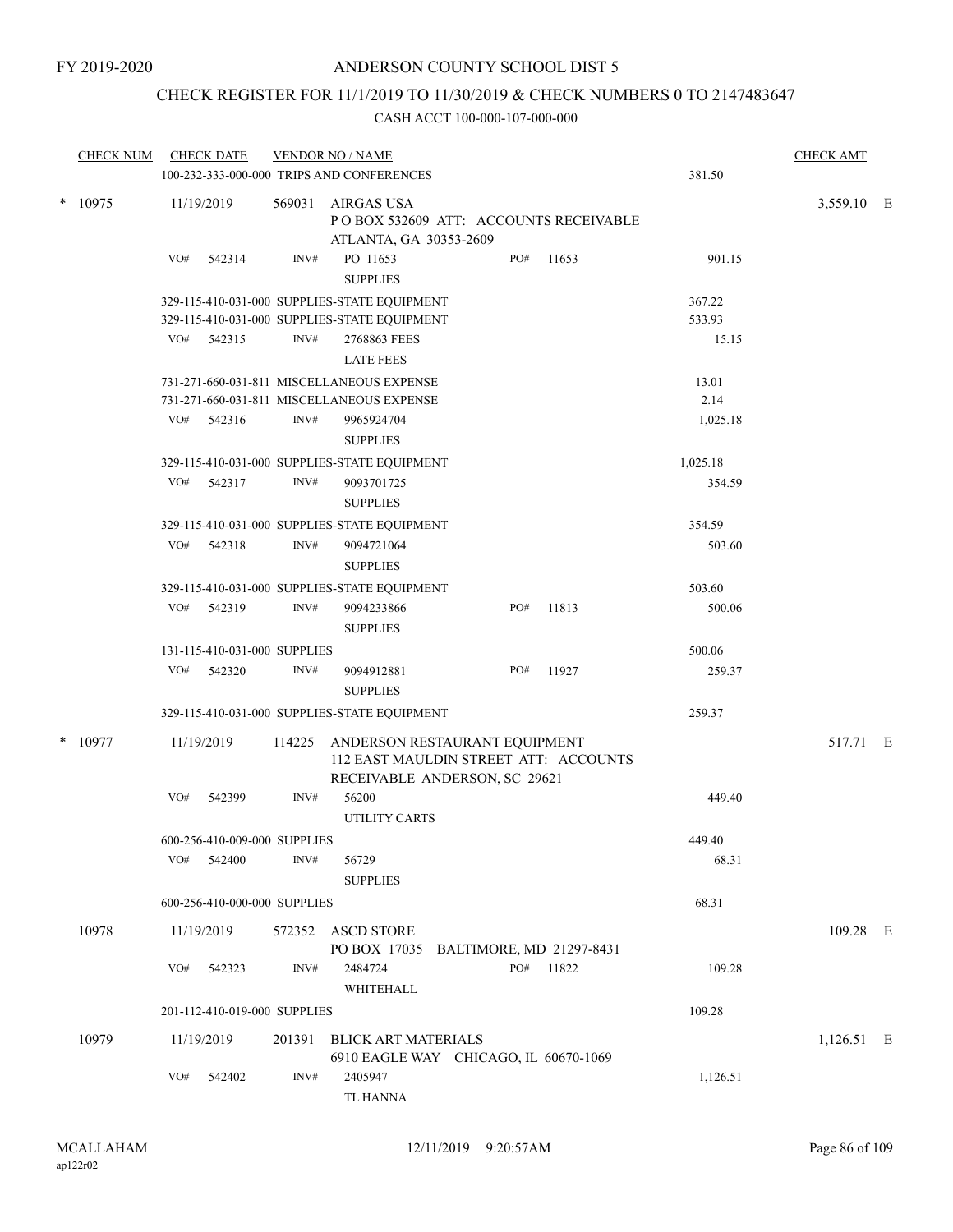FY 2019-2020

ANDERSON COUNTY SCHOOL DIST 5

CHECK REGISTER FOR 11/1/2019 TO 11/30/2019 & CHECK NUMBERS 0 TO 2147483647

CASH ACCT 100-000-107-000-000

| CHECK NUM | CHECK DATE | VENDOR NO / NAME | | CHECK AMT |
|---|---|---|---|---|
| | 100-232-333-000-000 TRIPS AND CONFERENCES | | 381.50 | |
| * 10975 | 11/19/2019 | 569031 AIRGAS USA<br>P O BOX 532609 ATT: ACCOUNTS RECEIVABLE<br>ATLANTA, GA 30353-2609 | | 3,559.10 E |
| | VO# 542314 | INV# PO 11653 PO# 11653<br>SUPPLIES | 901.15 | |
| | 329-115-410-031-000 SUPPLIES-STATE EQUIPMENT | | 367.22 | |
| | 329-115-410-031-000 SUPPLIES-STATE EQUIPMENT | | 533.93 | |
| | VO# 542315 | INV# 2768863 FEES<br>LATE FEES | 15.15 | |
| | 731-271-660-031-811 MISCELLANEOUS EXPENSE | | 13.01 | |
| | 731-271-660-031-811 MISCELLANEOUS EXPENSE | | 2.14 | |
| | VO# 542316 | INV# 9965924704<br>SUPPLIES | 1,025.18 | |
| | 329-115-410-031-000 SUPPLIES-STATE EQUIPMENT | | 1,025.18 | |
| | VO# 542317 | INV# 9093701725<br>SUPPLIES | 354.59 | |
| | 329-115-410-031-000 SUPPLIES-STATE EQUIPMENT | | 354.59 | |
| | VO# 542318 | INV# 9094721064<br>SUPPLIES | 503.60 | |
| | 329-115-410-031-000 SUPPLIES-STATE EQUIPMENT | | 503.60 | |
| | VO# 542319 | INV# 9094233866 PO# 11813<br>SUPPLIES | 500.06 | |
| | 131-115-410-031-000 SUPPLIES | | 500.06 | |
| | VO# 542320 | INV# 9094912881 PO# 11927<br>SUPPLIES | 259.37 | |
| | 329-115-410-031-000 SUPPLIES-STATE EQUIPMENT | | 259.37 | |
| * 10977 | 11/19/2019 | 114225 ANDERSON RESTAURANT EQUIPMENT<br>112 EAST MAULDIN STREET ATT: ACCOUNTS<br>RECEIVABLE ANDERSON, SC 29621 | | 517.71 E |
| | VO# 542399 | INV# 56200<br>UTILITY CARTS | 449.40 | |
| | 600-256-410-009-000 SUPPLIES | | 449.40 | |
| | VO# 542400 | INV# 56729<br>SUPPLIES | 68.31 | |
| | 600-256-410-000-000 SUPPLIES | | 68.31 | |
| 10978 | 11/19/2019 | 572352 ASCD STORE<br>PO BOX 17035 BALTIMORE, MD 21297-8431 | | 109.28 E |
| | VO# 542323 | INV# 2484724 PO# 11822<br>WHITEHALL | 109.28 | |
| | 201-112-410-019-000 SUPPLIES | | 109.28 | |
| 10979 | 11/19/2019 | 201391 BLICK ART MATERIALS<br>6910 EAGLE WAY CHICAGO, IL 60670-1069 | | 1,126.51 E |
| | VO# 542402 | INV# 2405947<br>TL HANNA | 1,126.51 | |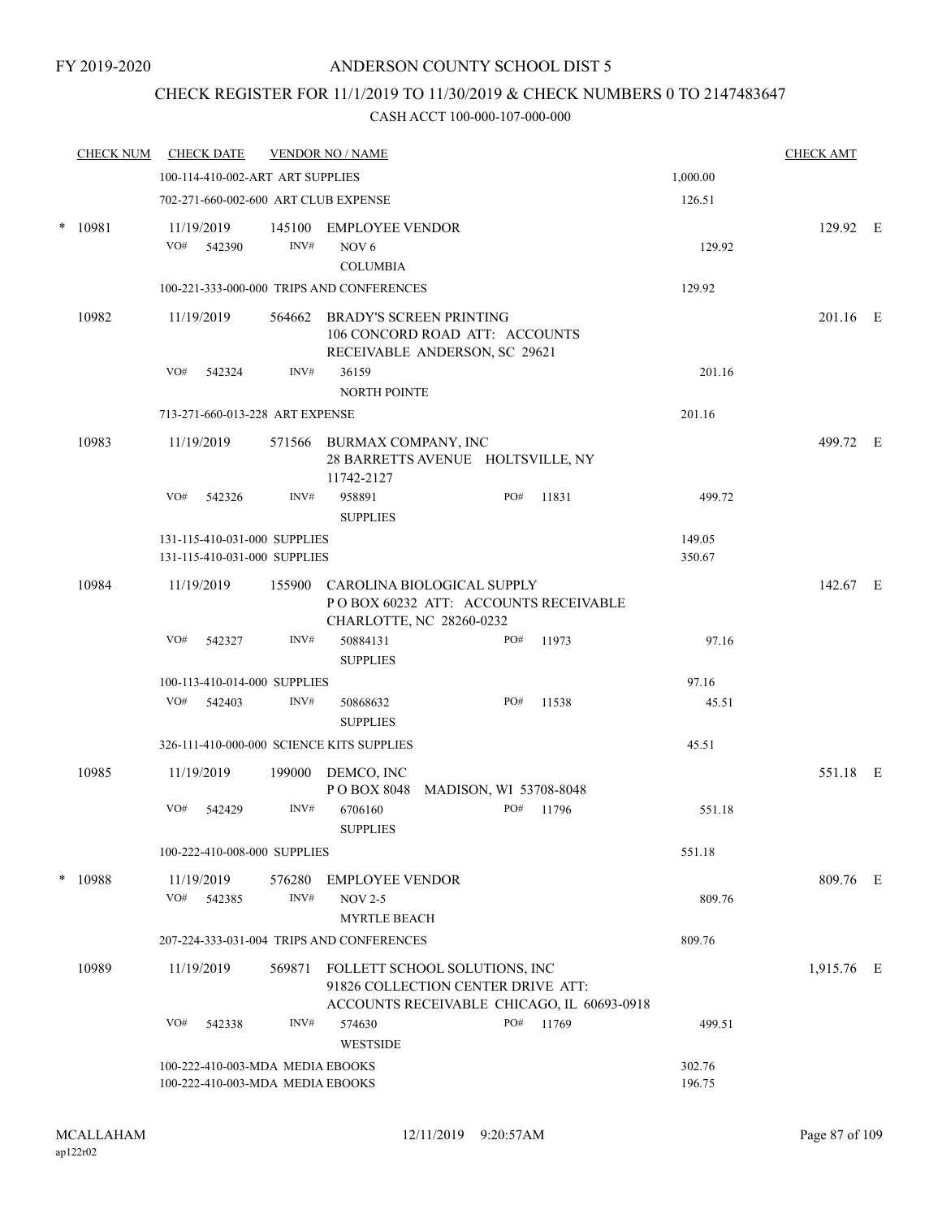FY 2019-2020

# ANDERSON COUNTY SCHOOL DIST 5

## CHECK REGISTER FOR 11/1/2019 TO 11/30/2019 & CHECK NUMBERS 0 TO 2147483647

CASH ACCT 100-000-107-000-000

| CHECK NUM | CHECK DATE | VENDOR NO / NAME | | CHECK AMT |
|---|---|---|---|---|
| | 100-114-410-002-ART ART SUPPLIES | | 1,000.00 | |
| | 702-271-660-002-600 ART CLUB EXPENSE | | 126.51 | |
| * 10981 | 11/19/2019 | 145100 EMPLOYEE VENDOR | | 129.92 E |
| | VO# 542390 | INV# NOV 6 COLUMBIA | 129.92 | |
| | 100-221-333-000-000 TRIPS AND CONFERENCES | | 129.92 | |
| 10982 | 11/19/2019 | 564662 BRADY'S SCREEN PRINTING 106 CONCORD ROAD ATT: ACCOUNTS RECEIVABLE ANDERSON, SC 29621 | | 201.16 E |
| | VO# 542324 | INV# 36159 NORTH POINTE | 201.16 | |
| | 713-271-660-013-228 ART EXPENSE | | 201.16 | |
| 10983 | 11/19/2019 | 571566 BURMAX COMPANY, INC 28 BARRETTS AVENUE HOLTSVILLE, NY 11742-2127 | | 499.72 E |
| | VO# 542326 | INV# 958891 SUPPLIES PO# 11831 | 499.72 | |
| | 131-115-410-031-000 SUPPLIES | | 149.05 | |
| | 131-115-410-031-000 SUPPLIES | | 350.67 | |
| 10984 | 11/19/2019 | 155900 CAROLINA BIOLOGICAL SUPPLY P O BOX 60232 ATT: ACCOUNTS RECEIVABLE CHARLOTTE, NC 28260-0232 | | 142.67 E |
| | VO# 542327 | INV# 50884131 SUPPLIES PO# 11973 | 97.16 | |
| | 100-113-410-014-000 SUPPLIES | | 97.16 | |
| | VO# 542403 | INV# 50868632 SUPPLIES PO# 11538 | 45.51 | |
| | 326-111-410-000-000 SCIENCE KITS SUPPLIES | | 45.51 | |
| 10985 | 11/19/2019 | 199000 DEMCO, INC P O BOX 8048 MADISON, WI 53708-8048 | | 551.18 E |
| | VO# 542429 | INV# 6706160 SUPPLIES PO# 11796 | 551.18 | |
| | 100-222-410-008-000 SUPPLIES | | 551.18 | |
| * 10988 | 11/19/2019 | 576280 EMPLOYEE VENDOR | | 809.76 E |
| | VO# 542385 | INV# NOV 2-5 MYRTLE BEACH | 809.76 | |
| | 207-224-333-031-004 TRIPS AND CONFERENCES | | 809.76 | |
| 10989 | 11/19/2019 | 569871 FOLLETT SCHOOL SOLUTIONS, INC 91826 COLLECTION CENTER DRIVE ATT: ACCOUNTS RECEIVABLE CHICAGO, IL 60693-0918 | | 1,915.76 E |
| | VO# 542338 | INV# 574630 WESTSIDE PO# 11769 | 499.51 | |
| | 100-222-410-003-MDA MEDIA EBOOKS | | 302.76 | |
| | 100-222-410-003-MDA MEDIA EBOOKS | | 196.75 | |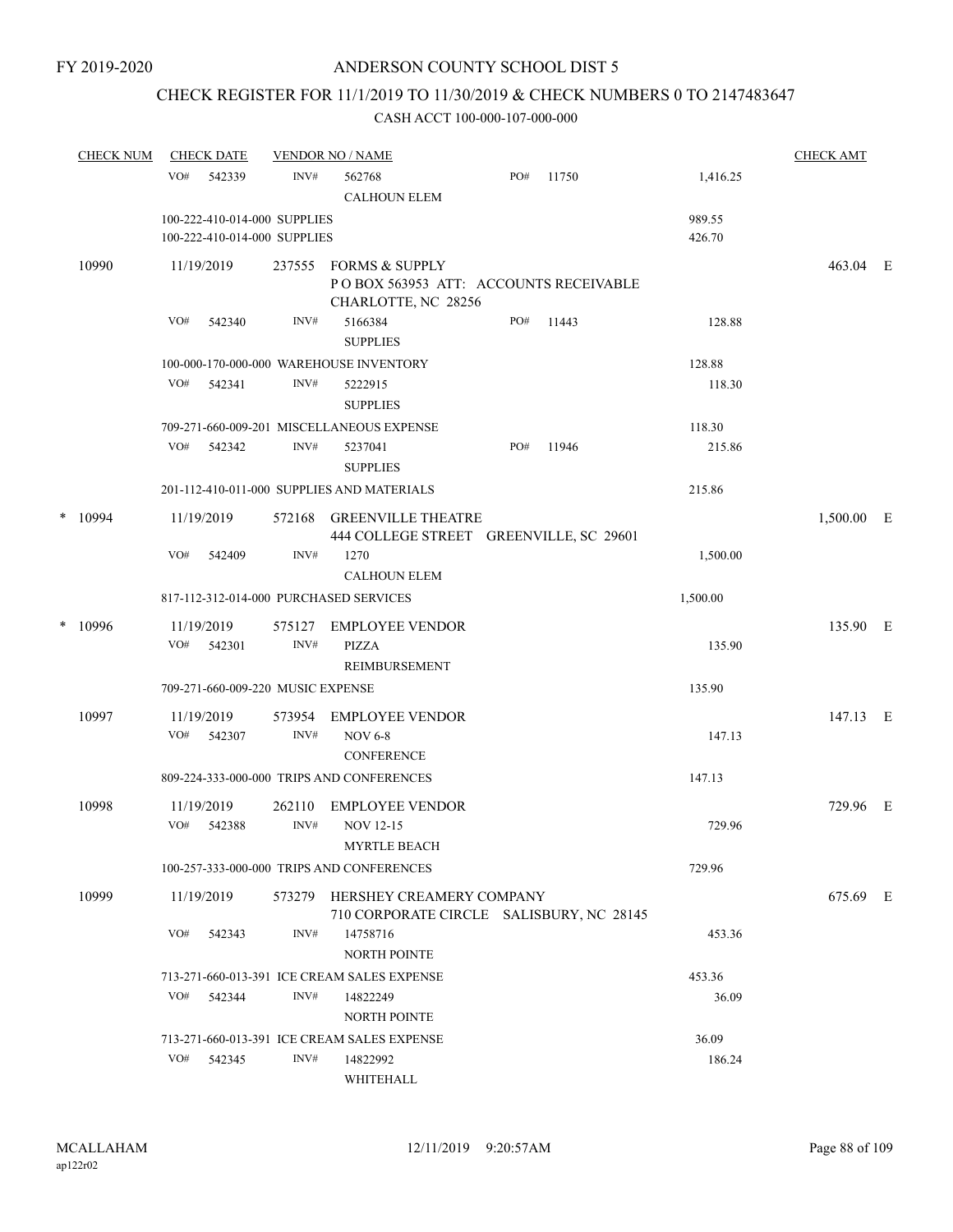FY 2019-2020

# ANDERSON COUNTY SCHOOL DIST 5

## CHECK REGISTER FOR 11/1/2019 TO 11/30/2019 & CHECK NUMBERS 0 TO 2147483647

### CASH ACCT 100-000-107-000-000

| CHECK NUM | CHECK DATE | VENDOR NO / NAME | | | | CHECK AMT |
|---|---|---|---|---|---|---|
| | VO# 542339 | INV# 562768 CALHOUN ELEM | PO# 11750 | | 1,416.25 | |
| | 100-222-410-014-000 SUPPLIES | | | | 989.55 | |
| | 100-222-410-014-000 SUPPLIES | | | | 426.70 | |
| 10990 | 11/19/2019 | 237555 FORMS & SUPPLY P O BOX 563953 ATT: ACCOUNTS RECEIVABLE CHARLOTTE, NC 28256 | | | | 463.04 E |
| | VO# 542340 | INV# 5166384 SUPPLIES | PO# 11443 | | 128.88 | |
| | 100-000-170-000-000 WAREHOUSE INVENTORY | | | | 128.88 | |
| | VO# 542341 | INV# 5222915 SUPPLIES | | | 118.30 | |
| | 709-271-660-009-201 MISCELLANEOUS EXPENSE | | | | 118.30 | |
| | VO# 542342 | INV# 5237041 SUPPLIES | PO# 11946 | | 215.86 | |
| | 201-112-410-011-000 SUPPLIES AND MATERIALS | | | | 215.86 | |
| * 10994 | 11/19/2019 | 572168 GREENVILLE THEATRE 444 COLLEGE STREET GREENVILLE, SC 29601 | | | | 1,500.00 E |
| | VO# 542409 | INV# 1270 CALHOUN ELEM | | | 1,500.00 | |
| | 817-112-312-014-000 PURCHASED SERVICES | | | | 1,500.00 | |
| * 10996 | 11/19/2019 | 575127 EMPLOYEE VENDOR | | | | 135.90 E |
| | VO# 542301 | INV# PIZZA REIMBURSEMENT | | | 135.90 | |
| | 709-271-660-009-220 MUSIC EXPENSE | | | | 135.90 | |
| 10997 | 11/19/2019 | 573954 EMPLOYEE VENDOR | | | | 147.13 E |
| | VO# 542307 | INV# NOV 6-8 CONFERENCE | | | 147.13 | |
| | 809-224-333-000-000 TRIPS AND CONFERENCES | | | | 147.13 | |
| 10998 | 11/19/2019 | 262110 EMPLOYEE VENDOR | | | | 729.96 E |
| | VO# 542388 | INV# NOV 12-15 MYRTLE BEACH | | | 729.96 | |
| | 100-257-333-000-000 TRIPS AND CONFERENCES | | | | 729.96 | |
| 10999 | 11/19/2019 | 573279 HERSHEY CREAMERY COMPANY 710 CORPORATE CIRCLE SALISBURY, NC 28145 | | | | 675.69 E |
| | VO# 542343 | INV# 14758716 NORTH POINTE | | | 453.36 | |
| | 713-271-660-013-391 ICE CREAM SALES EXPENSE | | | | 453.36 | |
| | VO# 542344 | INV# 14822249 NORTH POINTE | | | 36.09 | |
| | 713-271-660-013-391 ICE CREAM SALES EXPENSE | | | | 36.09 | |
| | VO# 542345 | INV# 14822992 WHITEHALL | | | 186.24 | |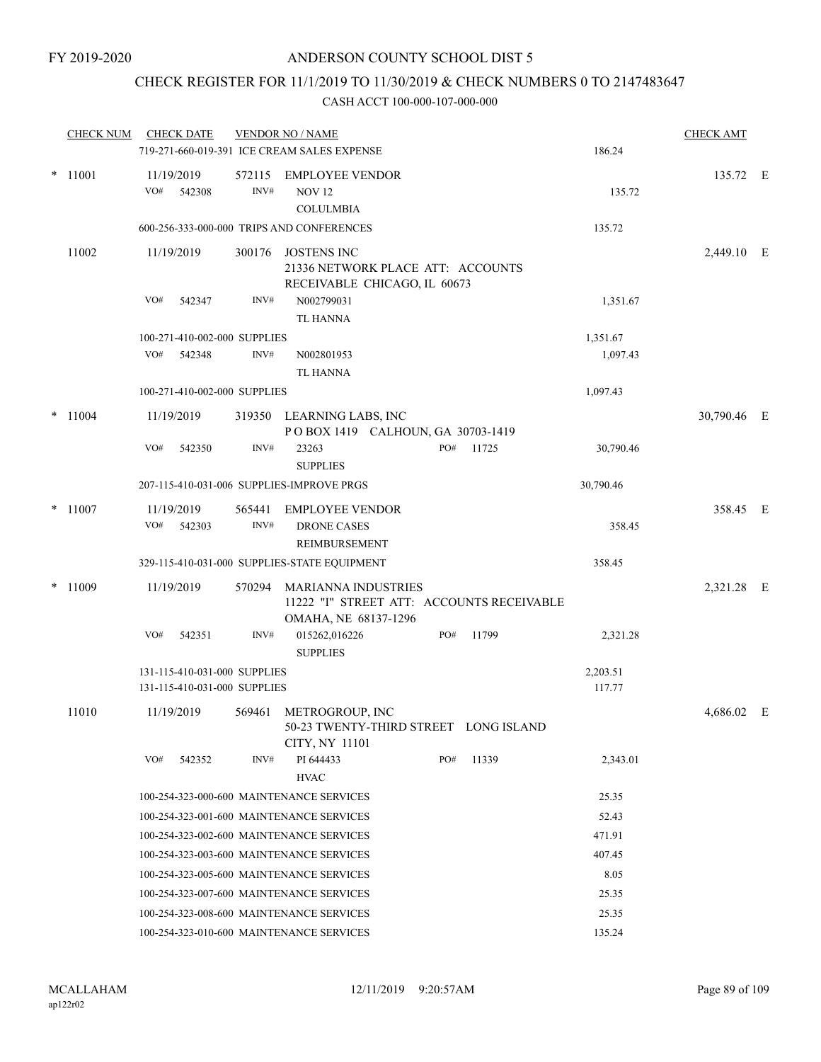FY 2019-2020

# ANDERSON COUNTY SCHOOL DIST 5

## CHECK REGISTER FOR 11/1/2019 TO 11/30/2019 & CHECK NUMBERS 0 TO 2147483647

### CASH ACCT 100-000-107-000-000

| CHECK NUM | CHECK DATE | VENDOR NO / NAME | | CHECK AMT | |
|---|---|---|---|---|---|
| | 719-271-660-019-391 ICE CREAM SALES EXPENSE | | 186.24 | | |
| * 11001 | 11/19/2019 | 572115 EMPLOYEE VENDOR | | 135.72 | E |
| | VO# 542308 | INV# NOV 12 COLULMBIA | 135.72 | | |
| | 600-256-333-000-000 TRIPS AND CONFERENCES | | 135.72 | | |
| 11002 | 11/19/2019 | 300176 JOSTENS INC 21336 NETWORK PLACE ATT: ACCOUNTS RECEIVABLE CHICAGO, IL 60673 | | 2,449.10 | E |
| | VO# 542347 | INV# N002799031 TL HANNA | 1,351.67 | | |
| | 100-271-410-002-000 SUPPLIES | | 1,351.67 | | |
| | VO# 542348 | INV# N002801953 TL HANNA | 1,097.43 | | |
| | 100-271-410-002-000 SUPPLIES | | 1,097.43 | | |
| * 11004 | 11/19/2019 | 319350 LEARNING LABS, INC P O BOX 1419 CALHOUN, GA 30703-1419 | | 30,790.46 | E |
| | VO# 542350 | INV# 23263 PO# 11725 SUPPLIES | 30,790.46 | | |
| | 207-115-410-031-006 SUPPLIES-IMPROVE PRGS | | 30,790.46 | | |
| * 11007 | 11/19/2019 | 565441 EMPLOYEE VENDOR | | 358.45 | E |
| | VO# 542303 | INV# DRONE CASES REIMBURSEMENT | 358.45 | | |
| | 329-115-410-031-000 SUPPLIES-STATE EQUIPMENT | | 358.45 | | |
| * 11009 | 11/19/2019 | 570294 MARIANNA INDUSTRIES 11222 "I" STREET ATT: ACCOUNTS RECEIVABLE OMAHA, NE 68137-1296 | | 2,321.28 | E |
| | VO# 542351 | INV# 015262,016226 PO# 11799 SUPPLIES | 2,321.28 | | |
| | 131-115-410-031-000 SUPPLIES | | 2,203.51 | | |
| | 131-115-410-031-000 SUPPLIES | | 117.77 | | |
| 11010 | 11/19/2019 | 569461 METROGROUP, INC 50-23 TWENTY-THIRD STREET LONG ISLAND CITY, NY 11101 | | 4,686.02 | E |
| | VO# 542352 | INV# PI 644433 PO# 11339 HVAC | 2,343.01 | | |
| | 100-254-323-000-600 MAINTENANCE SERVICES | | 25.35 | | |
| | 100-254-323-001-600 MAINTENANCE SERVICES | | 52.43 | | |
| | 100-254-323-002-600 MAINTENANCE SERVICES | | 471.91 | | |
| | 100-254-323-003-600 MAINTENANCE SERVICES | | 407.45 | | |
| | 100-254-323-005-600 MAINTENANCE SERVICES | | 8.05 | | |
| | 100-254-323-007-600 MAINTENANCE SERVICES | | 25.35 | | |
| | 100-254-323-008-600 MAINTENANCE SERVICES | | 25.35 | | |
| | 100-254-323-010-600 MAINTENANCE SERVICES | | 135.24 | | |

MCALLAHAM
ap122r02

12/11/2019 9:20:57AM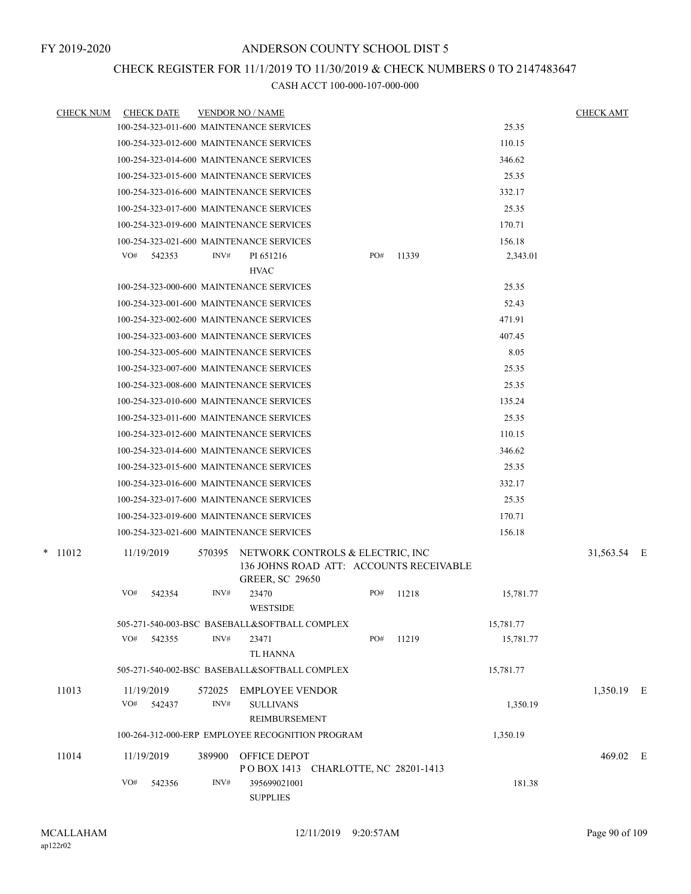FY 2019-2020

# ANDERSON COUNTY SCHOOL DIST 5

## CHECK REGISTER FOR 11/1/2019 TO 11/30/2019 & CHECK NUMBERS 0 TO 2147483647

CASH ACCT 100-000-107-000-000

| CHECK NUM | CHECK DATE | VENDOR NO / NAME | | | CHECK AMT |
|---|---|---|---|---|---|
| | 100-254-323-011-600 MAINTENANCE SERVICES | | | 25.35 | |
| | 100-254-323-012-600 MAINTENANCE SERVICES | | | 110.15 | |
| | 100-254-323-014-600 MAINTENANCE SERVICES | | | 346.62 | |
| | 100-254-323-015-600 MAINTENANCE SERVICES | | | 25.35 | |
| | 100-254-323-016-600 MAINTENANCE SERVICES | | | 332.17 | |
| | 100-254-323-017-600 MAINTENANCE SERVICES | | | 25.35 | |
| | 100-254-323-019-600 MAINTENANCE SERVICES | | | 170.71 | |
| | 100-254-323-021-600 MAINTENANCE SERVICES | | | 156.18 | |
| | VO# 542353 | INV# PI 651216 HVAC | PO# 11339 | 2,343.01 | |
| | 100-254-323-000-600 MAINTENANCE SERVICES | | | 25.35 | |
| | 100-254-323-001-600 MAINTENANCE SERVICES | | | 52.43 | |
| | 100-254-323-002-600 MAINTENANCE SERVICES | | | 471.91 | |
| | 100-254-323-003-600 MAINTENANCE SERVICES | | | 407.45 | |
| | 100-254-323-005-600 MAINTENANCE SERVICES | | | 8.05 | |
| | 100-254-323-007-600 MAINTENANCE SERVICES | | | 25.35 | |
| | 100-254-323-008-600 MAINTENANCE SERVICES | | | 25.35 | |
| | 100-254-323-010-600 MAINTENANCE SERVICES | | | 135.24 | |
| | 100-254-323-011-600 MAINTENANCE SERVICES | | | 25.35 | |
| | 100-254-323-012-600 MAINTENANCE SERVICES | | | 110.15 | |
| | 100-254-323-014-600 MAINTENANCE SERVICES | | | 346.62 | |
| | 100-254-323-015-600 MAINTENANCE SERVICES | | | 25.35 | |
| | 100-254-323-016-600 MAINTENANCE SERVICES | | | 332.17 | |
| | 100-254-323-017-600 MAINTENANCE SERVICES | | | 25.35 | |
| | 100-254-323-019-600 MAINTENANCE SERVICES | | | 170.71 | |
| | 100-254-323-021-600 MAINTENANCE SERVICES | | | 156.18 | |
| * 11012 | 11/19/2019 | 570395 NETWORK CONTROLS & ELECTRIC, INC 136 JOHNS ROAD ATT: ACCOUNTS RECEIVABLE GREER, SC 29650 | | | 31,563.54 E |
| | VO# 542354 | INV# 23470 WESTSIDE | PO# 11218 | 15,781.77 | |
| | 505-271-540-003-BSC BASEBALL&SOFTBALL COMPLEX | | | 15,781.77 | |
| | VO# 542355 | INV# 23471 TL HANNA | PO# 11219 | 15,781.77 | |
| | 505-271-540-002-BSC BASEBALL&SOFTBALL COMPLEX | | | 15,781.77 | |
| 11013 | 11/19/2019 | 572025 EMPLOYEE VENDOR | | | 1,350.19 E |
| | VO# 542437 | INV# SULLIVANS REIMBURSEMENT | | 1,350.19 | |
| | 100-264-312-000-ERP EMPLOYEE RECOGNITION PROGRAM | | | 1,350.19 | |
| 11014 | 11/19/2019 | 389900 OFFICE DEPOT P O BOX 1413 CHARLOTTE, NC 28201-1413 | | | 469.02 E |
| | VO# 542356 | INV# 395699021001 SUPPLIES | | 181.38 | |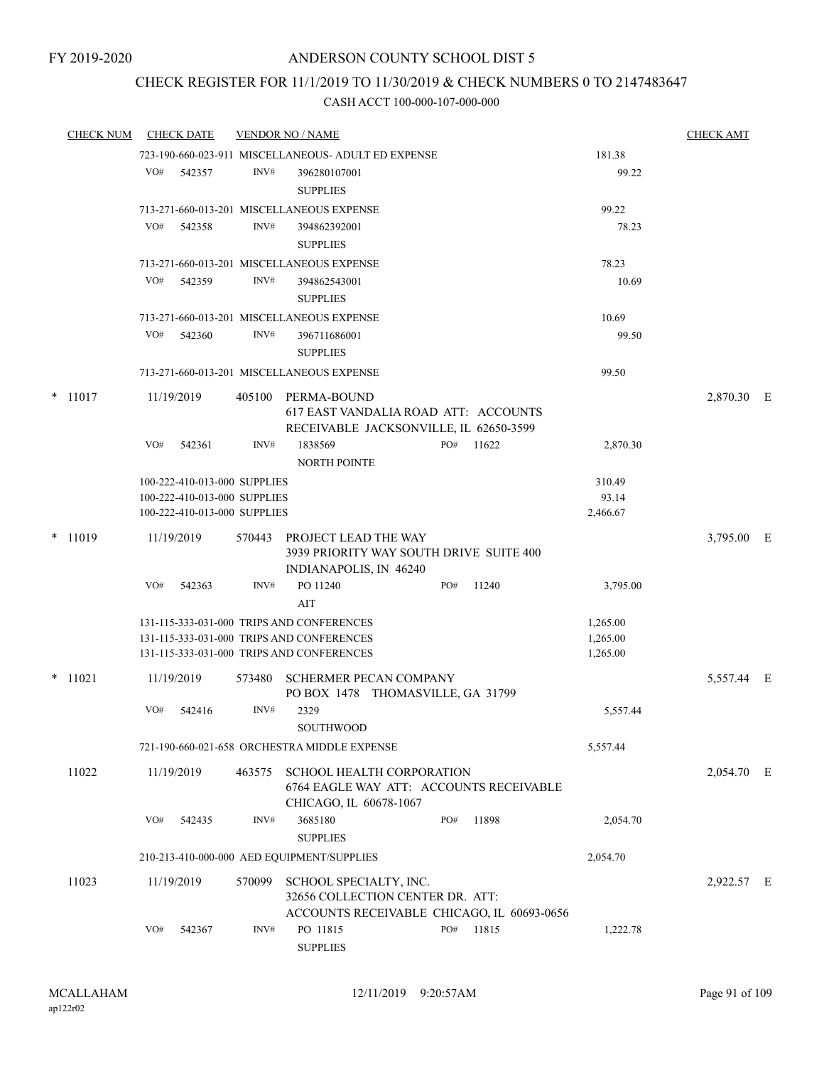FY 2019-2020

# ANDERSON COUNTY SCHOOL DIST 5

## CHECK REGISTER FOR 11/1/2019 TO 11/30/2019 & CHECK NUMBERS 0 TO 2147483647

### CASH ACCT 100-000-107-000-000

| CHECK NUM | CHECK DATE | VENDOR NO / NAME | | CHECK AMT |
|---|---|---|---|---|
| | 723-190-660-023-911 MISCELLANEOUS- ADULT ED EXPENSE | | 181.38 | |
| | VO# 542357 | INV# 396280107001 SUPPLIES | 99.22 | |
| | 713-271-660-013-201 MISCELLANEOUS EXPENSE | | 99.22 | |
| | VO# 542358 | INV# 394862392001 SUPPLIES | 78.23 | |
| | 713-271-660-013-201 MISCELLANEOUS EXPENSE | | 78.23 | |
| | VO# 542359 | INV# 394862543001 SUPPLIES | 10.69 | |
| | 713-271-660-013-201 MISCELLANEOUS EXPENSE | | 10.69 | |
| | VO# 542360 | INV# 396711686001 SUPPLIES | 99.50 | |
| | 713-271-660-013-201 MISCELLANEOUS EXPENSE | | 99.50 | |
| * 11017 | 11/19/2019 | 405100 PERMA-BOUND 617 EAST VANDALIA ROAD ATT: ACCOUNTS RECEIVABLE JACKSONVILLE, IL 62650-3599 | | 2,870.30 E |
| | VO# 542361 | INV# 1838569 PO# 11622 NORTH POINTE | 2,870.30 | |
| | 100-222-410-013-000 SUPPLIES | | 310.49 | |
| | 100-222-410-013-000 SUPPLIES | | 93.14 | |
| | 100-222-410-013-000 SUPPLIES | | 2,466.67 | |
| * 11019 | 11/19/2019 | 570443 PROJECT LEAD THE WAY 3939 PRIORITY WAY SOUTH DRIVE SUITE 400 INDIANAPOLIS, IN 46240 | | 3,795.00 E |
| | VO# 542363 | INV# PO 11240 PO# 11240 AIT | 3,795.00 | |
| | 131-115-333-031-000 TRIPS AND CONFERENCES | | 1,265.00 | |
| | 131-115-333-031-000 TRIPS AND CONFERENCES | | 1,265.00 | |
| | 131-115-333-031-000 TRIPS AND CONFERENCES | | 1,265.00 | |
| * 11021 | 11/19/2019 | 573480 SCHERMER PECAN COMPANY PO BOX 1478 THOMASVILLE, GA 31799 | | 5,557.44 E |
| | VO# 542416 | INV# 2329 SOUTHWOOD | 5,557.44 | |
| | 721-190-660-021-658 ORCHESTRA MIDDLE EXPENSE | | 5,557.44 | |
| 11022 | 11/19/2019 | 463575 SCHOOL HEALTH CORPORATION 6764 EAGLE WAY ATT: ACCOUNTS RECEIVABLE CHICAGO, IL 60678-1067 | | 2,054.70 E |
| | VO# 542435 | INV# 3685180 PO# 11898 SUPPLIES | 2,054.70 | |
| | 210-213-410-000-000 AED EQUIPMENT/SUPPLIES | | 2,054.70 | |
| 11023 | 11/19/2019 | 570099 SCHOOL SPECIALTY, INC. 32656 COLLECTION CENTER DR. ATT: ACCOUNTS RECEIVABLE CHICAGO, IL 60693-0656 | | 2,922.57 E |
| | VO# 542367 | INV# PO 11815 PO# 11815 SUPPLIES | 1,222.78 | |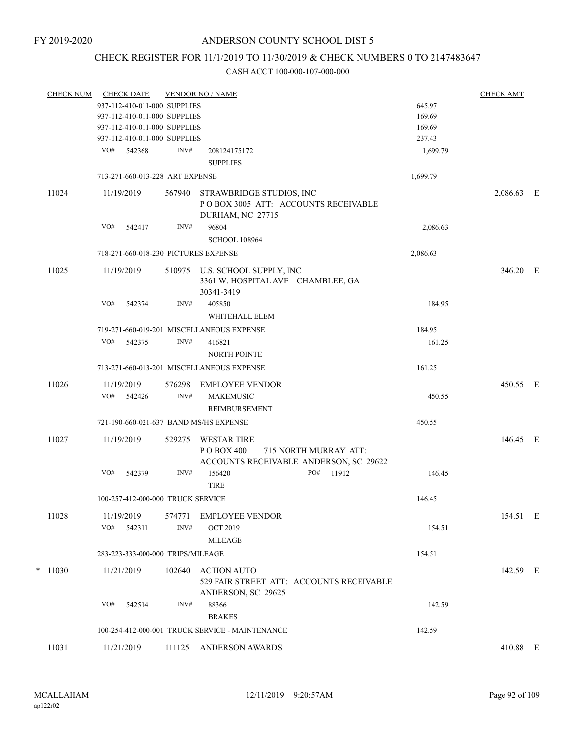FY 2019-2020

# ANDERSON COUNTY SCHOOL DIST 5

## CHECK REGISTER FOR 11/1/2019 TO 11/30/2019 & CHECK NUMBERS 0 TO 2147483647

### CASH ACCT 100-000-107-000-000

| CHECK NUM | CHECK DATE | VENDOR NO / NAME | | CHECK AMT |
|---|---|---|---|---|
| | 937-112-410-011-000 SUPPLIES | | 645.97 | |
| | 937-112-410-011-000 SUPPLIES | | 169.69 | |
| | 937-112-410-011-000 SUPPLIES | | 169.69 | |
| | 937-112-410-011-000 SUPPLIES | | 237.43 | |
| | VO# 542368 | INV# 208124175172 SUPPLIES | 1,699.79 | |
| | 713-271-660-013-228 ART EXPENSE | | 1,699.79 | |
| 11024 | 11/19/2019 | 567940 STRAWBRIDGE STUDIOS, INC P O BOX 3005 ATT: ACCOUNTS RECEIVABLE DURHAM, NC 27715 | | 2,086.63 E |
| | VO# 542417 | INV# 96804 SCHOOL 108964 | 2,086.63 | |
| | 718-271-660-018-230 PICTURES EXPENSE | | 2,086.63 | |
| 11025 | 11/19/2019 | 510975 U.S. SCHOOL SUPPLY, INC 3361 W. HOSPITAL AVE CHAMBLEE, GA 30341-3419 | | 346.20 E |
| | VO# 542374 | INV# 405850 WHITEHALL ELEM | 184.95 | |
| | 719-271-660-019-201 MISCELLANEOUS EXPENSE | | 184.95 | |
| | VO# 542375 | INV# 416821 NORTH POINTE | 161.25 | |
| | 713-271-660-013-201 MISCELLANEOUS EXPENSE | | 161.25 | |
| 11026 | 11/19/2019 | 576298 EMPLOYEE VENDOR | | 450.55 E |
| | VO# 542426 | INV# MAKEMUSIC REIMBURSEMENT | 450.55 | |
| | 721-190-660-021-637 BAND MS/HS EXPENSE | | 450.55 | |
| 11027 | 11/19/2019 | 529275 WESTAR TIRE P O BOX 400 715 NORTH MURRAY ATT: ACCOUNTS RECEIVABLE ANDERSON, SC 29622 | | 146.45 E |
| | VO# 542379 | INV# 156420 PO# 11912 TIRE | 146.45 | |
| | 100-257-412-000-000 TRUCK SERVICE | | 146.45 | |
| 11028 | 11/19/2019 | 574771 EMPLOYEE VENDOR | | 154.51 E |
| | VO# 542311 | INV# OCT 2019 MILEAGE | 154.51 | |
| | 283-223-333-000-000 TRIPS/MILEAGE | | 154.51 | |
| * 11030 | 11/21/2019 | 102640 ACTION AUTO 529 FAIR STREET ATT: ACCOUNTS RECEIVABLE ANDERSON, SC 29625 | | 142.59 E |
| | VO# 542514 | INV# 88366 BRAKES | 142.59 | |
| | 100-254-412-000-001 TRUCK SERVICE - MAINTENANCE | | 142.59 | |
| 11031 | 11/21/2019 | 111125 ANDERSON AWARDS | | 410.88 E |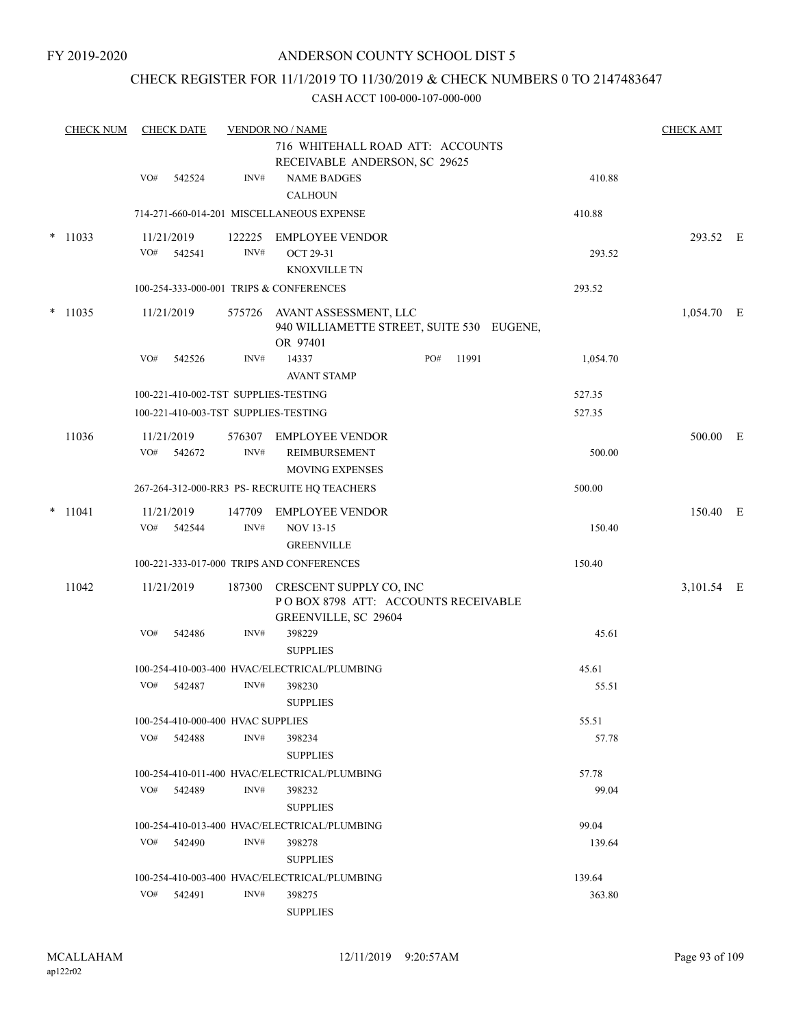FY 2019-2020

# ANDERSON COUNTY SCHOOL DIST 5

## CHECK REGISTER FOR 11/1/2019 TO 11/30/2019 & CHECK NUMBERS 0 TO 2147483647

### CASH ACCT 100-000-107-000-000

| CHECK NUM | CHECK DATE | VENDOR NO / NAME | | CHECK AMT |
|---|---|---|---|---|
| | | 716 WHITEHALL ROAD ATT: ACCOUNTS RECEIVABLE ANDERSON, SC 29625 | | |
| | VO# 542524 | INV# NAME BADGES CALHOUN | 410.88 | |
| | 714-271-660-014-201 MISCELLANEOUS EXPENSE | | 410.88 | |
| * 11033 | 11/21/2019 | 122225 EMPLOYEE VENDOR | | 293.52 E |
| | VO# 542541 | INV# OCT 29-31 KNOXVILLE TN | 293.52 | |
| | 100-254-333-000-001 TRIPS & CONFERENCES | | 293.52 | |
| * 11035 | 11/21/2019 | 575726 AVANT ASSESSMENT, LLC 940 WILLIAMETTE STREET, SUITE 530 EUGENE, OR 97401 | | 1,054.70 E |
| | VO# 542526 | INV# 14337 PO# 11991 AVANT STAMP | 1,054.70 | |
| | 100-221-410-002-TST SUPPLIES-TESTING | | 527.35 | |
| | 100-221-410-003-TST SUPPLIES-TESTING | | 527.35 | |
| 11036 | 11/21/2019 | 576307 EMPLOYEE VENDOR | | 500.00 E |
| | VO# 542672 | INV# REIMBURSEMENT MOVING EXPENSES | 500.00 | |
| | 267-264-312-000-RR3 PS- RECRUITE HQ TEACHERS | | 500.00 | |
| * 11041 | 11/21/2019 | 147709 EMPLOYEE VENDOR | | 150.40 E |
| | VO# 542544 | INV# NOV 13-15 GREENVILLE | 150.40 | |
| | 100-221-333-017-000 TRIPS AND CONFERENCES | | 150.40 | |
| 11042 | 11/21/2019 | 187300 CRESCENT SUPPLY CO, INC P O BOX 8798 ATT: ACCOUNTS RECEIVABLE GREENVILLE, SC 29604 | | 3,101.54 E |
| | VO# 542486 | INV# 398229 SUPPLIES | 45.61 | |
| | 100-254-410-003-400 HVAC/ELECTRICAL/PLUMBING | | 45.61 | |
| | VO# 542487 | INV# 398230 SUPPLIES | 55.51 | |
| | 100-254-410-000-400 HVAC SUPPLIES | | 55.51 | |
| | VO# 542488 | INV# 398234 SUPPLIES | 57.78 | |
| | 100-254-410-011-400 HVAC/ELECTRICAL/PLUMBING | | 57.78 | |
| | VO# 542489 | INV# 398232 SUPPLIES | 99.04 | |
| | 100-254-410-013-400 HVAC/ELECTRICAL/PLUMBING | | 99.04 | |
| | VO# 542490 | INV# 398278 SUPPLIES | 139.64 | |
| | 100-254-410-003-400 HVAC/ELECTRICAL/PLUMBING | | 139.64 | |
| | VO# 542491 | INV# 398275 SUPPLIES | 363.80 | |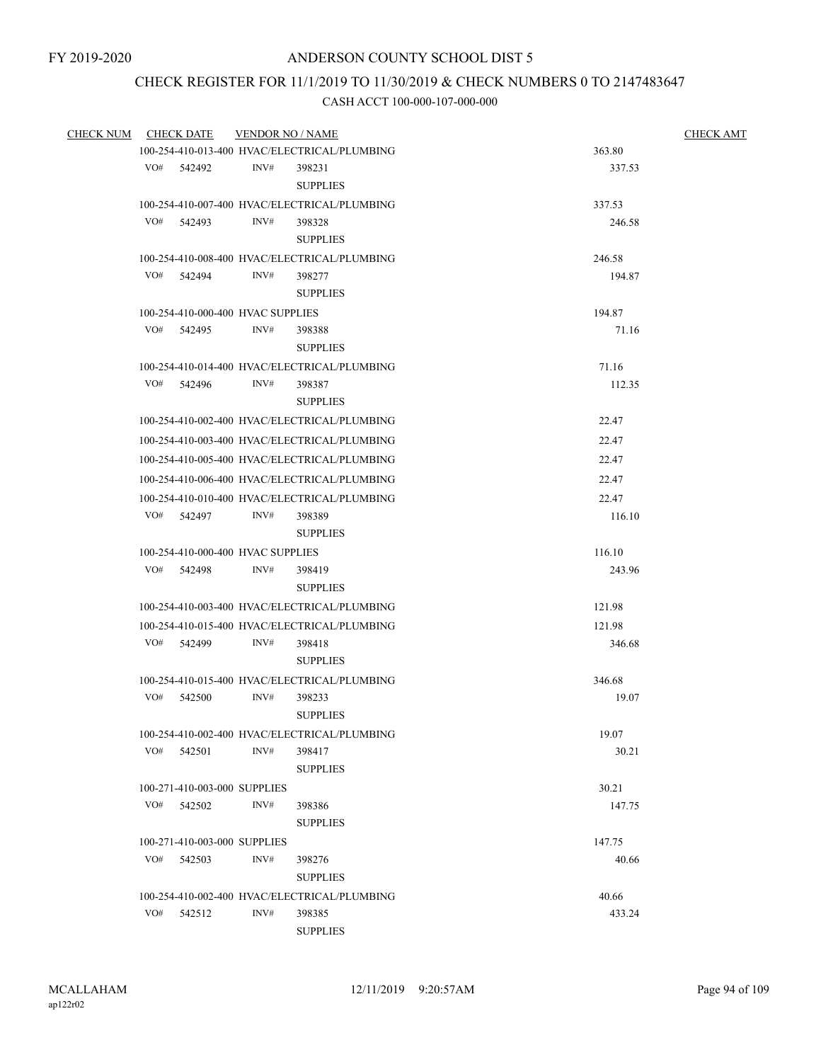FY 2019-2020

# ANDERSON COUNTY SCHOOL DIST 5

## CHECK REGISTER FOR 11/1/2019 TO 11/30/2019 & CHECK NUMBERS 0 TO 2147483647

### CASH ACCT 100-000-107-000-000

| CHECK NUM | CHECK DATE | VENDOR NO / NAME | | | CHECK AMT |
|---|---|---|---|---|---|
| | 100-254-410-013-400 HVAC/ELECTRICAL/PLUMBING | | | 363.80 | |
| | VO# 542492 | INV# | 398231 SUPPLIES | 337.53 | |
| | 100-254-410-007-400 HVAC/ELECTRICAL/PLUMBING | | | 337.53 | |
| | VO# 542493 | INV# | 398328 SUPPLIES | 246.58 | |
| | 100-254-410-008-400 HVAC/ELECTRICAL/PLUMBING | | | 246.58 | |
| | VO# 542494 | INV# | 398277 SUPPLIES | 194.87 | |
| | 100-254-410-000-400 HVAC SUPPLIES | | | 194.87 | |
| | VO# 542495 | INV# | 398388 SUPPLIES | 71.16 | |
| | 100-254-410-014-400 HVAC/ELECTRICAL/PLUMBING | | | 71.16 | |
| | VO# 542496 | INV# | 398387 SUPPLIES | 112.35 | |
| | 100-254-410-002-400 HVAC/ELECTRICAL/PLUMBING | | | 22.47 | |
| | 100-254-410-003-400 HVAC/ELECTRICAL/PLUMBING | | | 22.47 | |
| | 100-254-410-005-400 HVAC/ELECTRICAL/PLUMBING | | | 22.47 | |
| | 100-254-410-006-400 HVAC/ELECTRICAL/PLUMBING | | | 22.47 | |
| | 100-254-410-010-400 HVAC/ELECTRICAL/PLUMBING | | | 22.47 | |
| | VO# 542497 | INV# | 398389 SUPPLIES | 116.10 | |
| | 100-254-410-000-400 HVAC SUPPLIES | | | 116.10 | |
| | VO# 542498 | INV# | 398419 SUPPLIES | 243.96 | |
| | 100-254-410-003-400 HVAC/ELECTRICAL/PLUMBING | | | 121.98 | |
| | 100-254-410-015-400 HVAC/ELECTRICAL/PLUMBING | | | 121.98 | |
| | VO# 542499 | INV# | 398418 SUPPLIES | 346.68 | |
| | 100-254-410-015-400 HVAC/ELECTRICAL/PLUMBING | | | 346.68 | |
| | VO# 542500 | INV# | 398233 SUPPLIES | 19.07 | |
| | 100-254-410-002-400 HVAC/ELECTRICAL/PLUMBING | | | 19.07 | |
| | VO# 542501 | INV# | 398417 SUPPLIES | 30.21 | |
| | 100-271-410-003-000 SUPPLIES | | | 30.21 | |
| | VO# 542502 | INV# | 398386 SUPPLIES | 147.75 | |
| | 100-271-410-003-000 SUPPLIES | | | 147.75 | |
| | VO# 542503 | INV# | 398276 SUPPLIES | 40.66 | |
| | 100-254-410-002-400 HVAC/ELECTRICAL/PLUMBING | | | 40.66 | |
| | VO# 542512 | INV# | 398385 SUPPLIES | 433.24 | |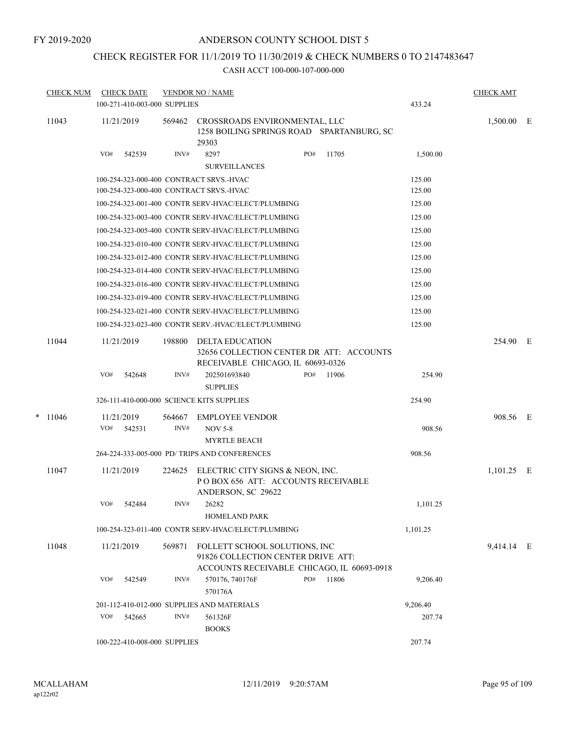FY 2019-2020

ANDERSON COUNTY SCHOOL DIST 5

CHECK REGISTER FOR 11/1/2019 TO 11/30/2019 & CHECK NUMBERS 0 TO 2147483647

CASH ACCT 100-000-107-000-000

| CHECK NUM | CHECK DATE | VENDOR NO / NAME | | CHECK AMT | |
|---|---|---|---|---|---|
| | 100-271-410-003-000 SUPPLIES | | 433.24 | | |
| 11043 | 11/21/2019 | 569462 CROSSROADS ENVIRONMENTAL, LLC 1258 BOILING SPRINGS ROAD SPARTANBURG, SC 29303 | | 1,500.00 | E |
| | VO# 542539 | INV# 8297 SURVEILLANCES PO# 11705 | 1,500.00 | | |
| | 100-254-323-000-400 CONTRACT SRVS.-HVAC | | 125.00 | | |
| | 100-254-323-000-400 CONTRACT SRVS.-HVAC | | 125.00 | | |
| | 100-254-323-001-400 CONTR SERV-HVAC/ELECT/PLUMBING | | 125.00 | | |
| | 100-254-323-003-400 CONTR SERV-HVAC/ELECT/PLUMBING | | 125.00 | | |
| | 100-254-323-005-400 CONTR SERV-HVAC/ELECT/PLUMBING | | 125.00 | | |
| | 100-254-323-010-400 CONTR SERV-HVAC/ELECT/PLUMBING | | 125.00 | | |
| | 100-254-323-012-400 CONTR SERV-HVAC/ELECT/PLUMBING | | 125.00 | | |
| | 100-254-323-014-400 CONTR SERV-HVAC/ELECT/PLUMBING | | 125.00 | | |
| | 100-254-323-016-400 CONTR SERV-HVAC/ELECT/PLUMBING | | 125.00 | | |
| | 100-254-323-019-400 CONTR SERV-HVAC/ELECT/PLUMBING | | 125.00 | | |
| | 100-254-323-021-400 CONTR SERV-HVAC/ELECT/PLUMBING | | 125.00 | | |
| | 100-254-323-023-400 CONTR SERV.-HVAC/ELECT/PLUMBING | | 125.00 | | |
| 11044 | 11/21/2019 | 198800 DELTA EDUCATION 32656 COLLECTION CENTER DR ATT: ACCOUNTS RECEIVABLE CHICAGO, IL 60693-0326 | | 254.90 | E |
| | VO# 542648 | INV# 202501693840 SUPPLIES PO# 11906 | 254.90 | | |
| | 326-111-410-000-000 SCIENCE KITS SUPPLIES | | 254.90 | | |
| * 11046 | 11/21/2019 | 564667 EMPLOYEE VENDOR | | 908.56 | E |
| | VO# 542531 | INV# NOV 5-8 MYRTLE BEACH | 908.56 | | |
| | 264-224-333-005-000 PD/ TRIPS AND CONFERENCES | | 908.56 | | |
| 11047 | 11/21/2019 | 224625 ELECTRIC CITY SIGNS & NEON, INC. P O BOX 656 ATT: ACCOUNTS RECEIVABLE ANDERSON, SC 29622 | | 1,101.25 | E |
| | VO# 542484 | INV# 26282 HOMELAND PARK | 1,101.25 | | |
| | 100-254-323-011-400 CONTR SERV-HVAC/ELECT/PLUMBING | | 1,101.25 | | |
| 11048 | 11/21/2019 | 569871 FOLLETT SCHOOL SOLUTIONS, INC 91826 COLLECTION CENTER DRIVE ATT: ACCOUNTS RECEIVABLE CHICAGO, IL 60693-0918 | | 9,414.14 | E |
| | VO# 542549 | INV# 570176, 740176F 570176A PO# 11806 | 9,206.40 | | |
| | 201-112-410-012-000 SUPPLIES AND MATERIALS | | 9,206.40 | | |
| | VO# 542665 | INV# 561326F BOOKS | 207.74 | | |
| | 100-222-410-008-000 SUPPLIES | | 207.74 | | |

MCALLAHAM ap122r02 12/11/2019 9:20:57AM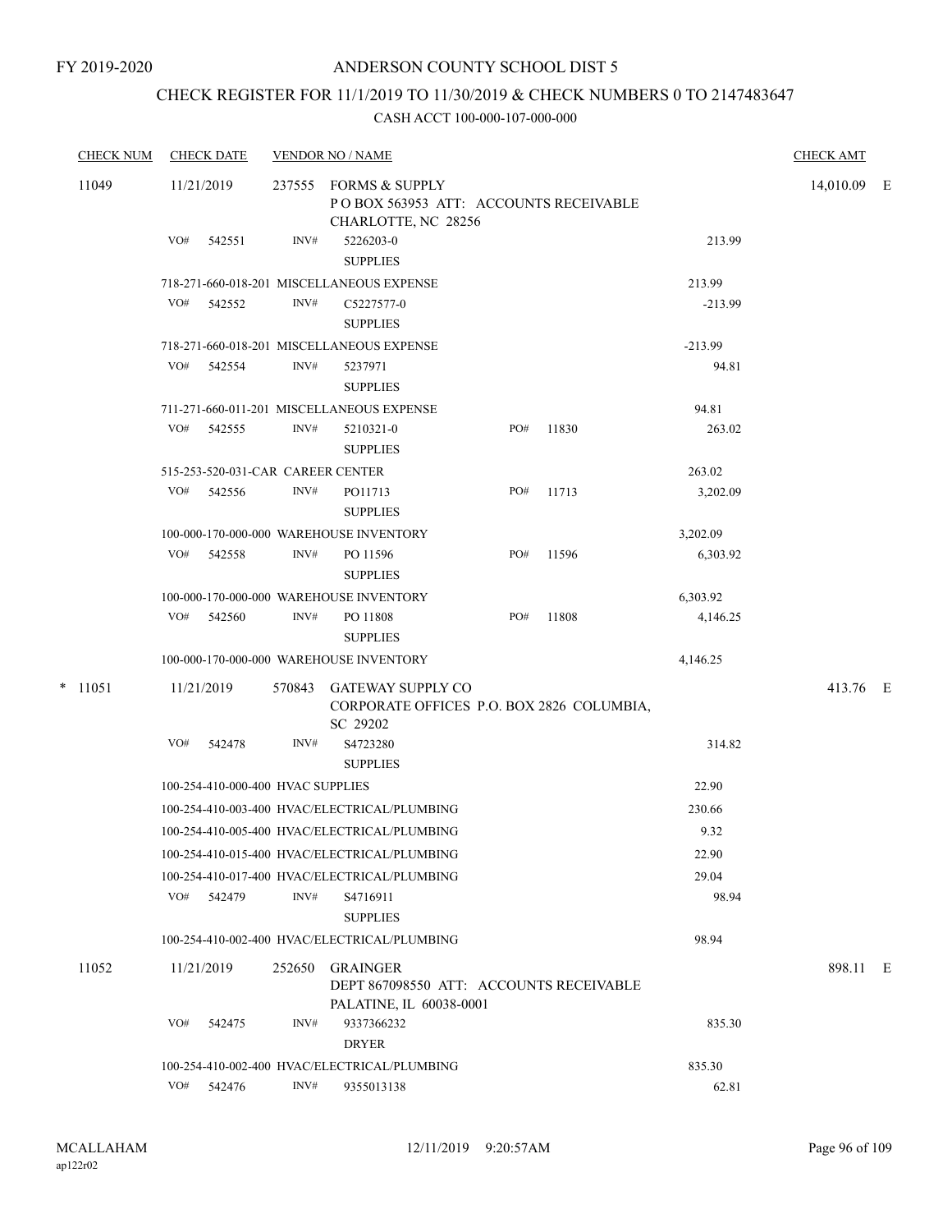FY 2019-2020

# ANDERSON COUNTY SCHOOL DIST 5

## CHECK REGISTER FOR 11/1/2019 TO 11/30/2019 & CHECK NUMBERS 0 TO 2147483647

CASH ACCT 100-000-107-000-000

| CHECK NUM | CHECK DATE | VENDOR NO / NAME | | | CHECK AMT |
|---|---|---|---|---|---|
| 11049 | 11/21/2019 | 237555 FORMS & SUPPLY<br>P O BOX 563953 ATT: ACCOUNTS RECEIVABLE<br>CHARLOTTE, NC 28256 | | | 14,010.09 E |
| | VO# 542551 | INV# 5226203-0<br>SUPPLIES | | 213.99 | |
| | 718-271-660-018-201 MISCELLANEOUS EXPENSE | | | 213.99 | |
| | VO# 542552 | INV# C5227577-0<br>SUPPLIES | | -213.99 | |
| | 718-271-660-018-201 MISCELLANEOUS EXPENSE | | | -213.99 | |
| | VO# 542554 | INV# 5237971<br>SUPPLIES | | 94.81 | |
| | 711-271-660-011-201 MISCELLANEOUS EXPENSE | | | 94.81 | |
| | VO# 542555 | INV# 5210321-0<br>SUPPLIES | PO# 11830 | 263.02 | |
| | 515-253-520-031-CAR CAREER CENTER | | | 263.02 | |
| | VO# 542556 | INV# PO11713<br>SUPPLIES | PO# 11713 | 3,202.09 | |
| | 100-000-170-000-000 WAREHOUSE INVENTORY | | | 3,202.09 | |
| | VO# 542558 | INV# PO 11596<br>SUPPLIES | PO# 11596 | 6,303.92 | |
| | 100-000-170-000-000 WAREHOUSE INVENTORY | | | 6,303.92 | |
| | VO# 542560 | INV# PO 11808<br>SUPPLIES | PO# 11808 | 4,146.25 | |
| | 100-000-170-000-000 WAREHOUSE INVENTORY | | | 4,146.25 | |
| * 11051 | 11/21/2019 | 570843 GATEWAY SUPPLY CO<br>CORPORATE OFFICES P.O. BOX 2826 COLUMBIA, SC 29202 | | | 413.76 E |
| | VO# 542478 | INV# S4723280<br>SUPPLIES | | 314.82 | |
| | 100-254-410-000-400 HVAC SUPPLIES | | | 22.90 | |
| | 100-254-410-003-400 HVAC/ELECTRICAL/PLUMBING | | | 230.66 | |
| | 100-254-410-005-400 HVAC/ELECTRICAL/PLUMBING | | | 9.32 | |
| | 100-254-410-015-400 HVAC/ELECTRICAL/PLUMBING | | | 22.90 | |
| | 100-254-410-017-400 HVAC/ELECTRICAL/PLUMBING | | | 29.04 | |
| | VO# 542479 | INV# S4716911<br>SUPPLIES | | 98.94 | |
| | 100-254-410-002-400 HVAC/ELECTRICAL/PLUMBING | | | 98.94 | |
| 11052 | 11/21/2019 | 252650 GRAINGER<br>DEPT 867098550 ATT: ACCOUNTS RECEIVABLE<br>PALATINE, IL 60038-0001 | | | 898.11 E |
| | VO# 542475 | INV# 9337366232<br>DRYER | | 835.30 | |
| | 100-254-410-002-400 HVAC/ELECTRICAL/PLUMBING | | | 835.30 | |
| | VO# 542476 | INV# 9355013138 | | 62.81 | |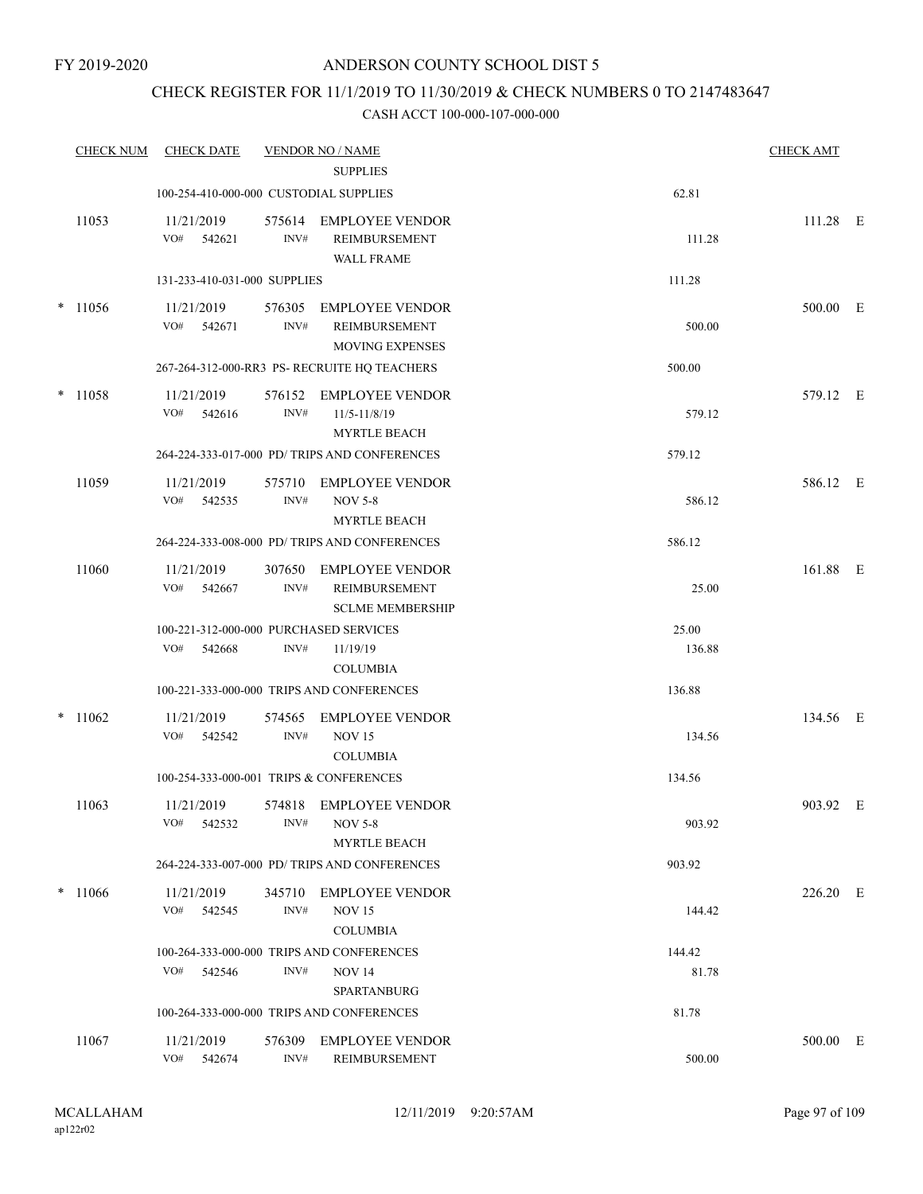FY 2019-2020

# ANDERSON COUNTY SCHOOL DIST 5

## CHECK REGISTER FOR 11/1/2019 TO 11/30/2019 & CHECK NUMBERS 0 TO 2147483647

### CASH ACCT 100-000-107-000-000

| CHECK NUM | CHECK DATE | VENDOR NO / NAME | | CHECK AMT | |
|---|---|---|---|---|---|
| | | SUPPLIES | | | |
| | 100-254-410-000-000 CUSTODIAL SUPPLIES | | 62.81 | | |
| 11053 | 11/21/2019 VO# 542621 | 575614 EMPLOYEE VENDOR INV# REIMBURSEMENT WALL FRAME | 111.28 | 111.28 | E |
| | 131-233-410-031-000 SUPPLIES | | 111.28 | | |
| * 11056 | 11/21/2019 VO# 542671 | 576305 EMPLOYEE VENDOR INV# REIMBURSEMENT MOVING EXPENSES | 500.00 | 500.00 | E |
| | 267-264-312-000-RR3 PS- RECRUITE HQ TEACHERS | | 500.00 | | |
| * 11058 | 11/21/2019 VO# 542616 | 576152 EMPLOYEE VENDOR INV# 11/5-11/8/19 MYRTLE BEACH | 579.12 | 579.12 | E |
| | 264-224-333-017-000 PD/ TRIPS AND CONFERENCES | | 579.12 | | |
| 11059 | 11/21/2019 VO# 542535 | 575710 EMPLOYEE VENDOR INV# NOV 5-8 MYRTLE BEACH | 586.12 | 586.12 | E |
| | 264-224-333-008-000 PD/ TRIPS AND CONFERENCES | | 586.12 | | |
| 11060 | 11/21/2019 VO# 542667 | 307650 EMPLOYEE VENDOR INV# REIMBURSEMENT SCLME MEMBERSHIP | 25.00 | 161.88 | E |
| | 100-221-312-000-000 PURCHASED SERVICES | | 25.00 | | |
| | VO# 542668 | INV# 11/19/19 COLUMBIA | 136.88 | | |
| | 100-221-333-000-000 TRIPS AND CONFERENCES | | 136.88 | | |
| * 11062 | 11/21/2019 VO# 542542 | 574565 EMPLOYEE VENDOR INV# NOV 15 COLUMBIA | 134.56 | 134.56 | E |
| | 100-254-333-000-001 TRIPS & CONFERENCES | | 134.56 | | |
| 11063 | 11/21/2019 VO# 542532 | 574818 EMPLOYEE VENDOR INV# NOV 5-8 MYRTLE BEACH | 903.92 | 903.92 | E |
| | 264-224-333-007-000 PD/ TRIPS AND CONFERENCES | | 903.92 | | |
| * 11066 | 11/21/2019 VO# 542545 | 345710 EMPLOYEE VENDOR INV# NOV 15 COLUMBIA | 144.42 | 226.20 | E |
| | 100-264-333-000-000 TRIPS AND CONFERENCES | | 144.42 | | |
| | VO# 542546 | INV# NOV 14 SPARTANBURG | 81.78 | | |
| | 100-264-333-000-000 TRIPS AND CONFERENCES | | 81.78 | | |
| 11067 | 11/21/2019 VO# 542674 | 576309 EMPLOYEE VENDOR INV# REIMBURSEMENT | 500.00 | 500.00 | E |

MCALLAHAM ap122r02 12/11/2019 9:20:57AM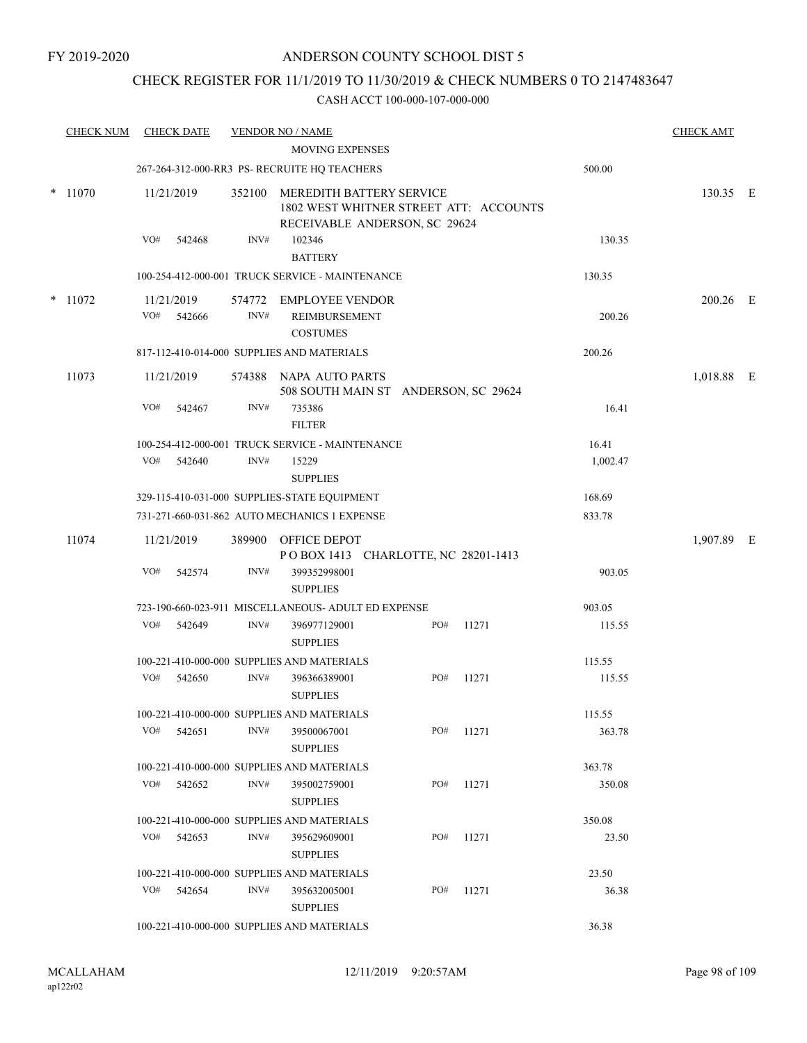FY 2019-2020

# ANDERSON COUNTY SCHOOL DIST 5

## CHECK REGISTER FOR 11/1/2019 TO 11/30/2019 & CHECK NUMBERS 0 TO 2147483647

### CASH ACCT 100-000-107-000-000

| CHECK NUM | CHECK DATE | VENDOR NO / NAME | | CHECK AMT |
|---|---|---|---|---|
| | | MOVING EXPENSES | | |
| | | 267-264-312-000-RR3 PS- RECRUITE HQ TEACHERS | 500.00 | |
| * 11070 | 11/21/2019 | 352100 MEREDITH BATTERY SERVICE 1802 WEST WHITNER STREET ATT: ACCOUNTS RECEIVABLE ANDERSON, SC 29624 | | 130.35 E |
| | VO# 542468 | INV# 102346 BATTERY | 130.35 | |
| | | 100-254-412-000-001 TRUCK SERVICE - MAINTENANCE | 130.35 | |
| * 11072 | 11/21/2019 | 574772 EMPLOYEE VENDOR | | 200.26 E |
| | VO# 542666 | INV# REIMBURSEMENT COSTUMES | 200.26 | |
| | | 817-112-410-014-000 SUPPLIES AND MATERIALS | 200.26 | |
| 11073 | 11/21/2019 | 574388 NAPA AUTO PARTS 508 SOUTH MAIN ST ANDERSON, SC 29624 | | 1,018.88 E |
| | VO# 542467 | INV# 735386 FILTER | 16.41 | |
| | | 100-254-412-000-001 TRUCK SERVICE - MAINTENANCE | 16.41 | |
| | VO# 542640 | INV# 15229 SUPPLIES | 1,002.47 | |
| | | 329-115-410-031-000 SUPPLIES-STATE EQUIPMENT | 168.69 | |
| | | 731-271-660-031-862 AUTO MECHANICS 1 EXPENSE | 833.78 | |
| 11074 | 11/21/2019 | 389900 OFFICE DEPOT P O BOX 1413 CHARLOTTE, NC 28201-1413 | | 1,907.89 E |
| | VO# 542574 | INV# 399352998001 SUPPLIES | 903.05 | |
| | | 723-190-660-023-911 MISCELLANEOUS- ADULT ED EXPENSE | 903.05 | |
| | VO# 542649 | INV# 396977129001 SUPPLIES PO# 11271 | 115.55 | |
| | | 100-221-410-000-000 SUPPLIES AND MATERIALS | 115.55 | |
| | VO# 542650 | INV# 396366389001 SUPPLIES PO# 11271 | 115.55 | |
| | | 100-221-410-000-000 SUPPLIES AND MATERIALS | 115.55 | |
| | VO# 542651 | INV# 39500067001 SUPPLIES PO# 11271 | 363.78 | |
| | | 100-221-410-000-000 SUPPLIES AND MATERIALS | 363.78 | |
| | VO# 542652 | INV# 395002759001 SUPPLIES PO# 11271 | 350.08 | |
| | | 100-221-410-000-000 SUPPLIES AND MATERIALS | 350.08 | |
| | VO# 542653 | INV# 395629609001 SUPPLIES PO# 11271 | 23.50 | |
| | | 100-221-410-000-000 SUPPLIES AND MATERIALS | 23.50 | |
| | VO# 542654 | INV# 395632005001 SUPPLIES PO# 11271 | 36.38 | |
| | | 100-221-410-000-000 SUPPLIES AND MATERIALS | 36.38 | |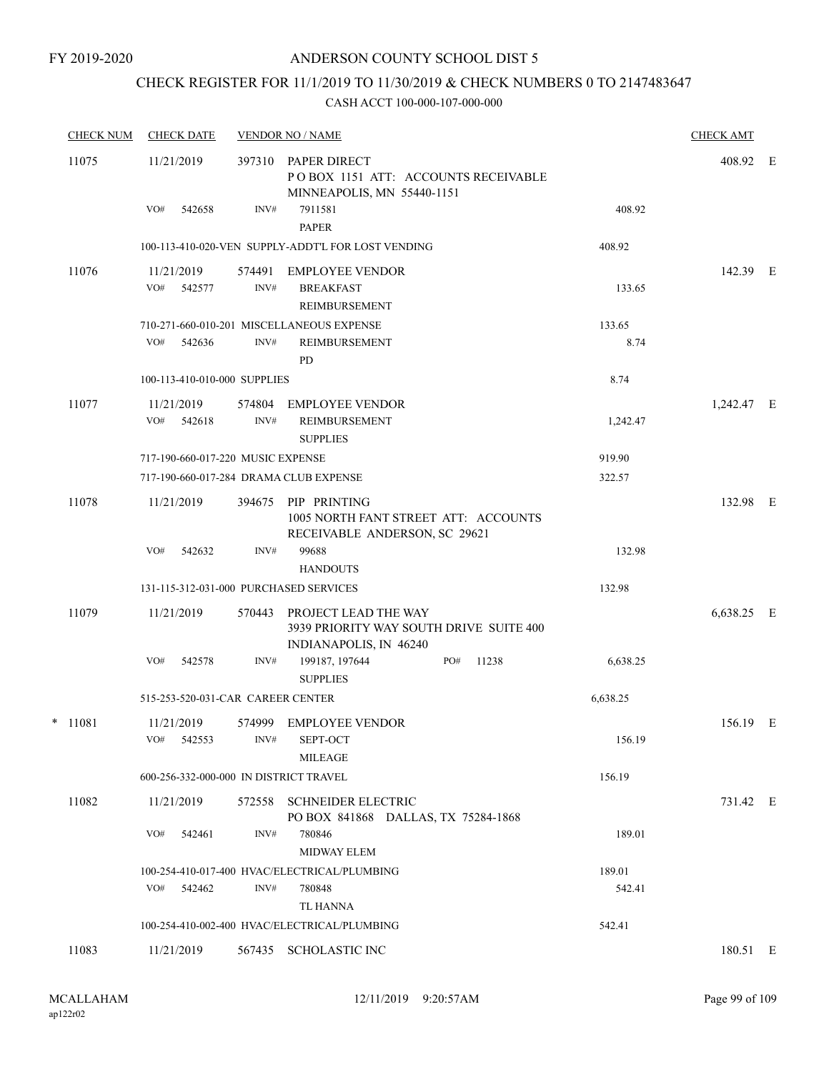FY 2019-2020

# ANDERSON COUNTY SCHOOL DIST 5

## CHECK REGISTER FOR 11/1/2019 TO 11/30/2019 & CHECK NUMBERS 0 TO 2147483647

### CASH ACCT 100-000-107-000-000

| CHECK NUM | CHECK DATE | VENDOR NO / NAME | | | CHECK AMT | |
|---|---|---|---|---|---|---|
| 11075 | 11/21/2019 | 397310 | PAPER DIRECT<br>P O BOX 1151 ATT: ACCOUNTS RECEIVABLE<br>MINNEAPOLIS, MN 55440-1151 | | 408.92 | E |
| | VO# 542658 | INV# | 7911581<br>PAPER | 408.92 | | |
| | 100-113-410-020-VEN SUPPLY-ADDT'L FOR LOST VENDING | | | 408.92 | | |
| 11076 | 11/21/2019 | 574491 | EMPLOYEE VENDOR | | 142.39 | E |
| | VO# 542577 | INV# | BREAKFAST<br>REIMBURSEMENT | 133.65 | | |
| | 710-271-660-010-201 MISCELLANEOUS EXPENSE | | | 133.65 | | |
| | VO# 542636 | INV# | REIMBURSEMENT<br>PD | 8.74 | | |
| | 100-113-410-010-000 SUPPLIES | | | 8.74 | | |
| 11077 | 11/21/2019 | 574804 | EMPLOYEE VENDOR | | 1,242.47 | E |
| | VO# 542618 | INV# | REIMBURSEMENT<br>SUPPLIES | 1,242.47 | | |
| | 717-190-660-017-220 MUSIC EXPENSE | | | 919.90 | | |
| | 717-190-660-017-284 DRAMA CLUB EXPENSE | | | 322.57 | | |
| 11078 | 11/21/2019 | 394675 | PIP PRINTING<br>1005 NORTH FANT STREET ATT: ACCOUNTS<br>RECEIVABLE ANDERSON, SC 29621 | | 132.98 | E |
| | VO# 542632 | INV# | 99688<br>HANDOUTS | 132.98 | | |
| | 131-115-312-031-000 PURCHASED SERVICES | | | 132.98 | | |
| 11079 | 11/21/2019 | 570443 | PROJECT LEAD THE WAY<br>3939 PRIORITY WAY SOUTH DRIVE SUITE 400<br>INDIANAPOLIS, IN 46240 | | 6,638.25 | E |
| | VO# 542578 | INV# | 199187, 197644 PO# 11238<br>SUPPLIES | 6,638.25 | | |
| | 515-253-520-031-CAR CAREER CENTER | | | 6,638.25 | | |
| * 11081 | 11/21/2019 | 574999 | EMPLOYEE VENDOR | | 156.19 | E |
| | VO# 542553 | INV# | SEPT-OCT<br>MILEAGE | 156.19 | | |
| | 600-256-332-000-000 IN DISTRICT TRAVEL | | | 156.19 | | |
| 11082 | 11/21/2019 | 572558 | SCHNEIDER ELECTRIC<br>PO BOX 841868 DALLAS, TX 75284-1868 | | 731.42 | E |
| | VO# 542461 | INV# | 780846<br>MIDWAY ELEM | 189.01 | | |
| | 100-254-410-017-400 HVAC/ELECTRICAL/PLUMBING | | | 189.01 | | |
| | VO# 542462 | INV# | 780848<br>TL HANNA | 542.41 | | |
| | 100-254-410-002-400 HVAC/ELECTRICAL/PLUMBING | | | 542.41 | | |
| 11083 | 11/21/2019 | 567435 | SCHOLASTIC INC | | 180.51 | E |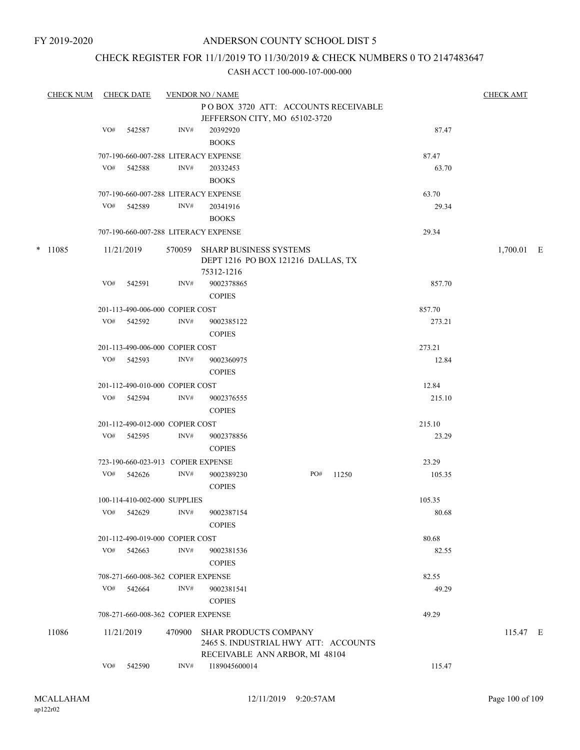FY 2019-2020

# ANDERSON COUNTY SCHOOL DIST 5

## CHECK REGISTER FOR 11/1/2019 TO 11/30/2019 & CHECK NUMBERS 0 TO 2147483647

CASH ACCT 100-000-107-000-000

| CHECK NUM | CHECK DATE | VENDOR NO / NAME | | | CHECK AMT |
|---|---|---|---|---|---|
| | | | P O BOX 3720 ATT: ACCOUNTS RECEIVABLE JEFFERSON CITY, MO 65102-3720 | | |
| | VO# 542587 | INV# | 20392920 BOOKS | 87.47 | |
| | 707-190-660-007-288 LITERACY EXPENSE | | | 87.47 | |
| | VO# 542588 | INV# | 20332453 BOOKS | 63.70 | |
| | 707-190-660-007-288 LITERACY EXPENSE | | | 63.70 | |
| | VO# 542589 | INV# | 20341916 BOOKS | 29.34 | |
| | 707-190-660-007-288 LITERACY EXPENSE | | | 29.34 | |
| * 11085 | 11/21/2019 | 570059 | SHARP BUSINESS SYSTEMS DEPT 1216 PO BOX 121216 DALLAS, TX 75312-1216 | | 1,700.01 E |
| | VO# 542591 | INV# | 9002378865 COPIES | 857.70 | |
| | 201-113-490-006-000 COPIER COST | | | 857.70 | |
| | VO# 542592 | INV# | 9002385122 COPIES | 273.21 | |
| | 201-113-490-006-000 COPIER COST | | | 273.21 | |
| | VO# 542593 | INV# | 9002360975 COPIES | 12.84 | |
| | 201-112-490-010-000 COPIER COST | | | 12.84 | |
| | VO# 542594 | INV# | 9002376555 COPIES | 215.10 | |
| | 201-112-490-012-000 COPIER COST | | | 215.10 | |
| | VO# 542595 | INV# | 9002378856 COPIES | 23.29 | |
| | 723-190-660-023-913 COPIER EXPENSE | | | 23.29 | |
| | VO# 542626 | INV# | 9002389230 PO# 11250 COPIES | 105.35 | |
| | 100-114-410-002-000 SUPPLIES | | | 105.35 | |
| | VO# 542629 | INV# | 9002387154 COPIES | 80.68 | |
| | 201-112-490-019-000 COPIER COST | | | 80.68 | |
| | VO# 542663 | INV# | 9002381536 COPIES | 82.55 | |
| | 708-271-660-008-362 COPIER EXPENSE | | | 82.55 | |
| | VO# 542664 | INV# | 9002381541 COPIES | 49.29 | |
| | 708-271-660-008-362 COPIER EXPENSE | | | 49.29 | |
| 11086 | 11/21/2019 | 470900 | SHAR PRODUCTS COMPANY 2465 S. INDUSTRIAL HWY ATT: ACCOUNTS RECEIVABLE ANN ARBOR, MI 48104 | | 115.47 E |
| | VO# 542590 | INV# | I189045600014 | 115.47 | |

MCALLAHAM ap122r02 12/11/2019 9:20:57AM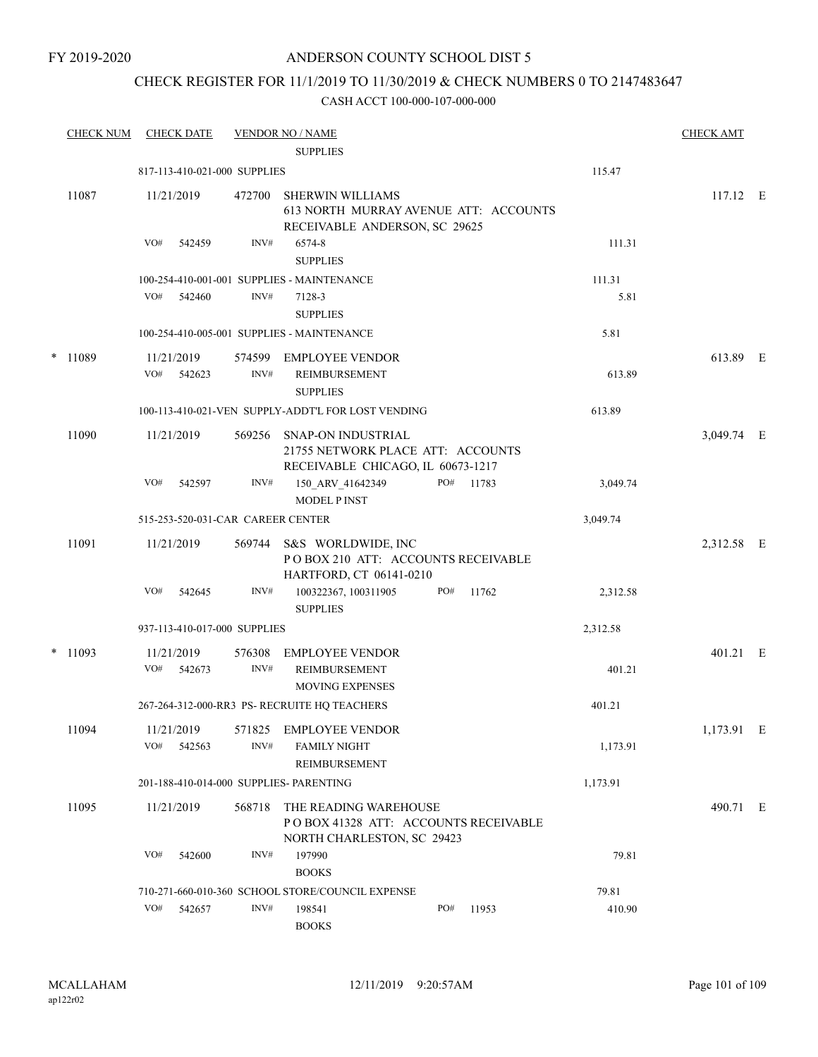FY 2019-2020

# ANDERSON COUNTY SCHOOL DIST 5

## CHECK REGISTER FOR 11/1/2019 TO 11/30/2019 & CHECK NUMBERS 0 TO 2147483647

CASH ACCT 100-000-107-000-000

| CHECK NUM | CHECK DATE | VENDOR NO / NAME | | CHECK AMT |
|---|---|---|---|---|
| | | SUPPLIES | | |
| | 817-113-410-021-000 SUPPLIES | | 115.47 | |
| 11087 | 11/21/2019 | 472700 SHERWIN WILLIAMS 613 NORTH MURRAY AVENUE ATT: ACCOUNTS RECEIVABLE ANDERSON, SC 29625 | | 117.12 E |
| | VO# 542459 | INV# 6574-8 SUPPLIES | 111.31 | |
| | 100-254-410-001-001 SUPPLIES - MAINTENANCE | | 111.31 | |
| | VO# 542460 | INV# 7128-3 SUPPLIES | 5.81 | |
| | 100-254-410-005-001 SUPPLIES - MAINTENANCE | | 5.81 | |
| * 11089 | 11/21/2019 | 574599 EMPLOYEE VENDOR | | 613.89 E |
| | VO# 542623 | INV# REIMBURSEMENT SUPPLIES | 613.89 | |
| | 100-113-410-021-VEN SUPPLY-ADDT'L FOR LOST VENDING | | 613.89 | |
| 11090 | 11/21/2019 | 569256 SNAP-ON INDUSTRIAL 21755 NETWORK PLACE ATT: ACCOUNTS RECEIVABLE CHICAGO, IL 60673-1217 | | 3,049.74 E |
| | VO# 542597 | INV# 150_ARV_41642349 PO# 11783 MODEL P INST | 3,049.74 | |
| | 515-253-520-031-CAR CAREER CENTER | | 3,049.74 | |
| 11091 | 11/21/2019 | 569744 S&S WORLDWIDE, INC P O BOX 210 ATT: ACCOUNTS RECEIVABLE HARTFORD, CT 06141-0210 | | 2,312.58 E |
| | VO# 542645 | INV# 100322367, 100311905 PO# 11762 SUPPLIES | 2,312.58 | |
| | 937-113-410-017-000 SUPPLIES | | 2,312.58 | |
| * 11093 | 11/21/2019 | 576308 EMPLOYEE VENDOR | | 401.21 E |
| | VO# 542673 | INV# REIMBURSEMENT MOVING EXPENSES | 401.21 | |
| | 267-264-312-000-RR3 PS- RECRUITE HQ TEACHERS | | 401.21 | |
| 11094 | 11/21/2019 | 571825 EMPLOYEE VENDOR | | 1,173.91 E |
| | VO# 542563 | INV# FAMILY NIGHT REIMBURSEMENT | 1,173.91 | |
| | 201-188-410-014-000 SUPPLIES- PARENTING | | 1,173.91 | |
| 11095 | 11/21/2019 | 568718 THE READING WAREHOUSE P O BOX 41328 ATT: ACCOUNTS RECEIVABLE NORTH CHARLESTON, SC 29423 | | 490.71 E |
| | VO# 542600 | INV# 197990 BOOKS | 79.81 | |
| | 710-271-660-010-360 SCHOOL STORE/COUNCIL EXPENSE | | 79.81 | |
| | VO# 542657 | INV# 198541 PO# 11953 BOOKS | 410.90 | |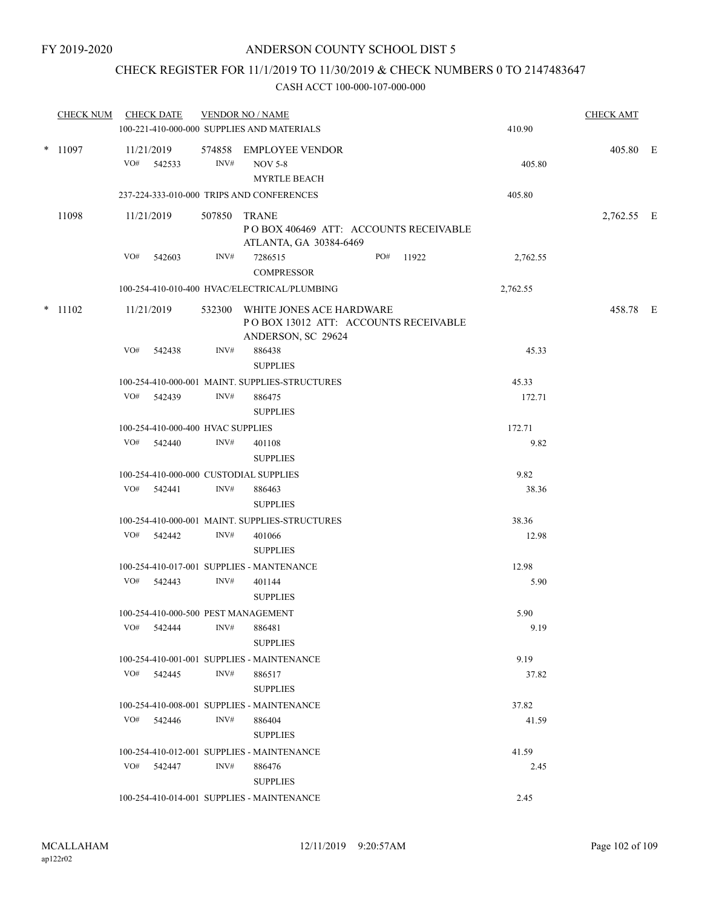FY 2019-2020

# ANDERSON COUNTY SCHOOL DIST 5

## CHECK REGISTER FOR 11/1/2019 TO 11/30/2019 & CHECK NUMBERS 0 TO 2147483647

### CASH ACCT 100-000-107-000-000

| CHECK NUM | CHECK DATE | VENDOR NO / NAME | | CHECK AMT |
|---|---|---|---|---|
| | 100-221-410-000-000 SUPPLIES AND MATERIALS | | 410.90 | |
| * 11097 | 11/21/2019 | 574858 EMPLOYEE VENDOR | | 405.80 E |
| | VO# 542533 | INV# NOV 5-8 MYRTLE BEACH | 405.80 | |
| | 237-224-333-010-000 TRIPS AND CONFERENCES | | 405.80 | |
| 11098 | 11/21/2019 | 507850 TRANE P O BOX 406469 ATT: ACCOUNTS RECEIVABLE ATLANTA, GA 30384-6469 | | 2,762.55 E |
| | VO# 542603 | INV# 7286515 PO# 11922 COMPRESSOR | 2,762.55 | |
| | 100-254-410-010-400 HVAC/ELECTRICAL/PLUMBING | | 2,762.55 | |
| * 11102 | 11/21/2019 | 532300 WHITE JONES ACE HARDWARE P O BOX 13012 ATT: ACCOUNTS RECEIVABLE ANDERSON, SC 29624 | | 458.78 E |
| | VO# 542438 | INV# 886438 SUPPLIES | 45.33 | |
| | 100-254-410-000-001 MAINT. SUPPLIES-STRUCTURES | | 45.33 | |
| | VO# 542439 | INV# 886475 SUPPLIES | 172.71 | |
| | 100-254-410-000-400 HVAC SUPPLIES | | 172.71 | |
| | VO# 542440 | INV# 401108 SUPPLIES | 9.82 | |
| | 100-254-410-000-000 CUSTODIAL SUPPLIES | | 9.82 | |
| | VO# 542441 | INV# 886463 SUPPLIES | 38.36 | |
| | 100-254-410-000-001 MAINT. SUPPLIES-STRUCTURES | | 38.36 | |
| | VO# 542442 | INV# 401066 SUPPLIES | 12.98 | |
| | 100-254-410-017-001 SUPPLIES - MANTENANCE | | 12.98 | |
| | VO# 542443 | INV# 401144 SUPPLIES | 5.90 | |
| | 100-254-410-000-500 PEST MANAGEMENT | | 5.90 | |
| | VO# 542444 | INV# 886481 SUPPLIES | 9.19 | |
| | 100-254-410-001-001 SUPPLIES - MAINTENANCE | | 9.19 | |
| | VO# 542445 | INV# 886517 SUPPLIES | 37.82 | |
| | 100-254-410-008-001 SUPPLIES - MAINTENANCE | | 37.82 | |
| | VO# 542446 | INV# 886404 SUPPLIES | 41.59 | |
| | 100-254-410-012-001 SUPPLIES - MAINTENANCE | | 41.59 | |
| | VO# 542447 | INV# 886476 SUPPLIES | 2.45 | |
| | 100-254-410-014-001 SUPPLIES - MAINTENANCE | | 2.45 | |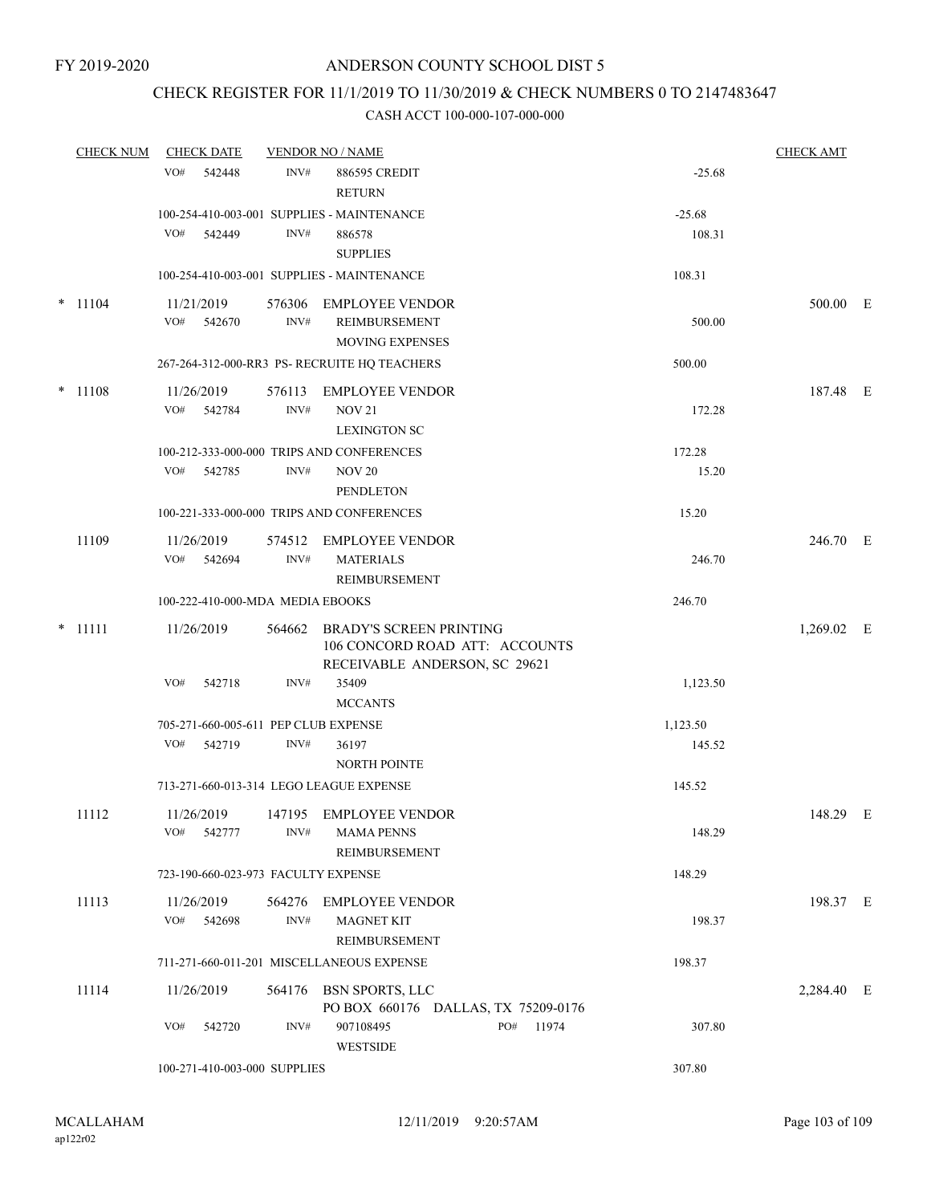FY 2019-2020

ANDERSON COUNTY SCHOOL DIST 5

CHECK REGISTER FOR 11/1/2019 TO 11/30/2019 & CHECK NUMBERS 0 TO 2147483647

CASH ACCT 100-000-107-000-000

| CHECK NUM | CHECK DATE | VENDOR NO / NAME | | CHECK AMT |
|---|---|---|---|---|
| | VO# 542448 | INV# 886595 CREDIT RETURN | -25.68 | |
| | 100-254-410-003-001 SUPPLIES - MAINTENANCE | | -25.68 | |
| | VO# 542449 | INV# 886578 SUPPLIES | 108.31 | |
| | 100-254-410-003-001 SUPPLIES - MAINTENANCE | | 108.31 | |
| * 11104 | 11/21/2019 | 576306 EMPLOYEE VENDOR | | 500.00 E |
| | VO# 542670 | INV# REIMBURSEMENT MOVING EXPENSES | 500.00 | |
| | 267-264-312-000-RR3 PS- RECRUITE HQ TEACHERS | | 500.00 | |
| * 11108 | 11/26/2019 | 576113 EMPLOYEE VENDOR | | 187.48 E |
| | VO# 542784 | INV# NOV 21 LEXINGTON SC | 172.28 | |
| | 100-212-333-000-000 TRIPS AND CONFERENCES | | 172.28 | |
| | VO# 542785 | INV# NOV 20 PENDLETON | 15.20 | |
| | 100-221-333-000-000 TRIPS AND CONFERENCES | | 15.20 | |
| 11109 | 11/26/2019 | 574512 EMPLOYEE VENDOR | | 246.70 E |
| | VO# 542694 | INV# MATERIALS REIMBURSEMENT | 246.70 | |
| | 100-222-410-000-MDA MEDIA EBOOKS | | 246.70 | |
| * 11111 | 11/26/2019 | 564662 BRADY'S SCREEN PRINTING 106 CONCORD ROAD ATT: ACCOUNTS RECEIVABLE ANDERSON, SC 29621 | | 1,269.02 E |
| | VO# 542718 | INV# 35409 MCCANTS | 1,123.50 | |
| | 705-271-660-005-611 PEP CLUB EXPENSE | | 1,123.50 | |
| | VO# 542719 | INV# 36197 NORTH POINTE | 145.52 | |
| | 713-271-660-013-314 LEGO LEAGUE EXPENSE | | 145.52 | |
| 11112 | 11/26/2019 | 147195 EMPLOYEE VENDOR | | 148.29 E |
| | VO# 542777 | INV# MAMA PENNS REIMBURSEMENT | 148.29 | |
| | 723-190-660-023-973 FACULTY EXPENSE | | 148.29 | |
| 11113 | 11/26/2019 | 564276 EMPLOYEE VENDOR | | 198.37 E |
| | VO# 542698 | INV# MAGNET KIT REIMBURSEMENT | 198.37 | |
| | 711-271-660-011-201 MISCELLANEOUS EXPENSE | | 198.37 | |
| 11114 | 11/26/2019 | 564176 BSN SPORTS, LLC PO BOX 660176 DALLAS, TX 75209-0176 | | 2,284.40 E |
| | VO# 542720 | INV# 907108495 PO# 11974 WESTSIDE | 307.80 | |
| | 100-271-410-003-000 SUPPLIES | | 307.80 | |

MCALLAHAM ap122r02 12/11/2019 9:20:57AM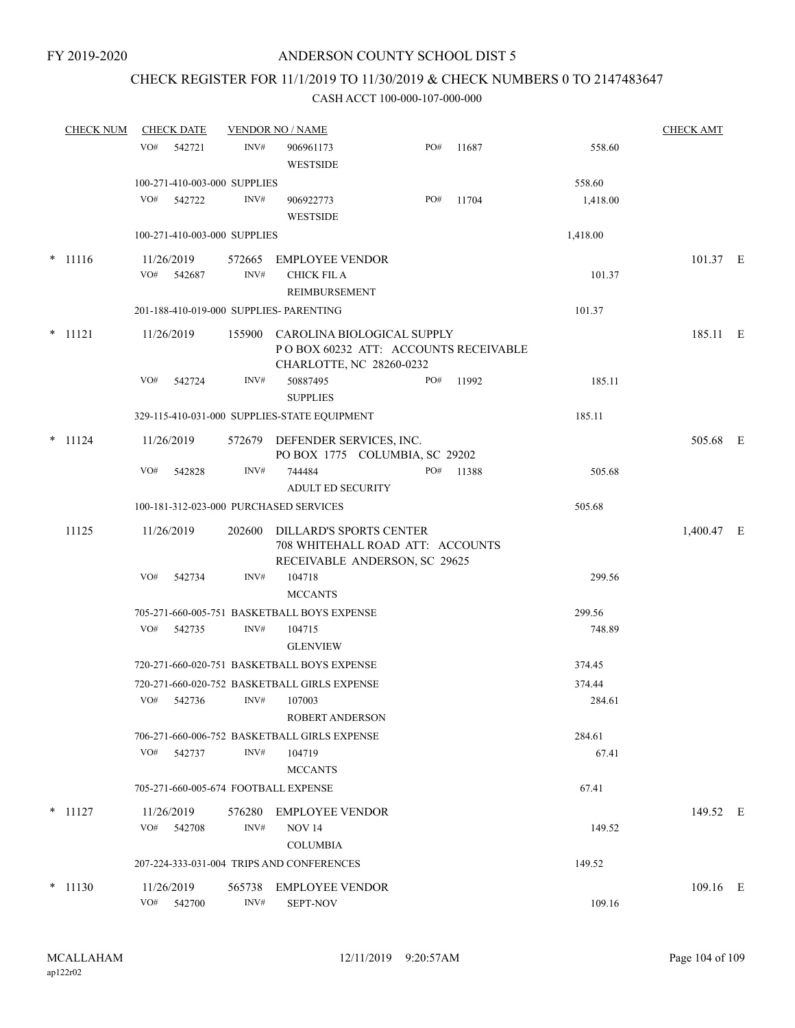FY 2019-2020

# ANDERSON COUNTY SCHOOL DIST 5

## CHECK REGISTER FOR 11/1/2019 TO 11/30/2019 & CHECK NUMBERS 0 TO 2147483647

### CASH ACCT 100-000-107-000-000

| CHECK NUM | CHECK DATE | VENDOR NO / NAME | | | | CHECK AMT |
|---|---|---|---|---|---|---|
| | VO# 542721 | INV# | 906961173 WESTSIDE | PO# 11687 | 558.60 | |
| | 100-271-410-003-000 SUPPLIES | | | | 558.60 | |
| | VO# 542722 | INV# | 906922773 WESTSIDE | PO# 11704 | 1,418.00 | |
| | 100-271-410-003-000 SUPPLIES | | | | 1,418.00 | |
| * 11116 | 11/26/2019 | 572665 | EMPLOYEE VENDOR | | | 101.37 E |
| | VO# 542687 | INV# | CHICK FIL A REIMBURSEMENT | | 101.37 | |
| | 201-188-410-019-000 SUPPLIES- PARENTING | | | | 101.37 | |
| * 11121 | 11/26/2019 | 155900 | CAROLINA BIOLOGICAL SUPPLY P O BOX 60232 ATT: ACCOUNTS RECEIVABLE CHARLOTTE, NC 28260-0232 | | | 185.11 E |
| | VO# 542724 | INV# | 50887495 SUPPLIES | PO# 11992 | 185.11 | |
| | 329-115-410-031-000 SUPPLIES-STATE EQUIPMENT | | | | 185.11 | |
| * 11124 | 11/26/2019 | 572679 | DEFENDER SERVICES, INC. PO BOX 1775 COLUMBIA, SC 29202 | | | 505.68 E |
| | VO# 542828 | INV# | 744484 ADULT ED SECURITY | PO# 11388 | 505.68 | |
| | 100-181-312-023-000 PURCHASED SERVICES | | | | 505.68 | |
| 11125 | 11/26/2019 | 202600 | DILLARD'S SPORTS CENTER 708 WHITEHALL ROAD ATT: ACCOUNTS RECEIVABLE ANDERSON, SC 29625 | | | 1,400.47 E |
| | VO# 542734 | INV# | 104718 MCCANTS | | 299.56 | |
| | 705-271-660-005-751 BASKETBALL BOYS EXPENSE | | | | 299.56 | |
| | VO# 542735 | INV# | 104715 GLENVIEW | | 748.89 | |
| | 720-271-660-020-751 BASKETBALL BOYS EXPENSE | | | | 374.45 | |
| | 720-271-660-020-752 BASKETBALL GIRLS EXPENSE | | | | 374.44 | |
| | VO# 542736 | INV# | 107003 ROBERT ANDERSON | | 284.61 | |
| | 706-271-660-006-752 BASKETBALL GIRLS EXPENSE | | | | 284.61 | |
| | VO# 542737 | INV# | 104719 MCCANTS | | 67.41 | |
| | 705-271-660-005-674 FOOTBALL EXPENSE | | | | 67.41 | |
| * 11127 | 11/26/2019 | 576280 | EMPLOYEE VENDOR | | | 149.52 E |
| | VO# 542708 | INV# | NOV 14 COLUMBIA | | 149.52 | |
| | 207-224-333-031-004 TRIPS AND CONFERENCES | | | | 149.52 | |
| * 11130 | 11/26/2019 | 565738 | EMPLOYEE VENDOR | | | 109.16 E |
| | VO# 542700 | INV# | SEPT-NOV | | 109.16 | |

MCALLAHAM ap122r02 12/11/2019 9:20:57AM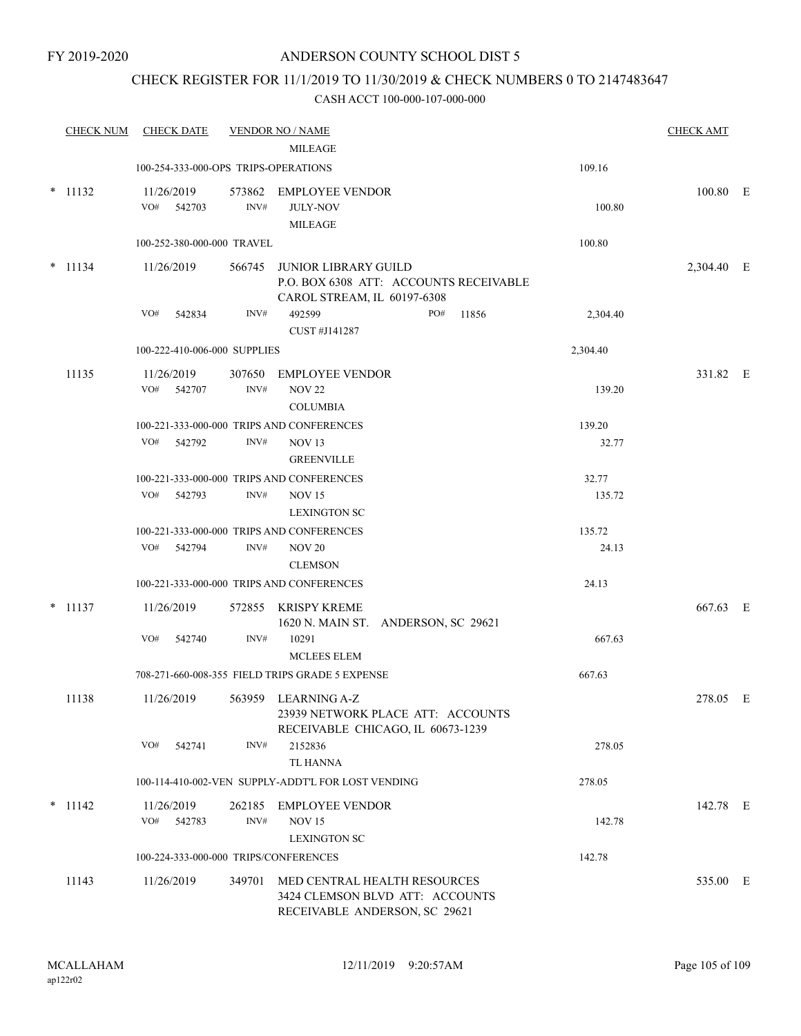FY 2019-2020

# ANDERSON COUNTY SCHOOL DIST 5

## CHECK REGISTER FOR 11/1/2019 TO 11/30/2019 & CHECK NUMBERS 0 TO 2147483647

### CASH ACCT 100-000-107-000-000

| CHECK NUM | CHECK DATE | VENDOR NO / NAME | | CHECK AMT | |
|---|---|---|---|---|---|
| | | MILEAGE | | | |
| | 100-254-333-000-OPS TRIPS-OPERATIONS | | 109.16 | | |
| * 11132 | 11/26/2019 | 573862 EMPLOYEE VENDOR | | 100.80 | E |
| | VO# 542703 | INV# JULY-NOV MILEAGE | 100.80 | | |
| | 100-252-380-000-000 TRAVEL | | 100.80 | | |
| * 11134 | 11/26/2019 | 566745 JUNIOR LIBRARY GUILD P.O. BOX 6308 ATT: ACCOUNTS RECEIVABLE CAROL STREAM, IL 60197-6308 | | 2,304.40 | E |
| | VO# 542834 | INV# 492599 PO# 11856 CUST #J141287 | 2,304.40 | | |
| | 100-222-410-006-000 SUPPLIES | | 2,304.40 | | |
| 11135 | 11/26/2019 | 307650 EMPLOYEE VENDOR | | 331.82 | E |
| | VO# 542707 | INV# NOV 22 COLUMBIA | 139.20 | | |
| | 100-221-333-000-000 TRIPS AND CONFERENCES | | 139.20 | | |
| | VO# 542792 | INV# NOV 13 GREENVILLE | 32.77 | | |
| | 100-221-333-000-000 TRIPS AND CONFERENCES | | 32.77 | | |
| | VO# 542793 | INV# NOV 15 LEXINGTON SC | 135.72 | | |
| | 100-221-333-000-000 TRIPS AND CONFERENCES | | 135.72 | | |
| | VO# 542794 | INV# NOV 20 CLEMSON | 24.13 | | |
| | 100-221-333-000-000 TRIPS AND CONFERENCES | | 24.13 | | |
| * 11137 | 11/26/2019 | 572855 KRISPY KREME 1620 N. MAIN ST. ANDERSON, SC 29621 | | 667.63 | E |
| | VO# 542740 | INV# 10291 MCLEES ELEM | 667.63 | | |
| | 708-271-660-008-355 FIELD TRIPS GRADE 5 EXPENSE | | 667.63 | | |
| 11138 | 11/26/2019 | 563959 LEARNING A-Z 23939 NETWORK PLACE ATT: ACCOUNTS RECEIVABLE CHICAGO, IL 60673-1239 | | 278.05 | E |
| | VO# 542741 | INV# 2152836 TL HANNA | 278.05 | | |
| | 100-114-410-002-VEN SUPPLY-ADDT'L FOR LOST VENDING | | 278.05 | | |
| * 11142 | 11/26/2019 | 262185 EMPLOYEE VENDOR | | 142.78 | E |
| | VO# 542783 | INV# NOV 15 LEXINGTON SC | 142.78 | | |
| | 100-224-333-000-000 TRIPS/CONFERENCES | | 142.78 | | |
| 11143 | 11/26/2019 | 349701 MED CENTRAL HEALTH RESOURCES 3424 CLEMSON BLVD ATT: ACCOUNTS RECEIVABLE ANDERSON, SC 29621 | | 535.00 | E |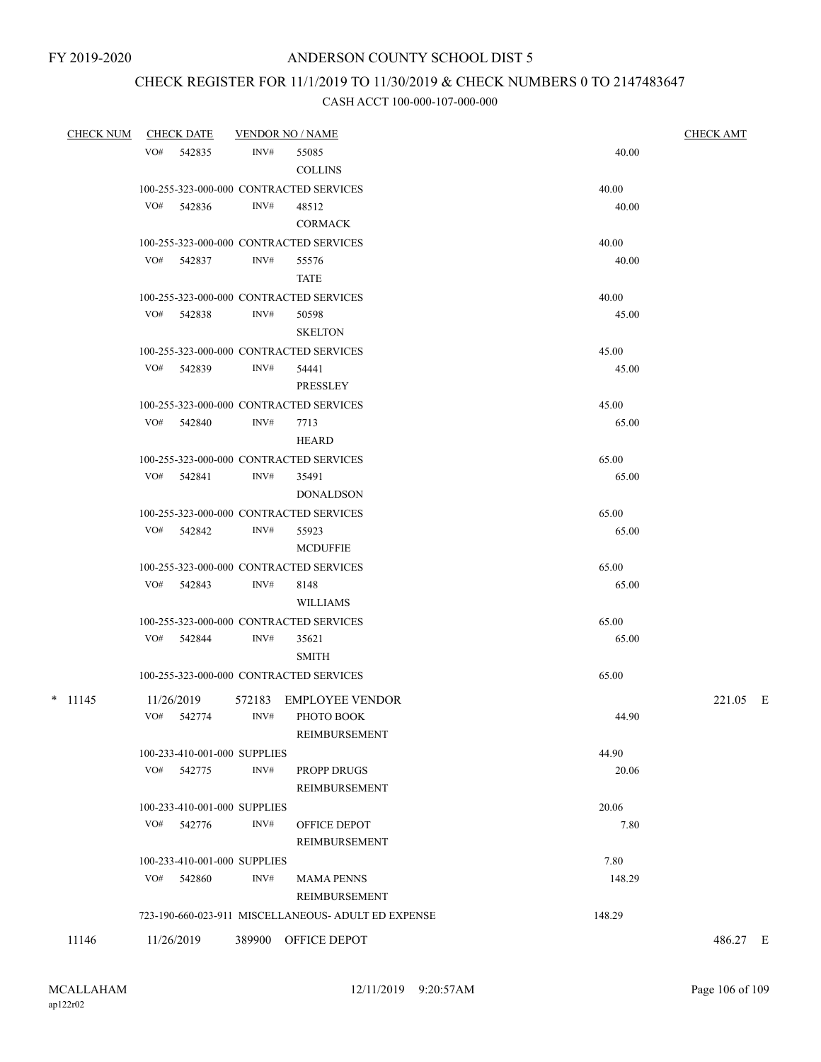FY 2019-2020

# ANDERSON COUNTY SCHOOL DIST 5

## CHECK REGISTER FOR 11/1/2019 TO 11/30/2019 & CHECK NUMBERS 0 TO 2147483647

### CASH ACCT 100-000-107-000-000

| CHECK NUM | CHECK DATE | VENDOR NO / NAME | | CHECK AMT |
|---|---|---|---|---|
| | VO# 542835 | INV# 55085 COLLINS | 40.00 | |
| | 100-255-323-000-000 CONTRACTED SERVICES | | 40.00 | |
| | VO# 542836 | INV# 48512 CORMACK | 40.00 | |
| | 100-255-323-000-000 CONTRACTED SERVICES | | 40.00 | |
| | VO# 542837 | INV# 55576 TATE | 40.00 | |
| | 100-255-323-000-000 CONTRACTED SERVICES | | 40.00 | |
| | VO# 542838 | INV# 50598 SKELTON | 45.00 | |
| | 100-255-323-000-000 CONTRACTED SERVICES | | 45.00 | |
| | VO# 542839 | INV# 54441 PRESSLEY | 45.00 | |
| | 100-255-323-000-000 CONTRACTED SERVICES | | 45.00 | |
| | VO# 542840 | INV# 7713 HEARD | 65.00 | |
| | 100-255-323-000-000 CONTRACTED SERVICES | | 65.00 | |
| | VO# 542841 | INV# 35491 DONALDSON | 65.00 | |
| | 100-255-323-000-000 CONTRACTED SERVICES | | 65.00 | |
| | VO# 542842 | INV# 55923 MCDUFFIE | 65.00 | |
| | 100-255-323-000-000 CONTRACTED SERVICES | | 65.00 | |
| | VO# 542843 | INV# 8148 WILLIAMS | 65.00 | |
| | 100-255-323-000-000 CONTRACTED SERVICES | | 65.00 | |
| | VO# 542844 | INV# 35621 SMITH | 65.00 | |
| | 100-255-323-000-000 CONTRACTED SERVICES | | 65.00 | |
| * 11145 | 11/26/2019 | 572183 EMPLOYEE VENDOR | | 221.05 E |
| | VO# 542774 | INV# PHOTO BOOK REIMBURSEMENT | 44.90 | |
| | 100-233-410-001-000 SUPPLIES | | 44.90 | |
| | VO# 542775 | INV# PROPP DRUGS REIMBURSEMENT | 20.06 | |
| | 100-233-410-001-000 SUPPLIES | | 20.06 | |
| | VO# 542776 | INV# OFFICE DEPOT REIMBURSEMENT | 7.80 | |
| | 100-233-410-001-000 SUPPLIES | | 7.80 | |
| | VO# 542860 | INV# MAMA PENNS REIMBURSEMENT | 148.29 | |
| | 723-190-660-023-911 MISCELLANEOUS- ADULT ED EXPENSE | | 148.29 | |
| 11146 | 11/26/2019 | 389900 OFFICE DEPOT | | 486.27 E |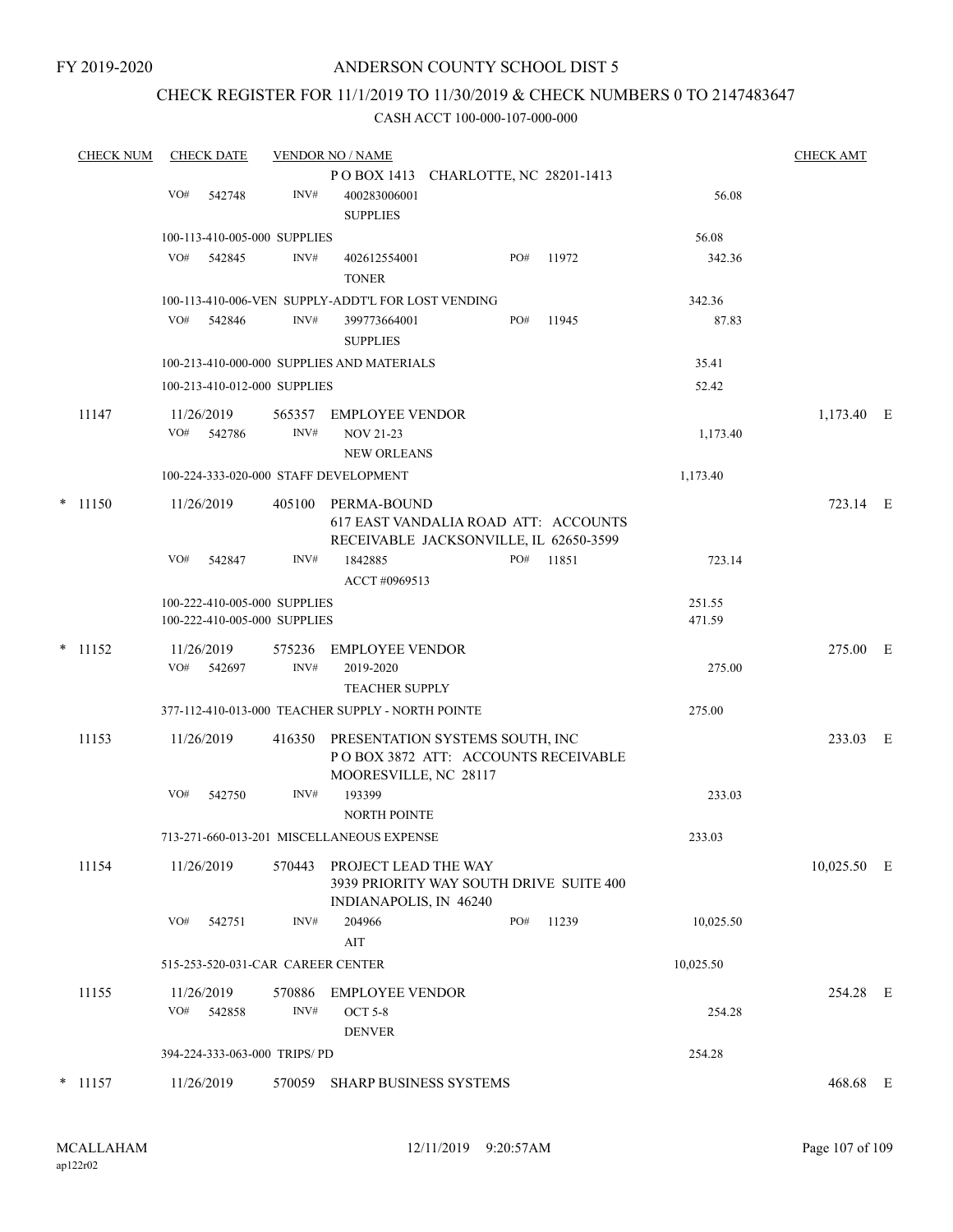FY 2019-2020

# ANDERSON COUNTY SCHOOL DIST 5

## CHECK REGISTER FOR 11/1/2019 TO 11/30/2019 & CHECK NUMBERS 0 TO 2147483647

### CASH ACCT 100-000-107-000-000

| CHECK NUM | CHECK DATE | VENDOR NO / NAME | | CHECK AMT |
|---|---|---|---|---|
| | | P O BOX 1413 CHARLOTTE, NC 28201-1413 | | |
| | VO# 542748 | INV# 400283006001 SUPPLIES | 56.08 | |
| | 100-113-410-005-000 SUPPLIES | | 56.08 | |
| | VO# 542845 | INV# 402612554001 TONER PO# 11972 | 342.36 | |
| | 100-113-410-006-VEN SUPPLY-ADDT'L FOR LOST VENDING | | 342.36 | |
| | VO# 542846 | INV# 399773664001 SUPPLIES PO# 11945 | 87.83 | |
| | 100-213-410-000-000 SUPPLIES AND MATERIALS | | 35.41 | |
| | 100-213-410-012-000 SUPPLIES | | 52.42 | |
| 11147 | 11/26/2019 | 565357 EMPLOYEE VENDOR | | 1,173.40 E |
| | VO# 542786 | INV# NOV 21-23 NEW ORLEANS | 1,173.40 | |
| | 100-224-333-020-000 STAFF DEVELOPMENT | | 1,173.40 | |
| * 11150 | 11/26/2019 | 405100 PERMA-BOUND 617 EAST VANDALIA ROAD ATT: ACCOUNTS RECEIVABLE JACKSONVILLE, IL 62650-3599 | | 723.14 E |
| | VO# 542847 | INV# 1842885 ACCT #0969513 PO# 11851 | 723.14 | |
| | 100-222-410-005-000 SUPPLIES | | 251.55 | |
| | 100-222-410-005-000 SUPPLIES | | 471.59 | |
| * 11152 | 11/26/2019 | 575236 EMPLOYEE VENDOR | | 275.00 E |
| | VO# 542697 | INV# 2019-2020 TEACHER SUPPLY | 275.00 | |
| | 377-112-410-013-000 TEACHER SUPPLY - NORTH POINTE | | 275.00 | |
| 11153 | 11/26/2019 | 416350 PRESENTATION SYSTEMS SOUTH, INC P O BOX 3872 ATT: ACCOUNTS RECEIVABLE MOORESVILLE, NC 28117 | | 233.03 E |
| | VO# 542750 | INV# 193399 NORTH POINTE | 233.03 | |
| | 713-271-660-013-201 MISCELLANEOUS EXPENSE | | 233.03 | |
| 11154 | 11/26/2019 | 570443 PROJECT LEAD THE WAY 3939 PRIORITY WAY SOUTH DRIVE SUITE 400 INDIANAPOLIS, IN 46240 | | 10,025.50 E |
| | VO# 542751 | INV# 204966 AIT PO# 11239 | 10,025.50 | |
| | 515-253-520-031-CAR CAREER CENTER | | 10,025.50 | |
| 11155 | 11/26/2019 | 570886 EMPLOYEE VENDOR | | 254.28 E |
| | VO# 542858 | INV# OCT 5-8 DENVER | 254.28 | |
| | 394-224-333-063-000 TRIPS/ PD | | 254.28 | |
| * 11157 | 11/26/2019 | 570059 SHARP BUSINESS SYSTEMS | | 468.68 E |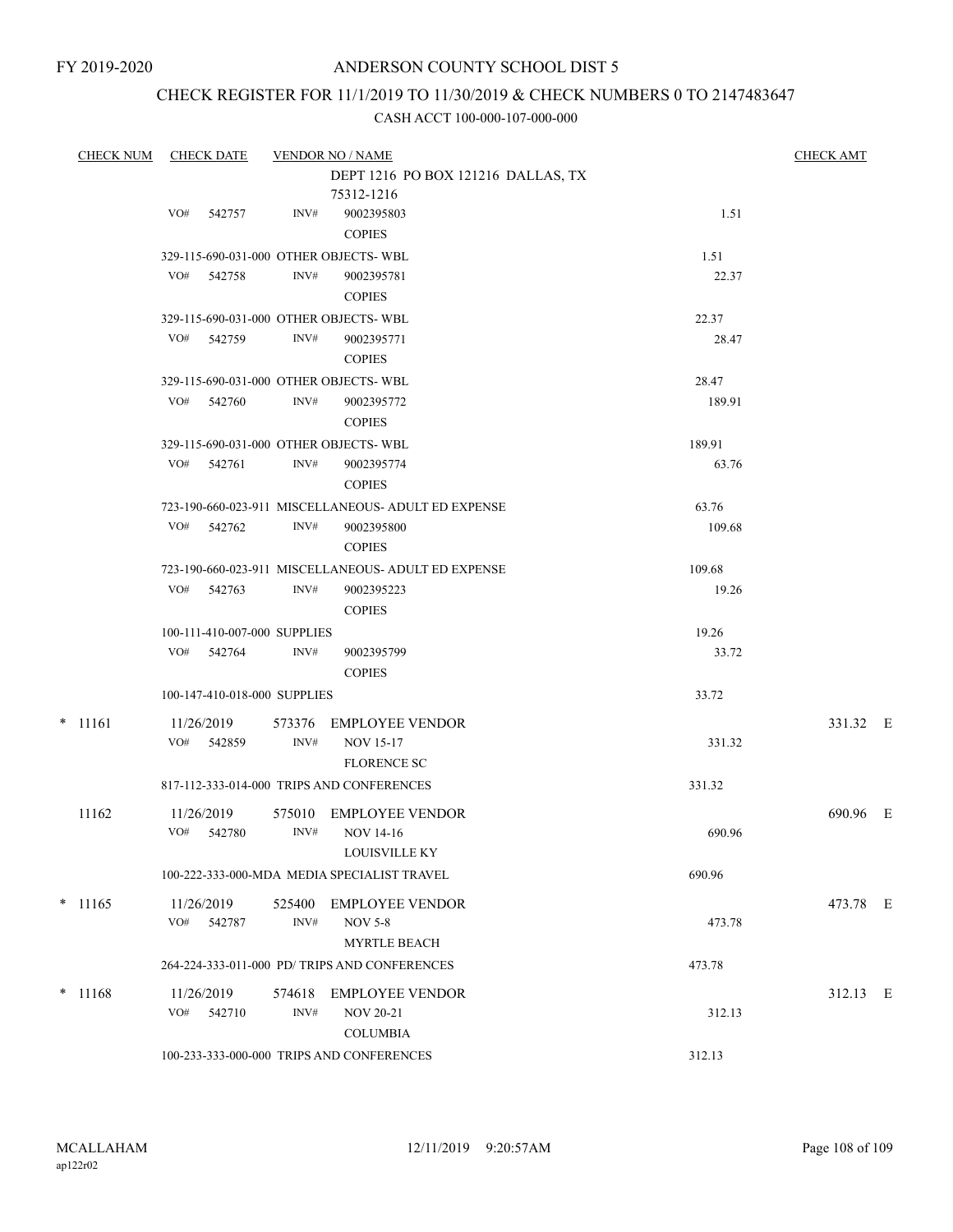FY 2019-2020

# ANDERSON COUNTY SCHOOL DIST 5

## CHECK REGISTER FOR 11/1/2019 TO 11/30/2019 & CHECK NUMBERS 0 TO 2147483647

### CASH ACCT 100-000-107-000-000

| CHECK NUM | CHECK DATE | VENDOR NO / NAME | | CHECK AMT | |
|---|---|---|---|---|---|
| | | DEPT 1216 PO BOX 121216 DALLAS, TX 75312-1216 | | | |
| | VO# 542757 | INV# 9002395803 COPIES | 1.51 | | |
| | 329-115-690-031-000 OTHER OBJECTS- WBL | | 1.51 | | |
| | VO# 542758 | INV# 9002395781 COPIES | 22.37 | | |
| | 329-115-690-031-000 OTHER OBJECTS- WBL | | 22.37 | | |
| | VO# 542759 | INV# 9002395771 COPIES | 28.47 | | |
| | 329-115-690-031-000 OTHER OBJECTS- WBL | | 28.47 | | |
| | VO# 542760 | INV# 9002395772 COPIES | 189.91 | | |
| | 329-115-690-031-000 OTHER OBJECTS- WBL | | 189.91 | | |
| | VO# 542761 | INV# 9002395774 COPIES | 63.76 | | |
| | 723-190-660-023-911 MISCELLANEOUS- ADULT ED EXPENSE | | 63.76 | | |
| | VO# 542762 | INV# 9002395800 COPIES | 109.68 | | |
| | 723-190-660-023-911 MISCELLANEOUS- ADULT ED EXPENSE | | 109.68 | | |
| | VO# 542763 | INV# 9002395223 COPIES | 19.26 | | |
| | 100-111-410-007-000 SUPPLIES | | 19.26 | | |
| | VO# 542764 | INV# 9002395799 COPIES | 33.72 | | |
| | 100-147-410-018-000 SUPPLIES | | 33.72 | | |
| * 11161 | 11/26/2019 | 573376 EMPLOYEE VENDOR | | 331.32 | E |
| | VO# 542859 | INV# NOV 15-17 FLORENCE SC | 331.32 | | |
| | 817-112-333-014-000 TRIPS AND CONFERENCES | | 331.32 | | |
| 11162 | 11/26/2019 | 575010 EMPLOYEE VENDOR | | 690.96 | E |
| | VO# 542780 | INV# NOV 14-16 LOUISVILLE KY | 690.96 | | |
| | 100-222-333-000-MDA MEDIA SPECIALIST TRAVEL | | 690.96 | | |
| * 11165 | 11/26/2019 | 525400 EMPLOYEE VENDOR | | 473.78 | E |
| | VO# 542787 | INV# NOV 5-8 MYRTLE BEACH | 473.78 | | |
| | 264-224-333-011-000 PD/ TRIPS AND CONFERENCES | | 473.78 | | |
| * 11168 | 11/26/2019 | 574618 EMPLOYEE VENDOR | | 312.13 | E |
| | VO# 542710 | INV# NOV 20-21 COLUMBIA | 312.13 | | |
| | 100-233-333-000-000 TRIPS AND CONFERENCES | | 312.13 | | |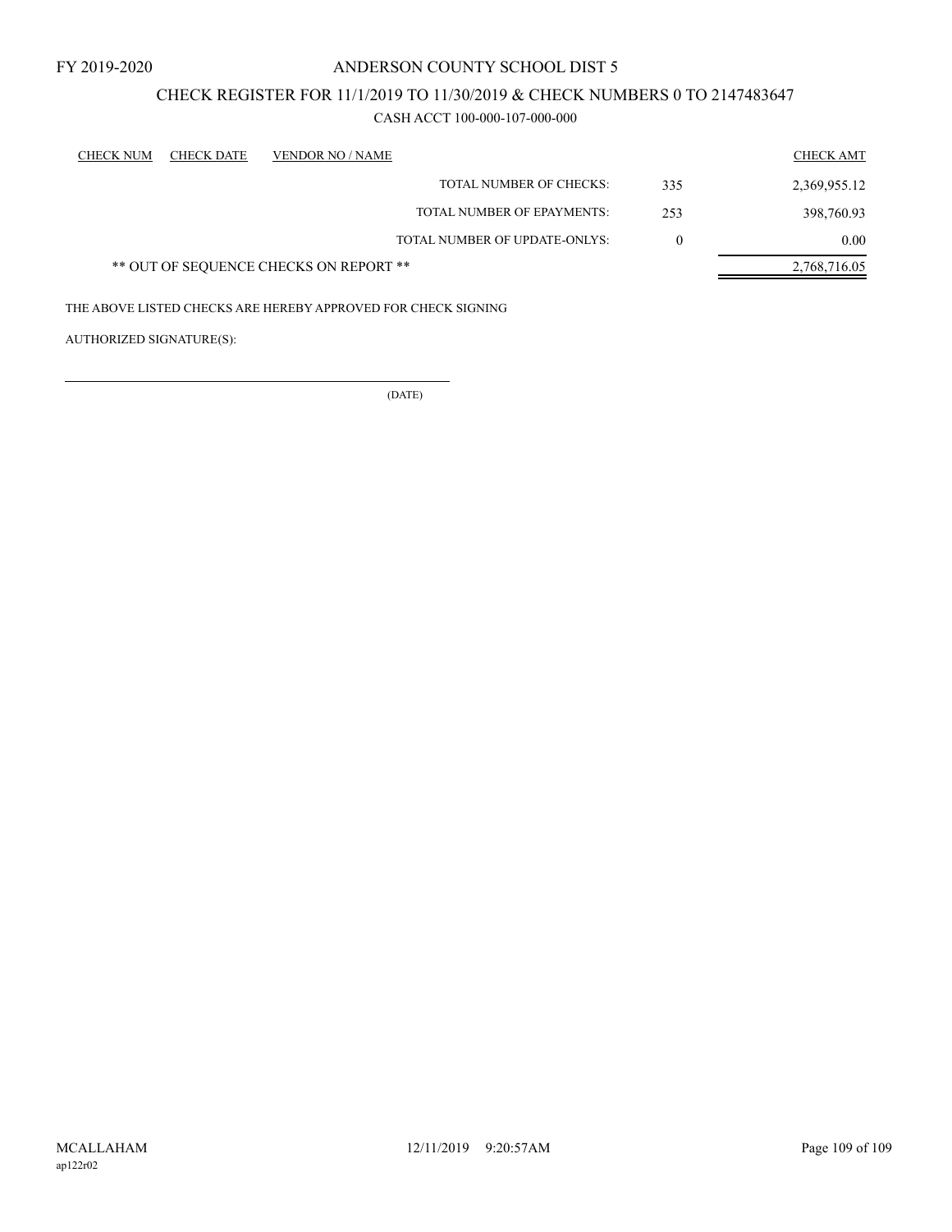FY 2019-2020

ANDERSON COUNTY SCHOOL DIST 5

CHECK REGISTER FOR 11/1/2019 TO 11/30/2019 & CHECK NUMBERS 0 TO 2147483647

CASH ACCT 100-000-107-000-000

| CHECK NUM | CHECK DATE | VENDOR NO / NAME | | CHECK AMT |
|---|---|---|---|---|
| | | TOTAL NUMBER OF CHECKS: | 335 | 2,369,955.12 |
| | | TOTAL NUMBER OF EPAYMENTS: | 253 | 398,760.93 |
| | | TOTAL NUMBER OF UPDATE-ONLYS: | 0 | 0.00 |
| ** OUT OF SEQUENCE CHECKS ON REPORT ** | | | | 2,768,716.05 |

THE ABOVE LISTED CHECKS ARE HEREBY APPROVED FOR CHECK SIGNING

AUTHORIZED SIGNATURE(S):

(DATE)

MCALLAHAM
ap122r02

12/11/2019 9:20:57AM